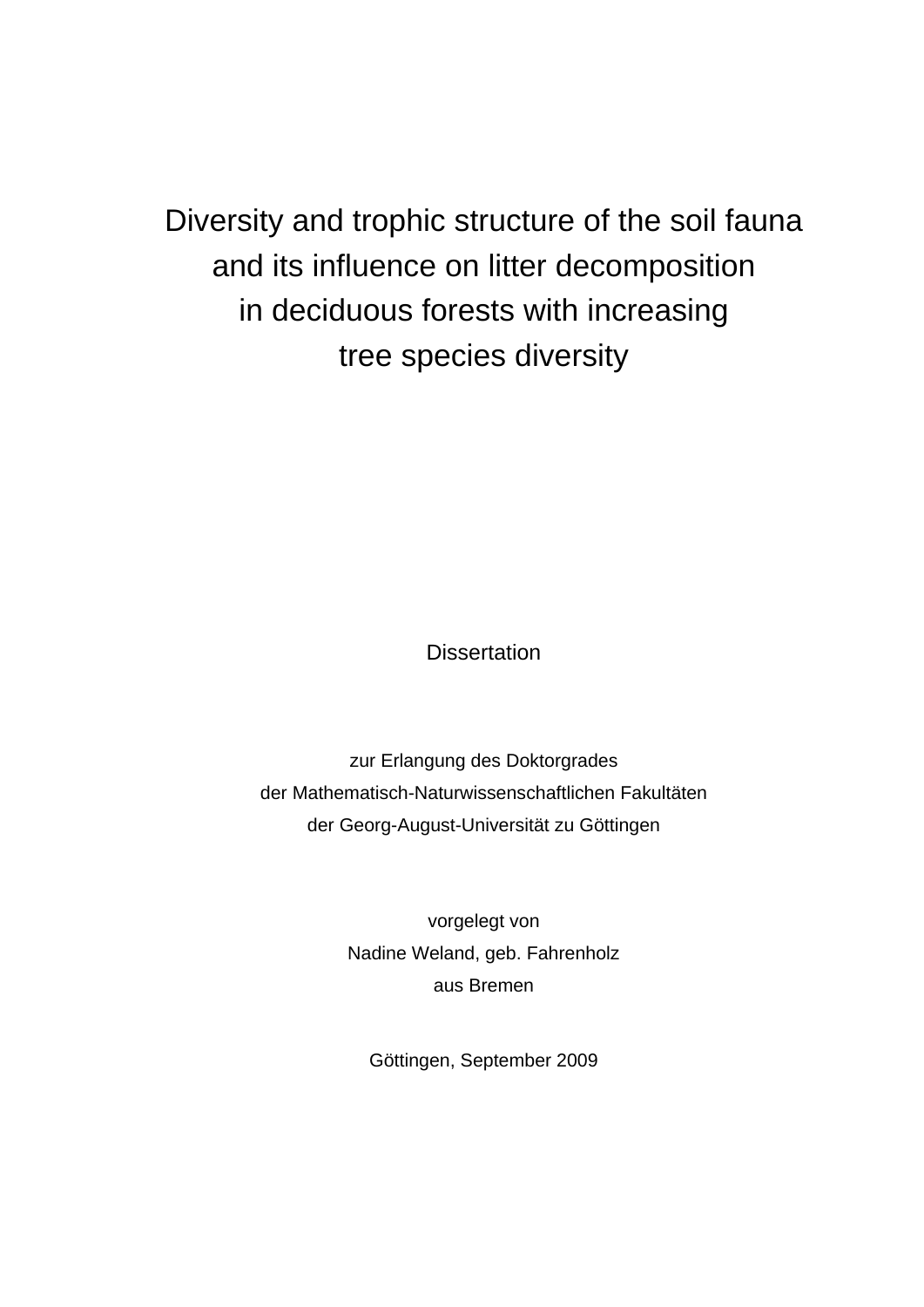# Diversity and trophic structure of the soil fauna and its influence on litter decomposition in deciduous forests with increasing tree species diversity

Dissertation

zur Erlangung des Doktorgrades
der Mathematisch-Naturwissenschaftlichen Fakultäten
der Georg-August-Universität zu Göttingen

vorgelegt von
Nadine Weland, geb. Fahrenholz
aus Bremen

Göttingen, September 2009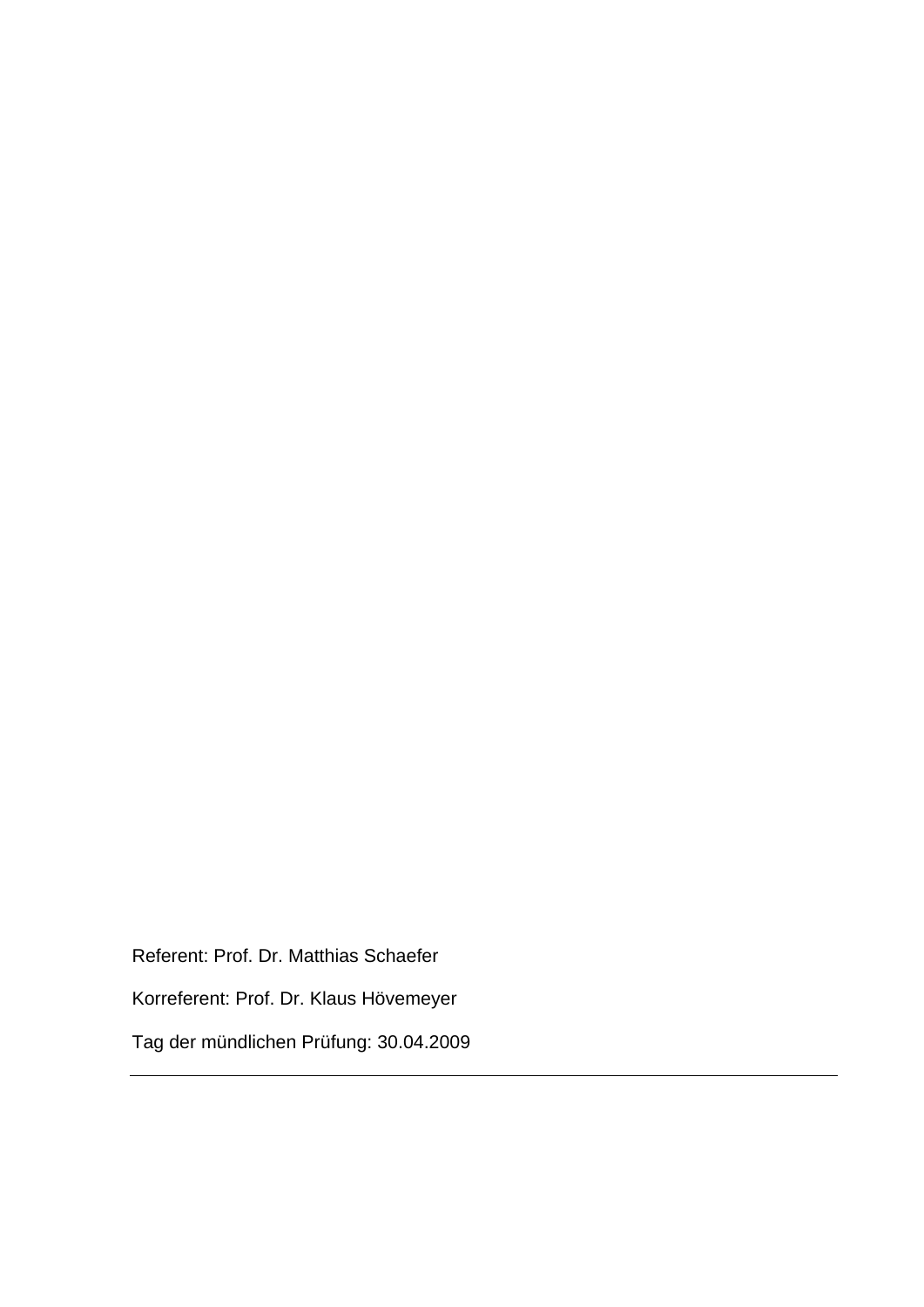Referent: Prof. Dr. Matthias Schaefer

Korreferent: Prof. Dr. Klaus Hövemeyer

Tag der mündlichen Prüfung: 30.04.2009

---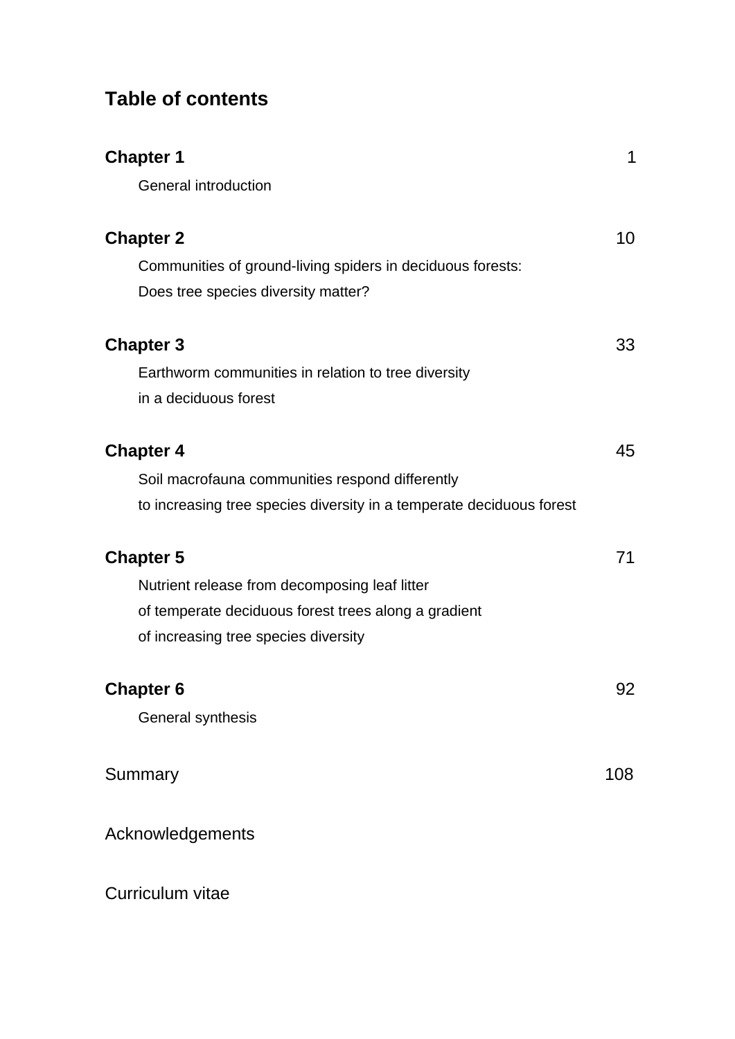# Table of contents

**Chapter 1** 1

General introduction

**Chapter 2** 10

Communities of ground-living spiders in deciduous forests:
Does tree species diversity matter?

**Chapter 3** 33

Earthworm communities in relation to tree diversity
in a deciduous forest

**Chapter 4** 45

Soil macrofauna communities respond differently
to increasing tree species diversity in a temperate deciduous forest

**Chapter 5** 71

Nutrient release from decomposing leaf litter
of temperate deciduous forest trees along a gradient
of increasing tree species diversity

**Chapter 6** 92

General synthesis

Summary 108

Acknowledgements

Curriculum vitae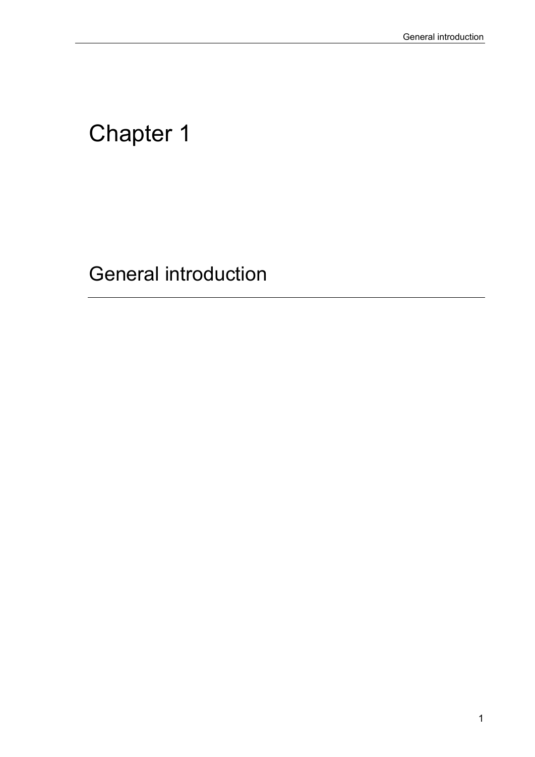# Chapter 1

# General introduction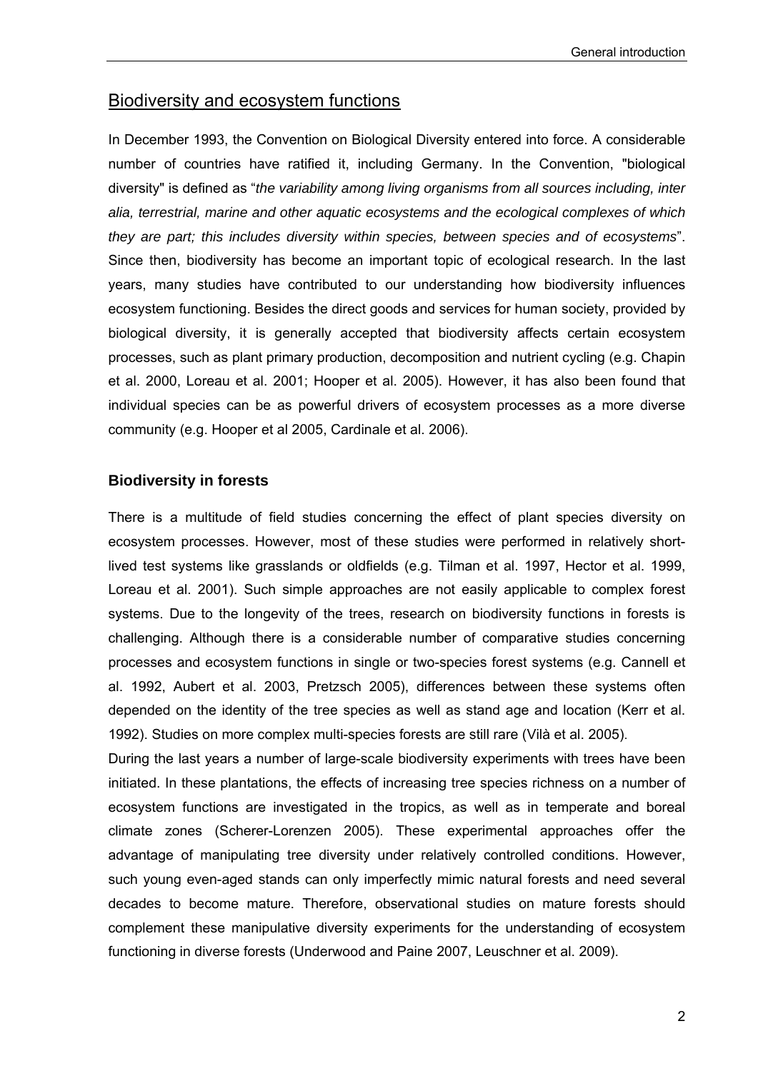## Biodiversity and ecosystem functions

In December 1993, the Convention on Biological Diversity entered into force. A considerable number of countries have ratified it, including Germany. In the Convention, "biological diversity" is defined as "*the variability among living organisms from all sources including, inter alia, terrestrial, marine and other aquatic ecosystems and the ecological complexes of which they are part; this includes diversity within species, between species and of ecosystems*". Since then, biodiversity has become an important topic of ecological research. In the last years, many studies have contributed to our understanding how biodiversity influences ecosystem functioning. Besides the direct goods and services for human society, provided by biological diversity, it is generally accepted that biodiversity affects certain ecosystem processes, such as plant primary production, decomposition and nutrient cycling (e.g. Chapin et al. 2000, Loreau et al. 2001; Hooper et al. 2005). However, it has also been found that individual species can be as powerful drivers of ecosystem processes as a more diverse community (e.g. Hooper et al 2005, Cardinale et al. 2006).

### Biodiversity in forests

There is a multitude of field studies concerning the effect of plant species diversity on ecosystem processes. However, most of these studies were performed in relatively short-lived test systems like grasslands or oldfields (e.g. Tilman et al. 1997, Hector et al. 1999, Loreau et al. 2001). Such simple approaches are not easily applicable to complex forest systems. Due to the longevity of the trees, research on biodiversity functions in forests is challenging. Although there is a considerable number of comparative studies concerning processes and ecosystem functions in single or two-species forest systems (e.g. Cannell et al. 1992, Aubert et al. 2003, Pretzsch 2005), differences between these systems often depended on the identity of the tree species as well as stand age and location (Kerr et al. 1992). Studies on more complex multi-species forests are still rare (Vilà et al. 2005).

During the last years a number of large-scale biodiversity experiments with trees have been initiated. In these plantations, the effects of increasing tree species richness on a number of ecosystem functions are investigated in the tropics, as well as in temperate and boreal climate zones (Scherer-Lorenzen 2005). These experimental approaches offer the advantage of manipulating tree diversity under relatively controlled conditions. However, such young even-aged stands can only imperfectly mimic natural forests and need several decades to become mature. Therefore, observational studies on mature forests should complement these manipulative diversity experiments for the understanding of ecosystem functioning in diverse forests (Underwood and Paine 2007, Leuschner et al. 2009).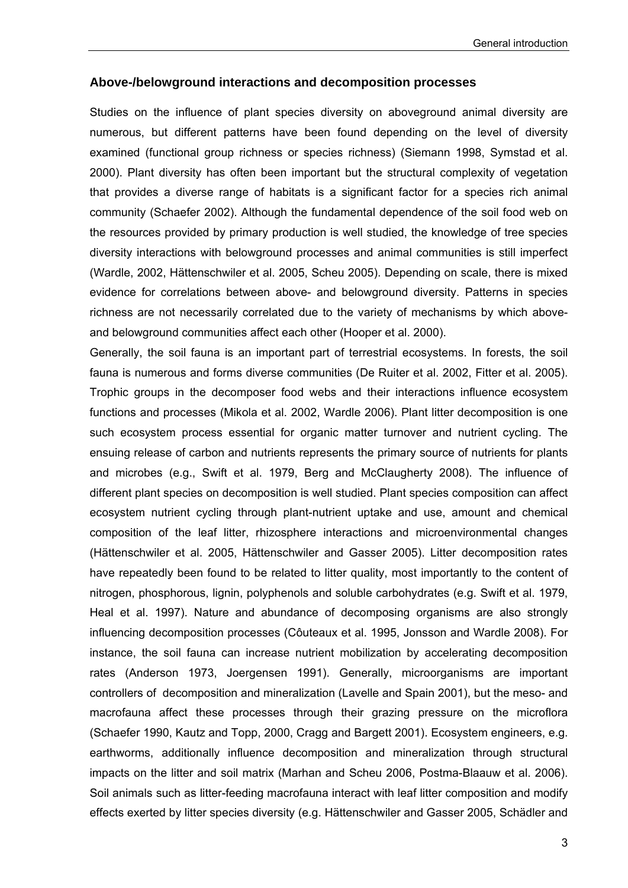## Above-/belowground interactions and decomposition processes

Studies on the influence of plant species diversity on aboveground animal diversity are numerous, but different patterns have been found depending on the level of diversity examined (functional group richness or species richness) (Siemann 1998, Symstad et al. 2000). Plant diversity has often been important but the structural complexity of vegetation that provides a diverse range of habitats is a significant factor for a species rich animal community (Schaefer 2002). Although the fundamental dependence of the soil food web on the resources provided by primary production is well studied, the knowledge of tree species diversity interactions with belowground processes and animal communities is still imperfect (Wardle, 2002, Hättenschwiler et al. 2005, Scheu 2005). Depending on scale, there is mixed evidence for correlations between above- and belowground diversity. Patterns in species richness are not necessarily correlated due to the variety of mechanisms by which above- and belowground communities affect each other (Hooper et al. 2000).

Generally, the soil fauna is an important part of terrestrial ecosystems. In forests, the soil fauna is numerous and forms diverse communities (De Ruiter et al. 2002, Fitter et al. 2005). Trophic groups in the decomposer food webs and their interactions influence ecosystem functions and processes (Mikola et al. 2002, Wardle 2006). Plant litter decomposition is one such ecosystem process essential for organic matter turnover and nutrient cycling. The ensuing release of carbon and nutrients represents the primary source of nutrients for plants and microbes (e.g., Swift et al. 1979, Berg and McClaugherty 2008). The influence of different plant species on decomposition is well studied. Plant species composition can affect ecosystem nutrient cycling through plant-nutrient uptake and use, amount and chemical composition of the leaf litter, rhizosphere interactions and microenvironmental changes (Hättenschwiler et al. 2005, Hättenschwiler and Gasser 2005). Litter decomposition rates have repeatedly been found to be related to litter quality, most importantly to the content of nitrogen, phosphorous, lignin, polyphenols and soluble carbohydrates (e.g. Swift et al. 1979, Heal et al. 1997). Nature and abundance of decomposing organisms are also strongly influencing decomposition processes (Côuteaux et al. 1995, Jonsson and Wardle 2008). For instance, the soil fauna can increase nutrient mobilization by accelerating decomposition rates (Anderson 1973, Joergensen 1991). Generally, microorganisms are important controllers of decomposition and mineralization (Lavelle and Spain 2001), but the meso- and macrofauna affect these processes through their grazing pressure on the microflora (Schaefer 1990, Kautz and Topp, 2000, Cragg and Bargett 2001). Ecosystem engineers, e.g. earthworms, additionally influence decomposition and mineralization through structural impacts on the litter and soil matrix (Marhan and Scheu 2006, Postma-Blaauw et al. 2006). Soil animals such as litter-feeding macrofauna interact with leaf litter composition and modify effects exerted by litter species diversity (e.g. Hättenschwiler and Gasser 2005, Schädler and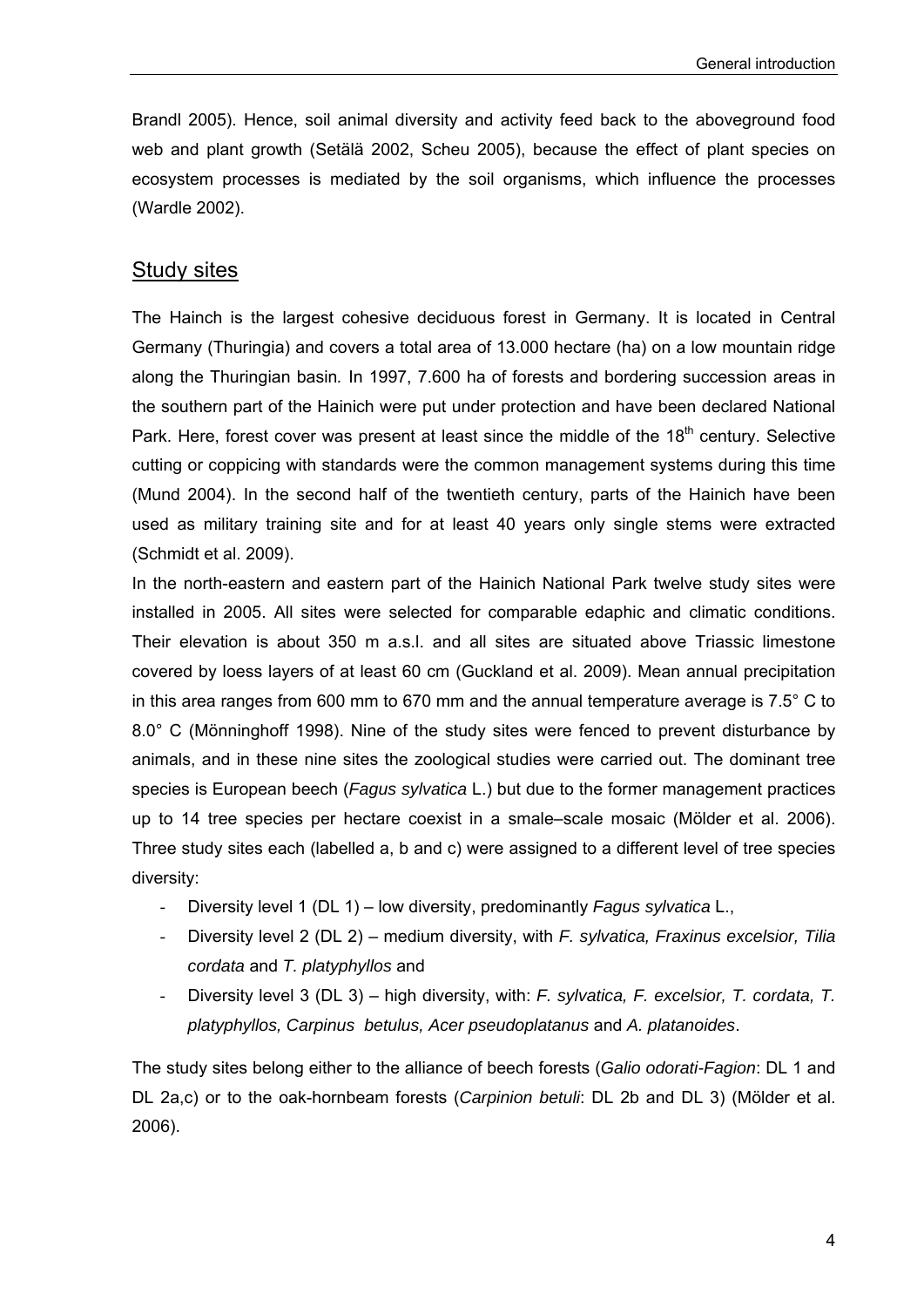Brandl 2005). Hence, soil animal diversity and activity feed back to the aboveground food web and plant growth (Setälä 2002, Scheu 2005), because the effect of plant species on ecosystem processes is mediated by the soil organisms, which influence the processes (Wardle 2002).

## Study sites

The Hainch is the largest cohesive deciduous forest in Germany. It is located in Central Germany (Thuringia) and covers a total area of 13.000 hectare (ha) on a low mountain ridge along the Thuringian basin. In 1997, 7.600 ha of forests and bordering succession areas in the southern part of the Hainich were put under protection and have been declared National Park. Here, forest cover was present at least since the middle of the 18th century. Selective cutting or coppicing with standards were the common management systems during this time (Mund 2004). In the second half of the twentieth century, parts of the Hainich have been used as military training site and for at least 40 years only single stems were extracted (Schmidt et al. 2009).

In the north-eastern and eastern part of the Hainich National Park twelve study sites were installed in 2005. All sites were selected for comparable edaphic and climatic conditions. Their elevation is about 350 m a.s.l. and all sites are situated above Triassic limestone covered by loess layers of at least 60 cm (Guckland et al. 2009). Mean annual precipitation in this area ranges from 600 mm to 670 mm and the annual temperature average is 7.5° C to 8.0° C (Mönninghoff 1998). Nine of the study sites were fenced to prevent disturbance by animals, and in these nine sites the zoological studies were carried out. The dominant tree species is European beech (*Fagus sylvatica* L.) but due to the former management practices up to 14 tree species per hectare coexist in a smale–scale mosaic (Mölder et al. 2006). Three study sites each (labelled a, b and c) were assigned to a different level of tree species diversity:

- Diversity level 1 (DL 1) – low diversity, predominantly *Fagus sylvatica* L.,
- Diversity level 2 (DL 2) – medium diversity, with *F. sylvatica, Fraxinus excelsior, Tilia cordata* and *T. platyphyllos* and
- Diversity level 3 (DL 3) – high diversity, with: *F. sylvatica, F. excelsior, T. cordata, T. platyphyllos, Carpinus betulus, Acer pseudoplatanus* and *A. platanoides*.

The study sites belong either to the alliance of beech forests (*Galio odorati-Fagion*: DL 1 and DL 2a,c) or to the oak-hornbeam forests (*Carpinion betuli*: DL 2b and DL 3) (Mölder et al. 2006).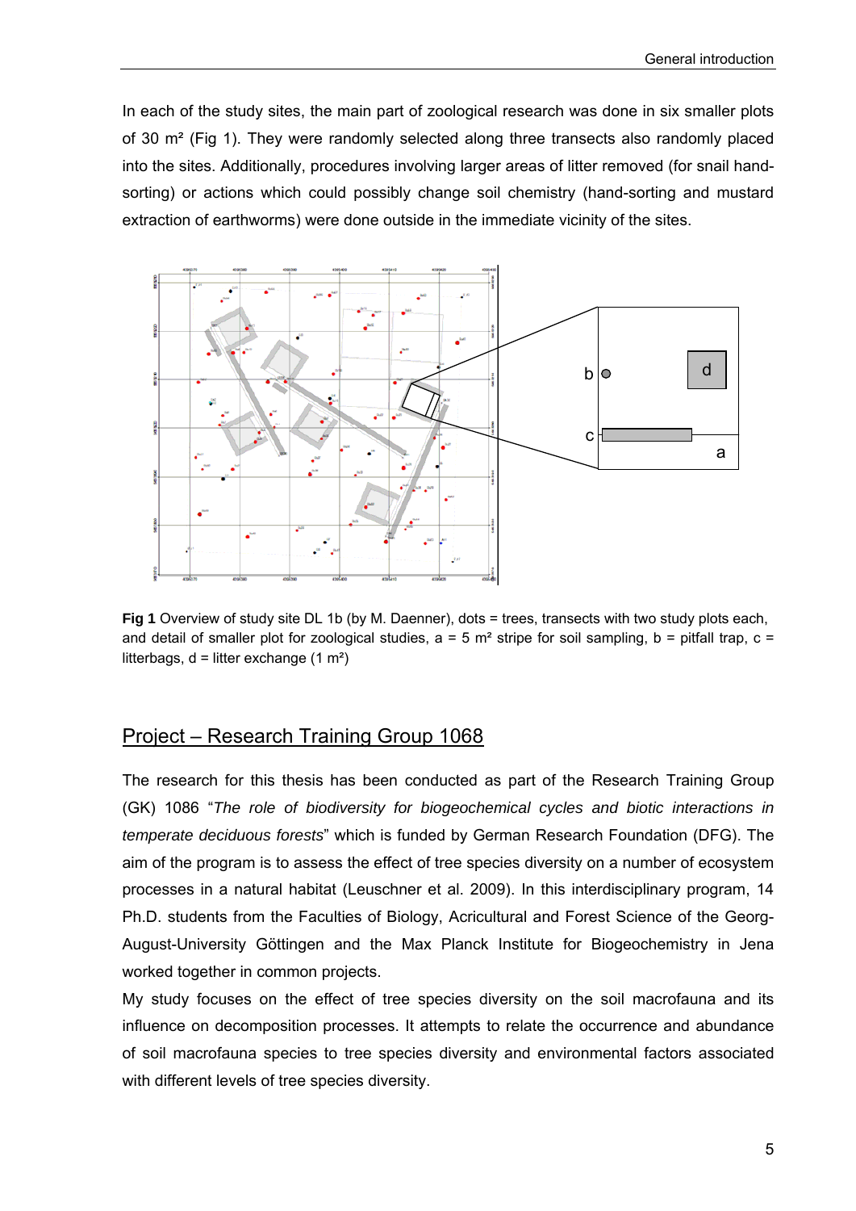In each of the study sites, the main part of zoological research was done in six smaller plots of 30 m² (Fig 1). They were randomly selected along three transects also randomly placed into the sites. Additionally, procedures involving larger areas of litter removed (for snail hand-sorting) or actions which could possibly change soil chemistry (hand-sorting and mustard extraction of earthworms) were done outside in the immediate vicinity of the sites.

**Fig 1** Overview of study site DL 1b (by M. Daenner), dots = trees, transects with two study plots each, and detail of smaller plot for zoological studies, a = 5 m² stripe for soil sampling, b = pitfall trap, c = litterbags, d = litter exchange (1 m²)

## Project – Research Training Group 1068

The research for this thesis has been conducted as part of the Research Training Group (GK) 1086 "*The role of biodiversity for biogeochemical cycles and biotic interactions in temperate deciduous forests*" which is funded by German Research Foundation (DFG). The aim of the program is to assess the effect of tree species diversity on a number of ecosystem processes in a natural habitat (Leuschner et al. 2009). In this interdisciplinary program, 14 Ph.D. students from the Faculties of Biology, Acricultural and Forest Science of the Georg-August-University Göttingen and the Max Planck Institute for Biogeochemistry in Jena worked together in common projects.

My study focuses on the effect of tree species diversity on the soil macrofauna and its influence on decomposition processes. It attempts to relate the occurrence and abundance of soil macrofauna species to tree species diversity and environmental factors associated with different levels of tree species diversity.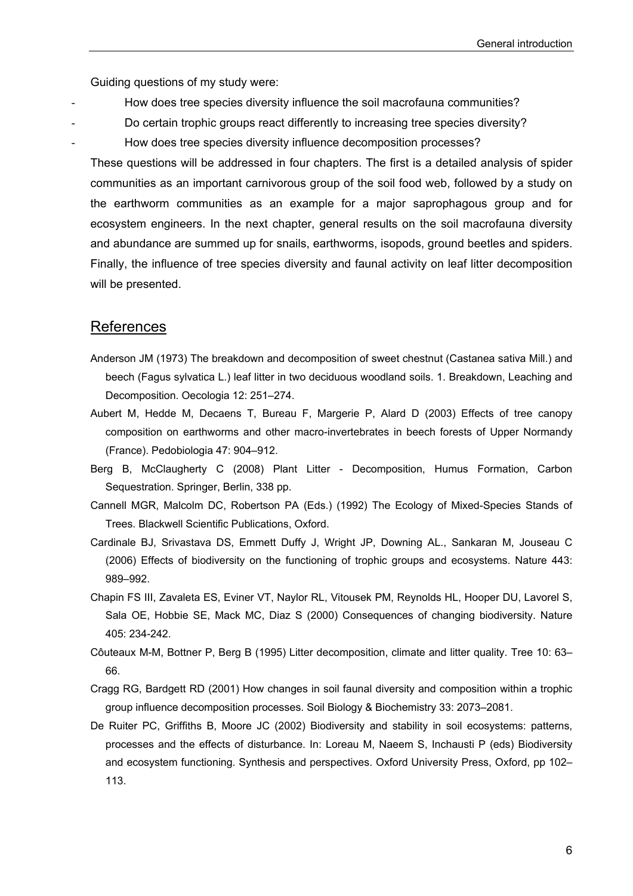Guiding questions of my study were:

- How does tree species diversity influence the soil macrofauna communities?
- Do certain trophic groups react differently to increasing tree species diversity?
- How does tree species diversity influence decomposition processes?

These questions will be addressed in four chapters. The first is a detailed analysis of spider communities as an important carnivorous group of the soil food web, followed by a study on the earthworm communities as an example for a major saprophagous group and for ecosystem engineers. In the next chapter, general results on the soil macrofauna diversity and abundance are summed up for snails, earthworms, isopods, ground beetles and spiders. Finally, the influence of tree species diversity and faunal activity on leaf litter decomposition will be presented.

## References

Anderson JM (1973) The breakdown and decomposition of sweet chestnut (Castanea sativa Mill.) and beech (Fagus sylvatica L.) leaf litter in two deciduous woodland soils. 1. Breakdown, Leaching and Decomposition. Oecologia 12: 251–274.

Aubert M, Hedde M, Decaens T, Bureau F, Margerie P, Alard D (2003) Effects of tree canopy composition on earthworms and other macro-invertebrates in beech forests of Upper Normandy (France). Pedobiologia 47: 904–912.

Berg B, McClaugherty C (2008) Plant Litter - Decomposition, Humus Formation, Carbon Sequestration. Springer, Berlin, 338 pp.

Cannell MGR, Malcolm DC, Robertson PA (Eds.) (1992) The Ecology of Mixed-Species Stands of Trees. Blackwell Scientific Publications, Oxford.

Cardinale BJ, Srivastava DS, Emmett Duffy J, Wright JP, Downing AL., Sankaran M, Jouseau C (2006) Effects of biodiversity on the functioning of trophic groups and ecosystems. Nature 443: 989–992.

Chapin FS III, Zavaleta ES, Eviner VT, Naylor RL, Vitousek PM, Reynolds HL, Hooper DU, Lavorel S, Sala OE, Hobbie SE, Mack MC, Diaz S (2000) Consequences of changing biodiversity. Nature 405: 234-242.

Côuteaux M-M, Bottner P, Berg B (1995) Litter decomposition, climate and litter quality. Tree 10: 63–66.

Cragg RG, Bardgett RD (2001) How changes in soil faunal diversity and composition within a trophic group influence decomposition processes. Soil Biology & Biochemistry 33: 2073–2081.

De Ruiter PC, Griffiths B, Moore JC (2002) Biodiversity and stability in soil ecosystems: patterns, processes and the effects of disturbance. In: Loreau M, Naeem S, Inchausti P (eds) Biodiversity and ecosystem functioning. Synthesis and perspectives. Oxford University Press, Oxford, pp 102–113.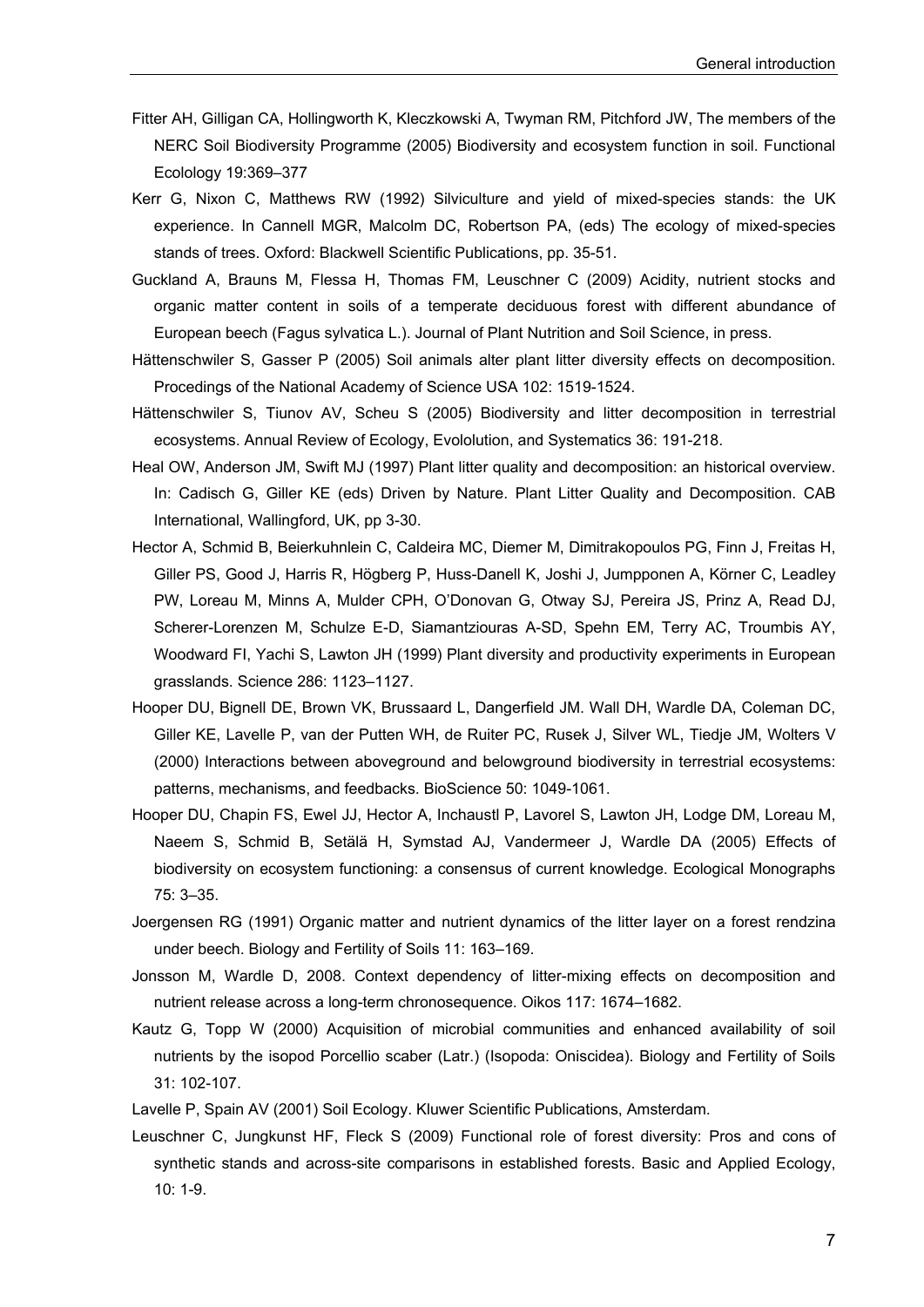Fitter AH, Gilligan CA, Hollingworth K, Kleczkowski A, Twyman RM, Pitchford JW, The members of the NERC Soil Biodiversity Programme (2005) Biodiversity and ecosystem function in soil. Functional Ecolology 19:369–377

Kerr G, Nixon C, Matthews RW (1992) Silviculture and yield of mixed-species stands: the UK experience. In Cannell MGR, Malcolm DC, Robertson PA, (eds) The ecology of mixed-species stands of trees. Oxford: Blackwell Scientific Publications, pp. 35-51.

Guckland A, Brauns M, Flessa H, Thomas FM, Leuschner C (2009) Acidity, nutrient stocks and organic matter content in soils of a temperate deciduous forest with different abundance of European beech (Fagus sylvatica L.). Journal of Plant Nutrition and Soil Science, in press.

Hättenschwiler S, Gasser P (2005) Soil animals alter plant litter diversity effects on decomposition. Procedings of the National Academy of Science USA 102: 1519-1524.

Hättenschwiler S, Tiunov AV, Scheu S (2005) Biodiversity and litter decomposition in terrestrial ecosystems. Annual Review of Ecology, Evolollution, and Systematics 36: 191-218.

Heal OW, Anderson JM, Swift MJ (1997) Plant litter quality and decomposition: an historical overview. In: Cadisch G, Giller KE (eds) Driven by Nature. Plant Litter Quality and Decomposition. CAB International, Wallingford, UK, pp 3-30.

Hector A, Schmid B, Beierkuhnlein C, Caldeira MC, Diemer M, Dimitrakopoulos PG, Finn J, Freitas H, Giller PS, Good J, Harris R, Högberg P, Huss-Danell K, Joshi J, Jumpponen A, Körner C, Leadley PW, Loreau M, Minns A, Mulder CPH, O'Donovan G, Otway SJ, Pereira JS, Prinz A, Read DJ, Scherer-Lorenzen M, Schulze E-D, Siamantziouras A-SD, Spehn EM, Terry AC, Troumbis AY, Woodward FI, Yachi S, Lawton JH (1999) Plant diversity and productivity experiments in European grasslands. Science 286: 1123–1127.

Hooper DU, Bignell DE, Brown VK, Brussaard L, Dangerfield JM. Wall DH, Wardle DA, Coleman DC, Giller KE, Lavelle P, van der Putten WH, de Ruiter PC, Rusek J, Silver WL, Tiedje JM, Wolters V (2000) Interactions between aboveground and belowground biodiversity in terrestrial ecosystems: patterns, mechanisms, and feedbacks. BioScience 50: 1049-1061.

Hooper DU, Chapin FS, Ewel JJ, Hector A, Inchaustl P, Lavorel S, Lawton JH, Lodge DM, Loreau M, Naeem S, Schmid B, Setälä H, Symstad AJ, Vandermeer J, Wardle DA (2005) Effects of biodiversity on ecosystem functioning: a consensus of current knowledge. Ecological Monographs 75: 3–35.

Joergensen RG (1991) Organic matter and nutrient dynamics of the litter layer on a forest rendzina under beech. Biology and Fertility of Soils 11: 163–169.

Jonsson M, Wardle D, 2008. Context dependency of litter-mixing effects on decomposition and nutrient release across a long-term chronosequence. Oikos 117: 1674–1682.

Kautz G, Topp W (2000) Acquisition of microbial communities and enhanced availability of soil nutrients by the isopod Porcellio scaber (Latr.) (Isopoda: Oniscidea). Biology and Fertility of Soils 31: 102-107.

Lavelle P, Spain AV (2001) Soil Ecology. Kluwer Scientific Publications, Amsterdam.

Leuschner C, Jungkunst HF, Fleck S (2009) Functional role of forest diversity: Pros and cons of synthetic stands and across-site comparisons in established forests. Basic and Applied Ecology, 10: 1-9.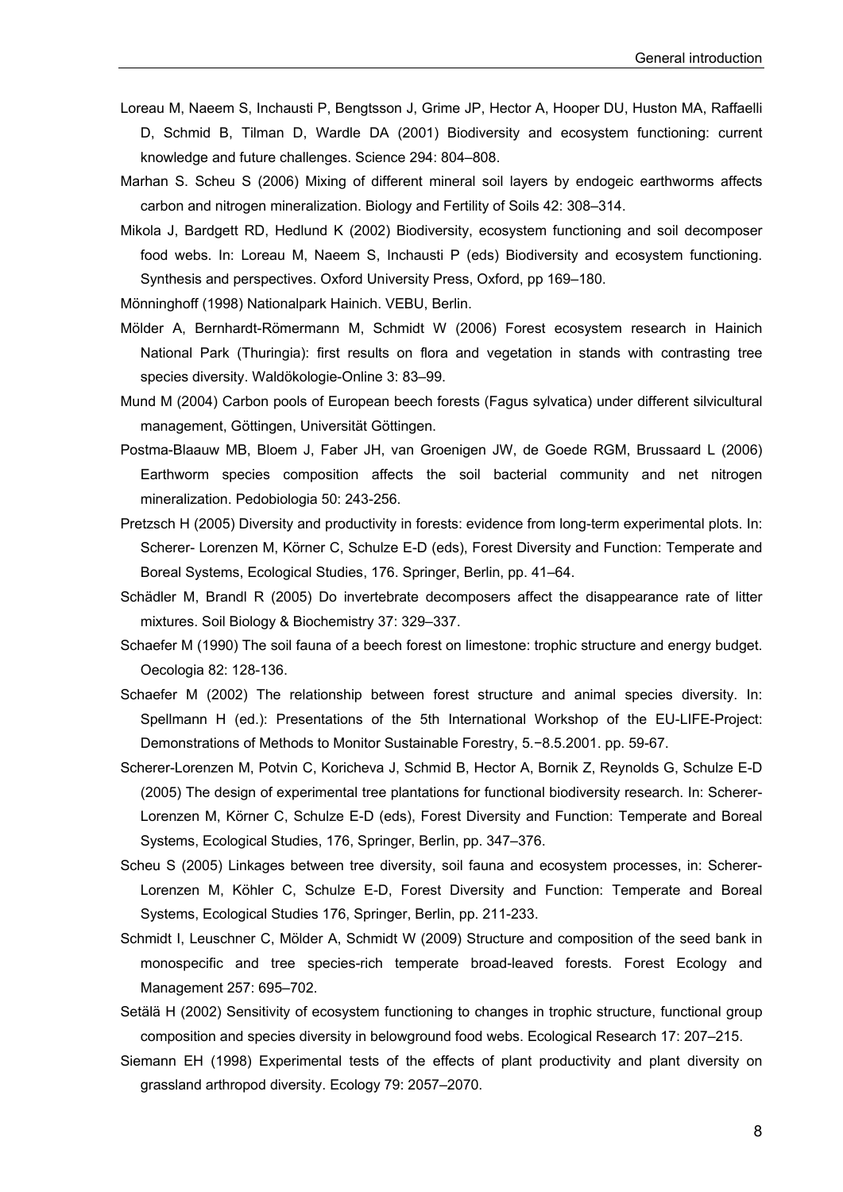Loreau M, Naeem S, Inchausti P, Bengtsson J, Grime JP, Hector A, Hooper DU, Huston MA, Raffaelli D, Schmid B, Tilman D, Wardle DA (2001) Biodiversity and ecosystem functioning: current knowledge and future challenges. Science 294: 804–808.

Marhan S. Scheu S (2006) Mixing of different mineral soil layers by endogeic earthworms affects carbon and nitrogen mineralization. Biology and Fertility of Soils 42: 308–314.

Mikola J, Bardgett RD, Hedlund K (2002) Biodiversity, ecosystem functioning and soil decomposer food webs. In: Loreau M, Naeem S, Inchausti P (eds) Biodiversity and ecosystem functioning. Synthesis and perspectives. Oxford University Press, Oxford, pp 169–180.

Mönninghoff (1998) Nationalpark Hainich. VEBU, Berlin.

Mölder A, Bernhardt-Römermann M, Schmidt W (2006) Forest ecosystem research in Hainich National Park (Thuringia): first results on flora and vegetation in stands with contrasting tree species diversity. Waldökologie-Online 3: 83–99.

Mund M (2004) Carbon pools of European beech forests (Fagus sylvatica) under different silvicultural management, Göttingen, Universität Göttingen.

Postma-Blaauw MB, Bloem J, Faber JH, van Groenigen JW, de Goede RGM, Brussaard L (2006) Earthworm species composition affects the soil bacterial community and net nitrogen mineralization. Pedobiologia 50: 243-256.

Pretzsch H (2005) Diversity and productivity in forests: evidence from long-term experimental plots. In: Scherer- Lorenzen M, Körner C, Schulze E-D (eds), Forest Diversity and Function: Temperate and Boreal Systems, Ecological Studies, 176. Springer, Berlin, pp. 41–64.

Schädler M, Brandl R (2005) Do invertebrate decomposers affect the disappearance rate of litter mixtures. Soil Biology & Biochemistry 37: 329–337.

Schaefer M (1990) The soil fauna of a beech forest on limestone: trophic structure and energy budget. Oecologia 82: 128-136.

Schaefer M (2002) The relationship between forest structure and animal species diversity. In: Spellmann H (ed.): Presentations of the 5th International Workshop of the EU-LIFE-Project: Demonstrations of Methods to Monitor Sustainable Forestry, 5.−8.5.2001. pp. 59-67.

Scherer-Lorenzen M, Potvin C, Koricheva J, Schmid B, Hector A, Bornik Z, Reynolds G, Schulze E-D (2005) The design of experimental tree plantations for functional biodiversity research. In: Scherer-Lorenzen M, Körner C, Schulze E-D (eds), Forest Diversity and Function: Temperate and Boreal Systems, Ecological Studies, 176, Springer, Berlin, pp. 347–376.

Scheu S (2005) Linkages between tree diversity, soil fauna and ecosystem processes, in: Scherer-Lorenzen M, Köhler C, Schulze E-D, Forest Diversity and Function: Temperate and Boreal Systems, Ecological Studies 176, Springer, Berlin, pp. 211-233.

Schmidt I, Leuschner C, Mölder A, Schmidt W (2009) Structure and composition of the seed bank in monospecific and tree species-rich temperate broad-leaved forests. Forest Ecology and Management 257: 695–702.

Setälä H (2002) Sensitivity of ecosystem functioning to changes in trophic structure, functional group composition and species diversity in belowground food webs. Ecological Research 17: 207–215.

Siemann EH (1998) Experimental tests of the effects of plant productivity and plant diversity on grassland arthropod diversity. Ecology 79: 2057–2070.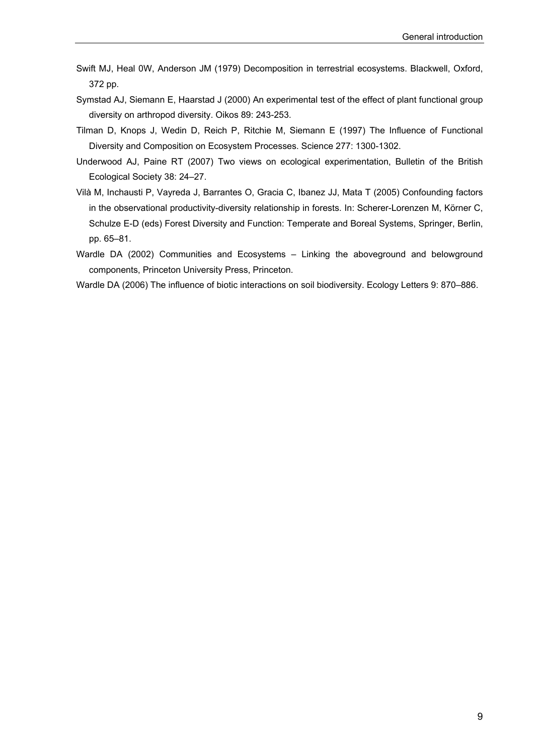Swift MJ, Heal 0W, Anderson JM (1979) Decomposition in terrestrial ecosystems. Blackwell, Oxford, 372 pp.

Symstad AJ, Siemann E, Haarstad J (2000) An experimental test of the effect of plant functional group diversity on arthropod diversity. Oikos 89: 243-253.

Tilman D, Knops J, Wedin D, Reich P, Ritchie M, Siemann E (1997) The Influence of Functional Diversity and Composition on Ecosystem Processes. Science 277: 1300-1302.

Underwood AJ, Paine RT (2007) Two views on ecological experimentation, Bulletin of the British Ecological Society 38: 24–27.

Vilà M, Inchausti P, Vayreda J, Barrantes O, Gracia C, Ibanez JJ, Mata T (2005) Confounding factors in the observational productivity-diversity relationship in forests. In: Scherer-Lorenzen M, Körner C, Schulze E-D (eds) Forest Diversity and Function: Temperate and Boreal Systems, Springer, Berlin, pp. 65–81.

Wardle DA (2002) Communities and Ecosystems – Linking the aboveground and belowground components, Princeton University Press, Princeton.

Wardle DA (2006) The influence of biotic interactions on soil biodiversity. Ecology Letters 9: 870–886.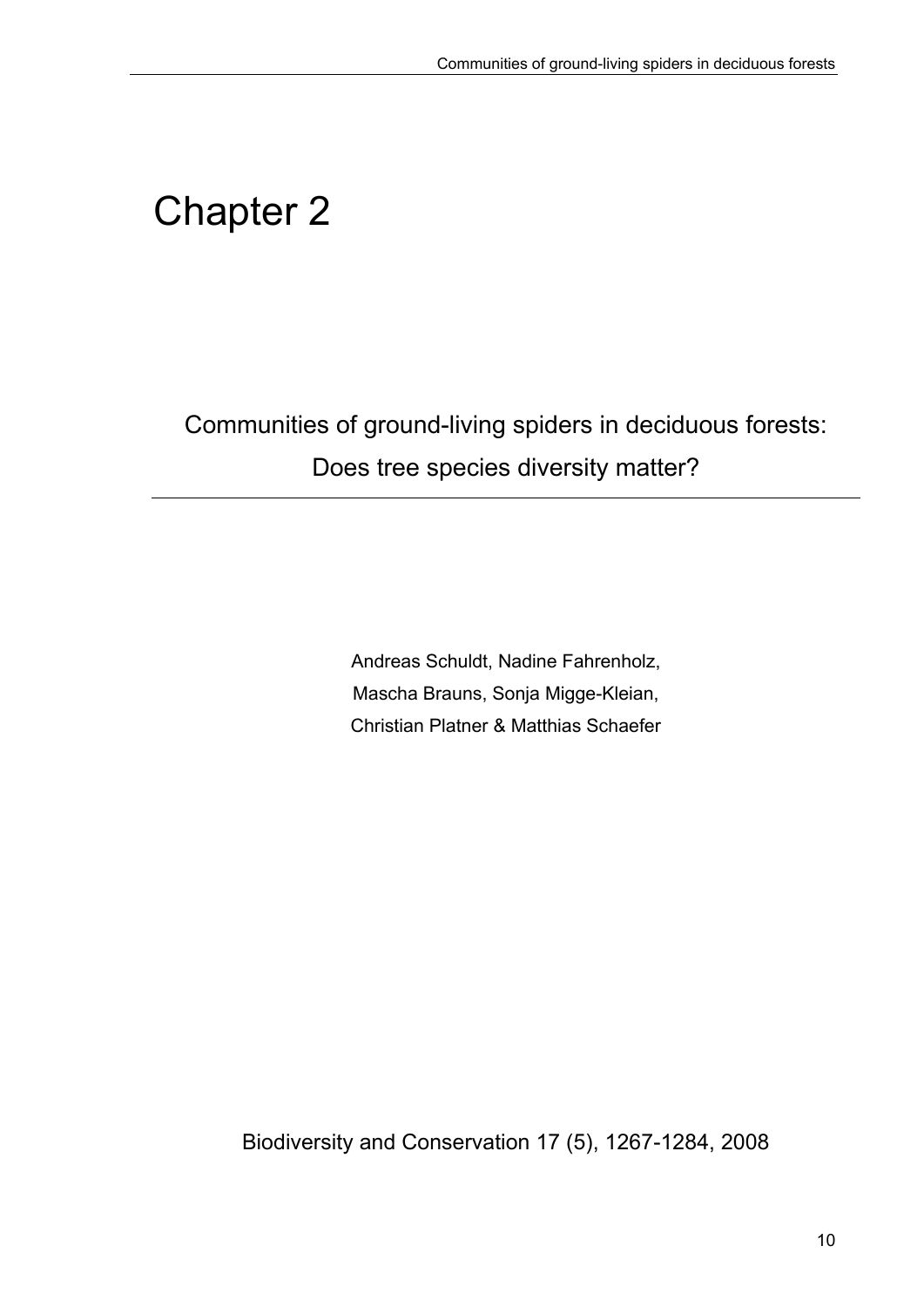# Chapter 2

## Communities of ground-living spiders in deciduous forests: Does tree species diversity matter?

Andreas Schuldt, Nadine Fahrenholz, Mascha Brauns, Sonja Migge-Kleian, Christian Platner & Matthias Schaefer

Biodiversity and Conservation 17 (5), 1267-1284, 2008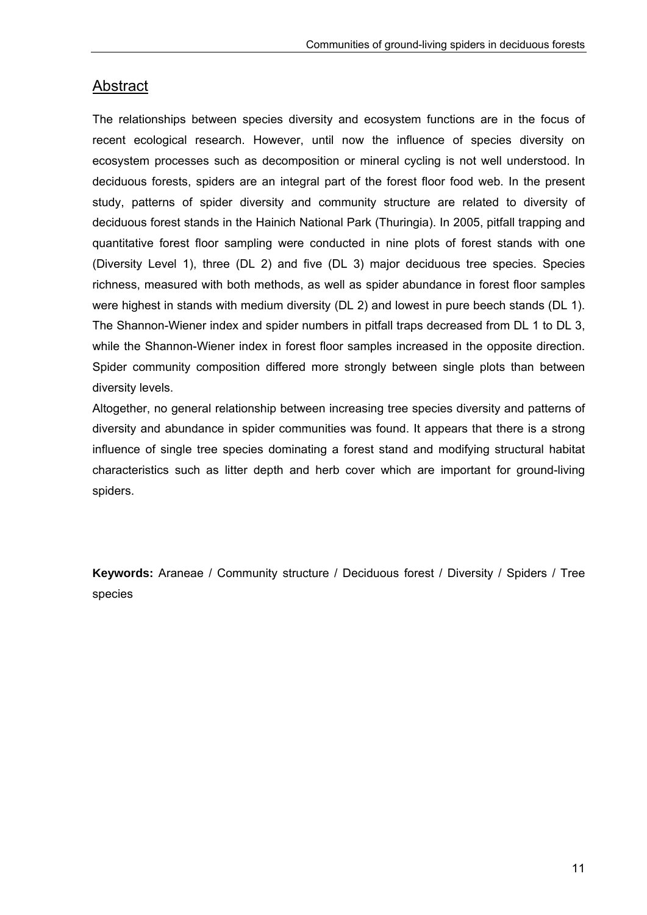## Abstract

The relationships between species diversity and ecosystem functions are in the focus of recent ecological research. However, until now the influence of species diversity on ecosystem processes such as decomposition or mineral cycling is not well understood. In deciduous forests, spiders are an integral part of the forest floor food web. In the present study, patterns of spider diversity and community structure are related to diversity of deciduous forest stands in the Hainich National Park (Thuringia). In 2005, pitfall trapping and quantitative forest floor sampling were conducted in nine plots of forest stands with one (Diversity Level 1), three (DL 2) and five (DL 3) major deciduous tree species. Species richness, measured with both methods, as well as spider abundance in forest floor samples were highest in stands with medium diversity (DL 2) and lowest in pure beech stands (DL 1). The Shannon-Wiener index and spider numbers in pitfall traps decreased from DL 1 to DL 3, while the Shannon-Wiener index in forest floor samples increased in the opposite direction. Spider community composition differed more strongly between single plots than between diversity levels.

Altogether, no general relationship between increasing tree species diversity and patterns of diversity and abundance in spider communities was found. It appears that there is a strong influence of single tree species dominating a forest stand and modifying structural habitat characteristics such as litter depth and herb cover which are important for ground-living spiders.

**Keywords:** Araneae / Community structure / Deciduous forest / Diversity / Spiders / Tree species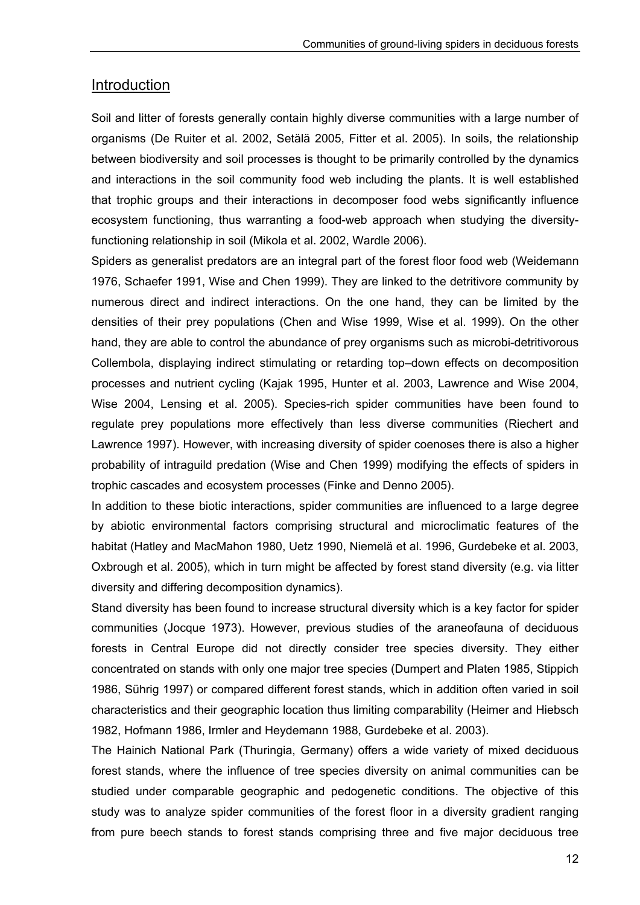## Introduction

Soil and litter of forests generally contain highly diverse communities with a large number of organisms (De Ruiter et al. 2002, Setälä 2005, Fitter et al. 2005). In soils, the relationship between biodiversity and soil processes is thought to be primarily controlled by the dynamics and interactions in the soil community food web including the plants. It is well established that trophic groups and their interactions in decomposer food webs significantly influence ecosystem functioning, thus warranting a food-web approach when studying the diversity-functioning relationship in soil (Mikola et al. 2002, Wardle 2006).

Spiders as generalist predators are an integral part of the forest floor food web (Weidemann 1976, Schaefer 1991, Wise and Chen 1999). They are linked to the detritivore community by numerous direct and indirect interactions. On the one hand, they can be limited by the densities of their prey populations (Chen and Wise 1999, Wise et al. 1999). On the other hand, they are able to control the abundance of prey organisms such as microbi-detritivorous Collembola, displaying indirect stimulating or retarding top–down effects on decomposition processes and nutrient cycling (Kajak 1995, Hunter et al. 2003, Lawrence and Wise 2004, Wise 2004, Lensing et al. 2005). Species-rich spider communities have been found to regulate prey populations more effectively than less diverse communities (Riechert and Lawrence 1997). However, with increasing diversity of spider coenoses there is also a higher probability of intraguild predation (Wise and Chen 1999) modifying the effects of spiders in trophic cascades and ecosystem processes (Finke and Denno 2005).

In addition to these biotic interactions, spider communities are influenced to a large degree by abiotic environmental factors comprising structural and microclimatic features of the habitat (Hatley and MacMahon 1980, Uetz 1990, Niemelä et al. 1996, Gurdebeke et al. 2003, Oxbrough et al. 2005), which in turn might be affected by forest stand diversity (e.g. via litter diversity and differing decomposition dynamics).

Stand diversity has been found to increase structural diversity which is a key factor for spider communities (Jocque 1973). However, previous studies of the araneofauna of deciduous forests in Central Europe did not directly consider tree species diversity. They either concentrated on stands with only one major tree species (Dumpert and Platen 1985, Stippich 1986, Sührig 1997) or compared different forest stands, which in addition often varied in soil characteristics and their geographic location thus limiting comparability (Heimer and Hiebsch 1982, Hofmann 1986, Irmler and Heydemann 1988, Gurdebeke et al. 2003).

The Hainich National Park (Thuringia, Germany) offers a wide variety of mixed deciduous forest stands, where the influence of tree species diversity on animal communities can be studied under comparable geographic and pedogenetic conditions. The objective of this study was to analyze spider communities of the forest floor in a diversity gradient ranging from pure beech stands to forest stands comprising three and five major deciduous tree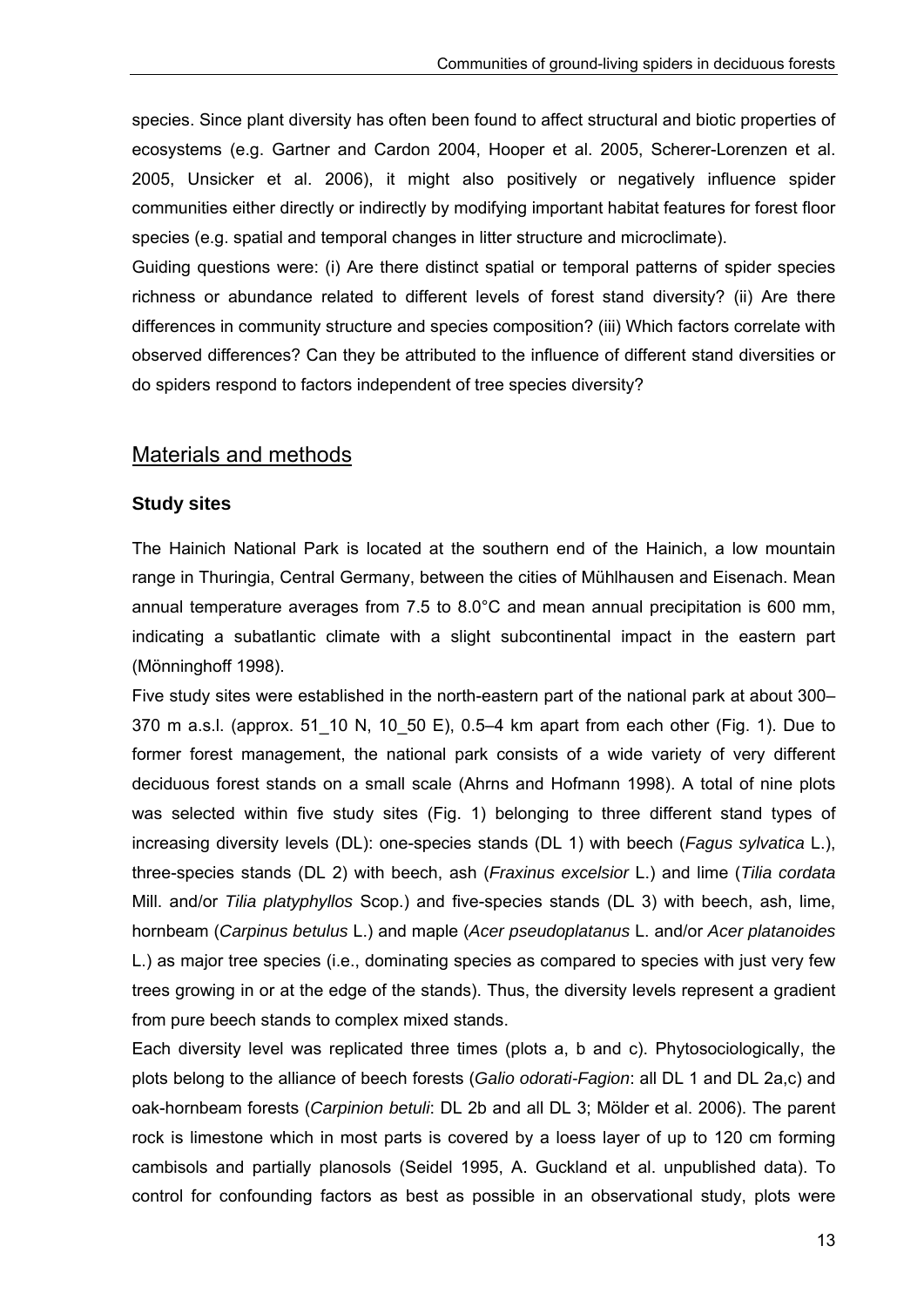species. Since plant diversity has often been found to affect structural and biotic properties of ecosystems (e.g. Gartner and Cardon 2004, Hooper et al. 2005, Scherer-Lorenzen et al. 2005, Unsicker et al. 2006), it might also positively or negatively influence spider communities either directly or indirectly by modifying important habitat features for forest floor species (e.g. spatial and temporal changes in litter structure and microclimate).

Guiding questions were: (i) Are there distinct spatial or temporal patterns of spider species richness or abundance related to different levels of forest stand diversity? (ii) Are there differences in community structure and species composition? (iii) Which factors correlate with observed differences? Can they be attributed to the influence of different stand diversities or do spiders respond to factors independent of tree species diversity?

## Materials and methods

### Study sites

The Hainich National Park is located at the southern end of the Hainich, a low mountain range in Thuringia, Central Germany, between the cities of Mühlhausen and Eisenach. Mean annual temperature averages from 7.5 to 8.0°C and mean annual precipitation is 600 mm, indicating a subatlantic climate with a slight subcontinental impact in the eastern part (Mönninghoff 1998).

Five study sites were established in the north-eastern part of the national park at about 300–370 m a.s.l. (approx. 51_10 N, 10_50 E), 0.5–4 km apart from each other (Fig. 1). Due to former forest management, the national park consists of a wide variety of very different deciduous forest stands on a small scale (Ahrns and Hofmann 1998). A total of nine plots was selected within five study sites (Fig. 1) belonging to three different stand types of increasing diversity levels (DL): one-species stands (DL 1) with beech (*Fagus sylvatica* L.), three-species stands (DL 2) with beech, ash (*Fraxinus excelsior* L.) and lime (*Tilia cordata* Mill. and/or *Tilia platyphyllos* Scop.) and five-species stands (DL 3) with beech, ash, lime, hornbeam (*Carpinus betulus* L.) and maple (*Acer pseudoplatanus* L. and/or *Acer platanoides* L.) as major tree species (i.e., dominating species as compared to species with just very few trees growing in or at the edge of the stands). Thus, the diversity levels represent a gradient from pure beech stands to complex mixed stands.

Each diversity level was replicated three times (plots a, b and c). Phytosociologically, the plots belong to the alliance of beech forests (*Galio odorati-Fagion*: all DL 1 and DL 2a,c) and oak-hornbeam forests (*Carpinion betuli*: DL 2b and all DL 3; Mölder et al. 2006). The parent rock is limestone which in most parts is covered by a loess layer of up to 120 cm forming cambisols and partially planosols (Seidel 1995, A. Guckland et al. unpublished data). To control for confounding factors as best as possible in an observational study, plots were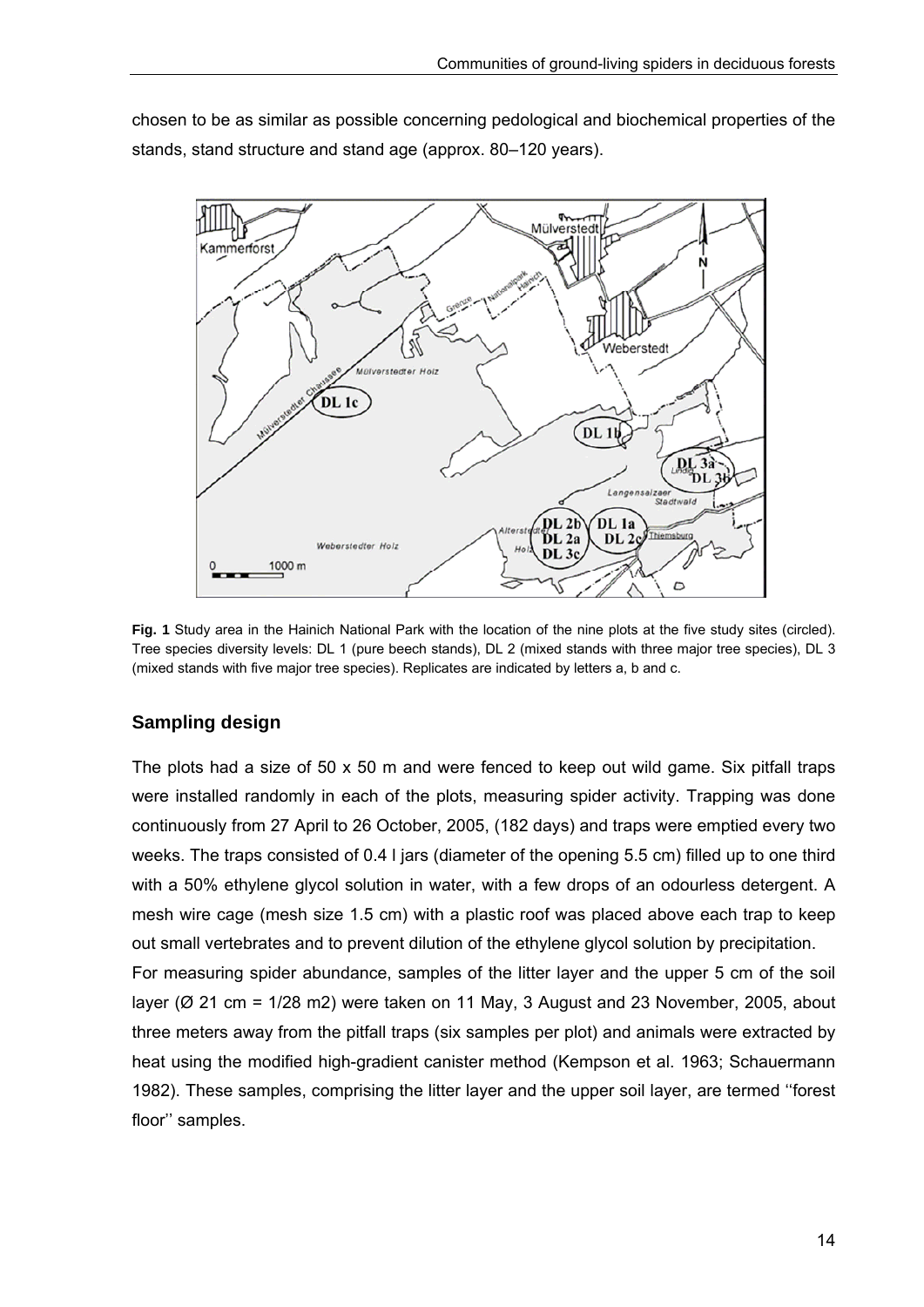chosen to be as similar as possible concerning pedological and biochemical properties of the stands, stand structure and stand age (approx. 80–120 years).

**Fig. 1** Study area in the Hainich National Park with the location of the nine plots at the five study sites (circled). Tree species diversity levels: DL 1 (pure beech stands), DL 2 (mixed stands with three major tree species), DL 3 (mixed stands with five major tree species). Replicates are indicated by letters a, b and c.

## Sampling design

The plots had a size of 50 x 50 m and were fenced to keep out wild game. Six pitfall traps were installed randomly in each of the plots, measuring spider activity. Trapping was done continuously from 27 April to 26 October, 2005, (182 days) and traps were emptied every two weeks. The traps consisted of 0.4 l jars (diameter of the opening 5.5 cm) filled up to one third with a 50% ethylene glycol solution in water, with a few drops of an odourless detergent. A mesh wire cage (mesh size 1.5 cm) with a plastic roof was placed above each trap to keep out small vertebrates and to prevent dilution of the ethylene glycol solution by precipitation.

For measuring spider abundance, samples of the litter layer and the upper 5 cm of the soil layer (Ø 21 cm = 1/28 m2) were taken on 11 May, 3 August and 23 November, 2005, about three meters away from the pitfall traps (six samples per plot) and animals were extracted by heat using the modified high-gradient canister method (Kempson et al. 1963; Schauermann 1982). These samples, comprising the litter layer and the upper soil layer, are termed ''forest floor'' samples.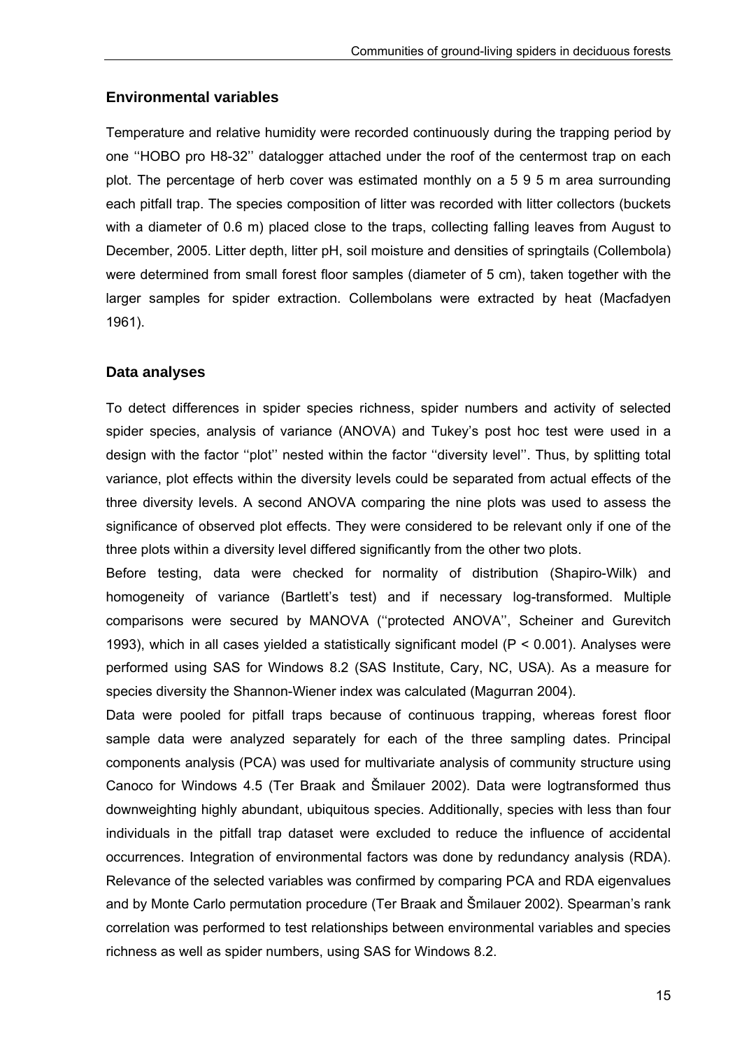## Environmental variables

Temperature and relative humidity were recorded continuously during the trapping period by one ''HOBO pro H8-32'' datalogger attached under the roof of the centermost trap on each plot. The percentage of herb cover was estimated monthly on a 5 9 5 m area surrounding each pitfall trap. The species composition of litter was recorded with litter collectors (buckets with a diameter of 0.6 m) placed close to the traps, collecting falling leaves from August to December, 2005. Litter depth, litter pH, soil moisture and densities of springtails (Collembola) were determined from small forest floor samples (diameter of 5 cm), taken together with the larger samples for spider extraction. Collembolans were extracted by heat (Macfadyen 1961).

## Data analyses

To detect differences in spider species richness, spider numbers and activity of selected spider species, analysis of variance (ANOVA) and Tukey's post hoc test were used in a design with the factor ''plot'' nested within the factor ''diversity level''. Thus, by splitting total variance, plot effects within the diversity levels could be separated from actual effects of the three diversity levels. A second ANOVA comparing the nine plots was used to assess the significance of observed plot effects. They were considered to be relevant only if one of the three plots within a diversity level differed significantly from the other two plots.

Before testing, data were checked for normality of distribution (Shapiro-Wilk) and homogeneity of variance (Bartlett's test) and if necessary log-transformed. Multiple comparisons were secured by MANOVA (''protected ANOVA'', Scheiner and Gurevitch 1993), which in all cases yielded a statistically significant model ($P < 0.001$). Analyses were performed using SAS for Windows 8.2 (SAS Institute, Cary, NC, USA). As a measure for species diversity the Shannon-Wiener index was calculated (Magurran 2004).

Data were pooled for pitfall traps because of continuous trapping, whereas forest floor sample data were analyzed separately for each of the three sampling dates. Principal components analysis (PCA) was used for multivariate analysis of community structure using Canoco for Windows 4.5 (Ter Braak and Šmilauer 2002). Data were logtransformed thus downweighting highly abundant, ubiquitous species. Additionally, species with less than four individuals in the pitfall trap dataset were excluded to reduce the influence of accidental occurrences. Integration of environmental factors was done by redundancy analysis (RDA). Relevance of the selected variables was confirmed by comparing PCA and RDA eigenvalues and by Monte Carlo permutation procedure (Ter Braak and Šmilauer 2002). Spearman's rank correlation was performed to test relationships between environmental variables and species richness as well as spider numbers, using SAS for Windows 8.2.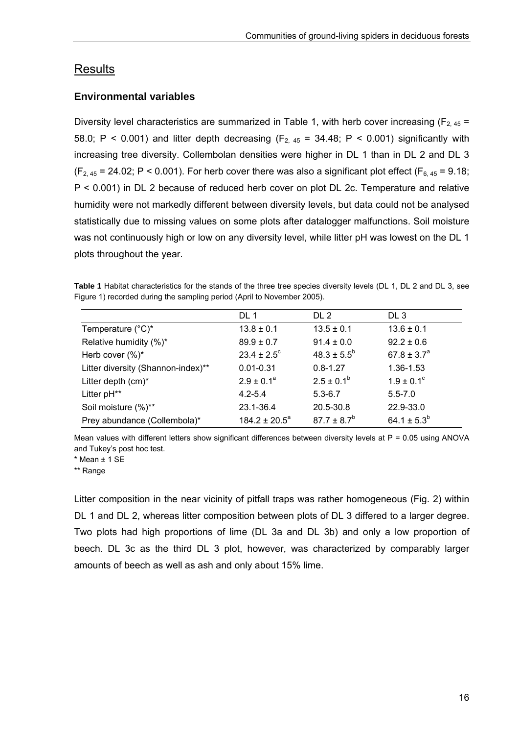## Results

### Environmental variables

Diversity level characteristics are summarized in Table 1, with herb cover increasing ($F_{2,45} = 58.0$; $P < 0.001$) and litter depth decreasing ($F_{2,45} = 34.48$; $P < 0.001$) significantly with increasing tree diversity. Collembolan densities were higher in DL 1 than in DL 2 and DL 3 ($F_{2,45} = 24.02$; $P < 0.001$). For herb cover there was also a significant plot effect ($F_{6,45} = 9.18$; $P < 0.001$) in DL 2 because of reduced herb cover on plot DL 2c. Temperature and relative humidity were not markedly different between diversity levels, but data could not be analysed statistically due to missing values on some plots after datalogger malfunctions. Soil moisture was not continuously high or low on any diversity level, while litter pH was lowest on the DL 1 plots throughout the year.

**Table 1** Habitat characteristics for the stands of the three tree species diversity levels (DL 1, DL 2 and DL 3, see Figure 1) recorded during the sampling period (April to November 2005).

| | DL 1 | DL 2 | DL 3 |
|---|---|---|---|
| Temperature (°C)* | 13.8 ± 0.1 | 13.5 ± 0.1 | 13.6 ± 0.1 |
| Relative humidity (%)* | 89.9 ± 0.7 | 91.4 ± 0.0 | 92.2 ± 0.6 |
| Herb cover (%)* | 23.4 ± 2.5$^{c}$ | 48.3 ± 5.5$^{b}$ | 67.8 ± 3.7$^{a}$ |
| Litter diversity (Shannon-index)** | 0.01-0.31 | 0.8-1.27 | 1.36-1.53 |
| Litter depth (cm)* | 2.9 ± 0.1$^{a}$ | 2.5 ± 0.1$^{b}$ | 1.9 ± 0.1$^{c}$ |
| Litter pH** | 4.2-5.4 | 5.3-6.7 | 5.5-7.0 |
| Soil moisture (%)** | 23.1-36.4 | 20.5-30.8 | 22.9-33.0 |
| Prey abundance (Collembola)* | 184.2 ± 20.5$^{a}$ | 87.7 ± 8.7$^{b}$ | 64.1 ± 5.3$^{b}$ |

Mean values with different letters show significant differences between diversity levels at P = 0.05 using ANOVA and Tukey's post hoc test.

* Mean ± 1 SE

** Range

Litter composition in the near vicinity of pitfall traps was rather homogeneous (Fig. 2) within DL 1 and DL 2, whereas litter composition between plots of DL 3 differed to a larger degree. Two plots had high proportions of lime (DL 3a and DL 3b) and only a low proportion of beech. DL 3c as the third DL 3 plot, however, was characterized by comparably larger amounts of beech as well as ash and only about 15% lime.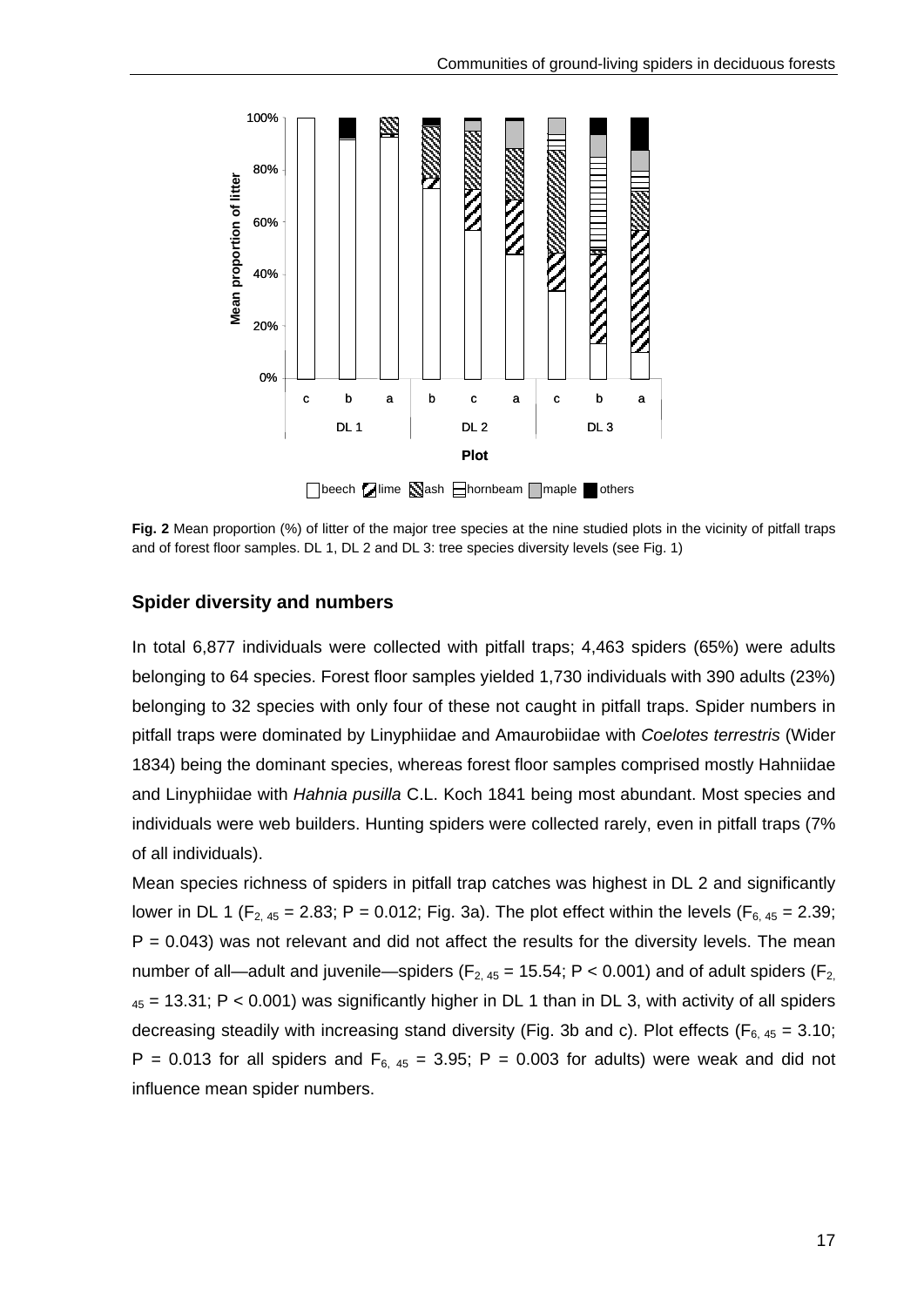**Fig. 2** Mean proportion (%) of litter of the major tree species at the nine studied plots in the vicinity of pitfall traps and of forest floor samples. DL 1, DL 2 and DL 3: tree species diversity levels (see Fig. 1)

### Spider diversity and numbers

In total 6,877 individuals were collected with pitfall traps; 4,463 spiders (65%) were adults belonging to 64 species. Forest floor samples yielded 1,730 individuals with 390 adults (23%) belonging to 32 species with only four of these not caught in pitfall traps. Spider numbers in pitfall traps were dominated by Linyphiidae and Amaurobiidae with *Coelotes terrestris* (Wider 1834) being the dominant species, whereas forest floor samples comprised mostly Hahniidae and Linyphiidae with *Hahnia pusilla* C.L. Koch 1841 being most abundant. Most species and individuals were web builders. Hunting spiders were collected rarely, even in pitfall traps (7% of all individuals).

Mean species richness of spiders in pitfall trap catches was highest in DL 2 and significantly lower in DL 1 ($F_{2,\,45} = 2.83$; $P = 0.012$; Fig. 3a). The plot effect within the levels ($F_{6,\,45} = 2.39$; $P = 0.043$) was not relevant and did not affect the results for the diversity levels. The mean number of all—adult and juvenile—spiders ($F_{2,\,45} = 15.54$; $P < 0.001$) and of adult spiders ($F_{2,\,45} = 13.31$; $P < 0.001$) was significantly higher in DL 1 than in DL 3, with activity of all spiders decreasing steadily with increasing stand diversity (Fig. 3b and c). Plot effects ($F_{6,\,45} = 3.10$; $P = 0.013$ for all spiders and $F_{6,\,45} = 3.95$; $P = 0.003$ for adults) were weak and did not influence mean spider numbers.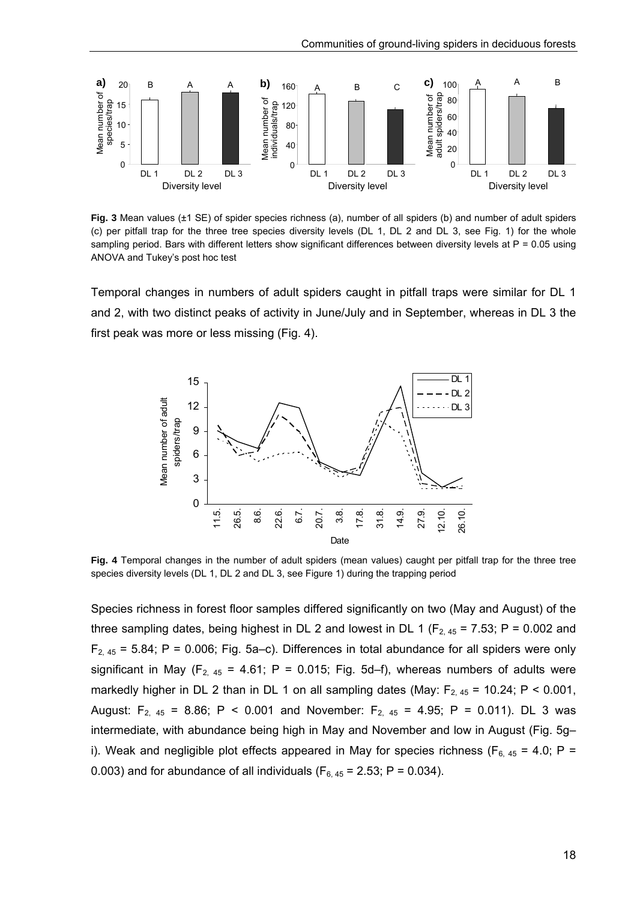**Fig. 3** Mean values (±1 SE) of spider species richness (a), number of all spiders (b) and number of adult spiders (c) per pitfall trap for the three tree species diversity levels (DL 1, DL 2 and DL 3, see Fig. 1) for the whole sampling period. Bars with different letters show significant differences between diversity levels at P = 0.05 using ANOVA and Tukey's post hoc test

Temporal changes in numbers of adult spiders caught in pitfall traps were similar for DL 1 and 2, with two distinct peaks of activity in June/July and in September, whereas in DL 3 the first peak was more or less missing (Fig. 4).

**Fig. 4** Temporal changes in the number of adult spiders (mean values) caught per pitfall trap for the three tree species diversity levels (DL 1, DL 2 and DL 3, see Figure 1) during the trapping period

Species richness in forest floor samples differed significantly on two (May and August) of the three sampling dates, being highest in DL 2 and lowest in DL 1 ($F_{2, 45} = 7.53$; $P = 0.002$ and $F_{2, 45} = 5.84$; $P = 0.006$; Fig. 5a–c). Differences in total abundance for all spiders were only significant in May ($F_{2, 45} = 4.61$; $P = 0.015$; Fig. 5d–f), whereas numbers of adults were markedly higher in DL 2 than in DL 1 on all sampling dates (May: $F_{2, 45} = 10.24$; $P < 0.001$, August: $F_{2, 45} = 8.86$; $P < 0.001$ and November: $F_{2, 45} = 4.95$; $P = 0.011$). DL 3 was intermediate, with abundance being high in May and November and low in August (Fig. 5g–i). Weak and negligible plot effects appeared in May for species richness ($F_{6, 45} = 4.0$; $P = 0.003$) and for abundance of all individuals ($F_{6, 45} = 2.53$; $P = 0.034$).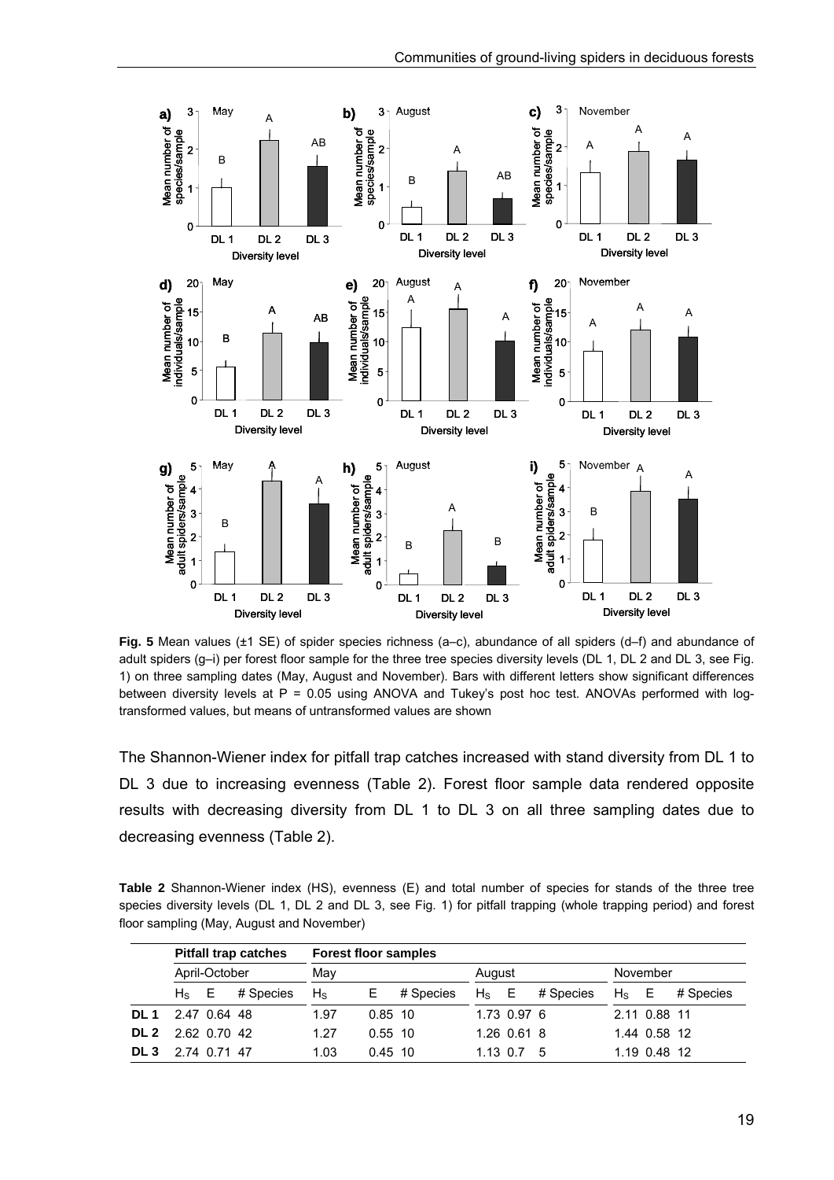**Fig. 5** Mean values (±1 SE) of spider species richness (a–c), abundance of all spiders (d–f) and abundance of adult spiders (g–i) per forest floor sample for the three tree species diversity levels (DL 1, DL 2 and DL 3, see Fig. 1) on three sampling dates (May, August and November). Bars with different letters show significant differences between diversity levels at P = 0.05 using ANOVA and Tukey's post hoc test. ANOVAs performed with log-transformed values, but means of untransformed values are shown

The Shannon-Wiener index for pitfall trap catches increased with stand diversity from DL 1 to DL 3 due to increasing evenness (Table 2). Forest floor sample data rendered opposite results with decreasing diversity from DL 1 to DL 3 on all three sampling dates due to decreasing evenness (Table 2).

**Table 2** Shannon-Wiener index (HS), evenness (E) and total number of species for stands of the three tree species diversity levels (DL 1, DL 2 and DL 3, see Fig. 1) for pitfall trapping (whole trapping period) and forest floor sampling (May, August and November)

| | **Pitfall trap catches** | | | **Forest floor samples** | | | | | | | | |
|---|---|---|---|---|---|---|---|---|---|---|---|---|
| | April-October | | | May | | | August | | | November | | |
| | $H_S$ | E | # Species | $H_S$ | E | # Species | $H_S$ | E | # Species | $H_S$ | E | # Species |
| **DL 1** | 2.47 | 0.64 | 48 | 1.97 | 0.85 | 10 | 1.73 | 0.97 | 6 | 2.11 | 0.88 | 11 |
| **DL 2** | 2.62 | 0.70 | 42 | 1.27 | 0.55 | 10 | 1.26 | 0.61 | 8 | 1.44 | 0.58 | 12 |
| **DL 3** | 2.74 | 0.71 | 47 | 1.03 | 0.45 | 10 | 1.13 | 0.7 | 5 | 1.19 | 0.48 | 12 |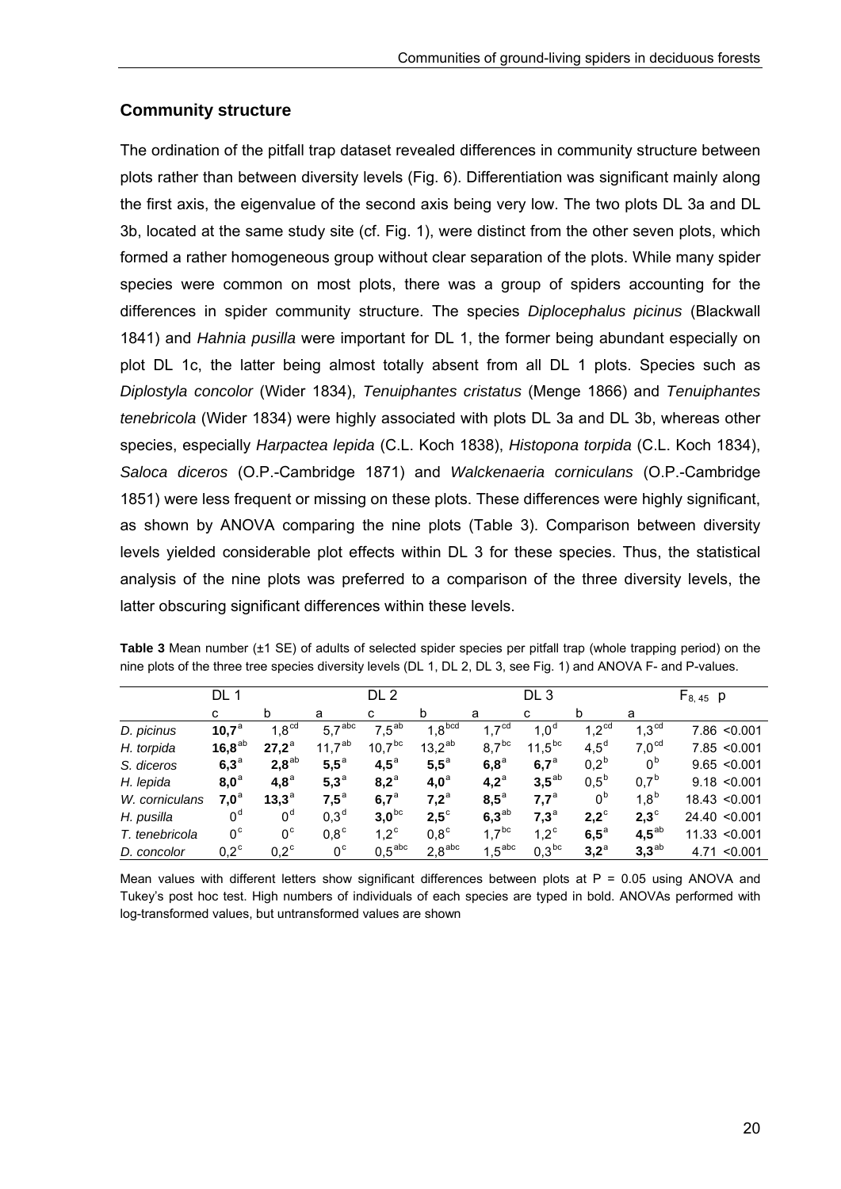## Community structure

The ordination of the pitfall trap dataset revealed differences in community structure between plots rather than between diversity levels (Fig. 6). Differentiation was significant mainly along the first axis, the eigenvalue of the second axis being very low. The two plots DL 3a and DL 3b, located at the same study site (cf. Fig. 1), were distinct from the other seven plots, which formed a rather homogeneous group without clear separation of the plots. While many spider species were common on most plots, there was a group of spiders accounting for the differences in spider community structure. The species *Diplocephalus picinus* (Blackwall 1841) and *Hahnia pusilla* were important for DL 1, the former being abundant especially on plot DL 1c, the latter being almost totally absent from all DL 1 plots. Species such as *Diplostyla concolor* (Wider 1834), *Tenuiphantes cristatus* (Menge 1866) and *Tenuiphantes tenebricola* (Wider 1834) were highly associated with plots DL 3a and DL 3b, whereas other species, especially *Harpactea lepida* (C.L. Koch 1838), *Histopona torpida* (C.L. Koch 1834), *Saloca diceros* (O.P.-Cambridge 1871) and *Walckenaeria corniculans* (O.P.-Cambridge 1851) were less frequent or missing on these plots. These differences were highly significant, as shown by ANOVA comparing the nine plots (Table 3). Comparison between diversity levels yielded considerable plot effects within DL 3 for these species. Thus, the statistical analysis of the nine plots was preferred to a comparison of the three diversity levels, the latter obscuring significant differences within these levels.

**Table 3** Mean number (±1 SE) of adults of selected spider species per pitfall trap (whole trapping period) on the nine plots of the three tree species diversity levels (DL 1, DL 2, DL 3, see Fig. 1) and ANOVA F- and P-values.

| | DL 1 | | | DL 2 | | | DL 3 | | | $F_{8,45}$ | p |
|---|---|---|---|---|---|---|---|---|---|---|---|
| | c | b | a | c | b | a | c | b | a | | |
| *D. picinus* | **10,7**$^{a}$ | 1,8$^{cd}$ | 5,7$^{abc}$ | 7,5$^{ab}$ | 1,8$^{bcd}$ | 1,7$^{cd}$ | 1,0$^{d}$ | 1,2$^{cd}$ | 1,3$^{cd}$ | 7.86 | <0.001 |
| *H. torpida* | **16,8**$^{ab}$ | **27,2**$^{a}$ | 11,7$^{ab}$ | 10,7$^{bc}$ | 13,2$^{ab}$ | 8,7$^{bc}$ | 11,5$^{bc}$ | 4,5$^{d}$ | 7,0$^{cd}$ | 7.85 | <0.001 |
| *S. diceros* | **6,3**$^{a}$ | **2,8**$^{ab}$ | **5,5**$^{a}$ | **4,5**$^{a}$ | **5,5**$^{a}$ | **6,8**$^{a}$ | **6,7**$^{a}$ | 0,2$^{b}$ | 0$^{b}$ | 9.65 | <0.001 |
| *H. lepida* | **8,0**$^{a}$ | **4,8**$^{a}$ | **5,3**$^{a}$ | **8,2**$^{a}$ | **4,0**$^{a}$ | **4,2**$^{a}$ | **3,5**$^{ab}$ | 0,5$^{b}$ | 0,7$^{b}$ | 9.18 | <0.001 |
| *W. corniculans* | **7,0**$^{a}$ | **13,3**$^{a}$ | **7,5**$^{a}$ | **6,7**$^{a}$ | **7,2**$^{a}$ | **8,5**$^{a}$ | **7,7**$^{a}$ | 0$^{b}$ | 1,8$^{b}$ | 18.43 | <0.001 |
| *H. pusilla* | 0$^{d}$ | 0$^{d}$ | 0,3$^{d}$ | **3,0**$^{bc}$ | **2,5**$^{c}$ | **6,3**$^{ab}$ | **7,3**$^{a}$ | **2,2**$^{c}$ | **2,3**$^{c}$ | 24.40 | <0.001 |
| *T. tenebricola* | 0$^{c}$ | 0$^{c}$ | 0,8$^{c}$ | 1,2$^{c}$ | 0,8$^{c}$ | 1,7$^{bc}$ | 1,2$^{c}$ | **6,5**$^{a}$ | **4,5**$^{ab}$ | 11.33 | <0.001 |
| *D. concolor* | 0,2$^{c}$ | 0,2$^{c}$ | 0$^{c}$ | 0,5$^{abc}$ | 2,8$^{abc}$ | 1,5$^{abc}$ | 0,3$^{bc}$ | **3,2**$^{a}$ | **3,3**$^{ab}$ | 4.71 | <0.001 |

Mean values with different letters show significant differences between plots at P = 0.05 using ANOVA and Tukey's post hoc test. High numbers of individuals of each species are typed in bold. ANOVAs performed with log-transformed values, but untransformed values are shown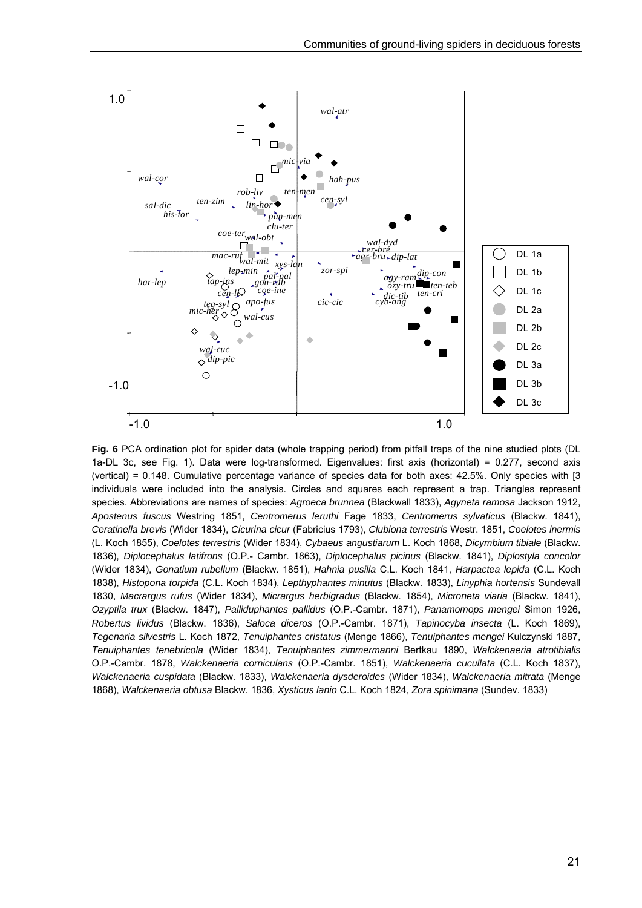**Fig. 6** PCA ordination plot for spider data (whole trapping period) from pitfall traps of the nine studied plots (DL 1a-DL 3c, see Fig. 1). Data were log-transformed. Eigenvalues: first axis (horizontal) = 0.277, second axis (vertical) = 0.148. Cumulative percentage variance of species data for both axes: 42.5%. Only species with [3 individuals were included into the analysis. Circles and squares each represent a trap. Triangles represent species. Abbreviations are names of species: *Agroeca brunnea* (Blackwall 1833), *Agyneta ramosa* Jackson 1912, *Apostenus fuscus* Westring 1851, *Centromerus leruthi* Fage 1833, *Centromerus sylvaticus* (Blackw. 1841), *Ceratinella brevis* (Wider 1834), *Cicurina cicur* (Fabricius 1793), *Clubiona terrestris* Westr. 1851, *Coelotes inermis* (L. Koch 1855), *Coelotes terrestris* (Wider 1834), *Cybaeus angustiarum* L. Koch 1868, *Dicymbium tibiale* (Blackw. 1836), *Diplocephalus latifrons* (O.P.- Cambr. 1863), *Diplocephalus picinus* (Blackw. 1841), *Diplostyla concolor* (Wider 1834), *Gonatium rubellum* (Blackw. 1851), *Hahnia pusilla* C.L. Koch 1841, *Harpactea lepida* (C.L. Koch 1838), *Histopona torpida* (C.L. Koch 1834), *Lepthyphantes minutus* (Blackw. 1833), *Linyphia hortensis* Sundevall 1830, *Macrargus rufus* (Wider 1834), *Micrargus herbigradus* (Blackw. 1854), *Microneta viaria* (Blackw. 1841), *Ozyptila trux* (Blackw. 1847), *Palliduphantes pallidus* (O.P.-Cambr. 1871), *Panamomops mengei* Simon 1926, *Robertus lividus* (Blackw. 1836), *Saloca diceros* (O.P.-Cambr. 1871), *Tapinocyba insecta* (L. Koch 1869), *Tegenaria silvestris* L. Koch 1872, *Tenuiphantes cristatus* (Menge 1866), *Tenuiphantes mengei* Kulczynski 1887, *Tenuiphantes tenebricola* (Wider 1834), *Tenuiphantes zimmermanni* Bertkau 1890, *Walckenaeria atrotibialis* O.P.-Cambr. 1878, *Walckenaeria corniculans* (O.P.-Cambr. 1851), *Walckenaeria cucullata* (C.L. Koch 1837), *Walckenaeria cuspidata* (Blackw. 1833), *Walckenaeria dysderoides* (Wider 1834), *Walckenaeria mitrata* (Menge 1868), *Walckenaeria obtusa* Blackw. 1836, *Xysticus lanio* C.L. Koch 1824, *Zora spinimana* (Sundev. 1833)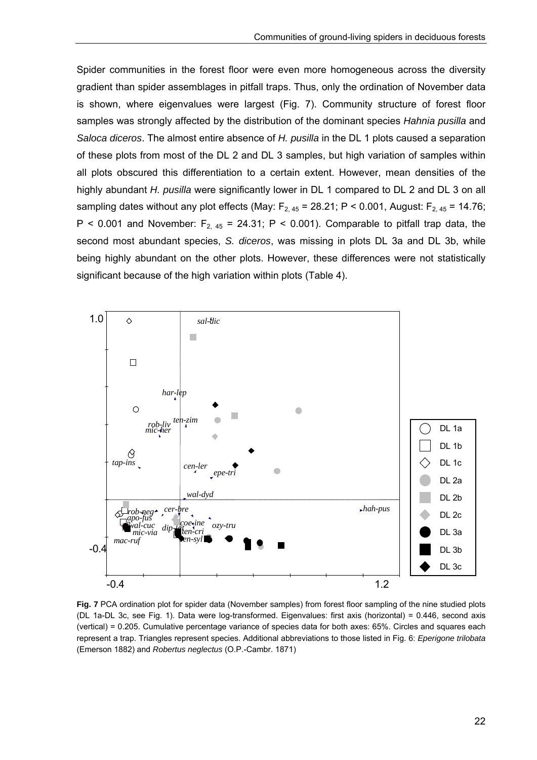Spider communities in the forest floor were even more homogeneous across the diversity gradient than spider assemblages in pitfall traps. Thus, only the ordination of November data is shown, where eigenvalues were largest (Fig. 7). Community structure of forest floor samples was strongly affected by the distribution of the dominant species *Hahnia pusilla* and *Saloca diceros*. The almost entire absence of *H. pusilla* in the DL 1 plots caused a separation of these plots from most of the DL 2 and DL 3 samples, but high variation of samples within all plots obscured this differentiation to a certain extent. However, mean densities of the highly abundant *H. pusilla* were significantly lower in DL 1 compared to DL 2 and DL 3 on all sampling dates without any plot effects (May: $F_{2,\,45} = 28.21$; $P < 0.001$, August: $F_{2,\,45} = 14.76$; $P < 0.001$ and November: $F_{2,\,45} = 24.31$; $P < 0.001$). Comparable to pitfall trap data, the second most abundant species, *S. diceros*, was missing in plots DL 3a and DL 3b, while being highly abundant on the other plots. However, these differences were not statistically significant because of the high variation within plots (Table 4).

**Fig. 7** PCA ordination plot for spider data (November samples) from forest floor sampling of the nine studied plots (DL 1a-DL 3c, see Fig. 1). Data were log-transformed. Eigenvalues: first axis (horizontal) = 0.446, second axis (vertical) = 0.205. Cumulative percentage variance of species data for both axes: 65%. Circles and squares each represent a trap. Triangles represent species. Additional abbreviations to those listed in Fig. 6: *Eperigone trilobata* (Emerson 1882) and *Robertus neglectus* (O.P.-Cambr. 1871)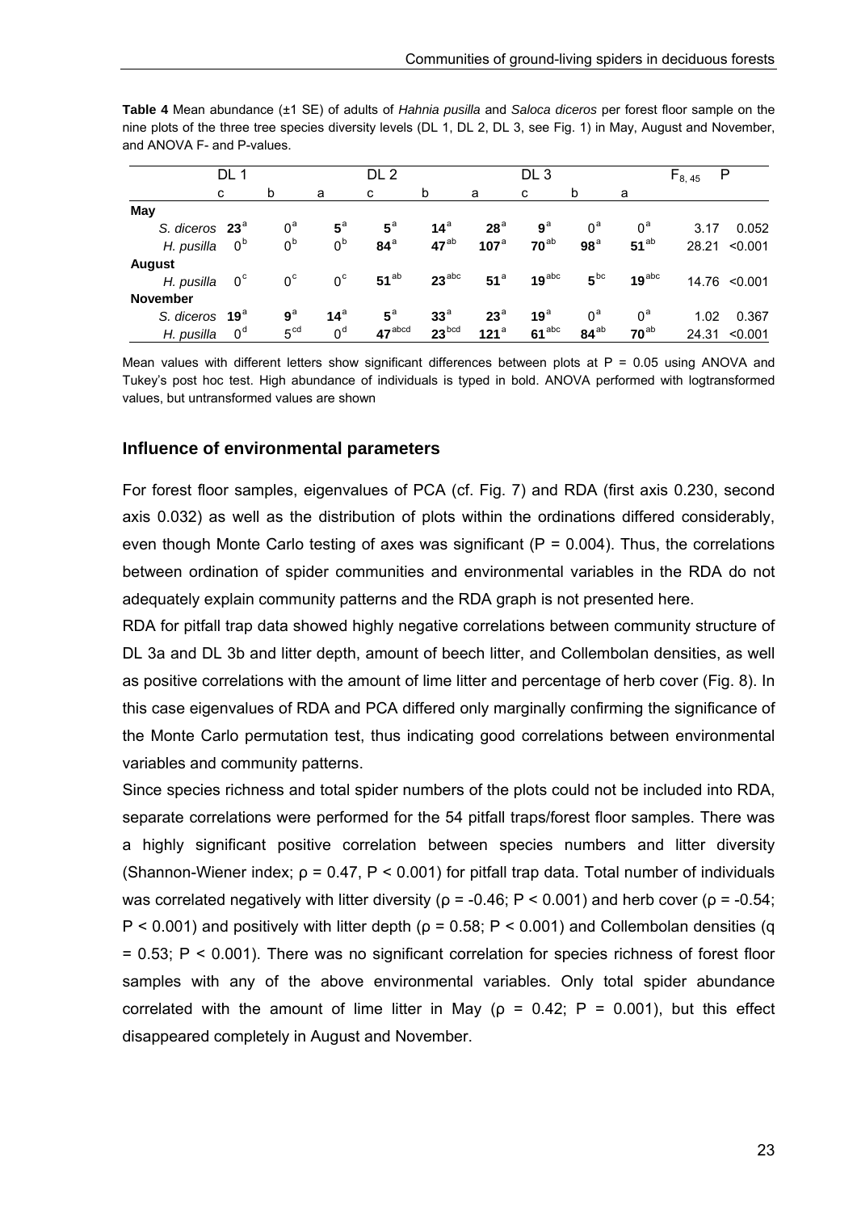**Table 4** Mean abundance (±1 SE) of adults of *Hahnia pusilla* and *Saloca diceros* per forest floor sample on the nine plots of the three tree species diversity levels (DL 1, DL 2, DL 3, see Fig. 1) in May, August and November, and ANOVA F- and P-values.

| | DL 1 | | | DL 2 | | | DL 3 | | | $F_{8, 45}$ | P |
|---|---|---|---|---|---|---|---|---|---|---|---|
| | c | b | a | c | b | a | c | b | a | | |
| **May** | | | | | | | | | | | |
| *S. diceros* | **23**$^{a}$ | 0$^{a}$ | 5$^{a}$ | 5$^{a}$ | **14**$^{a}$ | **28**$^{a}$ | 9$^{a}$ | 0$^{a}$ | 0$^{a}$ | 3.17 | 0.052 |
| *H. pusilla* | 0$^{b}$ | 0$^{b}$ | 0$^{b}$ | **84**$^{a}$ | **47**$^{ab}$ | **107**$^{a}$ | **70**$^{ab}$ | **98**$^{a}$ | **51**$^{ab}$ | 28.21 | <0.001 |
| **August** | | | | | | | | | | | |
| *H. pusilla* | 0$^{c}$ | 0$^{c}$ | 0$^{c}$ | **51**$^{ab}$ | **23**$^{abc}$ | **51**$^{a}$ | **19**$^{abc}$ | 5$^{bc}$ | **19**$^{abc}$ | 14.76 | <0.001 |
| **November** | | | | | | | | | | | |
| *S. diceros* | **19**$^{a}$ | 9$^{a}$ | **14**$^{a}$ | 5$^{a}$ | **33**$^{a}$ | **23**$^{a}$ | **19**$^{a}$ | 0$^{a}$ | 0$^{a}$ | 1.02 | 0.367 |
| *H. pusilla* | 0$^{d}$ | 5$^{cd}$ | 0$^{d}$ | **47**$^{abcd}$ | **23**$^{bcd}$ | **121**$^{a}$ | **61**$^{abc}$ | **84**$^{ab}$ | **70**$^{ab}$ | 24.31 | <0.001 |

Mean values with different letters show significant differences between plots at P = 0.05 using ANOVA and Tukey's post hoc test. High abundance of individuals is typed in bold. ANOVA performed with logtransformed values, but untransformed values are shown

## Influence of environmental parameters

For forest floor samples, eigenvalues of PCA (cf. Fig. 7) and RDA (first axis 0.230, second axis 0.032) as well as the distribution of plots within the ordinations differed considerably, even though Monte Carlo testing of axes was significant (P = 0.004). Thus, the correlations between ordination of spider communities and environmental variables in the RDA do not adequately explain community patterns and the RDA graph is not presented here.

RDA for pitfall trap data showed highly negative correlations between community structure of DL 3a and DL 3b and litter depth, amount of beech litter, and Collembolan densities, as well as positive correlations with the amount of lime litter and percentage of herb cover (Fig. 8). In this case eigenvalues of RDA and PCA differed only marginally confirming the significance of the Monte Carlo permutation test, thus indicating good correlations between environmental variables and community patterns.

Since species richness and total spider numbers of the plots could not be included into RDA, separate correlations were performed for the 54 pitfall traps/forest floor samples. There was a highly significant positive correlation between species numbers and litter diversity (Shannon-Wiener index; $\rho = 0.47$, $P < 0.001$) for pitfall trap data. Total number of individuals was correlated negatively with litter diversity ($\rho = -0.46$; $P < 0.001$) and herb cover ($\rho = -0.54$; $P < 0.001$) and positively with litter depth ($\rho = 0.58$; $P < 0.001$) and Collembolan densities (q = 0.53; $P < 0.001$). There was no significant correlation for species richness of forest floor samples with any of the above environmental variables. Only total spider abundance correlated with the amount of lime litter in May ($\rho = 0.42$; $P = 0.001$), but this effect disappeared completely in August and November.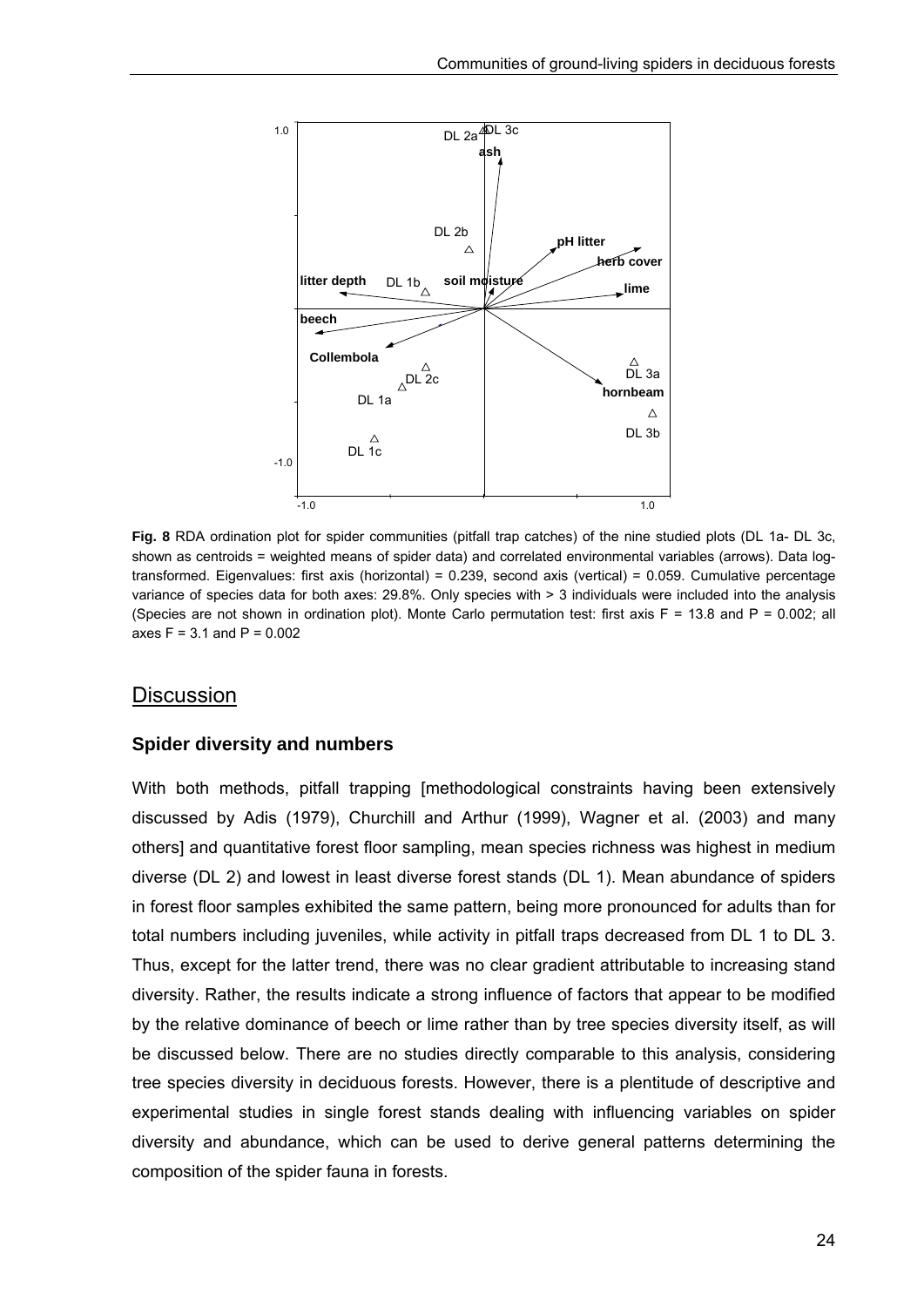**Fig. 8** RDA ordination plot for spider communities (pitfall trap catches) of the nine studied plots (DL 1a- DL 3c, shown as centroids = weighted means of spider data) and correlated environmental variables (arrows). Data log-transformed. Eigenvalues: first axis (horizontal) = 0.239, second axis (vertical) = 0.059. Cumulative percentage variance of species data for both axes: 29.8%. Only species with > 3 individuals were included into the analysis (Species are not shown in ordination plot). Monte Carlo permutation test: first axis $F = 13.8$ and $P = 0.002$; all axes $F = 3.1$ and $P = 0.002$

## Discussion

### Spider diversity and numbers

With both methods, pitfall trapping [methodological constraints having been extensively discussed by Adis (1979), Churchill and Arthur (1999), Wagner et al. (2003) and many others] and quantitative forest floor sampling, mean species richness was highest in medium diverse (DL 2) and lowest in least diverse forest stands (DL 1). Mean abundance of spiders in forest floor samples exhibited the same pattern, being more pronounced for adults than for total numbers including juveniles, while activity in pitfall traps decreased from DL 1 to DL 3. Thus, except for the latter trend, there was no clear gradient attributable to increasing stand diversity. Rather, the results indicate a strong influence of factors that appear to be modified by the relative dominance of beech or lime rather than by tree species diversity itself, as will be discussed below. There are no studies directly comparable to this analysis, considering tree species diversity in deciduous forests. However, there is a plentitude of descriptive and experimental studies in single forest stands dealing with influencing variables on spider diversity and abundance, which can be used to derive general patterns determining the composition of the spider fauna in forests.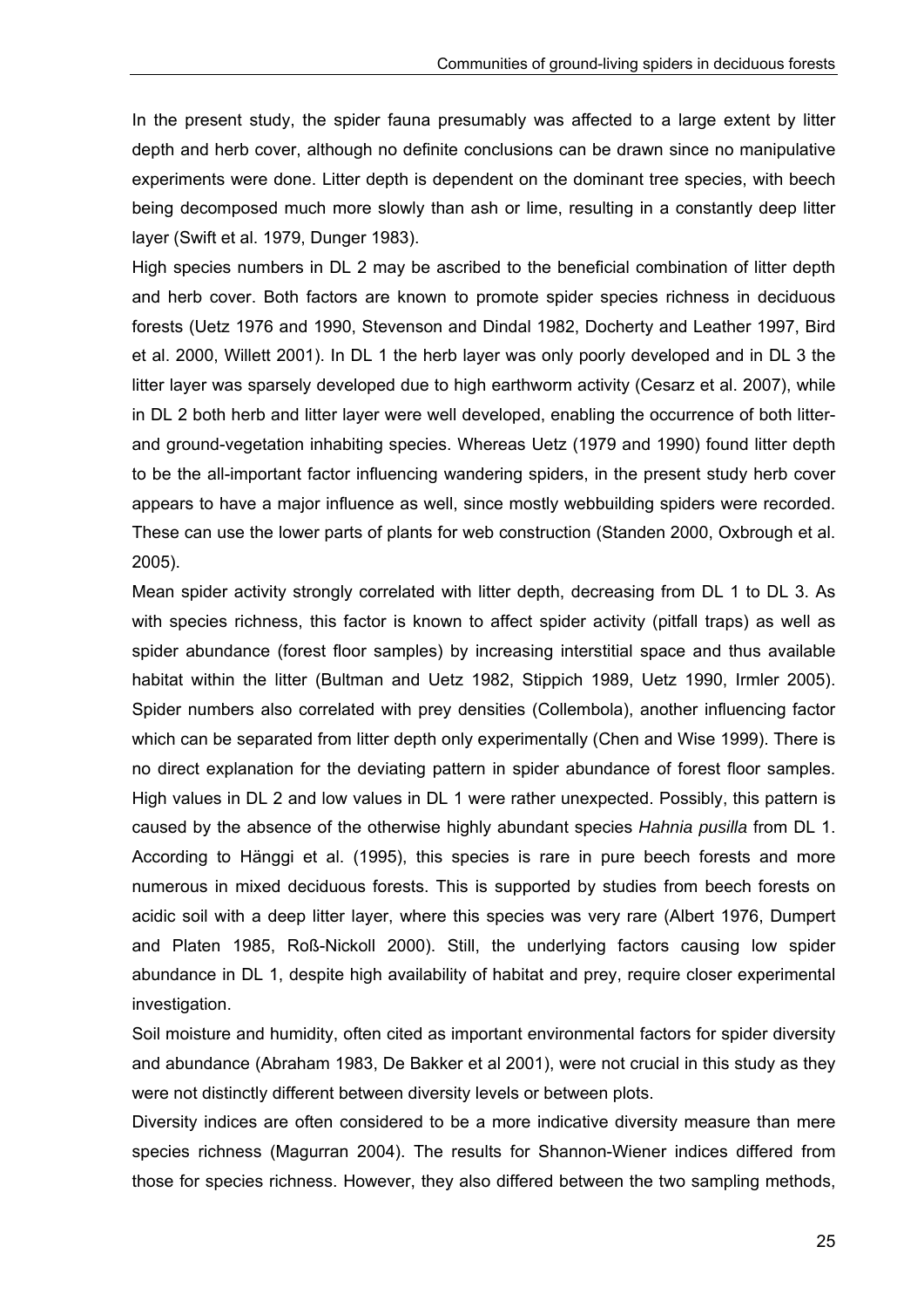In the present study, the spider fauna presumably was affected to a large extent by litter depth and herb cover, although no definite conclusions can be drawn since no manipulative experiments were done. Litter depth is dependent on the dominant tree species, with beech being decomposed much more slowly than ash or lime, resulting in a constantly deep litter layer (Swift et al. 1979, Dunger 1983).

High species numbers in DL 2 may be ascribed to the beneficial combination of litter depth and herb cover. Both factors are known to promote spider species richness in deciduous forests (Uetz 1976 and 1990, Stevenson and Dindal 1982, Docherty and Leather 1997, Bird et al. 2000, Willett 2001). In DL 1 the herb layer was only poorly developed and in DL 3 the litter layer was sparsely developed due to high earthworm activity (Cesarz et al. 2007), while in DL 2 both herb and litter layer were well developed, enabling the occurrence of both litter- and ground-vegetation inhabiting species. Whereas Uetz (1979 and 1990) found litter depth to be the all-important factor influencing wandering spiders, in the present study herb cover appears to have a major influence as well, since mostly webbuilding spiders were recorded. These can use the lower parts of plants for web construction (Standen 2000, Oxbrough et al. 2005).

Mean spider activity strongly correlated with litter depth, decreasing from DL 1 to DL 3. As with species richness, this factor is known to affect spider activity (pitfall traps) as well as spider abundance (forest floor samples) by increasing interstitial space and thus available habitat within the litter (Bultman and Uetz 1982, Stippich 1989, Uetz 1990, Irmler 2005). Spider numbers also correlated with prey densities (Collembola), another influencing factor which can be separated from litter depth only experimentally (Chen and Wise 1999). There is no direct explanation for the deviating pattern in spider abundance of forest floor samples. High values in DL 2 and low values in DL 1 were rather unexpected. Possibly, this pattern is caused by the absence of the otherwise highly abundant species *Hahnia pusilla* from DL 1. According to Hänggi et al. (1995), this species is rare in pure beech forests and more numerous in mixed deciduous forests. This is supported by studies from beech forests on acidic soil with a deep litter layer, where this species was very rare (Albert 1976, Dumpert and Platen 1985, Roß-Nickoll 2000). Still, the underlying factors causing low spider abundance in DL 1, despite high availability of habitat and prey, require closer experimental investigation.

Soil moisture and humidity, often cited as important environmental factors for spider diversity and abundance (Abraham 1983, De Bakker et al 2001), were not crucial in this study as they were not distinctly different between diversity levels or between plots.

Diversity indices are often considered to be a more indicative diversity measure than mere species richness (Magurran 2004). The results for Shannon-Wiener indices differed from those for species richness. However, they also differed between the two sampling methods,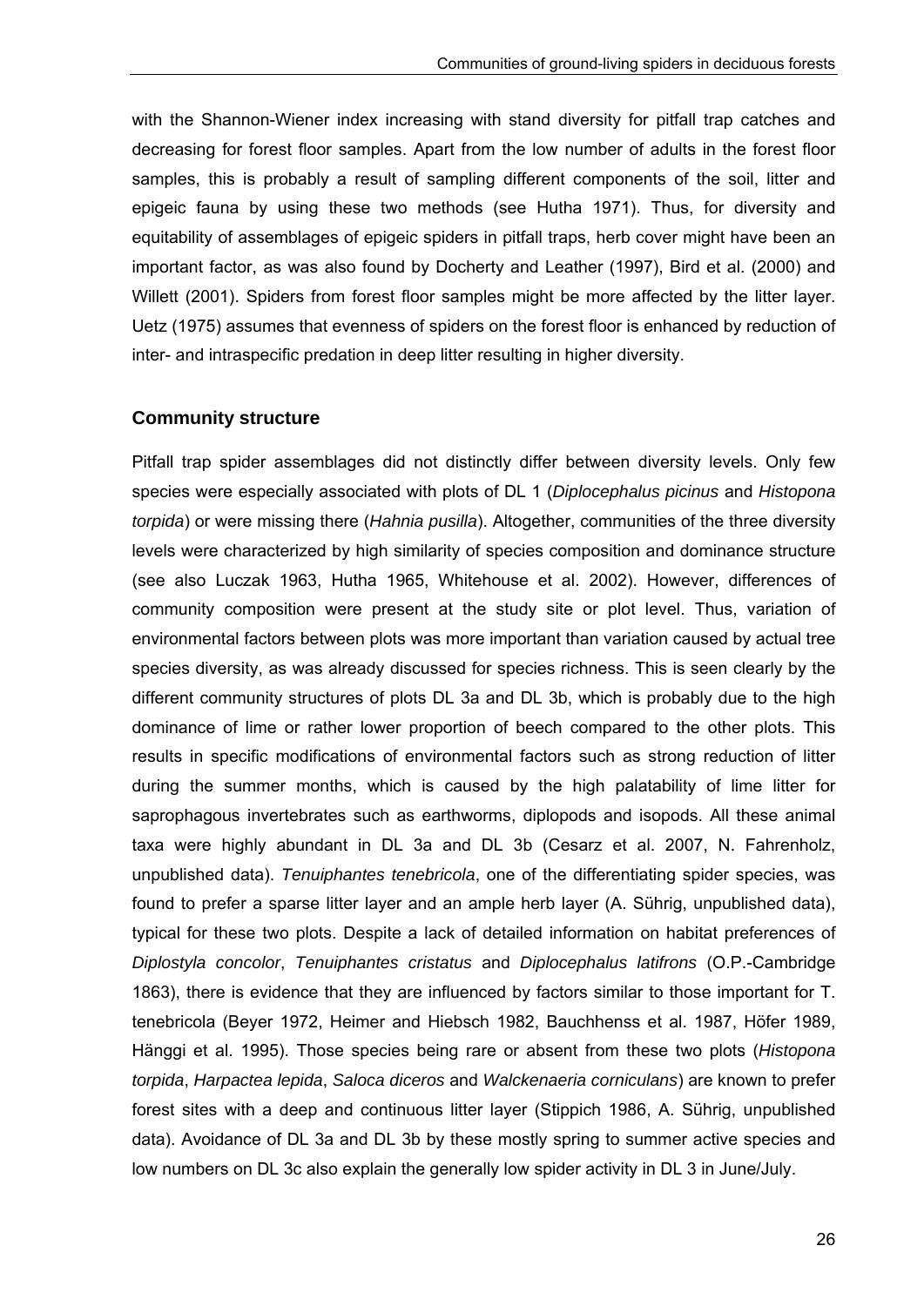with the Shannon-Wiener index increasing with stand diversity for pitfall trap catches and decreasing for forest floor samples. Apart from the low number of adults in the forest floor samples, this is probably a result of sampling different components of the soil, litter and epigeic fauna by using these two methods (see Hutha 1971). Thus, for diversity and equitability of assemblages of epigeic spiders in pitfall traps, herb cover might have been an important factor, as was also found by Docherty and Leather (1997), Bird et al. (2000) and Willett (2001). Spiders from forest floor samples might be more affected by the litter layer. Uetz (1975) assumes that evenness of spiders on the forest floor is enhanced by reduction of inter- and intraspecific predation in deep litter resulting in higher diversity.

## Community structure

Pitfall trap spider assemblages did not distinctly differ between diversity levels. Only few species were especially associated with plots of DL 1 (*Diplocephalus picinus* and *Histopona torpida*) or were missing there (*Hahnia pusilla*). Altogether, communities of the three diversity levels were characterized by high similarity of species composition and dominance structure (see also Luczak 1963, Hutha 1965, Whitehouse et al. 2002). However, differences of community composition were present at the study site or plot level. Thus, variation of environmental factors between plots was more important than variation caused by actual tree species diversity, as was already discussed for species richness. This is seen clearly by the different community structures of plots DL 3a and DL 3b, which is probably due to the high dominance of lime or rather lower proportion of beech compared to the other plots. This results in specific modifications of environmental factors such as strong reduction of litter during the summer months, which is caused by the high palatability of lime litter for saprophagous invertebrates such as earthworms, diplopods and isopods. All these animal taxa were highly abundant in DL 3a and DL 3b (Cesarz et al. 2007, N. Fahrenholz, unpublished data). *Tenuiphantes tenebricola*, one of the differentiating spider species, was found to prefer a sparse litter layer and an ample herb layer (A. Sührig, unpublished data), typical for these two plots. Despite a lack of detailed information on habitat preferences of *Diplostyla concolor*, *Tenuiphantes cristatus* and *Diplocephalus latifrons* (O.P.-Cambridge 1863), there is evidence that they are influenced by factors similar to those important for T. tenebricola (Beyer 1972, Heimer and Hiebsch 1982, Bauchhenss et al. 1987, Höfer 1989, Hänggi et al. 1995). Those species being rare or absent from these two plots (*Histopona torpida*, *Harpactea lepida*, *Saloca diceros* and *Walckenaeria corniculans*) are known to prefer forest sites with a deep and continuous litter layer (Stippich 1986, A. Sührig, unpublished data). Avoidance of DL 3a and DL 3b by these mostly spring to summer active species and low numbers on DL 3c also explain the generally low spider activity in DL 3 in June/July.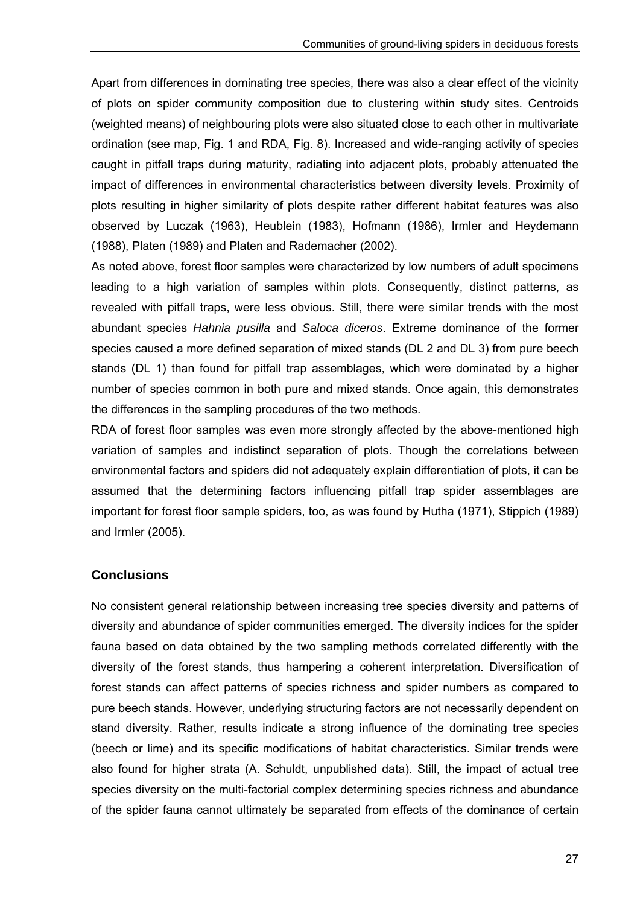Apart from differences in dominating tree species, there was also a clear effect of the vicinity of plots on spider community composition due to clustering within study sites. Centroids (weighted means) of neighbouring plots were also situated close to each other in multivariate ordination (see map, Fig. 1 and RDA, Fig. 8). Increased and wide-ranging activity of species caught in pitfall traps during maturity, radiating into adjacent plots, probably attenuated the impact of differences in environmental characteristics between diversity levels. Proximity of plots resulting in higher similarity of plots despite rather different habitat features was also observed by Luczak (1963), Heublein (1983), Hofmann (1986), Irmler and Heydemann (1988), Platen (1989) and Platen and Rademacher (2002).

As noted above, forest floor samples were characterized by low numbers of adult specimens leading to a high variation of samples within plots. Consequently, distinct patterns, as revealed with pitfall traps, were less obvious. Still, there were similar trends with the most abundant species *Hahnia pusilla* and *Saloca diceros*. Extreme dominance of the former species caused a more defined separation of mixed stands (DL 2 and DL 3) from pure beech stands (DL 1) than found for pitfall trap assemblages, which were dominated by a higher number of species common in both pure and mixed stands. Once again, this demonstrates the differences in the sampling procedures of the two methods.

RDA of forest floor samples was even more strongly affected by the above-mentioned high variation of samples and indistinct separation of plots. Though the correlations between environmental factors and spiders did not adequately explain differentiation of plots, it can be assumed that the determining factors influencing pitfall trap spider assemblages are important for forest floor sample spiders, too, as was found by Hutha (1971), Stippich (1989) and Irmler (2005).

## Conclusions

No consistent general relationship between increasing tree species diversity and patterns of diversity and abundance of spider communities emerged. The diversity indices for the spider fauna based on data obtained by the two sampling methods correlated differently with the diversity of the forest stands, thus hampering a coherent interpretation. Diversification of forest stands can affect patterns of species richness and spider numbers as compared to pure beech stands. However, underlying structuring factors are not necessarily dependent on stand diversity. Rather, results indicate a strong influence of the dominating tree species (beech or lime) and its specific modifications of habitat characteristics. Similar trends were also found for higher strata (A. Schuldt, unpublished data). Still, the impact of actual tree species diversity on the multi-factorial complex determining species richness and abundance of the spider fauna cannot ultimately be separated from effects of the dominance of certain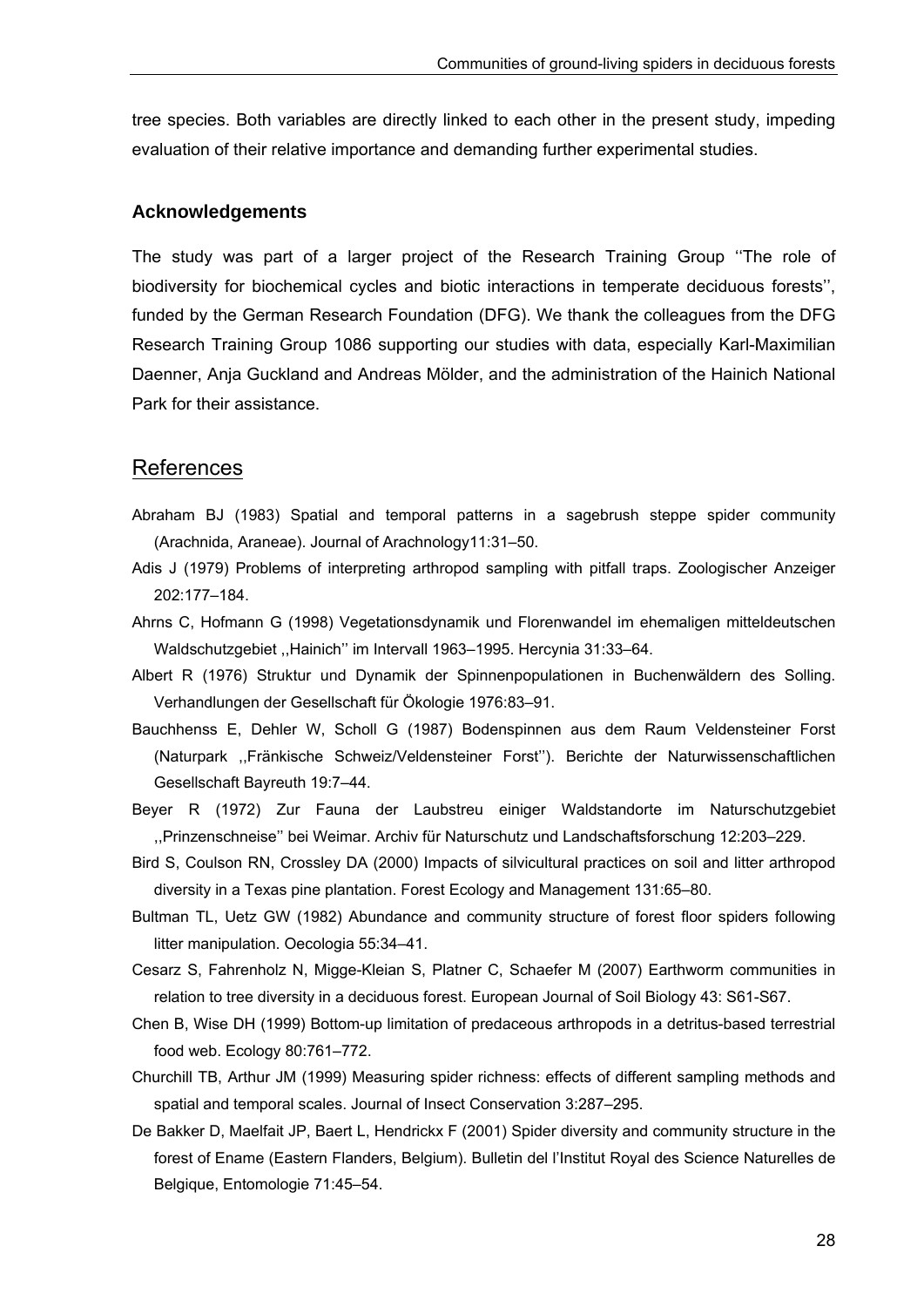tree species. Both variables are directly linked to each other in the present study, impeding evaluation of their relative importance and demanding further experimental studies.

### Acknowledgements

The study was part of a larger project of the Research Training Group ''The role of biodiversity for biochemical cycles and biotic interactions in temperate deciduous forests'', funded by the German Research Foundation (DFG). We thank the colleagues from the DFG Research Training Group 1086 supporting our studies with data, especially Karl-Maximilian Daenner, Anja Guckland and Andreas Mölder, and the administration of the Hainich National Park for their assistance.

## References

Abraham BJ (1983) Spatial and temporal patterns in a sagebrush steppe spider community (Arachnida, Araneae). Journal of Arachnology11:31–50.

Adis J (1979) Problems of interpreting arthropod sampling with pitfall traps. Zoologischer Anzeiger 202:177–184.

Ahrns C, Hofmann G (1998) Vegetationsdynamik und Florenwandel im ehemaligen mitteldeutschen Waldschutzgebiet ,,Hainich'' im Intervall 1963–1995. Hercynia 31:33–64.

Albert R (1976) Struktur und Dynamik der Spinnenpopulationen in Buchenwäldern des Solling. Verhandlungen der Gesellschaft für Ökologie 1976:83–91.

Bauchhenss E, Dehler W, Scholl G (1987) Bodenspinnen aus dem Raum Veldensteiner Forst (Naturpark ,,Fränkische Schweiz/Veldensteiner Forst''). Berichte der Naturwissenschaftlichen Gesellschaft Bayreuth 19:7–44.

Beyer R (1972) Zur Fauna der Laubstreu einiger Waldstandorte im Naturschutzgebiet ,,Prinzenschneise'' bei Weimar. Archiv für Naturschutz und Landschaftsforschung 12:203–229.

Bird S, Coulson RN, Crossley DA (2000) Impacts of silvicultural practices on soil and litter arthropod diversity in a Texas pine plantation. Forest Ecology and Management 131:65–80.

Bultman TL, Uetz GW (1982) Abundance and community structure of forest floor spiders following litter manipulation. Oecologia 55:34–41.

Cesarz S, Fahrenholz N, Migge-Kleian S, Platner C, Schaefer M (2007) Earthworm communities in relation to tree diversity in a deciduous forest. European Journal of Soil Biology 43: S61-S67.

Chen B, Wise DH (1999) Bottom-up limitation of predaceous arthropods in a detritus-based terrestrial food web. Ecology 80:761–772.

Churchill TB, Arthur JM (1999) Measuring spider richness: effects of different sampling methods and spatial and temporal scales. Journal of Insect Conservation 3:287–295.

De Bakker D, Maelfait JP, Baert L, Hendrickx F (2001) Spider diversity and community structure in the forest of Ename (Eastern Flanders, Belgium). Bulletin del l'Institut Royal des Science Naturelles de Belgique, Entomologie 71:45–54.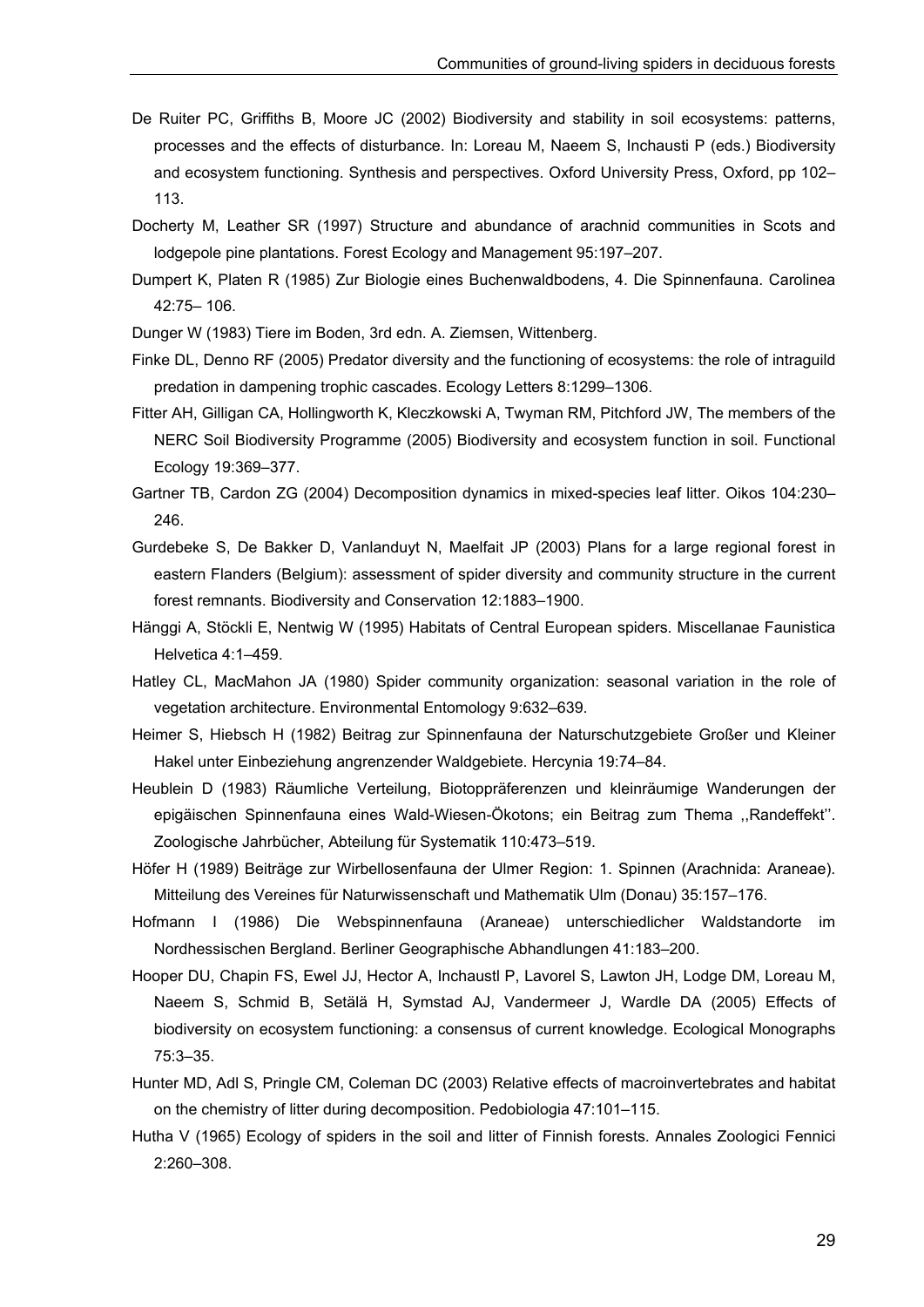De Ruiter PC, Griffiths B, Moore JC (2002) Biodiversity and stability in soil ecosystems: patterns, processes and the effects of disturbance. In: Loreau M, Naeem S, Inchausti P (eds.) Biodiversity and ecosystem functioning. Synthesis and perspectives. Oxford University Press, Oxford, pp 102–113.

Docherty M, Leather SR (1997) Structure and abundance of arachnid communities in Scots and lodgepole pine plantations. Forest Ecology and Management 95:197–207.

Dumpert K, Platen R (1985) Zur Biologie eines Buchenwaldbodens, 4. Die Spinnenfauna. Carolinea 42:75– 106.

Dunger W (1983) Tiere im Boden, 3rd edn. A. Ziemsen, Wittenberg.

Finke DL, Denno RF (2005) Predator diversity and the functioning of ecosystems: the role of intraguild predation in dampening trophic cascades. Ecology Letters 8:1299–1306.

Fitter AH, Gilligan CA, Hollingworth K, Kleczkowski A, Twyman RM, Pitchford JW, The members of the NERC Soil Biodiversity Programme (2005) Biodiversity and ecosystem function in soil. Functional Ecology 19:369–377.

Gartner TB, Cardon ZG (2004) Decomposition dynamics in mixed-species leaf litter. Oikos 104:230–246.

Gurdebeke S, De Bakker D, Vanlanduyt N, Maelfait JP (2003) Plans for a large regional forest in eastern Flanders (Belgium): assessment of spider diversity and community structure in the current forest remnants. Biodiversity and Conservation 12:1883–1900.

Hänggi A, Stöckli E, Nentwig W (1995) Habitats of Central European spiders. Miscellanae Faunistica Helvetica 4:1–459.

Hatley CL, MacMahon JA (1980) Spider community organization: seasonal variation in the role of vegetation architecture. Environmental Entomology 9:632–639.

Heimer S, Hiebsch H (1982) Beitrag zur Spinnenfauna der Naturschutzgebiete Großer und Kleiner Hakel unter Einbeziehung angrenzender Waldgebiete. Hercynia 19:74–84.

Heublein D (1983) Räumliche Verteilung, Biotoppräferenzen und kleinräumige Wanderungen der epigäischen Spinnenfauna eines Wald-Wiesen-Ökotons; ein Beitrag zum Thema ,,Randeffekt''. Zoologische Jahrbücher, Abteilung für Systematik 110:473–519.

Höfer H (1989) Beiträge zur Wirbellosenfauna der Ulmer Region: 1. Spinnen (Arachnida: Araneae). Mitteilung des Vereines für Naturwissenschaft und Mathematik Ulm (Donau) 35:157–176.

Hofmann I (1986) Die Webspinnenfauna (Araneae) unterschiedlicher Waldstandorte im Nordhessischen Bergland. Berliner Geographische Abhandlungen 41:183–200.

Hooper DU, Chapin FS, Ewel JJ, Hector A, Inchaustl P, Lavorel S, Lawton JH, Lodge DM, Loreau M, Naeem S, Schmid B, Setälä H, Symstad AJ, Vandermeer J, Wardle DA (2005) Effects of biodiversity on ecosystem functioning: a consensus of current knowledge. Ecological Monographs 75:3–35.

Hunter MD, Adl S, Pringle CM, Coleman DC (2003) Relative effects of macroinvertebrates and habitat on the chemistry of litter during decomposition. Pedobiologia 47:101–115.

Hutha V (1965) Ecology of spiders in the soil and litter of Finnish forests. Annales Zoologici Fennici 2:260–308.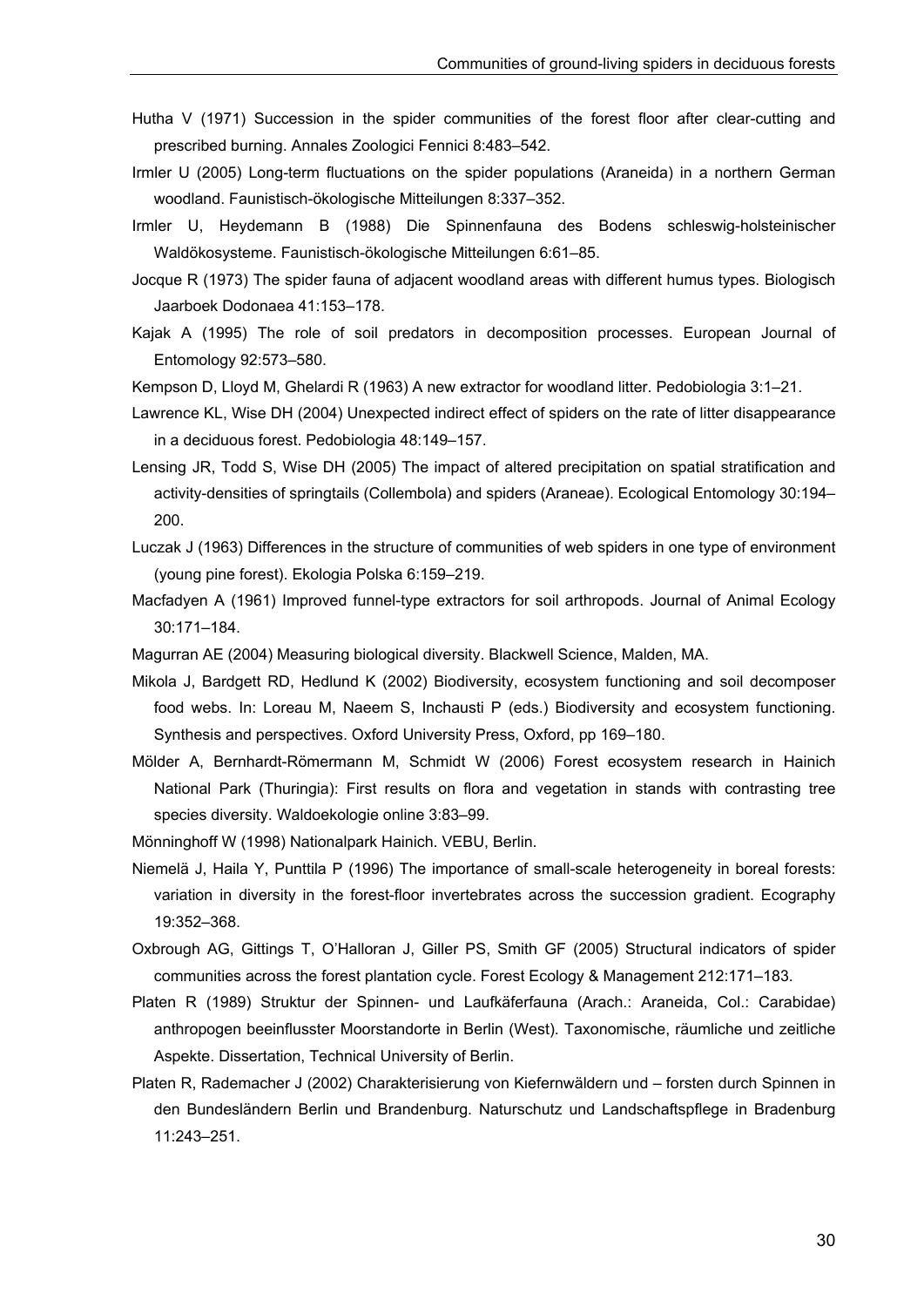Hutha V (1971) Succession in the spider communities of the forest floor after clear-cutting and prescribed burning. Annales Zoologici Fennici 8:483–542.

Irmler U (2005) Long-term fluctuations on the spider populations (Araneida) in a northern German woodland. Faunistisch-ökologische Mitteilungen 8:337–352.

Irmler U, Heydemann B (1988) Die Spinnenfauna des Bodens schleswig-holsteinischer Waldökosysteme. Faunistisch-ökologische Mitteilungen 6:61–85.

Jocque R (1973) The spider fauna of adjacent woodland areas with different humus types. Biologisch Jaarboek Dodonaea 41:153–178.

Kajak A (1995) The role of soil predators in decomposition processes. European Journal of Entomology 92:573–580.

Kempson D, Lloyd M, Ghelardi R (1963) A new extractor for woodland litter. Pedobiologia 3:1–21.

Lawrence KL, Wise DH (2004) Unexpected indirect effect of spiders on the rate of litter disappearance in a deciduous forest. Pedobiologia 48:149–157.

Lensing JR, Todd S, Wise DH (2005) The impact of altered precipitation on spatial stratification and activity-densities of springtails (Collembola) and spiders (Araneae). Ecological Entomology 30:194–200.

Luczak J (1963) Differences in the structure of communities of web spiders in one type of environment (young pine forest). Ekologia Polska 6:159–219.

Macfadyen A (1961) Improved funnel-type extractors for soil arthropods. Journal of Animal Ecology 30:171–184.

Magurran AE (2004) Measuring biological diversity. Blackwell Science, Malden, MA.

Mikola J, Bardgett RD, Hedlund K (2002) Biodiversity, ecosystem functioning and soil decomposer food webs. In: Loreau M, Naeem S, Inchausti P (eds.) Biodiversity and ecosystem functioning. Synthesis and perspectives. Oxford University Press, Oxford, pp 169–180.

Mölder A, Bernhardt-Römermann M, Schmidt W (2006) Forest ecosystem research in Hainich National Park (Thuringia): First results on flora and vegetation in stands with contrasting tree species diversity. Waldoekologie online 3:83–99.

Mönninghoff W (1998) Nationalpark Hainich. VEBU, Berlin.

Niemelä J, Haila Y, Punttila P (1996) The importance of small-scale heterogeneity in boreal forests: variation in diversity in the forest-floor invertebrates across the succession gradient. Ecography 19:352–368.

Oxbrough AG, Gittings T, O'Halloran J, Giller PS, Smith GF (2005) Structural indicators of spider communities across the forest plantation cycle. Forest Ecology & Management 212:171–183.

Platen R (1989) Struktur der Spinnen- und Laufkäferfauna (Arach.: Araneida, Col.: Carabidae) anthropogen beeinflusster Moorstandorte in Berlin (West). Taxonomische, räumliche und zeitliche Aspekte. Dissertation, Technical University of Berlin.

Platen R, Rademacher J (2002) Charakterisierung von Kiefernwäldern und – forsten durch Spinnen in den Bundesländern Berlin und Brandenburg. Naturschutz und Landschaftspflege in Bradenburg 11:243–251.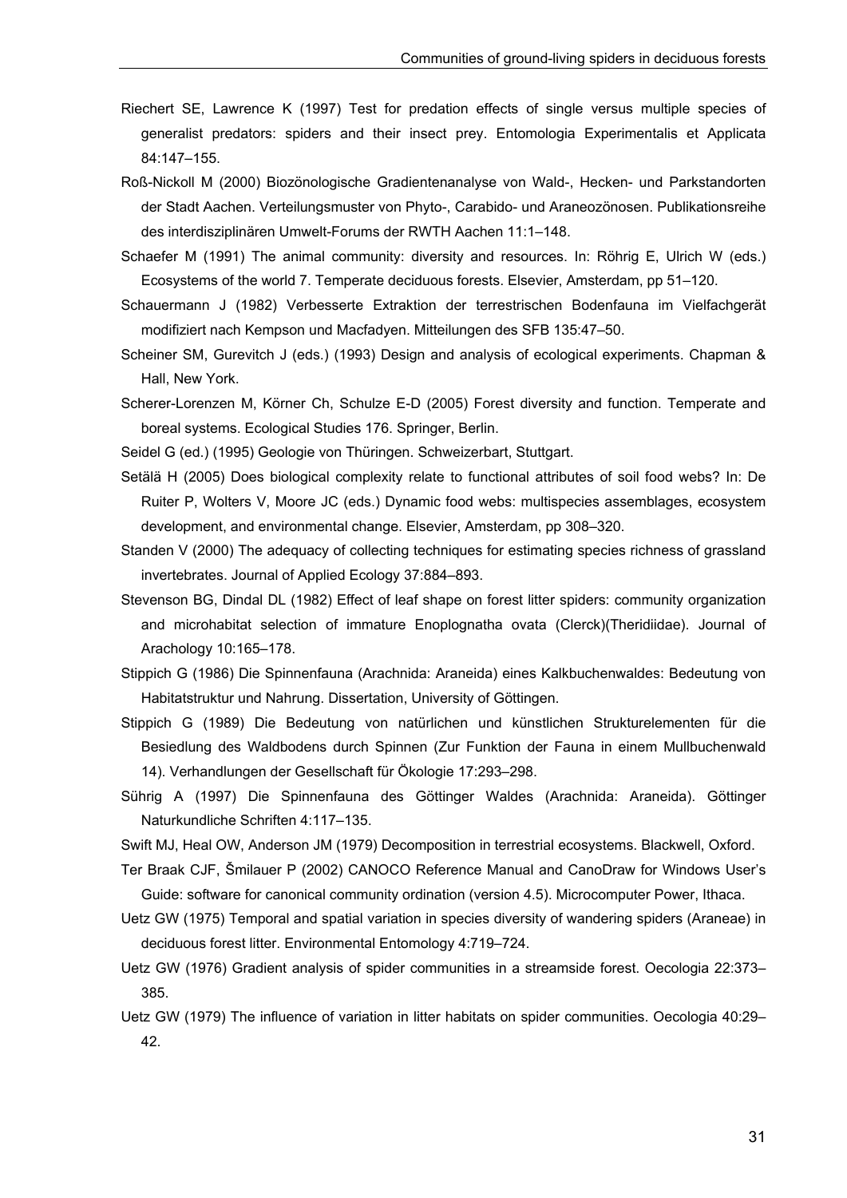Riechert SE, Lawrence K (1997) Test for predation effects of single versus multiple species of generalist predators: spiders and their insect prey. Entomologia Experimentalis et Applicata 84:147–155.

Roß-Nickoll M (2000) Biozönologische Gradientenanalyse von Wald-, Hecken- und Parkstandorten der Stadt Aachen. Verteilungsmuster von Phyto-, Carabido- und Araneozönosen. Publikationsreihe des interdisziplinären Umwelt-Forums der RWTH Aachen 11:1–148.

Schaefer M (1991) The animal community: diversity and resources. In: Röhrig E, Ulrich W (eds.) Ecosystems of the world 7. Temperate deciduous forests. Elsevier, Amsterdam, pp 51–120.

Schauermann J (1982) Verbesserte Extraktion der terrestrischen Bodenfauna im Vielfachgerät modifiziert nach Kempson und Macfadyen. Mitteilungen des SFB 135:47–50.

Scheiner SM, Gurevitch J (eds.) (1993) Design and analysis of ecological experiments. Chapman & Hall, New York.

Scherer-Lorenzen M, Körner Ch, Schulze E-D (2005) Forest diversity and function. Temperate and boreal systems. Ecological Studies 176. Springer, Berlin.

Seidel G (ed.) (1995) Geologie von Thüringen. Schweizerbart, Stuttgart.

Setälä H (2005) Does biological complexity relate to functional attributes of soil food webs? In: De Ruiter P, Wolters V, Moore JC (eds.) Dynamic food webs: multispecies assemblages, ecosystem development, and environmental change. Elsevier, Amsterdam, pp 308–320.

Standen V (2000) The adequacy of collecting techniques for estimating species richness of grassland invertebrates. Journal of Applied Ecology 37:884–893.

Stevenson BG, Dindal DL (1982) Effect of leaf shape on forest litter spiders: community organization and microhabitat selection of immature Enoplognatha ovata (Clerck)(Theridiidae). Journal of Arachology 10:165–178.

Stippich G (1986) Die Spinnenfauna (Arachnida: Araneida) eines Kalkbuchenwaldes: Bedeutung von Habitatstruktur und Nahrung. Dissertation, University of Göttingen.

Stippich G (1989) Die Bedeutung von natürlichen und künstlichen Strukturelementen für die Besiedlung des Waldbodens durch Spinnen (Zur Funktion der Fauna in einem Mullbuchenwald 14). Verhandlungen der Gesellschaft für Ökologie 17:293–298.

Sührig A (1997) Die Spinnenfauna des Göttinger Waldes (Arachnida: Araneida). Göttinger Naturkundliche Schriften 4:117–135.

Swift MJ, Heal OW, Anderson JM (1979) Decomposition in terrestrial ecosystems. Blackwell, Oxford.

Ter Braak CJF, Šmilauer P (2002) CANOCO Reference Manual and CanoDraw for Windows User's Guide: software for canonical community ordination (version 4.5). Microcomputer Power, Ithaca.

Uetz GW (1975) Temporal and spatial variation in species diversity of wandering spiders (Araneae) in deciduous forest litter. Environmental Entomology 4:719–724.

Uetz GW (1976) Gradient analysis of spider communities in a streamside forest. Oecologia 22:373–385.

Uetz GW (1979) The influence of variation in litter habitats on spider communities. Oecologia 40:29–42.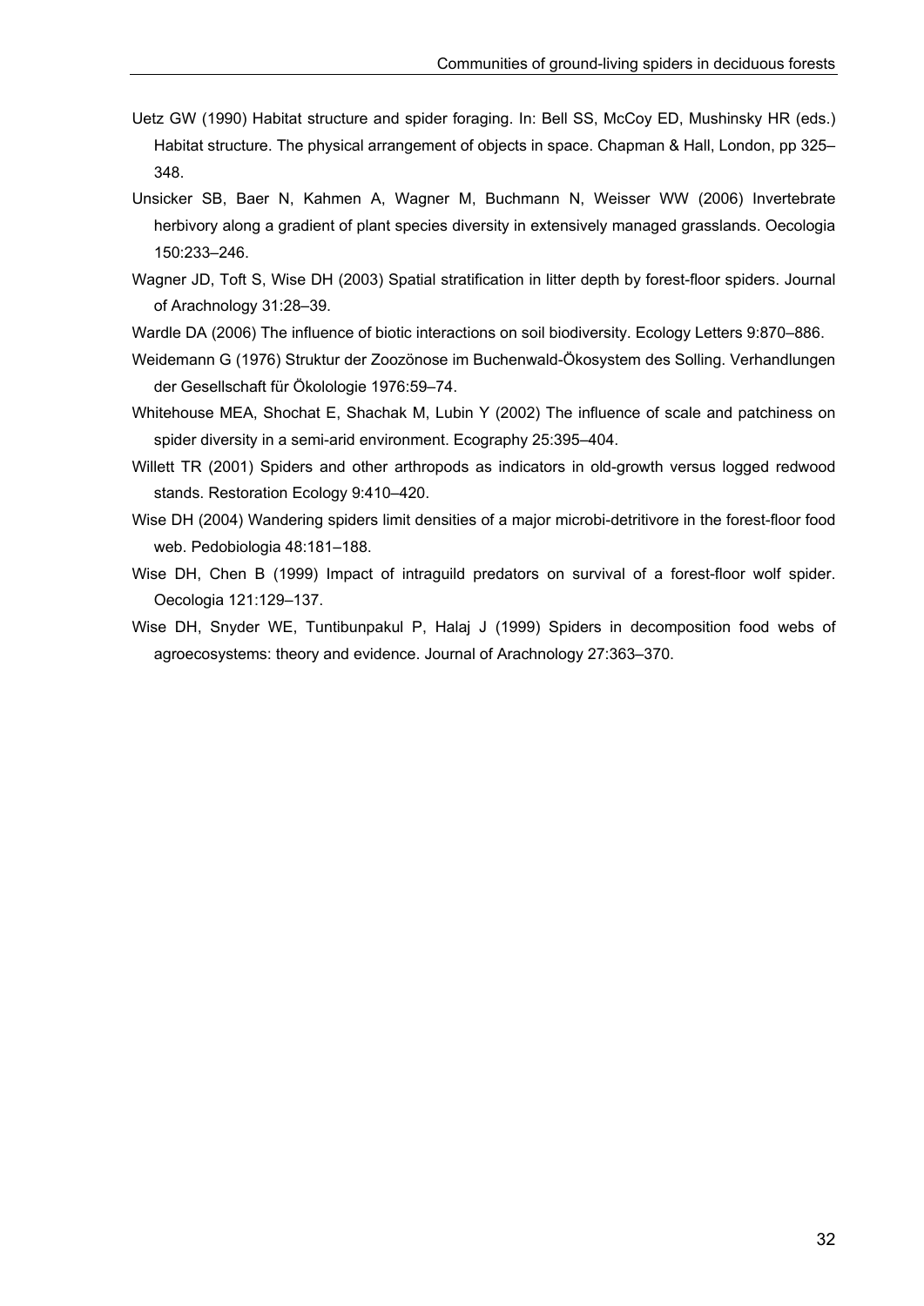Uetz GW (1990) Habitat structure and spider foraging. In: Bell SS, McCoy ED, Mushinsky HR (eds.) Habitat structure. The physical arrangement of objects in space. Chapman & Hall, London, pp 325–348.

Unsicker SB, Baer N, Kahmen A, Wagner M, Buchmann N, Weisser WW (2006) Invertebrate herbivory along a gradient of plant species diversity in extensively managed grasslands. Oecologia 150:233–246.

Wagner JD, Toft S, Wise DH (2003) Spatial stratification in litter depth by forest-floor spiders. Journal of Arachnology 31:28–39.

Wardle DA (2006) The influence of biotic interactions on soil biodiversity. Ecology Letters 9:870–886.

Weidemann G (1976) Struktur der Zoozönose im Buchenwald-Ökosystem des Solling. Verhandlungen der Gesellschaft für Ökolologie 1976:59–74.

Whitehouse MEA, Shochat E, Shachak M, Lubin Y (2002) The influence of scale and patchiness on spider diversity in a semi-arid environment. Ecography 25:395–404.

Willett TR (2001) Spiders and other arthropods as indicators in old-growth versus logged redwood stands. Restoration Ecology 9:410–420.

Wise DH (2004) Wandering spiders limit densities of a major microbi-detritivore in the forest-floor food web. Pedobiologia 48:181–188.

Wise DH, Chen B (1999) Impact of intraguild predators on survival of a forest-floor wolf spider. Oecologia 121:129–137.

Wise DH, Snyder WE, Tuntibunpakul P, Halaj J (1999) Spiders in decomposition food webs of agroecosystems: theory and evidence. Journal of Arachnology 27:363–370.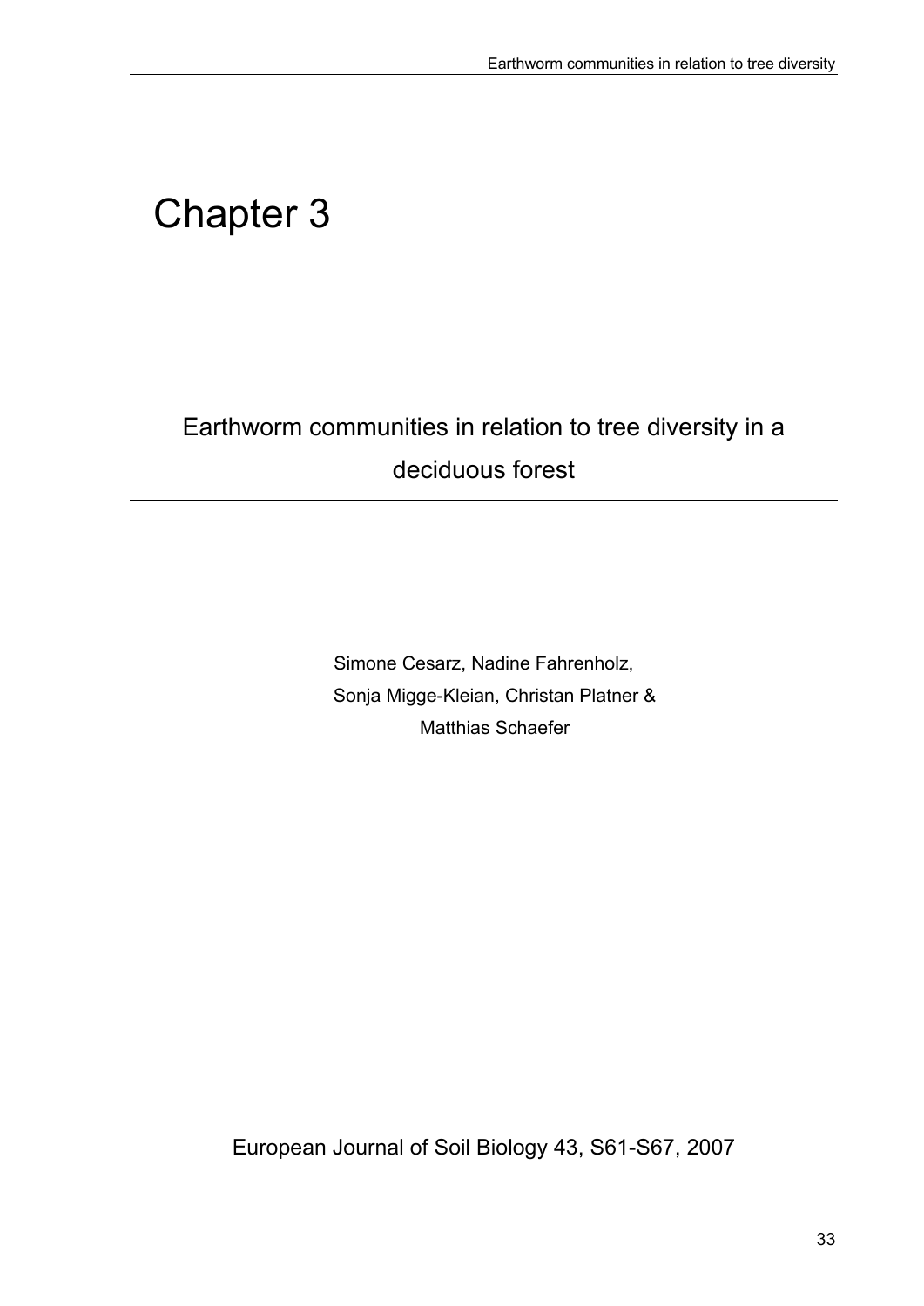# Chapter 3

## Earthworm communities in relation to tree diversity in a deciduous forest

Simone Cesarz, Nadine Fahrenholz,
Sonja Migge-Kleian, Christan Platner &
Matthias Schaefer

European Journal of Soil Biology 43, S61-S67, 2007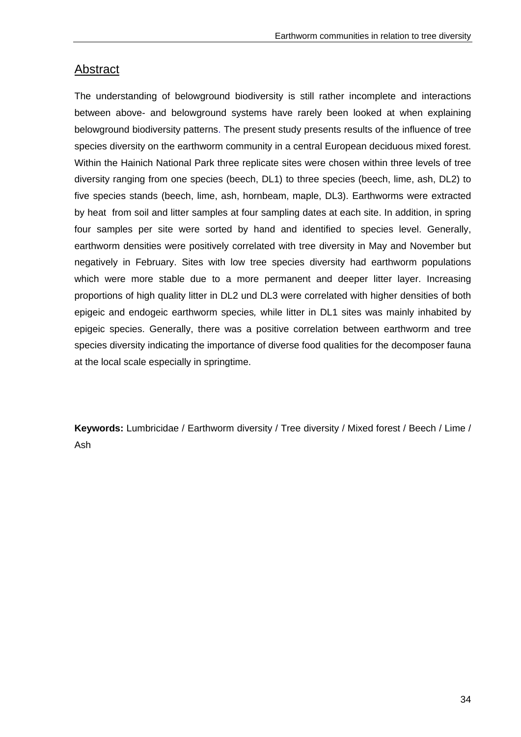## Abstract

The understanding of belowground biodiversity is still rather incomplete and interactions between above- and belowground systems have rarely been looked at when explaining belowground biodiversity patterns. The present study presents results of the influence of tree species diversity on the earthworm community in a central European deciduous mixed forest. Within the Hainich National Park three replicate sites were chosen within three levels of tree diversity ranging from one species (beech, DL1) to three species (beech, lime, ash, DL2) to five species stands (beech, lime, ash, hornbeam, maple, DL3). Earthworms were extracted by heat from soil and litter samples at four sampling dates at each site. In addition, in spring four samples per site were sorted by hand and identified to species level. Generally, earthworm densities were positively correlated with tree diversity in May and November but negatively in February. Sites with low tree species diversity had earthworm populations which were more stable due to a more permanent and deeper litter layer. Increasing proportions of high quality litter in DL2 und DL3 were correlated with higher densities of both epigeic and endogeic earthworm species, while litter in DL1 sites was mainly inhabited by epigeic species. Generally, there was a positive correlation between earthworm and tree species diversity indicating the importance of diverse food qualities for the decomposer fauna at the local scale especially in springtime.

**Keywords:** Lumbricidae / Earthworm diversity / Tree diversity / Mixed forest / Beech / Lime / Ash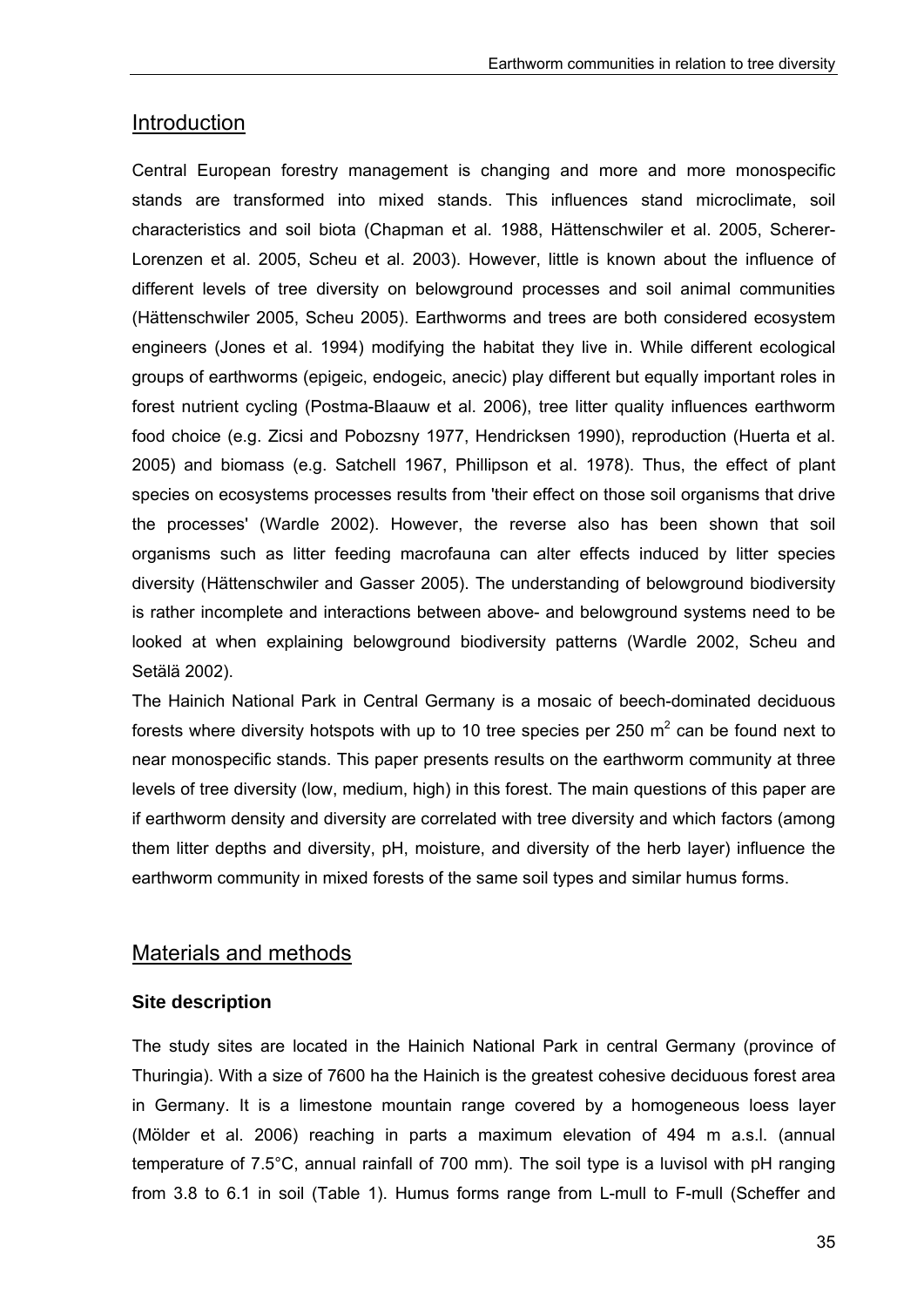## Introduction

Central European forestry management is changing and more and more monospecific stands are transformed into mixed stands. This influences stand microclimate, soil characteristics and soil biota (Chapman et al. 1988, Hättenschwiler et al. 2005, Scherer-Lorenzen et al. 2005, Scheu et al. 2003). However, little is known about the influence of different levels of tree diversity on belowground processes and soil animal communities (Hättenschwiler 2005, Scheu 2005). Earthworms and trees are both considered ecosystem engineers (Jones et al. 1994) modifying the habitat they live in. While different ecological groups of earthworms (epigeic, endogeic, anecic) play different but equally important roles in forest nutrient cycling (Postma-Blaauw et al. 2006), tree litter quality influences earthworm food choice (e.g. Zicsi and Pobozsny 1977, Hendricksen 1990), reproduction (Huerta et al. 2005) and biomass (e.g. Satchell 1967, Phillipson et al. 1978). Thus, the effect of plant species on ecosystems processes results from 'their effect on those soil organisms that drive the processes' (Wardle 2002). However, the reverse also has been shown that soil organisms such as litter feeding macrofauna can alter effects induced by litter species diversity (Hättenschwiler and Gasser 2005). The understanding of belowground biodiversity is rather incomplete and interactions between above- and belowground systems need to be looked at when explaining belowground biodiversity patterns (Wardle 2002, Scheu and Setälä 2002).

The Hainich National Park in Central Germany is a mosaic of beech-dominated deciduous forests where diversity hotspots with up to 10 tree species per 250 $m^2$ can be found next to near monospecific stands. This paper presents results on the earthworm community at three levels of tree diversity (low, medium, high) in this forest. The main questions of this paper are if earthworm density and diversity are correlated with tree diversity and which factors (among them litter depths and diversity, pH, moisture, and diversity of the herb layer) influence the earthworm community in mixed forests of the same soil types and similar humus forms.

## Materials and methods

### Site description

The study sites are located in the Hainich National Park in central Germany (province of Thuringia). With a size of 7600 ha the Hainich is the greatest cohesive deciduous forest area in Germany. It is a limestone mountain range covered by a homogeneous loess layer (Mölder et al. 2006) reaching in parts a maximum elevation of 494 m a.s.l. (annual temperature of 7.5°C, annual rainfall of 700 mm). The soil type is a luvisol with pH ranging from 3.8 to 6.1 in soil (Table 1). Humus forms range from L-mull to F-mull (Scheffer and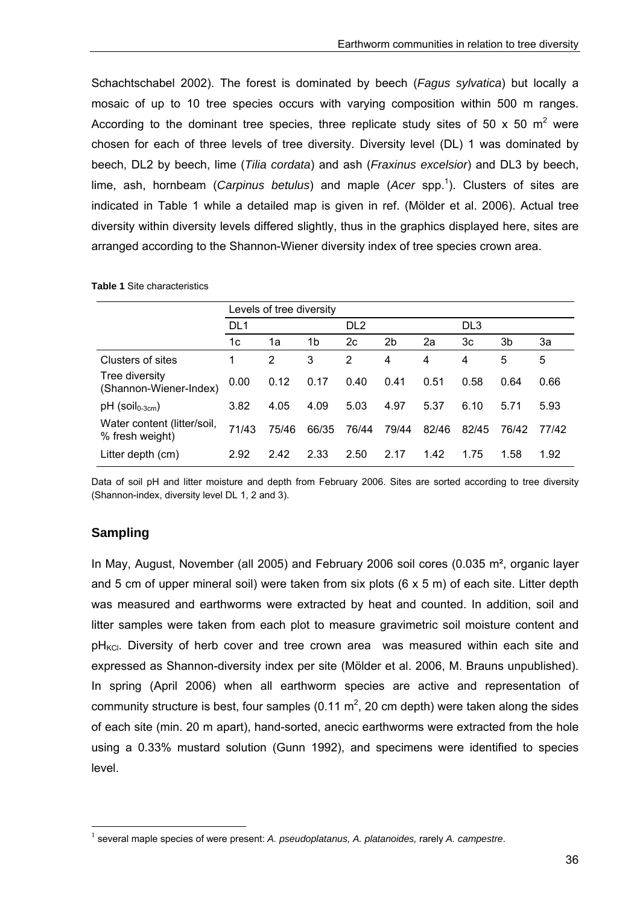Schachtschabel 2002). The forest is dominated by beech (*Fagus sylvatica*) but locally a mosaic of up to 10 tree species occurs with varying composition within 500 m ranges. According to the dominant tree species, three replicate study sites of 50 x 50 $m^2$ were chosen for each of three levels of tree diversity. Diversity level (DL) 1 was dominated by beech, DL2 by beech, lime (*Tilia cordata*) and ash (*Fraxinus excelsior*) and DL3 by beech, lime, ash, hornbeam (*Carpinus betulus*) and maple (*Acer* spp.[1]). Clusters of sites are indicated in Table 1 while a detailed map is given in ref. (Mölder et al. 2006). Actual tree diversity within diversity levels differed slightly, thus in the graphics displayed here, sites are arranged according to the Shannon-Wiener diversity index of tree species crown area.

**Table 1** Site characteristics

| | Levels of tree diversity | | | | | | | | |
|---|---|---|---|---|---|---|---|---|---|
| | DL1 | | | DL2 | | | DL3 | | |
| | 1c | 1a | 1b | 2c | 2b | 2a | 3c | 3b | 3a |
| Clusters of sites | 1 | 2 | 3 | 2 | 4 | 4 | 4 | 5 | 5 |
| Tree diversity (Shannon-Wiener-Index) | 0.00 | 0.12 | 0.17 | 0.40 | 0.41 | 0.51 | 0.58 | 0.64 | 0.66 |
| pH ($soil_{0\text{-}3cm}$) | 3.82 | 4.05 | 4.09 | 5.03 | 4.97 | 5.37 | 6.10 | 5.71 | 5.93 |
| Water content (litter/soil, % fresh weight) | 71/43 | 75/46 | 66/35 | 76/44 | 79/44 | 82/46 | 82/45 | 76/42 | 77/42 |
| Litter depth (cm) | 2.92 | 2.42 | 2.33 | 2.50 | 2.17 | 1.42 | 1.75 | 1.58 | 1.92 |

Data of soil pH and litter moisture and depth from February 2006. Sites are sorted according to tree diversity (Shannon-index, diversity level DL 1, 2 and 3).

## Sampling

In May, August, November (all 2005) and February 2006 soil cores (0.035 m², organic layer and 5 cm of upper mineral soil) were taken from six plots (6 x 5 m) of each site. Litter depth was measured and earthworms were extracted by heat and counted. In addition, soil and litter samples were taken from each plot to measure gravimetric soil moisture content and $pH_{KCl}$. Diversity of herb cover and tree crown area was measured within each site and expressed as Shannon-diversity index per site (Mölder et al. 2006, M. Brauns unpublished). In spring (April 2006) when all earthworm species are active and representation of community structure is best, four samples (0.11 $m^2$, 20 cm depth) were taken along the sides of each site (min. 20 m apart), hand-sorted, anecic earthworms were extracted from the hole using a 0.33% mustard solution (Gunn 1992), and specimens were identified to species level.

[1] several maple species of were present: *A. pseudoplatanus, A. platanoides,* rarely *A. campestre*.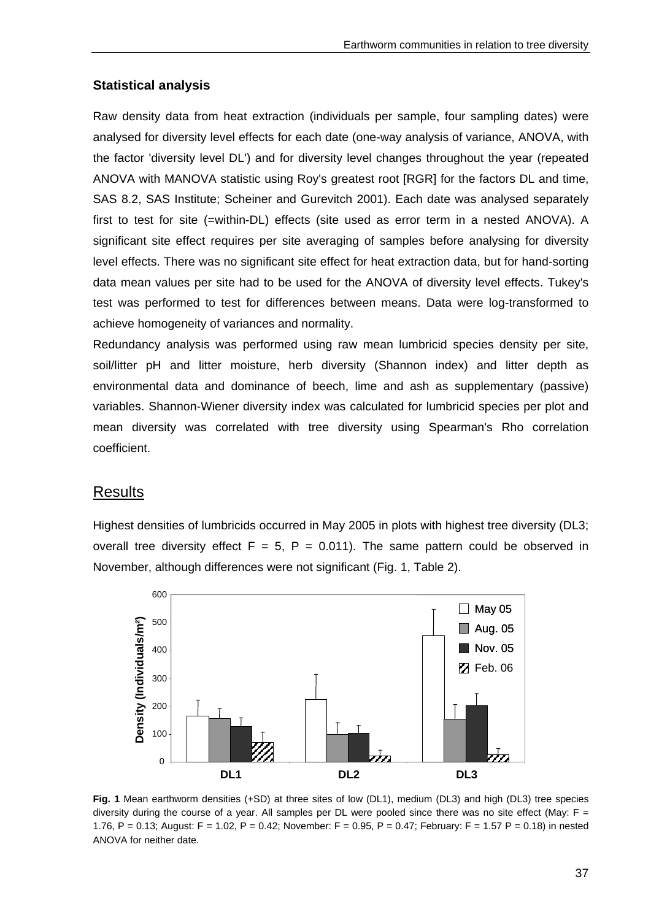### Statistical analysis

Raw density data from heat extraction (individuals per sample, four sampling dates) were analysed for diversity level effects for each date (one-way analysis of variance, ANOVA, with the factor 'diversity level DL') and for diversity level changes throughout the year (repeated ANOVA with MANOVA statistic using Roy's greatest root [RGR] for the factors DL and time, SAS 8.2, SAS Institute; Scheiner and Gurevitch 2001). Each date was analysed separately first to test for site (=within-DL) effects (site used as error term in a nested ANOVA). A significant site effect requires per site averaging of samples before analysing for diversity level effects. There was no significant site effect for heat extraction data, but for hand-sorting data mean values per site had to be used for the ANOVA of diversity level effects. Tukey's test was performed to test for differences between means. Data were log-transformed to achieve homogeneity of variances and normality.

Redundancy analysis was performed using raw mean lumbricid species density per site, soil/litter pH and litter moisture, herb diversity (Shannon index) and litter depth as environmental data and dominance of beech, lime and ash as supplementary (passive) variables. Shannon-Wiener diversity index was calculated for lumbricid species per plot and mean diversity was correlated with tree diversity using Spearman's Rho correlation coefficient.

## Results

Highest densities of lumbricids occurred in May 2005 in plots with highest tree diversity (DL3; overall tree diversity effect $F = 5$, $P = 0.011$). The same pattern could be observed in November, although differences were not significant (Fig. 1, Table 2).

**Fig. 1** Mean earthworm densities (+SD) at three sites of low (DL1), medium (DL3) and high (DL3) tree species diversity during the course of a year. All samples per DL were pooled since there was no site effect (May: $F = 1.76$, $P = 0.13$; August: $F = 1.02$, $P = 0.42$; November: $F = 0.95$, $P = 0.47$; February: $F = 1.57$ $P = 0.18$) in nested ANOVA for neither date.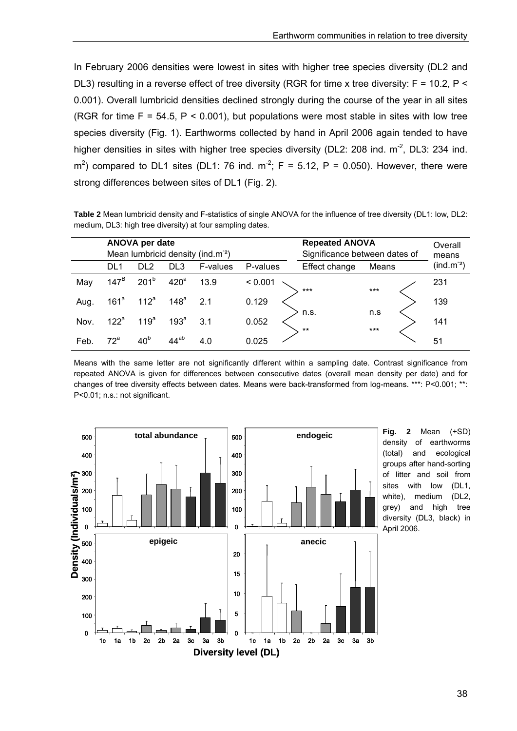In February 2006 densities were lowest in sites with higher tree species diversity (DL2 and DL3) resulting in a reverse effect of tree diversity (RGR for time x tree diversity: $F = 10.2$, $P < 0.001$). Overall lumbricid densities declined strongly during the course of the year in all sites (RGR for time $F = 54.5$, $P < 0.001$), but populations were most stable in sites with low tree species diversity (Fig. 1). Earthworms collected by hand in April 2006 again tended to have higher densities in sites with higher tree species diversity (DL2: 208 ind. $m^{-2}$, DL3: 234 ind. $m^{2}$) compared to DL1 sites (DL1: 76 ind. $m^{-2}$; $F = 5.12$, $P = 0.050$). However, there were strong differences between sites of DL1 (Fig. 2).

**Table 2** Mean lumbricid density and F-statistics of single ANOVA for the influence of tree diversity (DL1: low, DL2: medium, DL3: high tree diversity) at four sampling dates.

| | **ANOVA per date** Mean lumbricid density (ind.$m^{-2}$) | | | | | **Repeated ANOVA** Significance between dates of | | Overall means (ind.$m^{-2}$) |
|---|---|---|---|---|---|---|---|---|
| | DL1 | DL2 | DL3 | F-values | P-values | Effect change | Means | |
| May | $147^{B}$ | $201^{b}$ | $420^{a}$ | 13.9 | < 0.001 | | | 231 |
| | | | | | | *** | *** | |
| Aug. | $161^{a}$ | $112^{a}$ | $148^{a}$ | 2.1 | 0.129 | | | 139 |
| | | | | | | n.s. | n.s | |
| Nov. | $122^{a}$ | $119^{a}$ | $193^{a}$ | 3.1 | 0.052 | | | 141 |
| | | | | | | ** | *** | |
| Feb. | $72^{a}$ | $40^{b}$ | $44^{ab}$ | 4.0 | 0.025 | | | 51 |

Means with the same letter are not significantly different within a sampling date. Contrast significance from repeated ANOVA is given for differences between consecutive dates (overall mean density per date) and for changes of tree diversity effects between dates. Means were back-transformed from log-means. ***: P<0.001; **: P<0.01; n.s.: not significant.

**Fig. 2** Mean (+SD) density of earthworms (total) and ecological groups after hand-sorting of litter and soil from sites with low (DL1, white), medium (DL2, grey) and high tree diversity (DL3, black) in April 2006.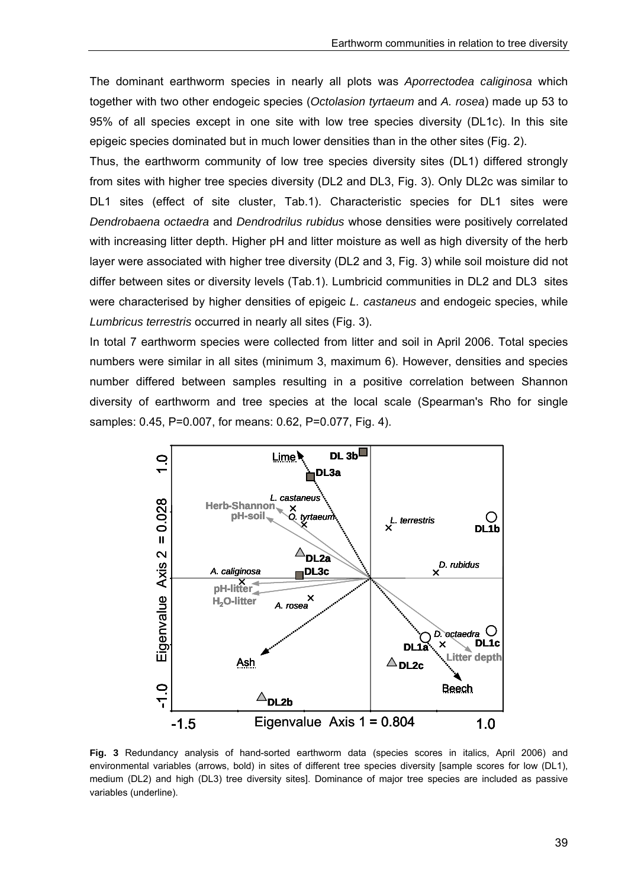The dominant earthworm species in nearly all plots was *Aporrectodea caliginosa* which together with two other endogeic species (*Octolasion tyrtaeum* and *A. rosea*) made up 53 to 95% of all species except in one site with low tree species diversity (DL1c). In this site epigeic species dominated but in much lower densities than in the other sites (Fig. 2).

Thus, the earthworm community of low tree species diversity sites (DL1) differed strongly from sites with higher tree species diversity (DL2 and DL3, Fig. 3). Only DL2c was similar to DL1 sites (effect of site cluster, Tab.1). Characteristic species for DL1 sites were *Dendrobaena octaedra* and *Dendrodrilus rubidus* whose densities were positively correlated with increasing litter depth. Higher pH and litter moisture as well as high diversity of the herb layer were associated with higher tree diversity (DL2 and 3, Fig. 3) while soil moisture did not differ between sites or diversity levels (Tab.1). Lumbricid communities in DL2 and DL3 sites were characterised by higher densities of epigeic *L. castaneus* and endogeic species, while *Lumbricus terrestris* occurred in nearly all sites (Fig. 3).

In total 7 earthworm species were collected from litter and soil in April 2006. Total species numbers were similar in all sites (minimum 3, maximum 6). However, densities and species number differed between samples resulting in a positive correlation between Shannon diversity of earthworm and tree species at the local scale (Spearman's Rho for single samples: 0.45, P=0.007, for means: 0.62, P=0.077, Fig. 4).

**Fig. 3** Redundancy analysis of hand-sorted earthworm data (species scores in italics, April 2006) and environmental variables (arrows, bold) in sites of different tree species diversity [sample scores for low (DL1), medium (DL2) and high (DL3) tree diversity sites]. Dominance of major tree species are included as passive variables (underline).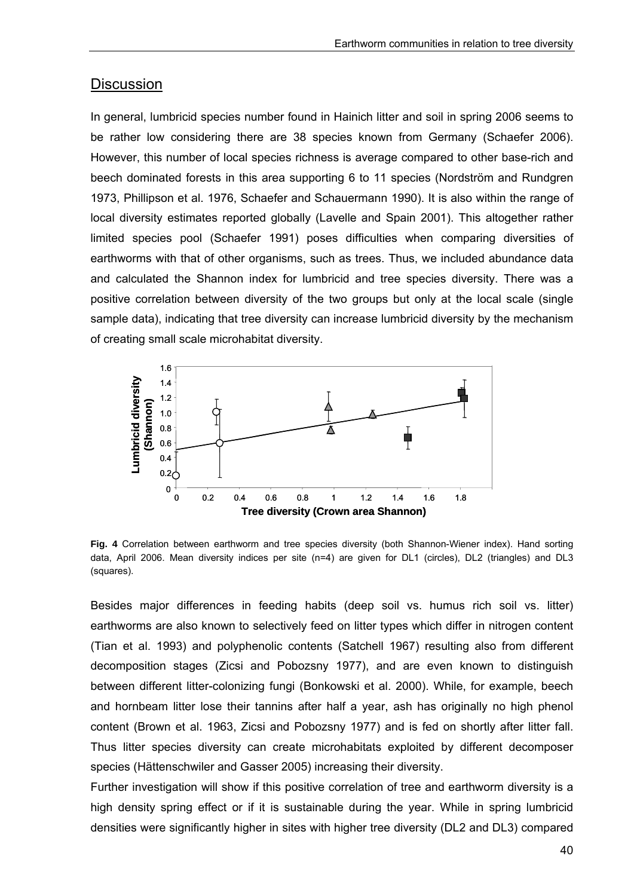## Discussion

In general, lumbricid species number found in Hainich litter and soil in spring 2006 seems to be rather low considering there are 38 species known from Germany (Schaefer 2006). However, this number of local species richness is average compared to other base-rich and beech dominated forests in this area supporting 6 to 11 species (Nordström and Rundgren 1973, Phillipson et al. 1976, Schaefer and Schauermann 1990). It is also within the range of local diversity estimates reported globally (Lavelle and Spain 2001). This altogether rather limited species pool (Schaefer 1991) poses difficulties when comparing diversities of earthworms with that of other organisms, such as trees. Thus, we included abundance data and calculated the Shannon index for lumbricid and tree species diversity. There was a positive correlation between diversity of the two groups but only at the local scale (single sample data), indicating that tree diversity can increase lumbricid diversity by the mechanism of creating small scale microhabitat diversity.

**Fig. 4** Correlation between earthworm and tree species diversity (both Shannon-Wiener index). Hand sorting data, April 2006. Mean diversity indices per site (n=4) are given for DL1 (circles), DL2 (triangles) and DL3 (squares).

Besides major differences in feeding habits (deep soil vs. humus rich soil vs. litter) earthworms are also known to selectively feed on litter types which differ in nitrogen content (Tian et al. 1993) and polyphenolic contents (Satchell 1967) resulting also from different decomposition stages (Zicsi and Pobozsny 1977), and are even known to distinguish between different litter-colonizing fungi (Bonkowski et al. 2000). While, for example, beech and hornbeam litter lose their tannins after half a year, ash has originally no high phenol content (Brown et al. 1963, Zicsi and Pobozsny 1977) and is fed on shortly after litter fall. Thus litter species diversity can create microhabitats exploited by different decomposer species (Hättenschwiler and Gasser 2005) increasing their diversity.

Further investigation will show if this positive correlation of tree and earthworm diversity is a high density spring effect or if it is sustainable during the year. While in spring lumbricid densities were significantly higher in sites with higher tree diversity (DL2 and DL3) compared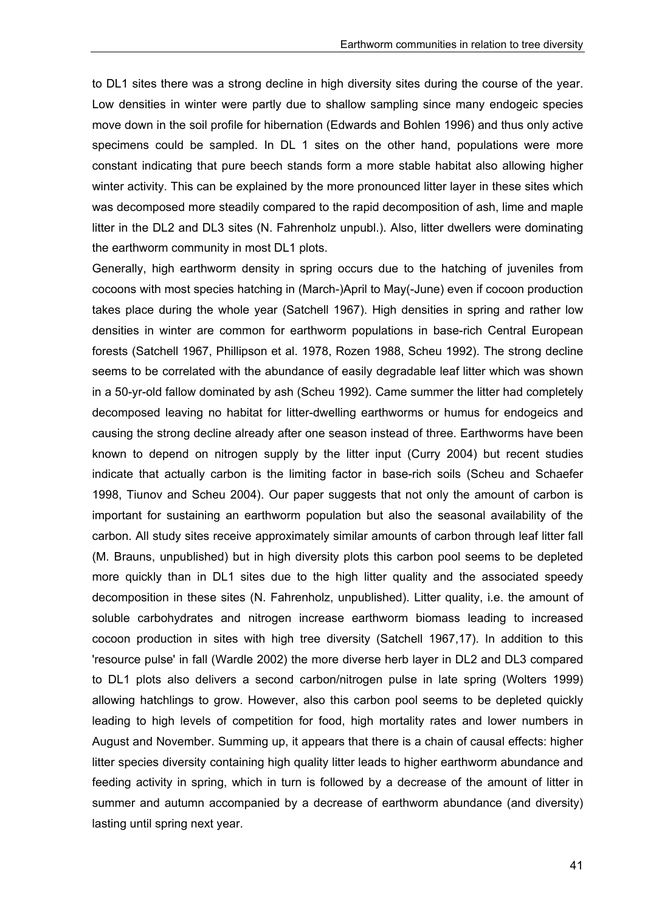to DL1 sites there was a strong decline in high diversity sites during the course of the year. Low densities in winter were partly due to shallow sampling since many endogeic species move down in the soil profile for hibernation (Edwards and Bohlen 1996) and thus only active specimens could be sampled. In DL 1 sites on the other hand, populations were more constant indicating that pure beech stands form a more stable habitat also allowing higher winter activity. This can be explained by the more pronounced litter layer in these sites which was decomposed more steadily compared to the rapid decomposition of ash, lime and maple litter in the DL2 and DL3 sites (N. Fahrenholz unpubl.). Also, litter dwellers were dominating the earthworm community in most DL1 plots.

Generally, high earthworm density in spring occurs due to the hatching of juveniles from cocoons with most species hatching in (March-)April to May(-June) even if cocoon production takes place during the whole year (Satchell 1967). High densities in spring and rather low densities in winter are common for earthworm populations in base-rich Central European forests (Satchell 1967, Phillipson et al. 1978, Rozen 1988, Scheu 1992). The strong decline seems to be correlated with the abundance of easily degradable leaf litter which was shown in a 50-yr-old fallow dominated by ash (Scheu 1992). Came summer the litter had completely decomposed leaving no habitat for litter-dwelling earthworms or humus for endogeics and causing the strong decline already after one season instead of three. Earthworms have been known to depend on nitrogen supply by the litter input (Curry 2004) but recent studies indicate that actually carbon is the limiting factor in base-rich soils (Scheu and Schaefer 1998, Tiunov and Scheu 2004). Our paper suggests that not only the amount of carbon is important for sustaining an earthworm population but also the seasonal availability of the carbon. All study sites receive approximately similar amounts of carbon through leaf litter fall (M. Brauns, unpublished) but in high diversity plots this carbon pool seems to be depleted more quickly than in DL1 sites due to the high litter quality and the associated speedy decomposition in these sites (N. Fahrenholz, unpublished). Litter quality, i.e. the amount of soluble carbohydrates and nitrogen increase earthworm biomass leading to increased cocoon production in sites with high tree diversity (Satchell 1967,17). In addition to this 'resource pulse' in fall (Wardle 2002) the more diverse herb layer in DL2 and DL3 compared to DL1 plots also delivers a second carbon/nitrogen pulse in late spring (Wolters 1999) allowing hatchlings to grow. However, also this carbon pool seems to be depleted quickly leading to high levels of competition for food, high mortality rates and lower numbers in August and November. Summing up, it appears that there is a chain of causal effects: higher litter species diversity containing high quality litter leads to higher earthworm abundance and feeding activity in spring, which in turn is followed by a decrease of the amount of litter in summer and autumn accompanied by a decrease of earthworm abundance (and diversity) lasting until spring next year.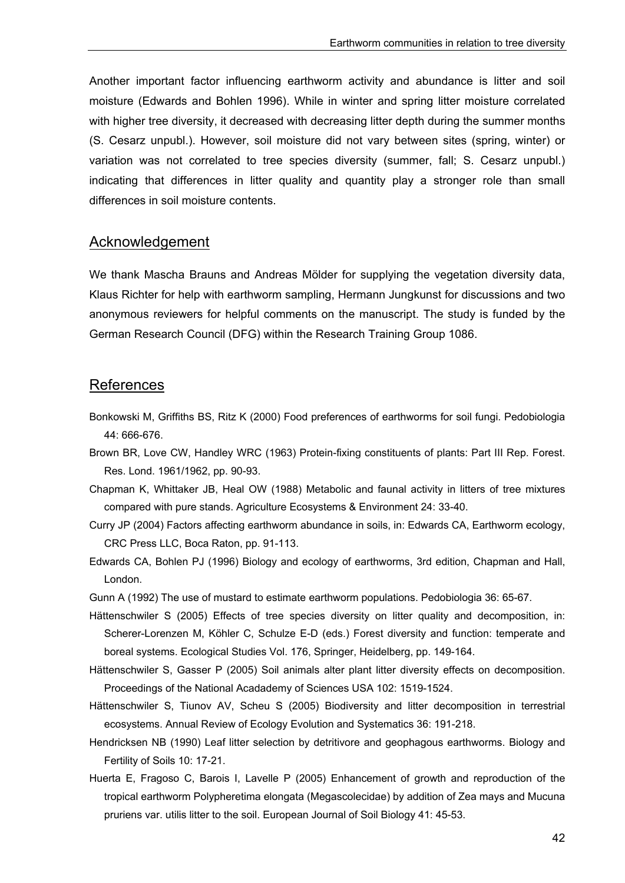Another important factor influencing earthworm activity and abundance is litter and soil moisture (Edwards and Bohlen 1996). While in winter and spring litter moisture correlated with higher tree diversity, it decreased with decreasing litter depth during the summer months (S. Cesarz unpubl.). However, soil moisture did not vary between sites (spring, winter) or variation was not correlated to tree species diversity (summer, fall; S. Cesarz unpubl.) indicating that differences in litter quality and quantity play a stronger role than small differences in soil moisture contents.

## Acknowledgement

We thank Mascha Brauns and Andreas Mölder for supplying the vegetation diversity data, Klaus Richter for help with earthworm sampling, Hermann Jungkunst for discussions and two anonymous reviewers for helpful comments on the manuscript. The study is funded by the German Research Council (DFG) within the Research Training Group 1086.

## References

Bonkowski M, Griffiths BS, Ritz K (2000) Food preferences of earthworms for soil fungi. Pedobiologia 44: 666-676.

Brown BR, Love CW, Handley WRC (1963) Protein-fixing constituents of plants: Part III Rep. Forest. Res. Lond. 1961/1962, pp. 90-93.

Chapman K, Whittaker JB, Heal OW (1988) Metabolic and faunal activity in litters of tree mixtures compared with pure stands. Agriculture Ecosystems & Environment 24: 33-40.

Curry JP (2004) Factors affecting earthworm abundance in soils, in: Edwards CA, Earthworm ecology, CRC Press LLC, Boca Raton, pp. 91-113.

Edwards CA, Bohlen PJ (1996) Biology and ecology of earthworms, 3rd edition, Chapman and Hall, London.

Gunn A (1992) The use of mustard to estimate earthworm populations. Pedobiologia 36: 65-67.

Hättenschwiler S (2005) Effects of tree species diversity on litter quality and decomposition, in: Scherer-Lorenzen M, Köhler C, Schulze E-D (eds.) Forest diversity and function: temperate and boreal systems. Ecological Studies Vol. 176, Springer, Heidelberg, pp. 149-164.

Hättenschwiler S, Gasser P (2005) Soil animals alter plant litter diversity effects on decomposition. Proceedings of the National Acadademy of Sciences USA 102: 1519-1524.

Hättenschwiler S, Tiunov AV, Scheu S (2005) Biodiversity and litter decomposition in terrestrial ecosystems. Annual Review of Ecology Evolution and Systematics 36: 191-218.

Hendricksen NB (1990) Leaf litter selection by detritivore and geophagous earthworms. Biology and Fertility of Soils 10: 17-21.

Huerta E, Fragoso C, Barois I, Lavelle P (2005) Enhancement of growth and reproduction of the tropical earthworm Polypheretima elongata (Megascolecidae) by addition of Zea mays and Mucuna pruriens var. utilis litter to the soil. European Journal of Soil Biology 41: 45-53.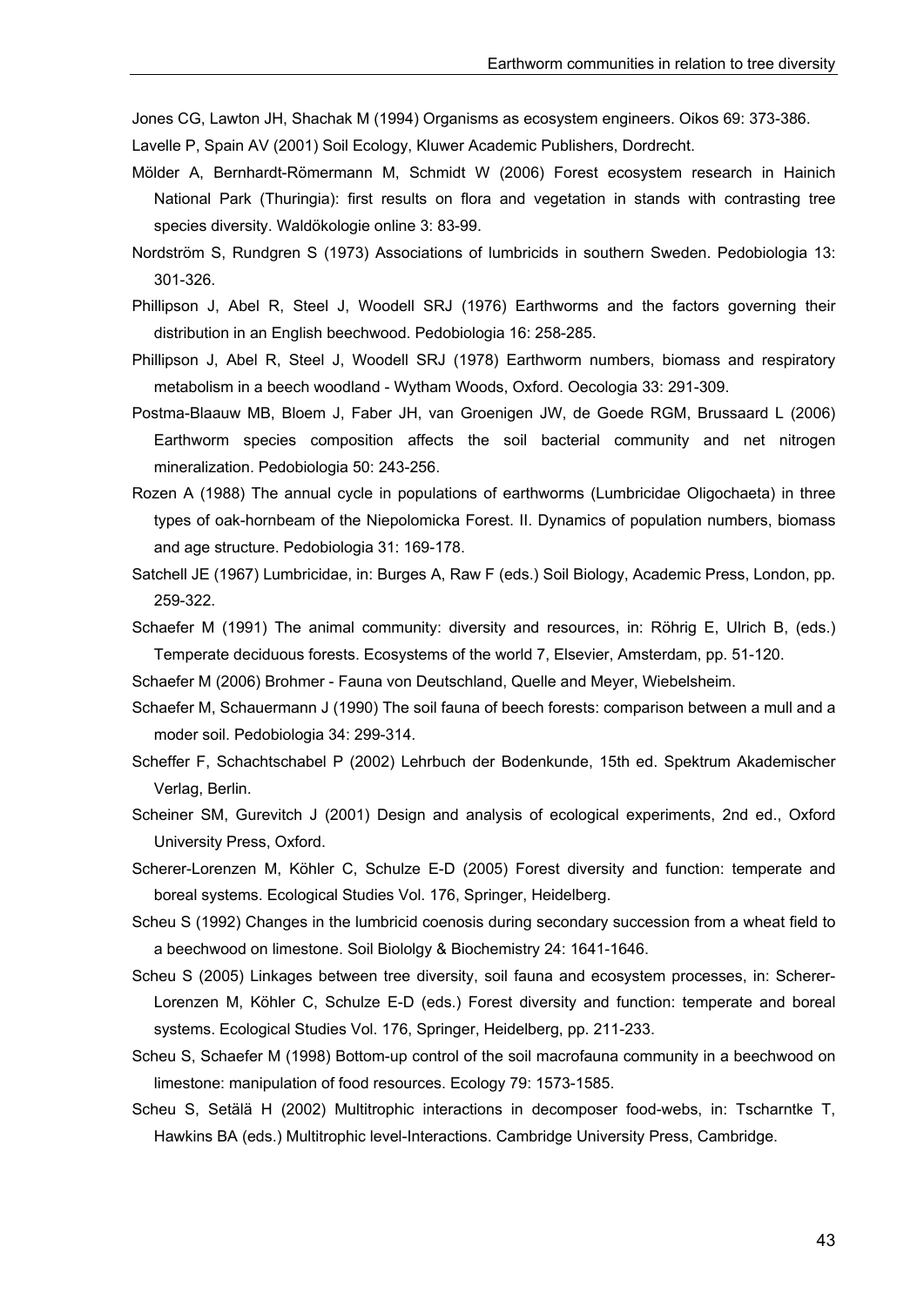Jones CG, Lawton JH, Shachak M (1994) Organisms as ecosystem engineers. Oikos 69: 373-386.

Lavelle P, Spain AV (2001) Soil Ecology, Kluwer Academic Publishers, Dordrecht.

Mölder A, Bernhardt-Römermann M, Schmidt W (2006) Forest ecosystem research in Hainich National Park (Thuringia): first results on flora and vegetation in stands with contrasting tree species diversity. Waldökologie online 3: 83-99.

Nordström S, Rundgren S (1973) Associations of lumbricids in southern Sweden. Pedobiologia 13: 301-326.

Phillipson J, Abel R, Steel J, Woodell SRJ (1976) Earthworms and the factors governing their distribution in an English beechwood. Pedobiologia 16: 258-285.

Phillipson J, Abel R, Steel J, Woodell SRJ (1978) Earthworm numbers, biomass and respiratory metabolism in a beech woodland - Wytham Woods, Oxford. Oecologia 33: 291-309.

Postma-Blaauw MB, Bloem J, Faber JH, van Groenigen JW, de Goede RGM, Brussaard L (2006) Earthworm species composition affects the soil bacterial community and net nitrogen mineralization. Pedobiologia 50: 243-256.

Rozen A (1988) The annual cycle in populations of earthworms (Lumbricidae Oligochaeta) in three types of oak-hornbeam of the Niepolomicka Forest. II. Dynamics of population numbers, biomass and age structure. Pedobiologia 31: 169-178.

Satchell JE (1967) Lumbricidae, in: Burges A, Raw F (eds.) Soil Biology, Academic Press, London, pp. 259-322.

Schaefer M (1991) The animal community: diversity and resources, in: Röhrig E, Ulrich B, (eds.) Temperate deciduous forests. Ecosystems of the world 7, Elsevier, Amsterdam, pp. 51-120.

Schaefer M (2006) Brohmer - Fauna von Deutschland, Quelle and Meyer, Wiebelsheim.

Schaefer M, Schauermann J (1990) The soil fauna of beech forests: comparison between a mull and a moder soil. Pedobiologia 34: 299-314.

Scheffer F, Schachtschabel P (2002) Lehrbuch der Bodenkunde, 15th ed. Spektrum Akademischer Verlag, Berlin.

Scheiner SM, Gurevitch J (2001) Design and analysis of ecological experiments, 2nd ed., Oxford University Press, Oxford.

Scherer-Lorenzen M, Köhler C, Schulze E-D (2005) Forest diversity and function: temperate and boreal systems. Ecological Studies Vol. 176, Springer, Heidelberg.

Scheu S (1992) Changes in the lumbricid coenosis during secondary succession from a wheat field to a beechwood on limestone. Soil Biololgy & Biochemistry 24: 1641-1646.

Scheu S (2005) Linkages between tree diversity, soil fauna and ecosystem processes, in: Scherer-Lorenzen M, Köhler C, Schulze E-D (eds.) Forest diversity and function: temperate and boreal systems. Ecological Studies Vol. 176, Springer, Heidelberg, pp. 211-233.

Scheu S, Schaefer M (1998) Bottom-up control of the soil macrofauna community in a beechwood on limestone: manipulation of food resources. Ecology 79: 1573-1585.

Scheu S, Setälä H (2002) Multitrophic interactions in decomposer food-webs, in: Tscharntke T, Hawkins BA (eds.) Multitrophic level-Interactions. Cambridge University Press, Cambridge.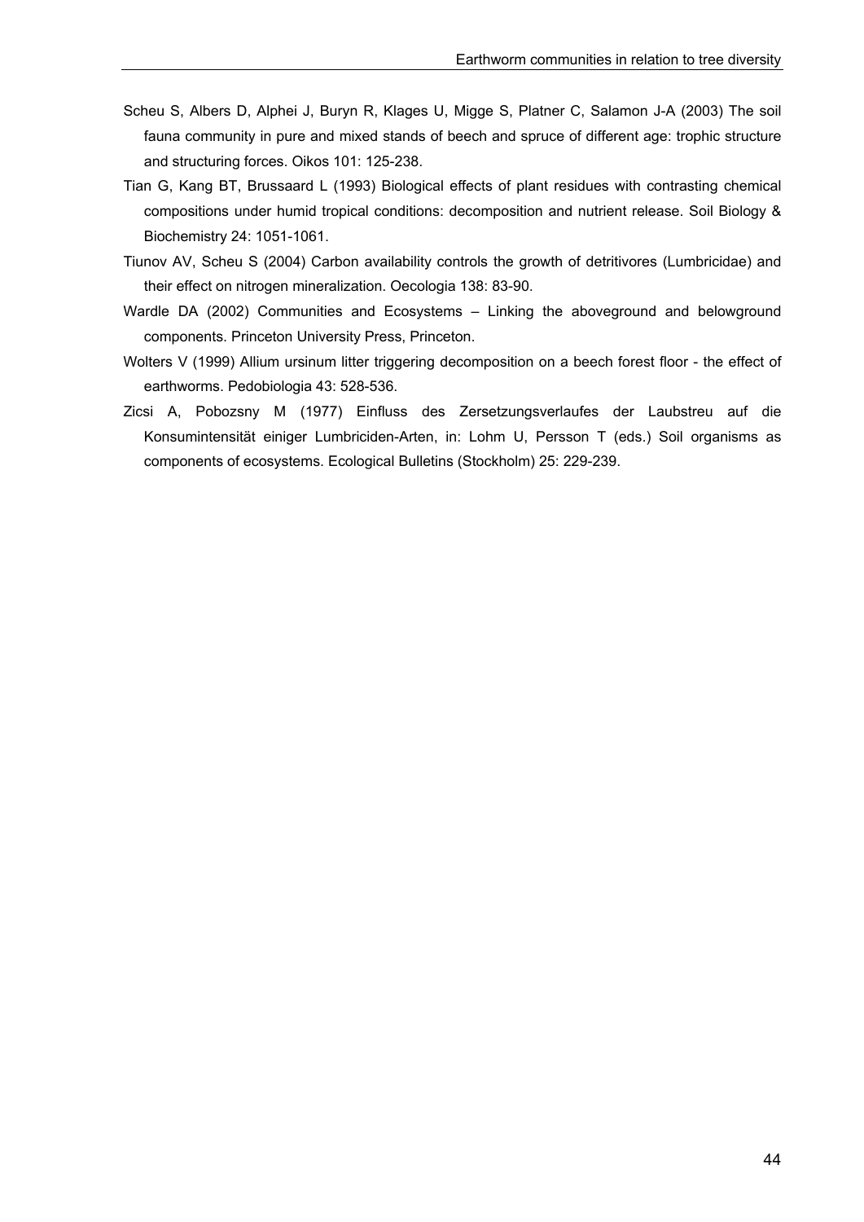Scheu S, Albers D, Alphei J, Buryn R, Klages U, Migge S, Platner C, Salamon J-A (2003) The soil fauna community in pure and mixed stands of beech and spruce of different age: trophic structure and structuring forces. Oikos 101: 125-238.

Tian G, Kang BT, Brussaard L (1993) Biological effects of plant residues with contrasting chemical compositions under humid tropical conditions: decomposition and nutrient release. Soil Biology & Biochemistry 24: 1051-1061.

Tiunov AV, Scheu S (2004) Carbon availability controls the growth of detritivores (Lumbricidae) and their effect on nitrogen mineralization. Oecologia 138: 83-90.

Wardle DA (2002) Communities and Ecosystems – Linking the aboveground and belowground components. Princeton University Press, Princeton.

Wolters V (1999) Allium ursinum litter triggering decomposition on a beech forest floor - the effect of earthworms. Pedobiologia 43: 528-536.

Zicsi A, Pobozsny M (1977) Einfluss des Zersetzungsverlaufes der Laubstreu auf die Konsumintensität einiger Lumbriciden-Arten, in: Lohm U, Persson T (eds.) Soil organisms as components of ecosystems. Ecological Bulletins (Stockholm) 25: 229-239.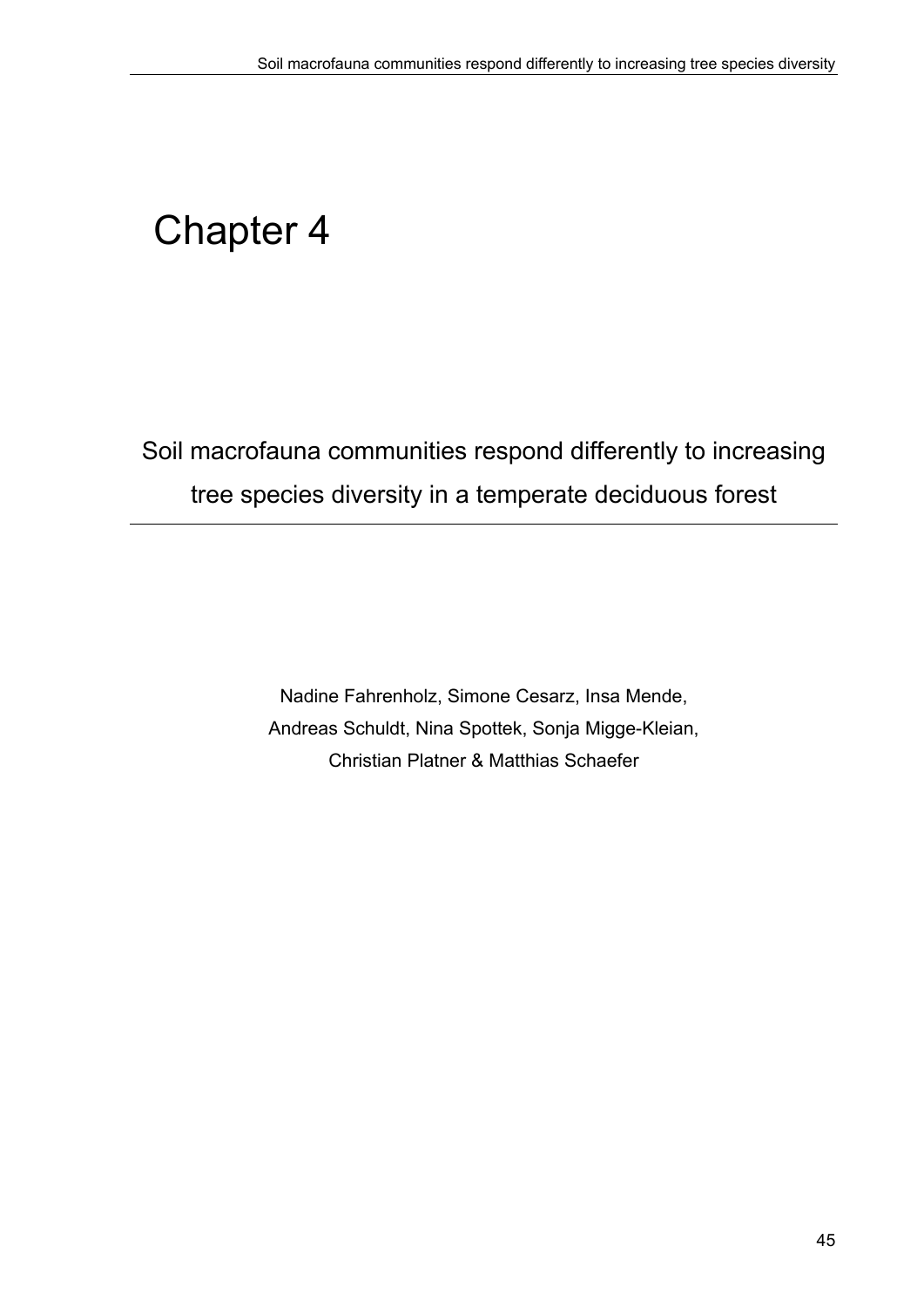# Chapter 4

## Soil macrofauna communities respond differently to increasing tree species diversity in a temperate deciduous forest

Nadine Fahrenholz, Simone Cesarz, Insa Mende, Andreas Schuldt, Nina Spottek, Sonja Migge-Kleian, Christian Platner & Matthias Schaefer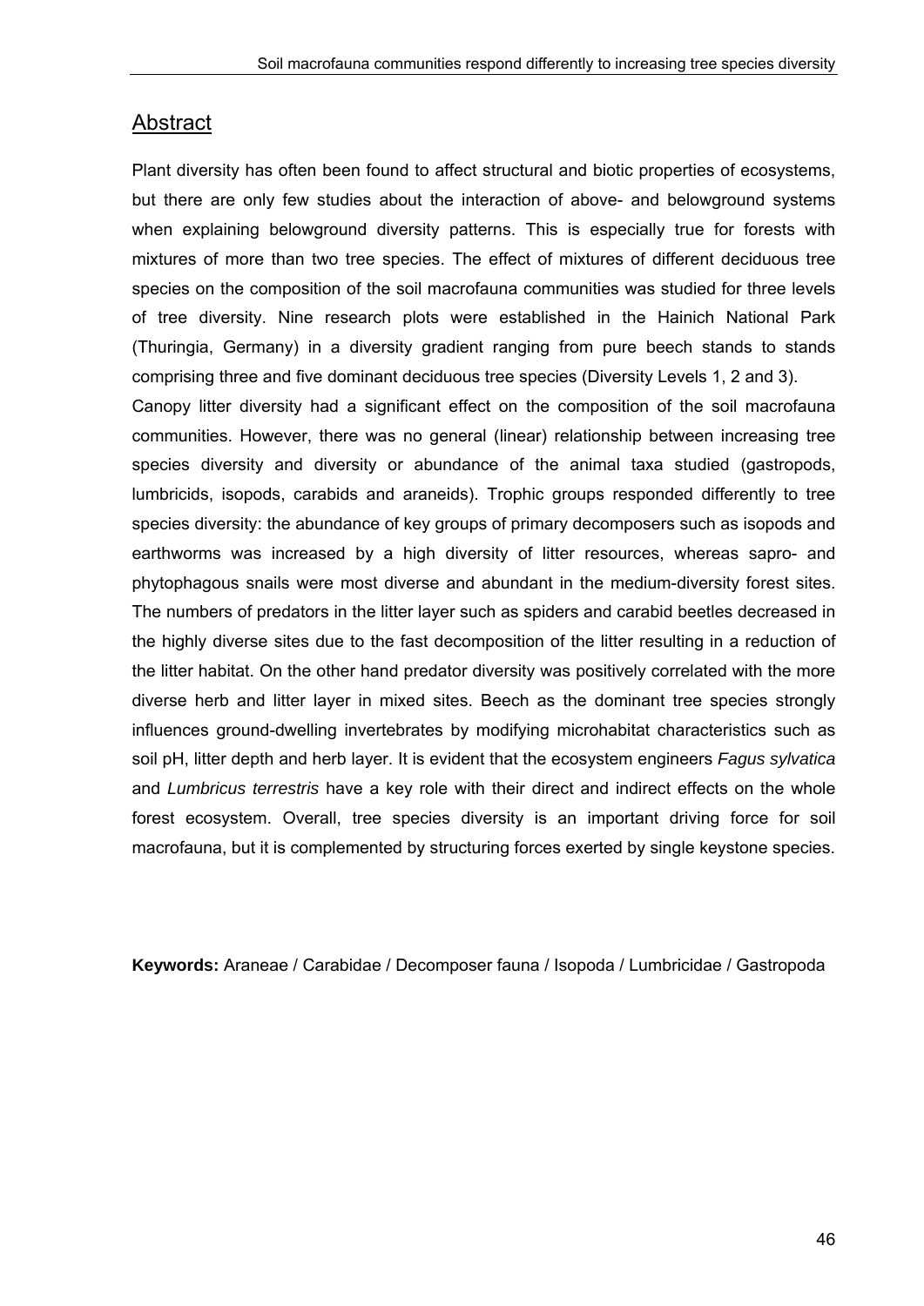## Abstract

Plant diversity has often been found to affect structural and biotic properties of ecosystems, but there are only few studies about the interaction of above- and belowground systems when explaining belowground diversity patterns. This is especially true for forests with mixtures of more than two tree species. The effect of mixtures of different deciduous tree species on the composition of the soil macrofauna communities was studied for three levels of tree diversity. Nine research plots were established in the Hainich National Park (Thuringia, Germany) in a diversity gradient ranging from pure beech stands to stands comprising three and five dominant deciduous tree species (Diversity Levels 1, 2 and 3).

Canopy litter diversity had a significant effect on the composition of the soil macrofauna communities. However, there was no general (linear) relationship between increasing tree species diversity and diversity or abundance of the animal taxa studied (gastropods, lumbricids, isopods, carabids and araneids). Trophic groups responded differently to tree species diversity: the abundance of key groups of primary decomposers such as isopods and earthworms was increased by a high diversity of litter resources, whereas sapro- and phytophagous snails were most diverse and abundant in the medium-diversity forest sites. The numbers of predators in the litter layer such as spiders and carabid beetles decreased in the highly diverse sites due to the fast decomposition of the litter resulting in a reduction of the litter habitat. On the other hand predator diversity was positively correlated with the more diverse herb and litter layer in mixed sites. Beech as the dominant tree species strongly influences ground-dwelling invertebrates by modifying microhabitat characteristics such as soil pH, litter depth and herb layer. It is evident that the ecosystem engineers *Fagus sylvatica* and *Lumbricus terrestris* have a key role with their direct and indirect effects on the whole forest ecosystem. Overall, tree species diversity is an important driving force for soil macrofauna, but it is complemented by structuring forces exerted by single keystone species.

**Keywords:** Araneae / Carabidae / Decomposer fauna / Isopoda / Lumbricidae / Gastropoda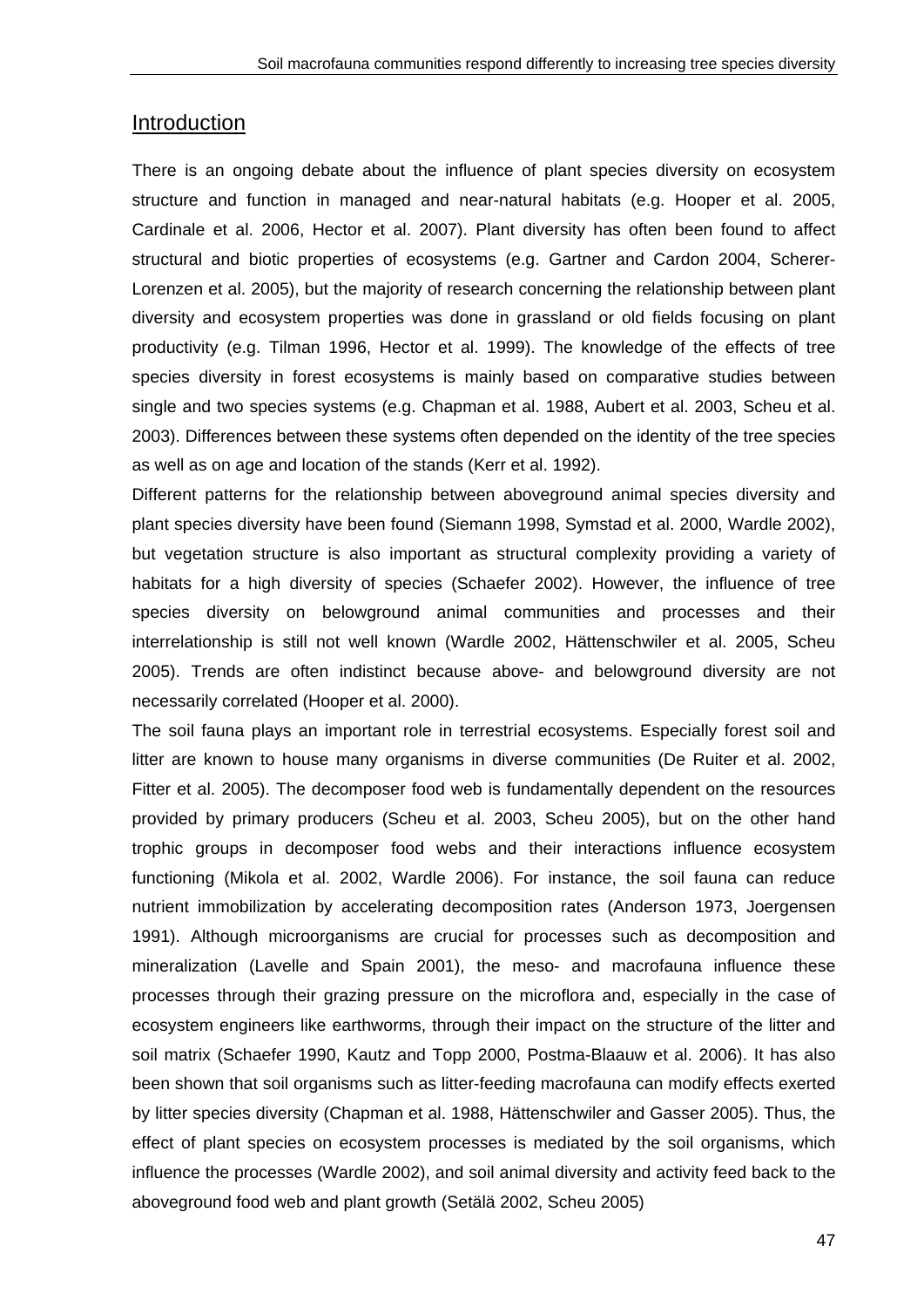## Introduction

There is an ongoing debate about the influence of plant species diversity on ecosystem structure and function in managed and near-natural habitats (e.g. Hooper et al. 2005, Cardinale et al. 2006, Hector et al. 2007). Plant diversity has often been found to affect structural and biotic properties of ecosystems (e.g. Gartner and Cardon 2004, Scherer-Lorenzen et al. 2005), but the majority of research concerning the relationship between plant diversity and ecosystem properties was done in grassland or old fields focusing on plant productivity (e.g. Tilman 1996, Hector et al. 1999). The knowledge of the effects of tree species diversity in forest ecosystems is mainly based on comparative studies between single and two species systems (e.g. Chapman et al. 1988, Aubert et al. 2003, Scheu et al. 2003). Differences between these systems often depended on the identity of the tree species as well as on age and location of the stands (Kerr et al. 1992).

Different patterns for the relationship between aboveground animal species diversity and plant species diversity have been found (Siemann 1998, Symstad et al. 2000, Wardle 2002), but vegetation structure is also important as structural complexity providing a variety of habitats for a high diversity of species (Schaefer 2002). However, the influence of tree species diversity on belowground animal communities and processes and their interrelationship is still not well known (Wardle 2002, Hättenschwiler et al. 2005, Scheu 2005). Trends are often indistinct because above- and belowground diversity are not necessarily correlated (Hooper et al. 2000).

The soil fauna plays an important role in terrestrial ecosystems. Especially forest soil and litter are known to house many organisms in diverse communities (De Ruiter et al. 2002, Fitter et al. 2005). The decomposer food web is fundamentally dependent on the resources provided by primary producers (Scheu et al. 2003, Scheu 2005), but on the other hand trophic groups in decomposer food webs and their interactions influence ecosystem functioning (Mikola et al. 2002, Wardle 2006). For instance, the soil fauna can reduce nutrient immobilization by accelerating decomposition rates (Anderson 1973, Joergensen 1991). Although microorganisms are crucial for processes such as decomposition and mineralization (Lavelle and Spain 2001), the meso- and macrofauna influence these processes through their grazing pressure on the microflora and, especially in the case of ecosystem engineers like earthworms, through their impact on the structure of the litter and soil matrix (Schaefer 1990, Kautz and Topp 2000, Postma-Blaauw et al. 2006). It has also been shown that soil organisms such as litter-feeding macrofauna can modify effects exerted by litter species diversity (Chapman et al. 1988, Hättenschwiler and Gasser 2005). Thus, the effect of plant species on ecosystem processes is mediated by the soil organisms, which influence the processes (Wardle 2002), and soil animal diversity and activity feed back to the aboveground food web and plant growth (Setälä 2002, Scheu 2005)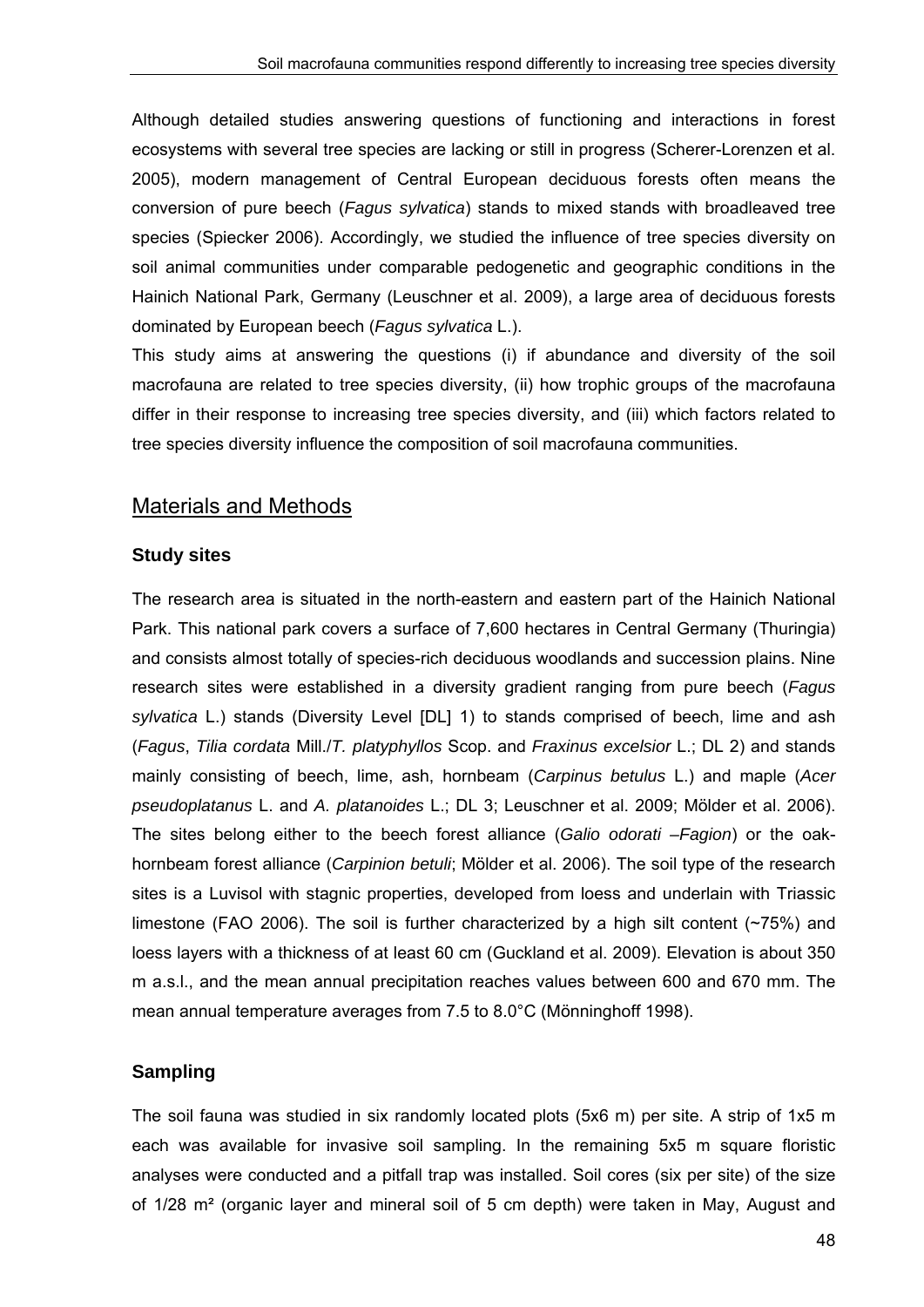Although detailed studies answering questions of functioning and interactions in forest ecosystems with several tree species are lacking or still in progress (Scherer-Lorenzen et al. 2005), modern management of Central European deciduous forests often means the conversion of pure beech (*Fagus sylvatica*) stands to mixed stands with broadleaved tree species (Spiecker 2006). Accordingly, we studied the influence of tree species diversity on soil animal communities under comparable pedogenetic and geographic conditions in the Hainich National Park, Germany (Leuschner et al. 2009), a large area of deciduous forests dominated by European beech (*Fagus sylvatica* L.).

This study aims at answering the questions (i) if abundance and diversity of the soil macrofauna are related to tree species diversity, (ii) how trophic groups of the macrofauna differ in their response to increasing tree species diversity, and (iii) which factors related to tree species diversity influence the composition of soil macrofauna communities.

## Materials and Methods

### Study sites

The research area is situated in the north-eastern and eastern part of the Hainich National Park. This national park covers a surface of 7,600 hectares in Central Germany (Thuringia) and consists almost totally of species-rich deciduous woodlands and succession plains. Nine research sites were established in a diversity gradient ranging from pure beech (*Fagus sylvatica* L.) stands (Diversity Level [DL] 1) to stands comprised of beech, lime and ash (*Fagus*, *Tilia cordata* Mill./*T. platyphyllos* Scop. and *Fraxinus excelsior* L.; DL 2) and stands mainly consisting of beech, lime, ash, hornbeam (*Carpinus betulus* L.) and maple (*Acer pseudoplatanus* L. and *A. platanoides* L.; DL 3; Leuschner et al. 2009; Mölder et al. 2006). The sites belong either to the beech forest alliance (*Galio odorati –Fagion*) or the oak-hornbeam forest alliance (*Carpinion betuli*; Mölder et al. 2006). The soil type of the research sites is a Luvisol with stagnic properties, developed from loess and underlain with Triassic limestone (FAO 2006). The soil is further characterized by a high silt content (~75%) and loess layers with a thickness of at least 60 cm (Guckland et al. 2009). Elevation is about 350 m a.s.l., and the mean annual precipitation reaches values between 600 and 670 mm. The mean annual temperature averages from 7.5 to 8.0°C (Mönninghoff 1998).

### Sampling

The soil fauna was studied in six randomly located plots (5x6 m) per site. A strip of 1x5 m each was available for invasive soil sampling. In the remaining 5x5 m square floristic analyses were conducted and a pitfall trap was installed. Soil cores (six per site) of the size of 1/28 m² (organic layer and mineral soil of 5 cm depth) were taken in May, August and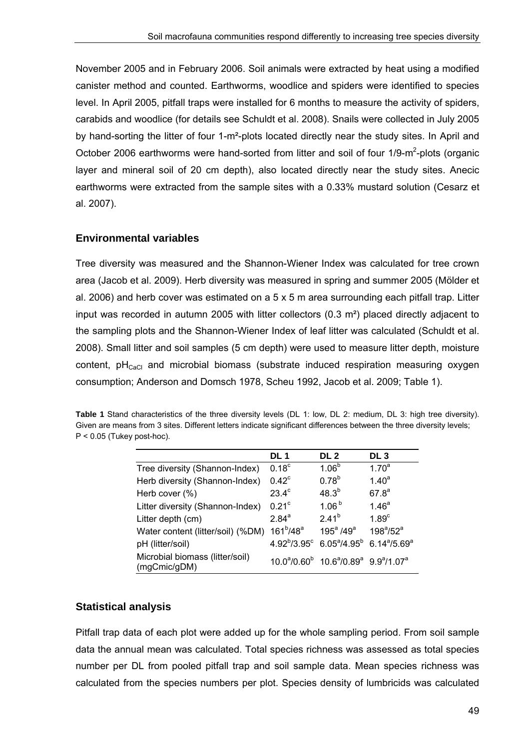November 2005 and in February 2006. Soil animals were extracted by heat using a modified canister method and counted. Earthworms, woodlice and spiders were identified to species level. In April 2005, pitfall traps were installed for 6 months to measure the activity of spiders, carabids and woodlice (for details see Schuldt et al. 2008). Snails were collected in July 2005 by hand-sorting the litter of four 1-m²-plots located directly near the study sites. In April and October 2006 earthworms were hand-sorted from litter and soil of four 1/9-$m^2$-plots (organic layer and mineral soil of 20 cm depth), also located directly near the study sites. Anecic earthworms were extracted from the sample sites with a 0.33% mustard solution (Cesarz et al. 2007).

## Environmental variables

Tree diversity was measured and the Shannon-Wiener Index was calculated for tree crown area (Jacob et al. 2009). Herb diversity was measured in spring and summer 2005 (Mölder et al. 2006) and herb cover was estimated on a 5 x 5 m area surrounding each pitfall trap. Litter input was recorded in autumn 2005 with litter collectors (0.3 m²) placed directly adjacent to the sampling plots and the Shannon-Wiener Index of leaf litter was calculated (Schuldt et al. 2008). Small litter and soil samples (5 cm depth) were used to measure litter depth, moisture content, $pH_{CaCl}$ and microbial biomass (substrate induced respiration measuring oxygen consumption; Anderson and Domsch 1978, Scheu 1992, Jacob et al. 2009; Table 1).

**Table 1** Stand characteristics of the three diversity levels (DL 1: low, DL 2: medium, DL 3: high tree diversity). Given are means from 3 sites. Different letters indicate significant differences between the three diversity levels; P < 0.05 (Tukey post-hoc).

| | DL 1 | DL 2 | DL 3 |
|---|---|---|---|
| Tree diversity (Shannon-Index) | $0.18^c$ | $1.06^b$ | $1.70^a$ |
| Herb diversity (Shannon-Index) | $0.42^c$ | $0.78^b$ | $1.40^a$ |
| Herb cover (%) | $23.4^c$ | $48.3^b$ | $67.8^a$ |
| Litter diversity (Shannon-Index) | $0.21^c$ | $1.06^b$ | $1.46^a$ |
| Litter depth (cm) | $2.84^a$ | $2.41^b$ | $1.89^c$ |
| Water content (litter/soil) (%DM) | $161^b/48^a$ | $195^a/49^a$ | $198^a/52^a$ |
| pH (litter/soil) | $4.92^b/3.95^c$ | $6.05^a/4.95^b$ | $6.14^a/5.69^a$ |
| Microbial biomass (litter/soil) (mgCmic/gDM) | $10.0^a/0.60^b$ | $10.6^a/0.89^a$ | $9.9^a/1.07^a$ |

## Statistical analysis

Pitfall trap data of each plot were added up for the whole sampling period. From soil sample data the annual mean was calculated. Total species richness was assessed as total species number per DL from pooled pitfall trap and soil sample data. Mean species richness was calculated from the species numbers per plot. Species density of lumbricids was calculated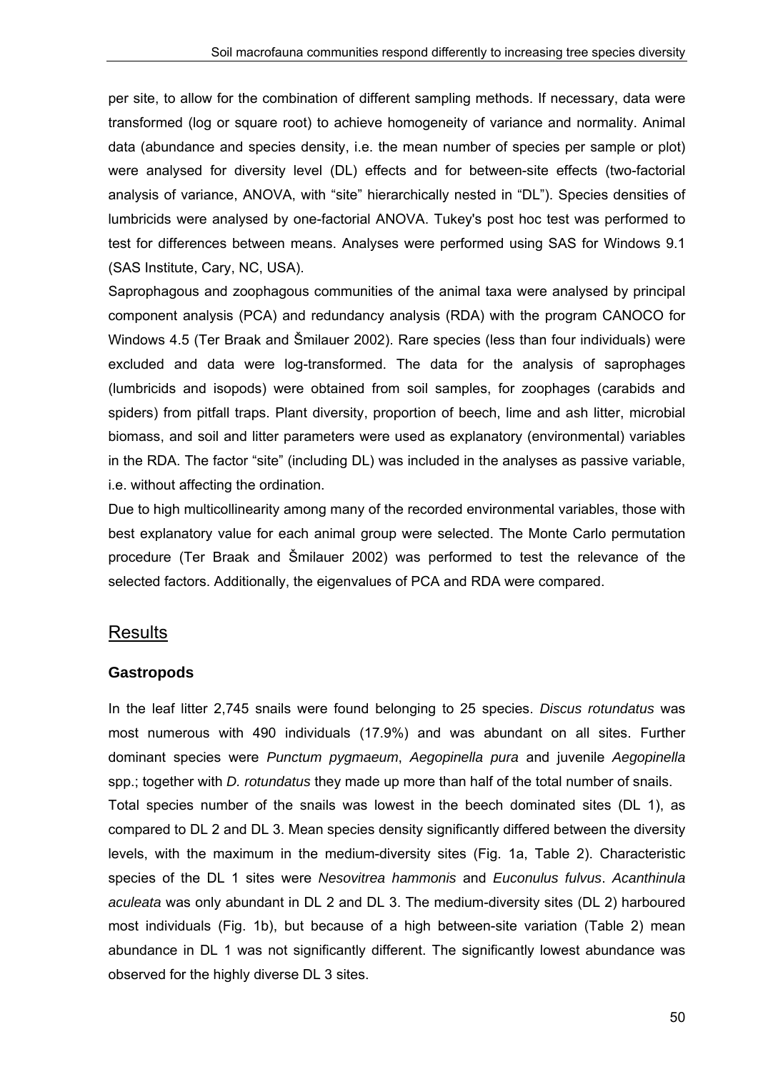per site, to allow for the combination of different sampling methods. If necessary, data were transformed (log or square root) to achieve homogeneity of variance and normality. Animal data (abundance and species density, i.e. the mean number of species per sample or plot) were analysed for diversity level (DL) effects and for between-site effects (two-factorial analysis of variance, ANOVA, with "site" hierarchically nested in "DL"). Species densities of lumbricids were analysed by one-factorial ANOVA. Tukey's post hoc test was performed to test for differences between means. Analyses were performed using SAS for Windows 9.1 (SAS Institute, Cary, NC, USA).

Saprophagous and zoophagous communities of the animal taxa were analysed by principal component analysis (PCA) and redundancy analysis (RDA) with the program CANOCO for Windows 4.5 (Ter Braak and Šmilauer 2002). Rare species (less than four individuals) were excluded and data were log-transformed. The data for the analysis of saprophages (lumbricids and isopods) were obtained from soil samples, for zoophages (carabids and spiders) from pitfall traps. Plant diversity, proportion of beech, lime and ash litter, microbial biomass, and soil and litter parameters were used as explanatory (environmental) variables in the RDA. The factor "site" (including DL) was included in the analyses as passive variable, i.e. without affecting the ordination.

Due to high multicollinearity among many of the recorded environmental variables, those with best explanatory value for each animal group were selected. The Monte Carlo permutation procedure (Ter Braak and Šmilauer 2002) was performed to test the relevance of the selected factors. Additionally, the eigenvalues of PCA and RDA were compared.

## Results

### Gastropods

In the leaf litter 2,745 snails were found belonging to 25 species. *Discus rotundatus* was most numerous with 490 individuals (17.9%) and was abundant on all sites. Further dominant species were *Punctum pygmaeum*, *Aegopinella pura* and juvenile *Aegopinella* spp.; together with *D. rotundatus* they made up more than half of the total number of snails.

Total species number of the snails was lowest in the beech dominated sites (DL 1), as compared to DL 2 and DL 3. Mean species density significantly differed between the diversity levels, with the maximum in the medium-diversity sites (Fig. 1a, Table 2). Characteristic species of the DL 1 sites were *Nesovitrea hammonis* and *Euconulus fulvus*. *Acanthinula aculeata* was only abundant in DL 2 and DL 3. The medium-diversity sites (DL 2) harboured most individuals (Fig. 1b), but because of a high between-site variation (Table 2) mean abundance in DL 1 was not significantly different. The significantly lowest abundance was observed for the highly diverse DL 3 sites.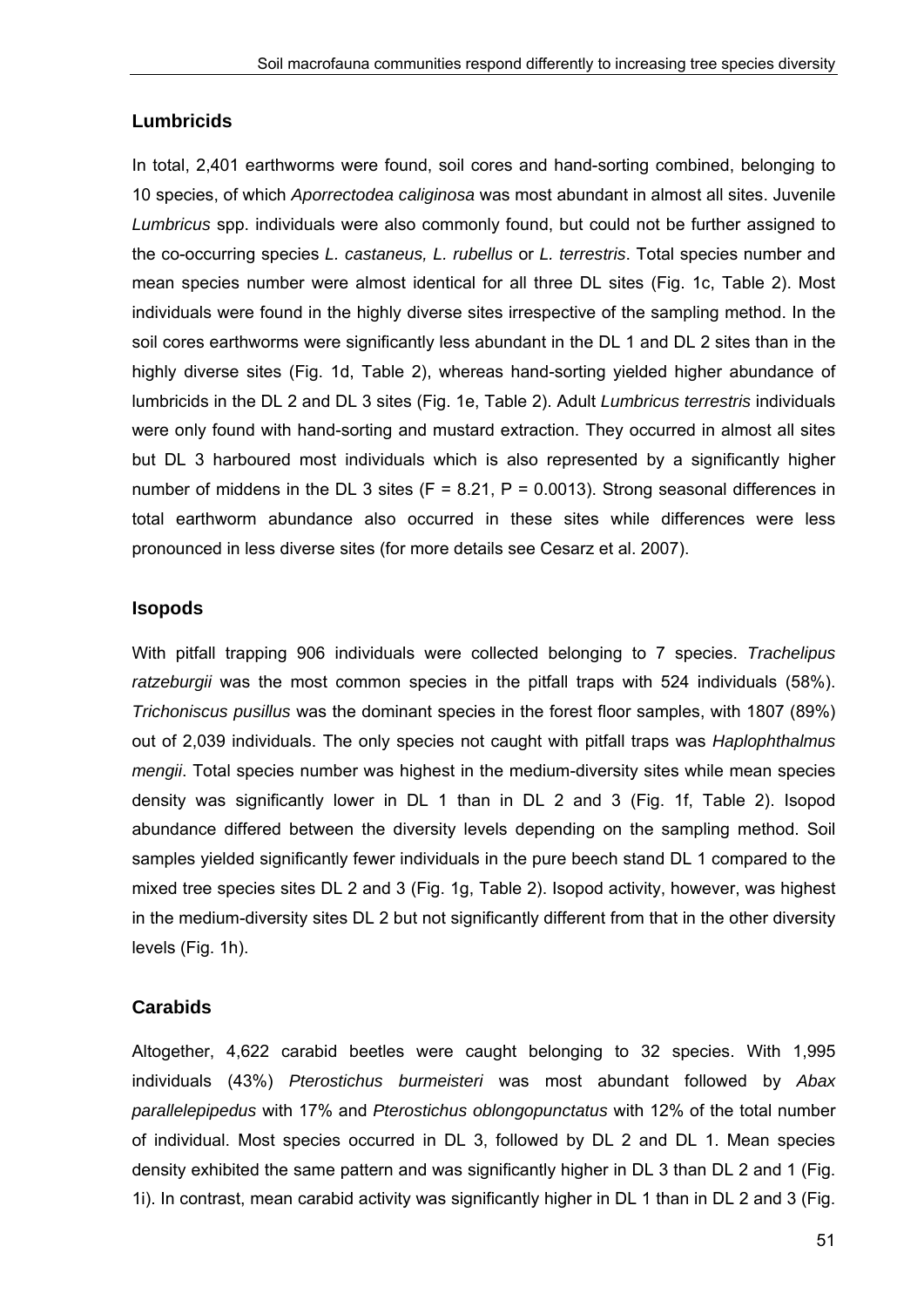## Lumbricids

In total, 2,401 earthworms were found, soil cores and hand-sorting combined, belonging to 10 species, of which *Aporrectodea caliginosa* was most abundant in almost all sites. Juvenile *Lumbricus* spp. individuals were also commonly found, but could not be further assigned to the co-occurring species *L. castaneus, L. rubellus* or *L. terrestris*. Total species number and mean species number were almost identical for all three DL sites (Fig. 1c, Table 2). Most individuals were found in the highly diverse sites irrespective of the sampling method. In the soil cores earthworms were significantly less abundant in the DL 1 and DL 2 sites than in the highly diverse sites (Fig. 1d, Table 2), whereas hand-sorting yielded higher abundance of lumbricids in the DL 2 and DL 3 sites (Fig. 1e, Table 2). Adult *Lumbricus terrestris* individuals were only found with hand-sorting and mustard extraction. They occurred in almost all sites but DL 3 harboured most individuals which is also represented by a significantly higher number of middens in the DL 3 sites ($F = 8.21$, $P = 0.0013$). Strong seasonal differences in total earthworm abundance also occurred in these sites while differences were less pronounced in less diverse sites (for more details see Cesarz et al. 2007).

## Isopods

With pitfall trapping 906 individuals were collected belonging to 7 species. *Trachelipus ratzeburgii* was the most common species in the pitfall traps with 524 individuals (58%). *Trichoniscus pusillus* was the dominant species in the forest floor samples, with 1807 (89%) out of 2,039 individuals. The only species not caught with pitfall traps was *Haplophthalmus mengii*. Total species number was highest in the medium-diversity sites while mean species density was significantly lower in DL 1 than in DL 2 and 3 (Fig. 1f, Table 2). Isopod abundance differed between the diversity levels depending on the sampling method. Soil samples yielded significantly fewer individuals in the pure beech stand DL 1 compared to the mixed tree species sites DL 2 and 3 (Fig. 1g, Table 2). Isopod activity, however, was highest in the medium-diversity sites DL 2 but not significantly different from that in the other diversity levels (Fig. 1h).

## Carabids

Altogether, 4,622 carabid beetles were caught belonging to 32 species. With 1,995 individuals (43%) *Pterostichus burmeisteri* was most abundant followed by *Abax parallelepipedus* with 17% and *Pterostichus oblongopunctatus* with 12% of the total number of individual. Most species occurred in DL 3, followed by DL 2 and DL 1. Mean species density exhibited the same pattern and was significantly higher in DL 3 than DL 2 and 1 (Fig. 1i). In contrast, mean carabid activity was significantly higher in DL 1 than in DL 2 and 3 (Fig.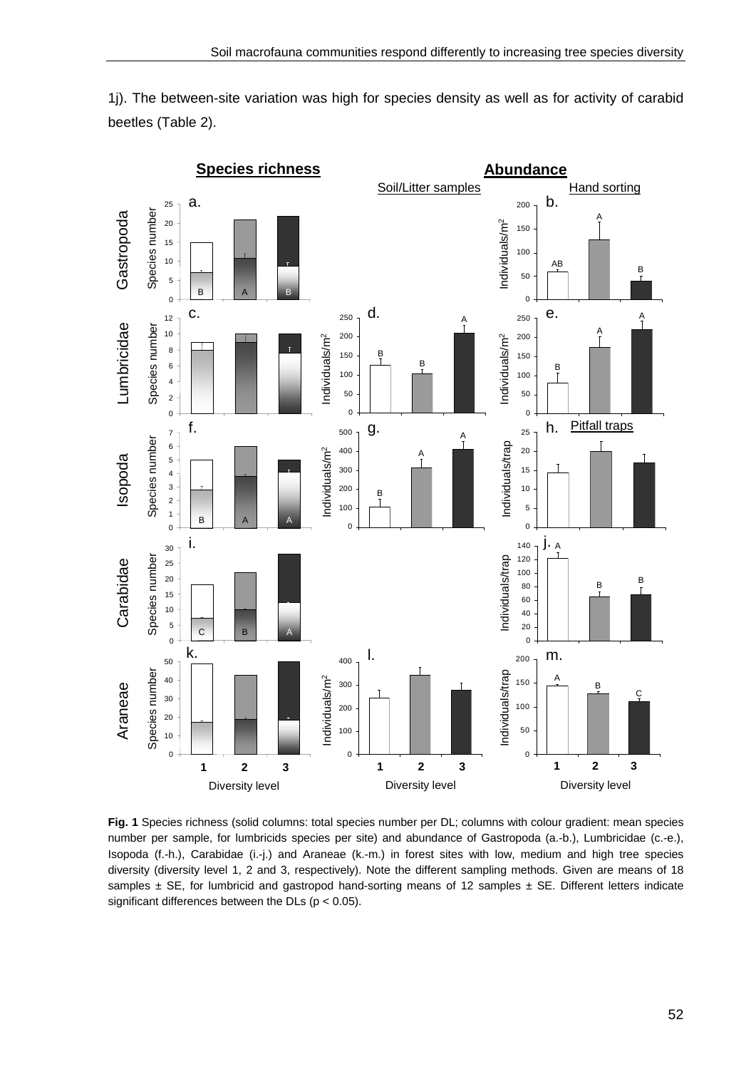1j). The between-site variation was high for species density as well as for activity of carabid beetles (Table 2).

**Fig. 1** Species richness (solid columns: total species number per DL; columns with colour gradient: mean species number per sample, for lumbricids species per site) and abundance of Gastropoda (a.-b.), Lumbricidae (c.-e.), Isopoda (f.-h.), Carabidae (i.-j.) and Araneae (k.-m.) in forest sites with low, medium and high tree species diversity (diversity level 1, 2 and 3, respectively). Note the different sampling methods. Given are means of 18 samples ± SE, for lumbricid and gastropod hand-sorting means of 12 samples ± SE. Different letters indicate significant differences between the DLs ($p < 0.05$).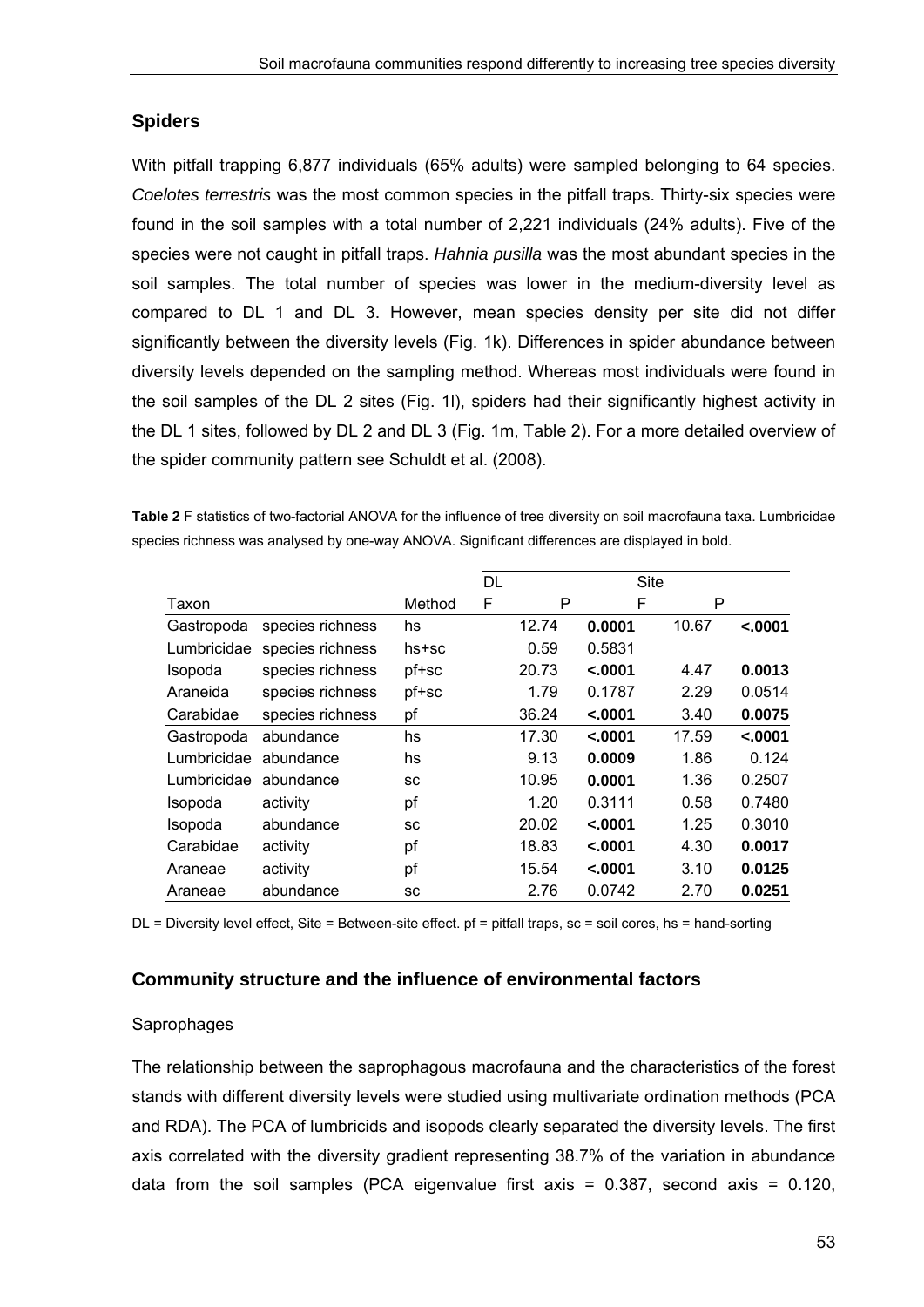## Spiders

With pitfall trapping 6,877 individuals (65% adults) were sampled belonging to 64 species. *Coelotes terrestris* was the most common species in the pitfall traps. Thirty-six species were found in the soil samples with a total number of 2,221 individuals (24% adults). Five of the species were not caught in pitfall traps. *Hahnia pusilla* was the most abundant species in the soil samples. The total number of species was lower in the medium-diversity level as compared to DL 1 and DL 3. However, mean species density per site did not differ significantly between the diversity levels (Fig. 1k). Differences in spider abundance between diversity levels depended on the sampling method. Whereas most individuals were found in the soil samples of the DL 2 sites (Fig. 1l), spiders had their significantly highest activity in the DL 1 sites, followed by DL 2 and DL 3 (Fig. 1m, Table 2). For a more detailed overview of the spider community pattern see Schuldt et al. (2008).

**Table 2** F statistics of two-factorial ANOVA for the influence of tree diversity on soil macrofauna taxa. Lumbricidae species richness was analysed by one-way ANOVA. Significant differences are displayed in bold.

| | | | DL | | Site | |
|---|---|---|---|---|---|---|
| Taxon | | Method | F | P | F | P |
| Gastropoda | species richness | hs | 12.74 | **0.0001** | 10.67 | **<.0001** |
| Lumbricidae | species richness | hs+sc | 0.59 | 0.5831 | | |
| Isopoda | species richness | pf+sc | 20.73 | **<.0001** | 4.47 | **0.0013** |
| Araneida | species richness | pf+sc | 1.79 | 0.1787 | 2.29 | 0.0514 |
| Carabidae | species richness | pf | 36.24 | **<.0001** | 3.40 | **0.0075** |
| Gastropoda | abundance | hs | 17.30 | **<.0001** | 17.59 | **<.0001** |
| Lumbricidae | abundance | hs | 9.13 | **0.0009** | 1.86 | 0.124 |
| Lumbricidae | abundance | sc | 10.95 | **0.0001** | 1.36 | 0.2507 |
| Isopoda | activity | pf | 1.20 | 0.3111 | 0.58 | 0.7480 |
| Isopoda | abundance | sc | 20.02 | **<.0001** | 1.25 | 0.3010 |
| Carabidae | activity | pf | 18.83 | **<.0001** | 4.30 | **0.0017** |
| Araneae | activity | pf | 15.54 | **<.0001** | 3.10 | **0.0125** |
| Araneae | abundance | sc | 2.76 | 0.0742 | 2.70 | **0.0251** |

DL = Diversity level effect, Site = Between-site effect. pf = pitfall traps, sc = soil cores, hs = hand-sorting

## Community structure and the influence of environmental factors

### Saprophages

The relationship between the saprophagous macrofauna and the characteristics of the forest stands with different diversity levels were studied using multivariate ordination methods (PCA and RDA). The PCA of lumbricids and isopods clearly separated the diversity levels. The first axis correlated with the diversity gradient representing 38.7% of the variation in abundance data from the soil samples (PCA eigenvalue first axis = 0.387, second axis = 0.120,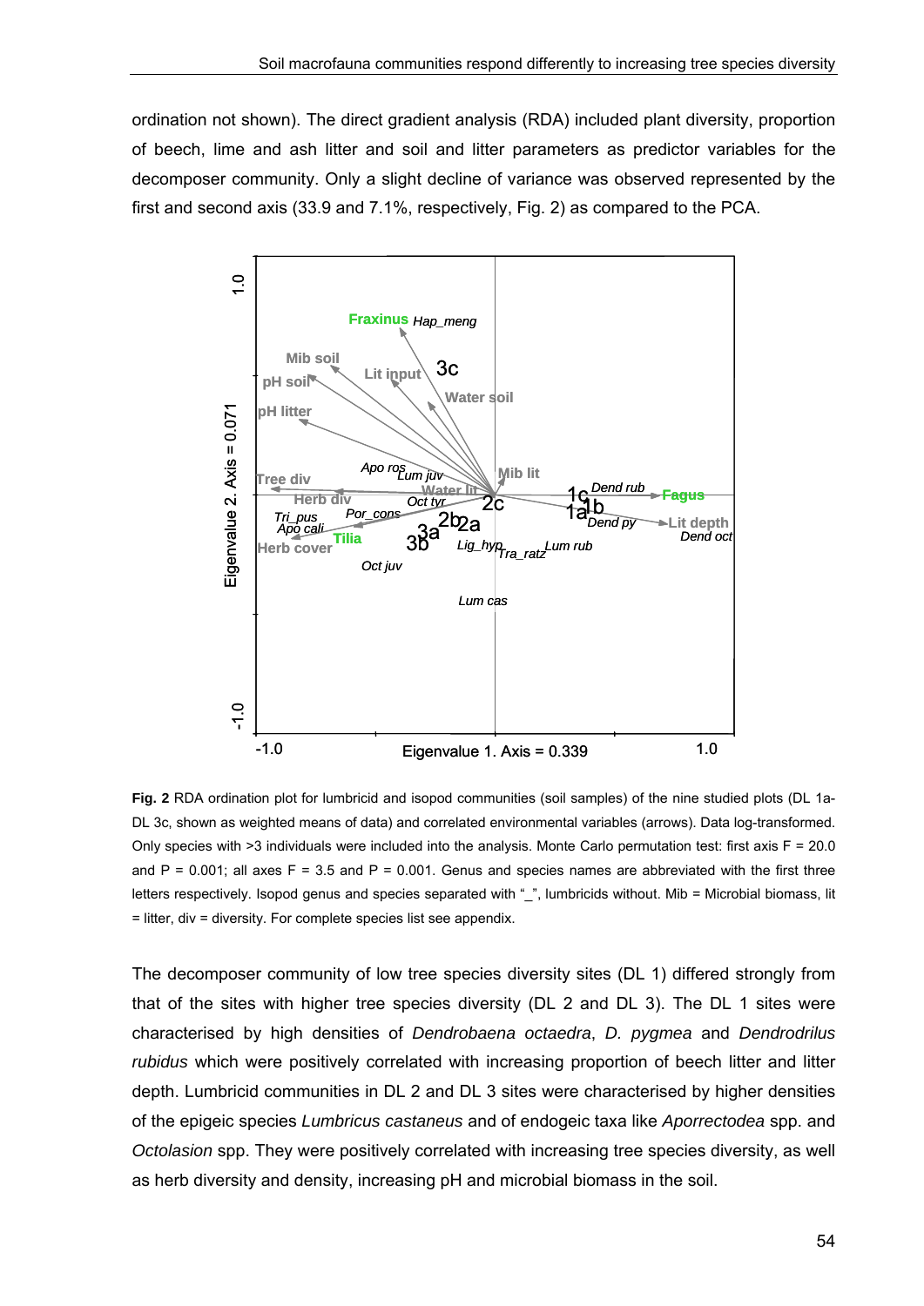ordination not shown). The direct gradient analysis (RDA) included plant diversity, proportion of beech, lime and ash litter and soil and litter parameters as predictor variables for the decomposer community. Only a slight decline of variance was observed represented by the first and second axis (33.9 and 7.1%, respectively, Fig. 2) as compared to the PCA.

**Fig. 2** RDA ordination plot for lumbricid and isopod communities (soil samples) of the nine studied plots (DL 1a-DL 3c, shown as weighted means of data) and correlated environmental variables (arrows). Data log-transformed. Only species with >3 individuals were included into the analysis. Monte Carlo permutation test: first axis F = 20.0 and P = 0.001; all axes F = 3.5 and P = 0.001. Genus and species names are abbreviated with the first three letters respectively. Isopod genus and species separated with "_", lumbricids without. Mib = Microbial biomass, lit = litter, div = diversity. For complete species list see appendix.

The decomposer community of low tree species diversity sites (DL 1) differed strongly from that of the sites with higher tree species diversity (DL 2 and DL 3). The DL 1 sites were characterised by high densities of *Dendrobaena octaedra*, *D. pygmea* and *Dendrodrilus rubidus* which were positively correlated with increasing proportion of beech litter and litter depth. Lumbricid communities in DL 2 and DL 3 sites were characterised by higher densities of the epigeic species *Lumbricus castaneus* and of endogeic taxa like *Aporrectodea* spp. and *Octolasion* spp. They were positively correlated with increasing tree species diversity, as well as herb diversity and density, increasing pH and microbial biomass in the soil.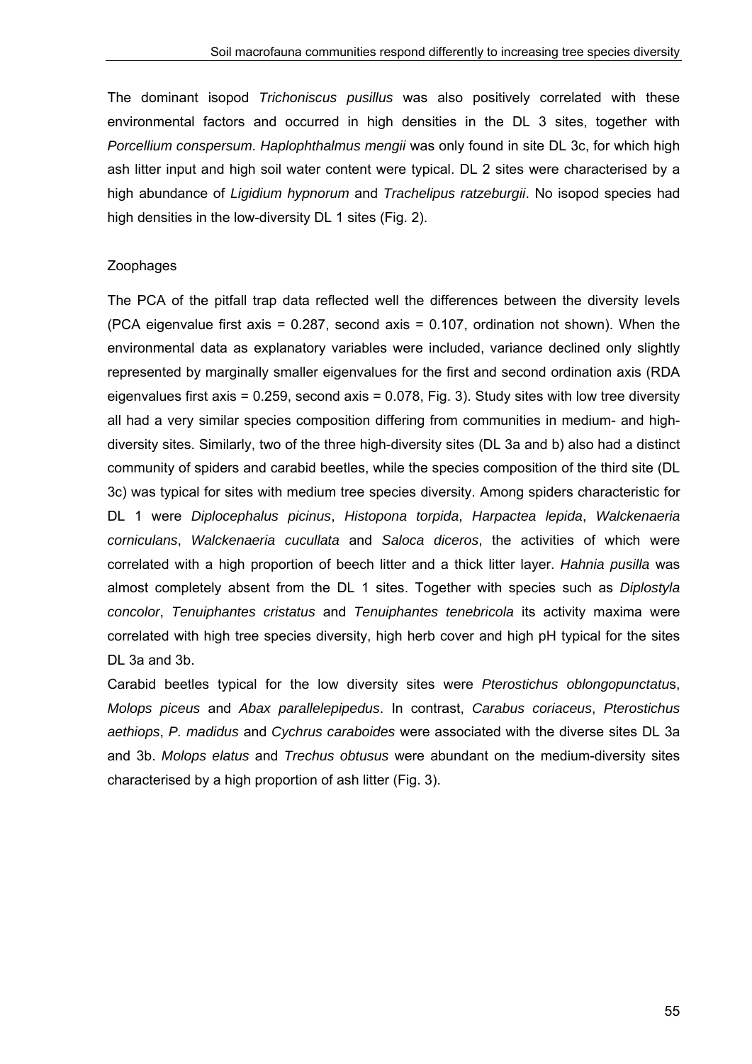The dominant isopod *Trichoniscus pusillus* was also positively correlated with these environmental factors and occurred in high densities in the DL 3 sites, together with *Porcellium conspersum*. *Haplophthalmus mengii* was only found in site DL 3c, for which high ash litter input and high soil water content were typical. DL 2 sites were characterised by a high abundance of *Ligidium hypnorum* and *Trachelipus ratzeburgii*. No isopod species had high densities in the low-diversity DL 1 sites (Fig. 2).

Zoophages

The PCA of the pitfall trap data reflected well the differences between the diversity levels (PCA eigenvalue first axis = 0.287, second axis = 0.107, ordination not shown). When the environmental data as explanatory variables were included, variance declined only slightly represented by marginally smaller eigenvalues for the first and second ordination axis (RDA eigenvalues first axis = 0.259, second axis = 0.078, Fig. 3). Study sites with low tree diversity all had a very similar species composition differing from communities in medium- and high-diversity sites. Similarly, two of the three high-diversity sites (DL 3a and b) also had a distinct community of spiders and carabid beetles, while the species composition of the third site (DL 3c) was typical for sites with medium tree species diversity. Among spiders characteristic for DL 1 were *Diplocephalus picinus*, *Histopona torpida*, *Harpactea lepida*, *Walckenaeria corniculans*, *Walckenaeria cucullata* and *Saloca diceros*, the activities of which were correlated with a high proportion of beech litter and a thick litter layer. *Hahnia pusilla* was almost completely absent from the DL 1 sites. Together with species such as *Diplostyla concolor*, *Tenuiphantes cristatus* and *Tenuiphantes tenebricola* its activity maxima were correlated with high tree species diversity, high herb cover and high pH typical for the sites DL 3a and 3b.

Carabid beetles typical for the low diversity sites were *Pterostichus oblongopunctatus*, *Molops piceus* and *Abax parallelepipedus*. In contrast, *Carabus coriaceus*, *Pterostichus aethiops*, *P. madidus* and *Cychrus caraboides* were associated with the diverse sites DL 3a and 3b. *Molops elatus* and *Trechus obtusus* were abundant on the medium-diversity sites characterised by a high proportion of ash litter (Fig. 3).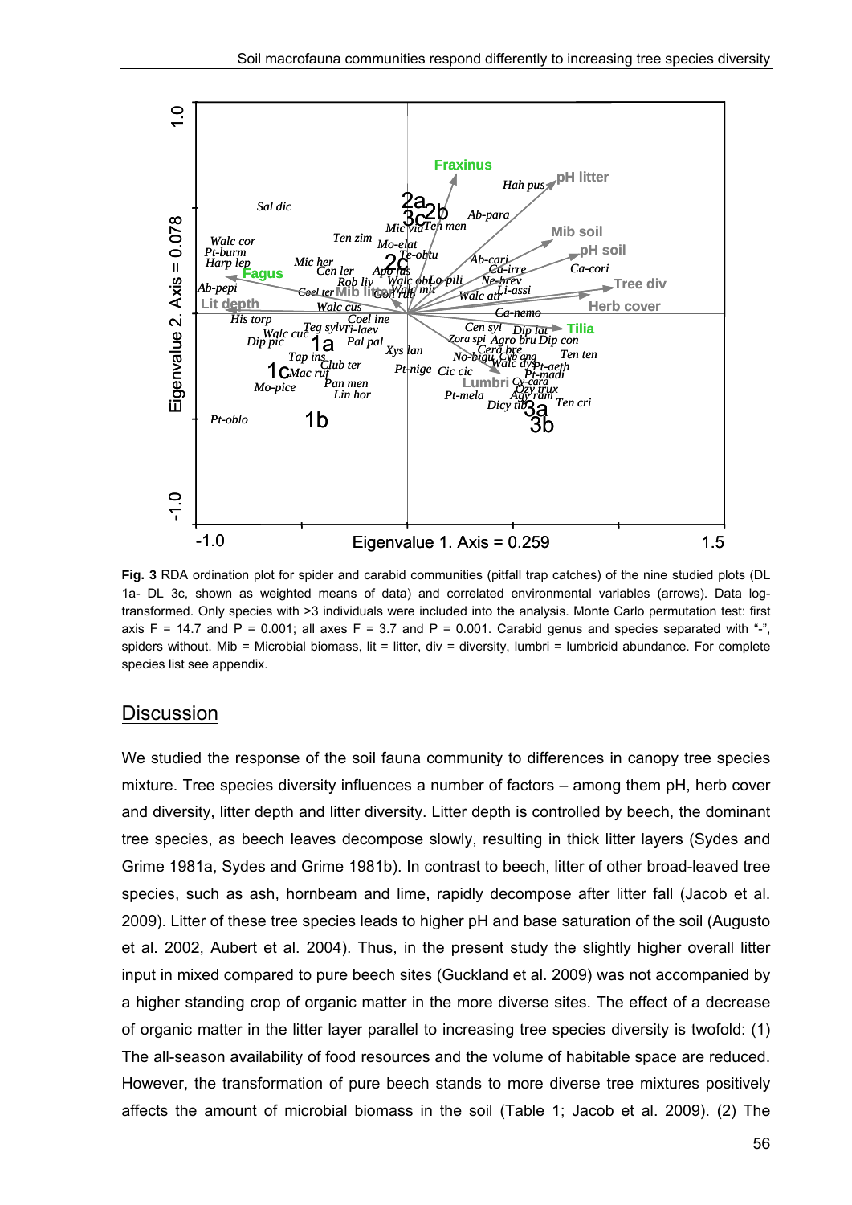**Fig. 3** RDA ordination plot for spider and carabid communities (pitfall trap catches) of the nine studied plots (DL 1a- DL 3c, shown as weighted means of data) and correlated environmental variables (arrows). Data log-transformed. Only species with >3 individuals were included into the analysis. Monte Carlo permutation test: first axis F = 14.7 and P = 0.001; all axes F = 3.7 and P = 0.001. Carabid genus and species separated with "-", spiders without. Mib = Microbial biomass, lit = litter, div = diversity, lumbri = lumbricid abundance. For complete species list see appendix.

## Discussion

We studied the response of the soil fauna community to differences in canopy tree species mixture. Tree species diversity influences a number of factors – among them pH, herb cover and diversity, litter depth and litter diversity. Litter depth is controlled by beech, the dominant tree species, as beech leaves decompose slowly, resulting in thick litter layers (Sydes and Grime 1981a, Sydes and Grime 1981b). In contrast to beech, litter of other broad-leaved tree species, such as ash, hornbeam and lime, rapidly decompose after litter fall (Jacob et al. 2009). Litter of these tree species leads to higher pH and base saturation of the soil (Augusto et al. 2002, Aubert et al. 2004). Thus, in the present study the slightly higher overall litter input in mixed compared to pure beech sites (Guckland et al. 2009) was not accompanied by a higher standing crop of organic matter in the more diverse sites. The effect of a decrease of organic matter in the litter layer parallel to increasing tree species diversity is twofold: (1) The all-season availability of food resources and the volume of habitable space are reduced. However, the transformation of pure beech stands to more diverse tree mixtures positively affects the amount of microbial biomass in the soil (Table 1; Jacob et al. 2009). (2) The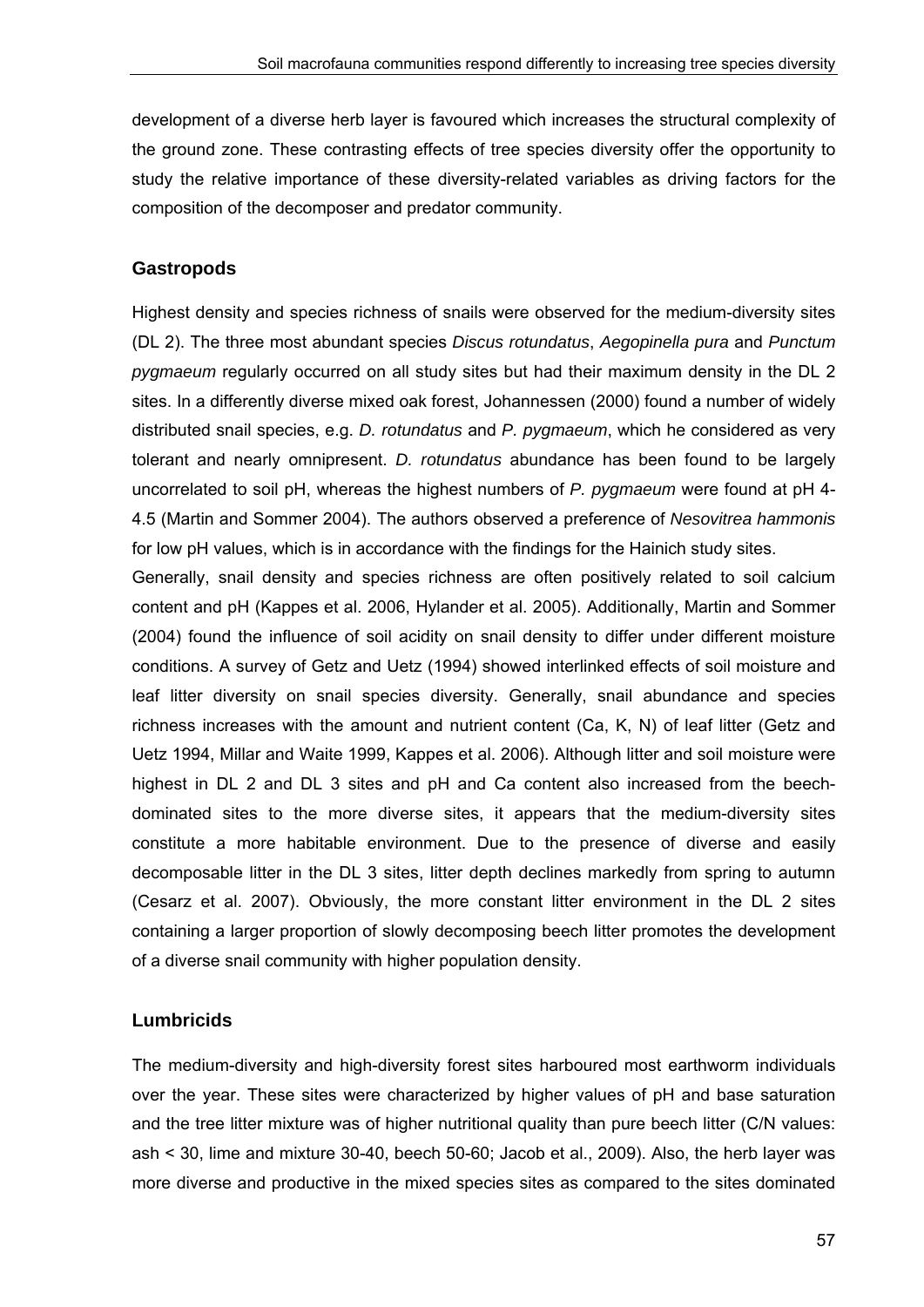development of a diverse herb layer is favoured which increases the structural complexity of the ground zone. These contrasting effects of tree species diversity offer the opportunity to study the relative importance of these diversity-related variables as driving factors for the composition of the decomposer and predator community.

### Gastropods

Highest density and species richness of snails were observed for the medium-diversity sites (DL 2). The three most abundant species *Discus rotundatus*, *Aegopinella pura* and *Punctum pygmaeum* regularly occurred on all study sites but had their maximum density in the DL 2 sites. In a differently diverse mixed oak forest, Johannessen (2000) found a number of widely distributed snail species, e.g. *D. rotundatus* and *P. pygmaeum*, which he considered as very tolerant and nearly omnipresent. *D. rotundatus* abundance has been found to be largely uncorrelated to soil pH, whereas the highest numbers of *P. pygmaeum* were found at pH 4-4.5 (Martin and Sommer 2004). The authors observed a preference of *Nesovitrea hammonis* for low pH values, which is in accordance with the findings for the Hainich study sites.

Generally, snail density and species richness are often positively related to soil calcium content and pH (Kappes et al. 2006, Hylander et al. 2005). Additionally, Martin and Sommer (2004) found the influence of soil acidity on snail density to differ under different moisture conditions. A survey of Getz and Uetz (1994) showed interlinked effects of soil moisture and leaf litter diversity on snail species diversity. Generally, snail abundance and species richness increases with the amount and nutrient content (Ca, K, N) of leaf litter (Getz and Uetz 1994, Millar and Waite 1999, Kappes et al. 2006). Although litter and soil moisture were highest in DL 2 and DL 3 sites and pH and Ca content also increased from the beech-dominated sites to the more diverse sites, it appears that the medium-diversity sites constitute a more habitable environment. Due to the presence of diverse and easily decomposable litter in the DL 3 sites, litter depth declines markedly from spring to autumn (Cesarz et al. 2007). Obviously, the more constant litter environment in the DL 2 sites containing a larger proportion of slowly decomposing beech litter promotes the development of a diverse snail community with higher population density.

### Lumbricids

The medium-diversity and high-diversity forest sites harboured most earthworm individuals over the year. These sites were characterized by higher values of pH and base saturation and the tree litter mixture was of higher nutritional quality than pure beech litter (C/N values: ash < 30, lime and mixture 30-40, beech 50-60; Jacob et al., 2009). Also, the herb layer was more diverse and productive in the mixed species sites as compared to the sites dominated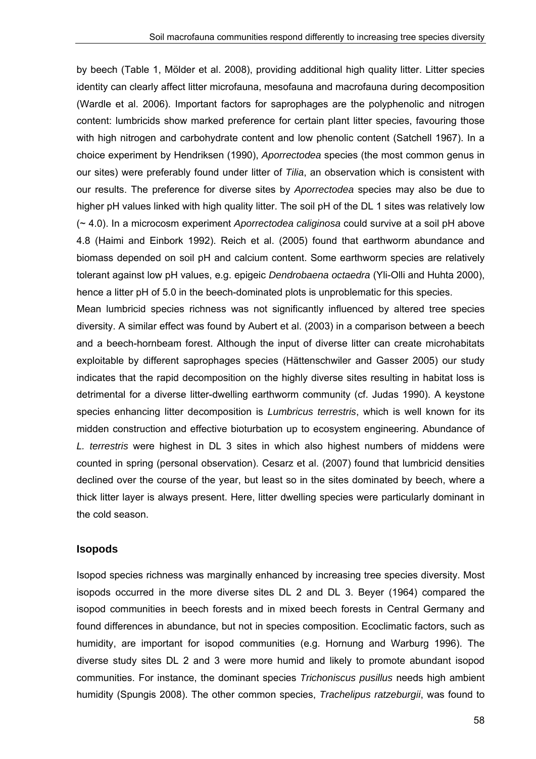by beech (Table 1, Mölder et al. 2008), providing additional high quality litter. Litter species identity can clearly affect litter microfauna, mesofauna and macrofauna during decomposition (Wardle et al. 2006). Important factors for saprophages are the polyphenolic and nitrogen content: lumbricids show marked preference for certain plant litter species, favouring those with high nitrogen and carbohydrate content and low phenolic content (Satchell 1967). In a choice experiment by Hendriksen (1990), *Aporrectodea* species (the most common genus in our sites) were preferably found under litter of *Tilia*, an observation which is consistent with our results. The preference for diverse sites by *Aporrectodea* species may also be due to higher pH values linked with high quality litter. The soil pH of the DL 1 sites was relatively low (~ 4.0). In a microcosm experiment *Aporrectodea caliginosa* could survive at a soil pH above 4.8 (Haimi and Einbork 1992). Reich et al. (2005) found that earthworm abundance and biomass depended on soil pH and calcium content. Some earthworm species are relatively tolerant against low pH values, e.g. epigeic *Dendrobaena octaedra* (Yli-Olli and Huhta 2000), hence a litter pH of 5.0 in the beech-dominated plots is unproblematic for this species.

Mean lumbricid species richness was not significantly influenced by altered tree species diversity. A similar effect was found by Aubert et al. (2003) in a comparison between a beech and a beech-hornbeam forest. Although the input of diverse litter can create microhabitats exploitable by different saprophages species (Hättenschwiler and Gasser 2005) our study indicates that the rapid decomposition on the highly diverse sites resulting in habitat loss is detrimental for a diverse litter-dwelling earthworm community (cf. Judas 1990). A keystone species enhancing litter decomposition is *Lumbricus terrestris*, which is well known for its midden construction and effective bioturbation up to ecosystem engineering. Abundance of *L. terrestris* were highest in DL 3 sites in which also highest numbers of middens were counted in spring (personal observation). Cesarz et al. (2007) found that lumbricid densities declined over the course of the year, but least so in the sites dominated by beech, where a thick litter layer is always present. Here, litter dwelling species were particularly dominant in the cold season.

### Isopods

Isopod species richness was marginally enhanced by increasing tree species diversity. Most isopods occurred in the more diverse sites DL 2 and DL 3. Beyer (1964) compared the isopod communities in beech forests and in mixed beech forests in Central Germany and found differences in abundance, but not in species composition. Ecoclimatic factors, such as humidity, are important for isopod communities (e.g. Hornung and Warburg 1996). The diverse study sites DL 2 and 3 were more humid and likely to promote abundant isopod communities. For instance, the dominant species *Trichoniscus pusillus* needs high ambient humidity (Spungis 2008). The other common species, *Trachelipus ratzeburgii*, was found to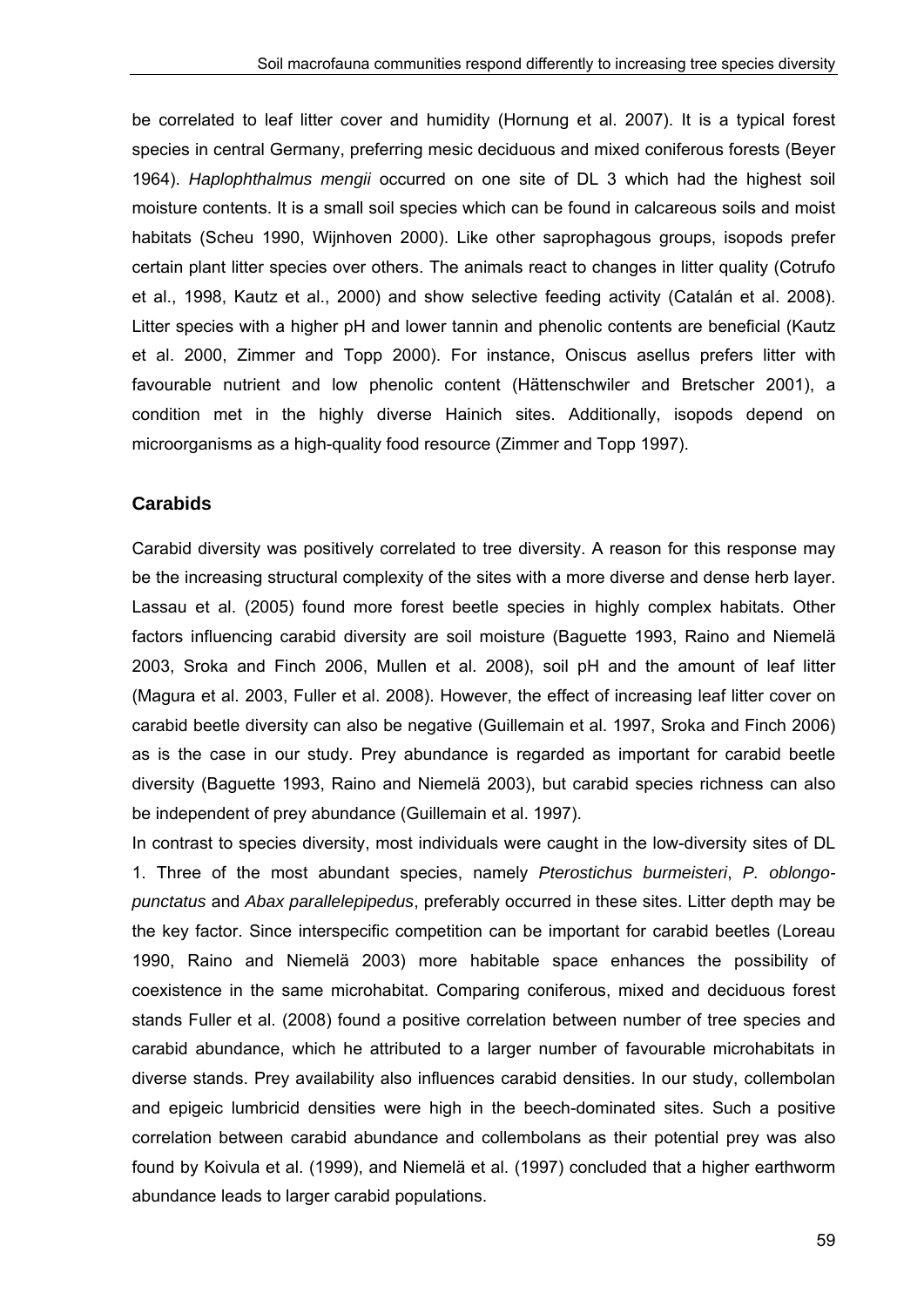be correlated to leaf litter cover and humidity (Hornung et al. 2007). It is a typical forest species in central Germany, preferring mesic deciduous and mixed coniferous forests (Beyer 1964). *Haplophthalmus mengii* occurred on one site of DL 3 which had the highest soil moisture contents. It is a small soil species which can be found in calcareous soils and moist habitats (Scheu 1990, Wijnhoven 2000). Like other saprophagous groups, isopods prefer certain plant litter species over others. The animals react to changes in litter quality (Cotrufo et al., 1998, Kautz et al., 2000) and show selective feeding activity (Catalán et al. 2008). Litter species with a higher pH and lower tannin and phenolic contents are beneficial (Kautz et al. 2000, Zimmer and Topp 2000). For instance, Oniscus asellus prefers litter with favourable nutrient and low phenolic content (Hättenschwiler and Bretscher 2001), a condition met in the highly diverse Hainich sites. Additionally, isopods depend on microorganisms as a high-quality food resource (Zimmer and Topp 1997).

### Carabids

Carabid diversity was positively correlated to tree diversity. A reason for this response may be the increasing structural complexity of the sites with a more diverse and dense herb layer. Lassau et al. (2005) found more forest beetle species in highly complex habitats. Other factors influencing carabid diversity are soil moisture (Baguette 1993, Raino and Niemelä 2003, Sroka and Finch 2006, Mullen et al. 2008), soil pH and the amount of leaf litter (Magura et al. 2003, Fuller et al. 2008). However, the effect of increasing leaf litter cover on carabid beetle diversity can also be negative (Guillemain et al. 1997, Sroka and Finch 2006) as is the case in our study. Prey abundance is regarded as important for carabid beetle diversity (Baguette 1993, Raino and Niemelä 2003), but carabid species richness can also be independent of prey abundance (Guillemain et al. 1997).

In contrast to species diversity, most individuals were caught in the low-diversity sites of DL 1. Three of the most abundant species, namely *Pterostichus burmeisteri*, *P. oblongopunctatus* and *Abax parallelepipedus*, preferably occurred in these sites. Litter depth may be the key factor. Since interspecific competition can be important for carabid beetles (Loreau 1990, Raino and Niemelä 2003) more habitable space enhances the possibility of coexistence in the same microhabitat. Comparing coniferous, mixed and deciduous forest stands Fuller et al. (2008) found a positive correlation between number of tree species and carabid abundance, which he attributed to a larger number of favourable microhabitats in diverse stands. Prey availability also influences carabid densities. In our study, collembolan and epigeic lumbricid densities were high in the beech-dominated sites. Such a positive correlation between carabid abundance and collembolans as their potential prey was also found by Koivula et al. (1999), and Niemelä et al. (1997) concluded that a higher earthworm abundance leads to larger carabid populations.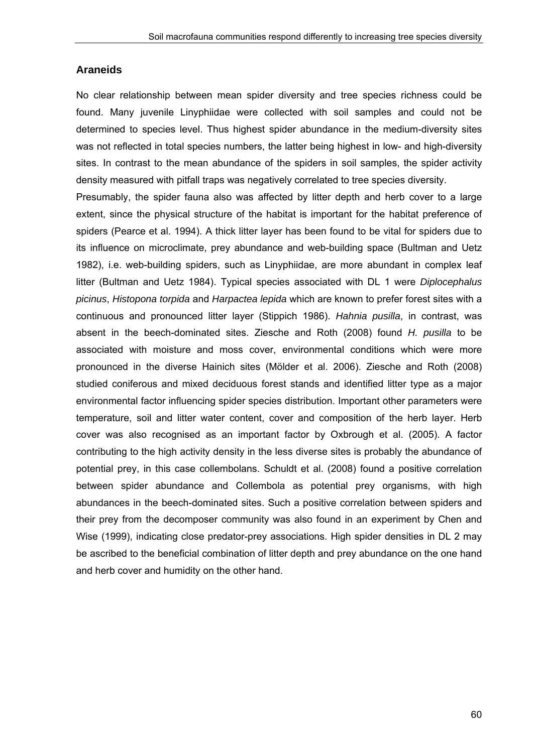### Araneids

No clear relationship between mean spider diversity and tree species richness could be found. Many juvenile Linyphiidae were collected with soil samples and could not be determined to species level. Thus highest spider abundance in the medium-diversity sites was not reflected in total species numbers, the latter being highest in low- and high-diversity sites. In contrast to the mean abundance of the spiders in soil samples, the spider activity density measured with pitfall traps was negatively correlated to tree species diversity.

Presumably, the spider fauna also was affected by litter depth and herb cover to a large extent, since the physical structure of the habitat is important for the habitat preference of spiders (Pearce et al. 1994). A thick litter layer has been found to be vital for spiders due to its influence on microclimate, prey abundance and web-building space (Bultman and Uetz 1982), i.e. web-building spiders, such as Linyphiidae, are more abundant in complex leaf litter (Bultman and Uetz 1984). Typical species associated with DL 1 were *Diplocephalus picinus*, *Histopona torpida* and *Harpactea lepida* which are known to prefer forest sites with a continuous and pronounced litter layer (Stippich 1986). *Hahnia pusilla*, in contrast, was absent in the beech-dominated sites. Ziesche and Roth (2008) found *H. pusilla* to be associated with moisture and moss cover, environmental conditions which were more pronounced in the diverse Hainich sites (Mölder et al. 2006). Ziesche and Roth (2008) studied coniferous and mixed deciduous forest stands and identified litter type as a major environmental factor influencing spider species distribution. Important other parameters were temperature, soil and litter water content, cover and composition of the herb layer. Herb cover was also recognised as an important factor by Oxbrough et al. (2005). A factor contributing to the high activity density in the less diverse sites is probably the abundance of potential prey, in this case collembolans. Schuldt et al. (2008) found a positive correlation between spider abundance and Collembola as potential prey organisms, with high abundances in the beech-dominated sites. Such a positive correlation between spiders and their prey from the decomposer community was also found in an experiment by Chen and Wise (1999), indicating close predator-prey associations. High spider densities in DL 2 may be ascribed to the beneficial combination of litter depth and prey abundance on the one hand and herb cover and humidity on the other hand.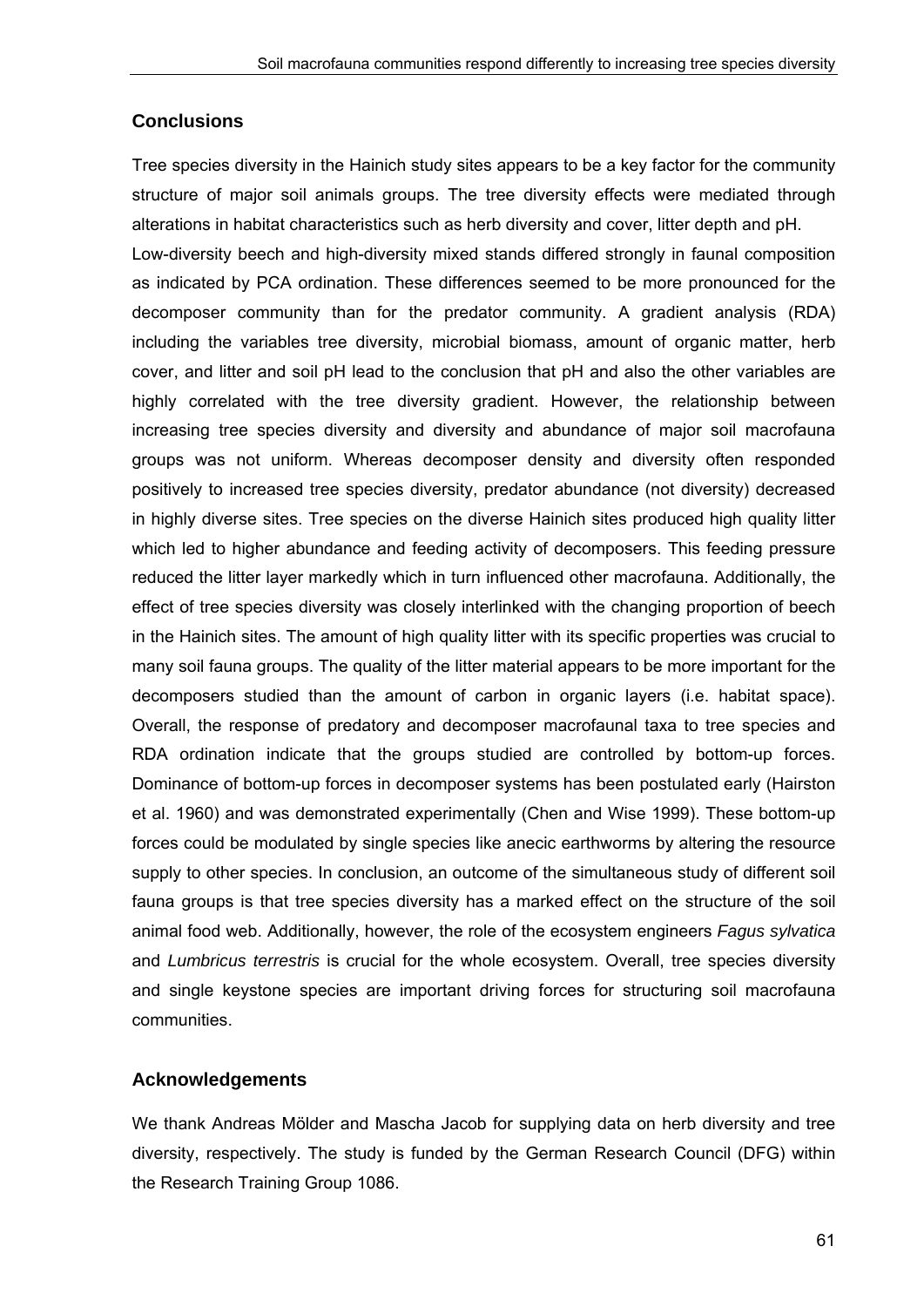## Conclusions

Tree species diversity in the Hainich study sites appears to be a key factor for the community structure of major soil animals groups. The tree diversity effects were mediated through alterations in habitat characteristics such as herb diversity and cover, litter depth and pH.

Low-diversity beech and high-diversity mixed stands differed strongly in faunal composition as indicated by PCA ordination. These differences seemed to be more pronounced for the decomposer community than for the predator community. A gradient analysis (RDA) including the variables tree diversity, microbial biomass, amount of organic matter, herb cover, and litter and soil pH lead to the conclusion that pH and also the other variables are highly correlated with the tree diversity gradient. However, the relationship between increasing tree species diversity and diversity and abundance of major soil macrofauna groups was not uniform. Whereas decomposer density and diversity often responded positively to increased tree species diversity, predator abundance (not diversity) decreased in highly diverse sites. Tree species on the diverse Hainich sites produced high quality litter which led to higher abundance and feeding activity of decomposers. This feeding pressure reduced the litter layer markedly which in turn influenced other macrofauna. Additionally, the effect of tree species diversity was closely interlinked with the changing proportion of beech in the Hainich sites. The amount of high quality litter with its specific properties was crucial to many soil fauna groups. The quality of the litter material appears to be more important for the decomposers studied than the amount of carbon in organic layers (i.e. habitat space). Overall, the response of predatory and decomposer macrofaunal taxa to tree species and RDA ordination indicate that the groups studied are controlled by bottom-up forces. Dominance of bottom-up forces in decomposer systems has been postulated early (Hairston et al. 1960) and was demonstrated experimentally (Chen and Wise 1999). These bottom-up forces could be modulated by single species like anecic earthworms by altering the resource supply to other species. In conclusion, an outcome of the simultaneous study of different soil fauna groups is that tree species diversity has a marked effect on the structure of the soil animal food web. Additionally, however, the role of the ecosystem engineers *Fagus sylvatica* and *Lumbricus terrestris* is crucial for the whole ecosystem. Overall, tree species diversity and single keystone species are important driving forces for structuring soil macrofauna communities.

## Acknowledgements

We thank Andreas Mölder and Mascha Jacob for supplying data on herb diversity and tree diversity, respectively. The study is funded by the German Research Council (DFG) within the Research Training Group 1086.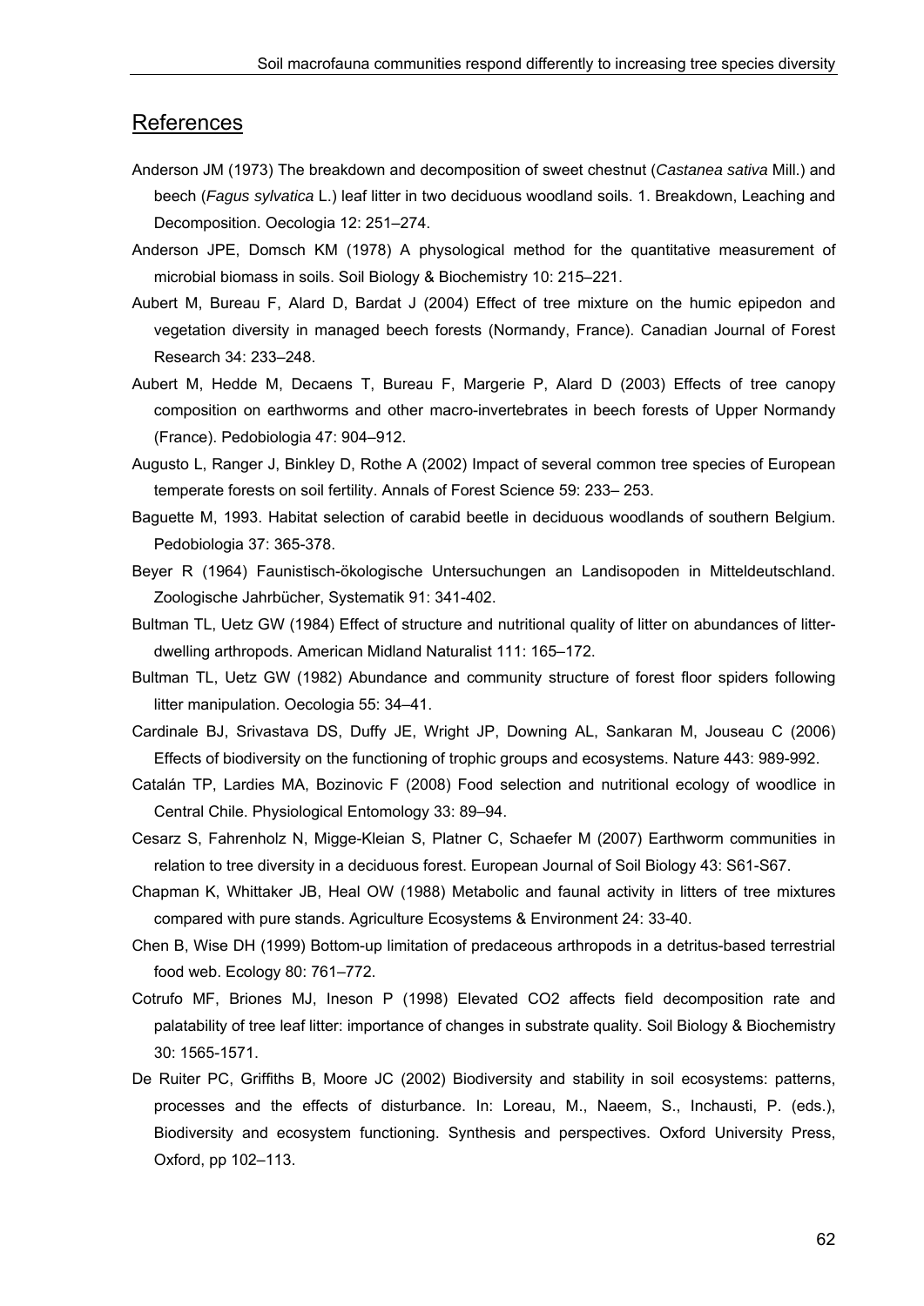## References

Anderson JM (1973) The breakdown and decomposition of sweet chestnut (*Castanea sativa* Mill.) and beech (*Fagus sylvatica* L.) leaf litter in two deciduous woodland soils. 1. Breakdown, Leaching and Decomposition. Oecologia 12: 251–274.

Anderson JPE, Domsch KM (1978) A physological method for the quantitative measurement of microbial biomass in soils. Soil Biology & Biochemistry 10: 215–221.

Aubert M, Bureau F, Alard D, Bardat J (2004) Effect of tree mixture on the humic epipedon and vegetation diversity in managed beech forests (Normandy, France). Canadian Journal of Forest Research 34: 233–248.

Aubert M, Hedde M, Decaens T, Bureau F, Margerie P, Alard D (2003) Effects of tree canopy composition on earthworms and other macro-invertebrates in beech forests of Upper Normandy (France). Pedobiologia 47: 904–912.

Augusto L, Ranger J, Binkley D, Rothe A (2002) Impact of several common tree species of European temperate forests on soil fertility. Annals of Forest Science 59: 233– 253.

Baguette M, 1993. Habitat selection of carabid beetle in deciduous woodlands of southern Belgium. Pedobiologia 37: 365-378.

Beyer R (1964) Faunistisch-ökologische Untersuchungen an Landisopoden in Mitteldeutschland. Zoologische Jahrbücher, Systematik 91: 341-402.

Bultman TL, Uetz GW (1984) Effect of structure and nutritional quality of litter on abundances of litter-dwelling arthropods. American Midland Naturalist 111: 165–172.

Bultman TL, Uetz GW (1982) Abundance and community structure of forest floor spiders following litter manipulation. Oecologia 55: 34–41.

Cardinale BJ, Srivastava DS, Duffy JE, Wright JP, Downing AL, Sankaran M, Jouseau C (2006) Effects of biodiversity on the functioning of trophic groups and ecosystems. Nature 443: 989-992.

Catalán TP, Lardies MA, Bozinovic F (2008) Food selection and nutritional ecology of woodlice in Central Chile. Physiological Entomology 33: 89–94.

Cesarz S, Fahrenholz N, Migge-Kleian S, Platner C, Schaefer M (2007) Earthworm communities in relation to tree diversity in a deciduous forest. European Journal of Soil Biology 43: S61-S67.

Chapman K, Whittaker JB, Heal OW (1988) Metabolic and faunal activity in litters of tree mixtures compared with pure stands. Agriculture Ecosystems & Environment 24: 33-40.

Chen B, Wise DH (1999) Bottom-up limitation of predaceous arthropods in a detritus-based terrestrial food web. Ecology 80: 761–772.

Cotrufo MF, Briones MJ, Ineson P (1998) Elevated $CO_2$ affects field decomposition rate and palatability of tree leaf litter: importance of changes in substrate quality. Soil Biology & Biochemistry 30: 1565-1571.

De Ruiter PC, Griffiths B, Moore JC (2002) Biodiversity and stability in soil ecosystems: patterns, processes and the effects of disturbance. In: Loreau, M., Naeem, S., Inchausti, P. (eds.), Biodiversity and ecosystem functioning. Synthesis and perspectives. Oxford University Press, Oxford, pp 102–113.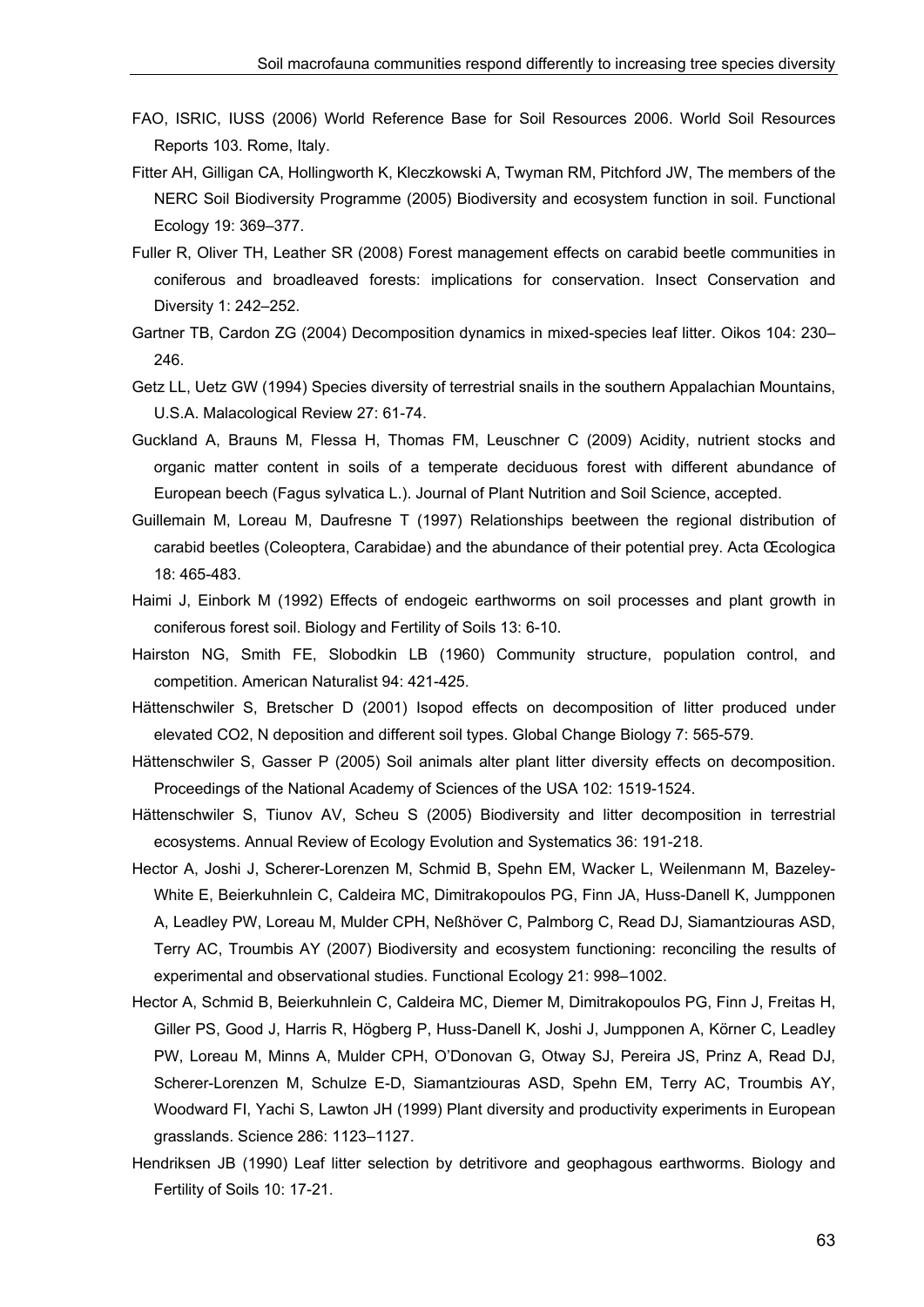FAO, ISRIC, IUSS (2006) World Reference Base for Soil Resources 2006. World Soil Resources Reports 103. Rome, Italy.

Fitter AH, Gilligan CA, Hollingworth K, Kleczkowski A, Twyman RM, Pitchford JW, The members of the NERC Soil Biodiversity Programme (2005) Biodiversity and ecosystem function in soil. Functional Ecology 19: 369–377.

Fuller R, Oliver TH, Leather SR (2008) Forest management effects on carabid beetle communities in coniferous and broadleaved forests: implications for conservation. Insect Conservation and Diversity 1: 242–252.

Gartner TB, Cardon ZG (2004) Decomposition dynamics in mixed-species leaf litter. Oikos 104: 230–246.

Getz LL, Uetz GW (1994) Species diversity of terrestrial snails in the southern Appalachian Mountains, U.S.A. Malacological Review 27: 61-74.

Guckland A, Brauns M, Flessa H, Thomas FM, Leuschner C (2009) Acidity, nutrient stocks and organic matter content in soils of a temperate deciduous forest with different abundance of European beech (Fagus sylvatica L.). Journal of Plant Nutrition and Soil Science, accepted.

Guillemain M, Loreau M, Daufresne T (1997) Relationships beetween the regional distribution of carabid beetles (Coleoptera, Carabidae) and the abundance of their potential prey. Acta Œcologica 18: 465-483.

Haimi J, Einbork M (1992) Effects of endogeic earthworms on soil processes and plant growth in coniferous forest soil. Biology and Fertility of Soils 13: 6-10.

Hairston NG, Smith FE, Slobodkin LB (1960) Community structure, population control, and competition. American Naturalist 94: 421-425.

Hättenschwiler S, Bretscher D (2001) Isopod effects on decomposition of litter produced under elevated CO2, N deposition and different soil types. Global Change Biology 7: 565-579.

Hättenschwiler S, Gasser P (2005) Soil animals alter plant litter diversity effects on decomposition. Proceedings of the National Academy of Sciences of the USA 102: 1519-1524.

Hättenschwiler S, Tiunov AV, Scheu S (2005) Biodiversity and litter decomposition in terrestrial ecosystems. Annual Review of Ecology Evolution and Systematics 36: 191-218.

Hector A, Joshi J, Scherer-Lorenzen M, Schmid B, Spehn EM, Wacker L, Weilenmann M, Bazeley-White E, Beierkuhnlein C, Caldeira MC, Dimitrakopoulos PG, Finn JA, Huss-Danell K, Jumpponen A, Leadley PW, Loreau M, Mulder CPH, Neßhöver C, Palmborg C, Read DJ, Siamantziouras ASD, Terry AC, Troumbis AY (2007) Biodiversity and ecosystem functioning: reconciling the results of experimental and observational studies. Functional Ecology 21: 998–1002.

Hector A, Schmid B, Beierkuhnlein C, Caldeira MC, Diemer M, Dimitrakopoulos PG, Finn J, Freitas H, Giller PS, Good J, Harris R, Högberg P, Huss-Danell K, Joshi J, Jumpponen A, Körner C, Leadley PW, Loreau M, Minns A, Mulder CPH, O'Donovan G, Otway SJ, Pereira JS, Prinz A, Read DJ, Scherer-Lorenzen M, Schulze E-D, Siamantziouras ASD, Spehn EM, Terry AC, Troumbis AY, Woodward FI, Yachi S, Lawton JH (1999) Plant diversity and productivity experiments in European grasslands. Science 286: 1123–1127.

Hendriksen JB (1990) Leaf litter selection by detritivore and geophagous earthworms. Biology and Fertility of Soils 10: 17-21.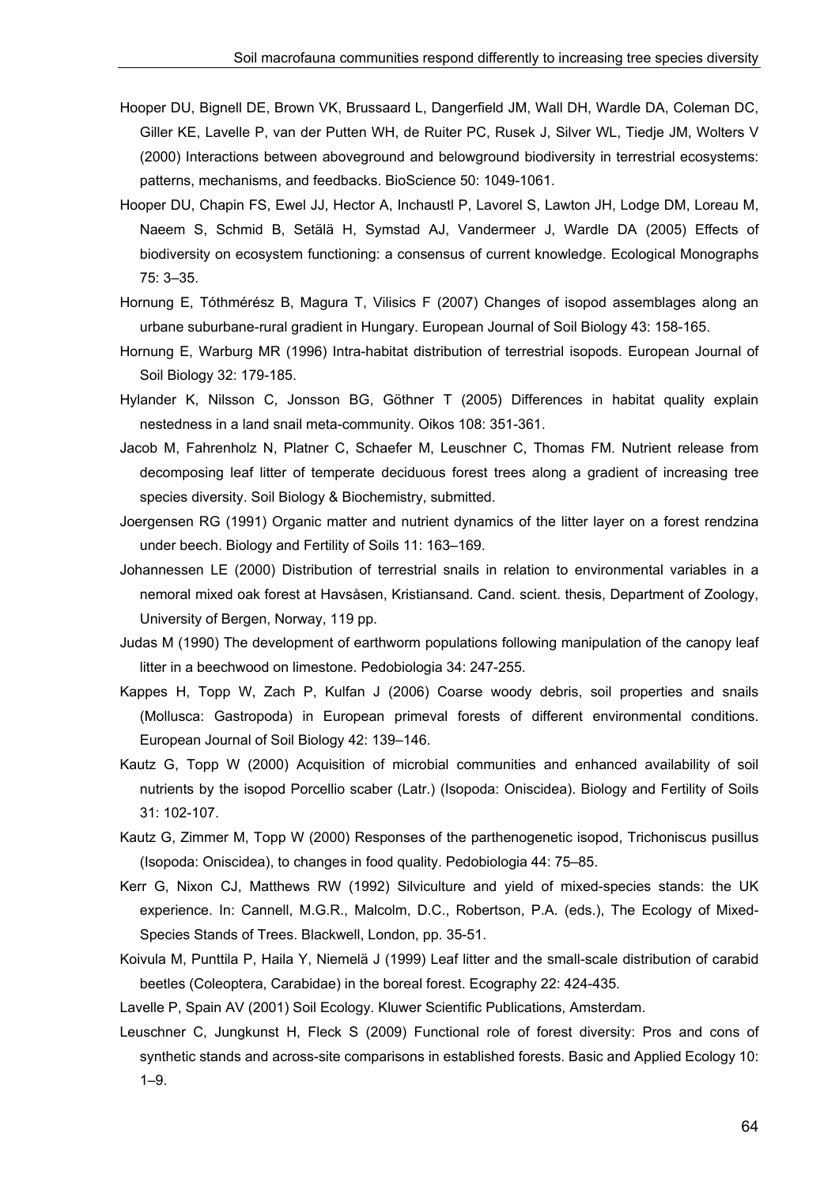Hooper DU, Bignell DE, Brown VK, Brussaard L, Dangerfield JM, Wall DH, Wardle DA, Coleman DC, Giller KE, Lavelle P, van der Putten WH, de Ruiter PC, Rusek J, Silver WL, Tiedje JM, Wolters V (2000) Interactions between aboveground and belowground biodiversity in terrestrial ecosystems: patterns, mechanisms, and feedbacks. BioScience 50: 1049-1061.

Hooper DU, Chapin FS, Ewel JJ, Hector A, Inchaustl P, Lavorel S, Lawton JH, Lodge DM, Loreau M, Naeem S, Schmid B, Setälä H, Symstad AJ, Vandermeer J, Wardle DA (2005) Effects of biodiversity on ecosystem functioning: a consensus of current knowledge. Ecological Monographs 75: 3–35.

Hornung E, Tóthmérész B, Magura T, Vilisics F (2007) Changes of isopod assemblages along an urbane suburbane-rural gradient in Hungary. European Journal of Soil Biology 43: 158-165.

Hornung E, Warburg MR (1996) Intra-habitat distribution of terrestrial isopods. European Journal of Soil Biology 32: 179-185.

Hylander K, Nilsson C, Jonsson BG, Göthner T (2005) Differences in habitat quality explain nestedness in a land snail meta-community. Oikos 108: 351-361.

Jacob M, Fahrenholz N, Platner C, Schaefer M, Leuschner C, Thomas FM. Nutrient release from decomposing leaf litter of temperate deciduous forest trees along a gradient of increasing tree species diversity. Soil Biology & Biochemistry, submitted.

Joergensen RG (1991) Organic matter and nutrient dynamics of the litter layer on a forest rendzina under beech. Biology and Fertility of Soils 11: 163–169.

Johannessen LE (2000) Distribution of terrestrial snails in relation to environmental variables in a nemoral mixed oak forest at Havsåsen, Kristiansand. Cand. scient. thesis, Department of Zoology, University of Bergen, Norway, 119 pp.

Judas M (1990) The development of earthworm populations following manipulation of the canopy leaf litter in a beechwood on limestone. Pedobiologia 34: 247-255.

Kappes H, Topp W, Zach P, Kulfan J (2006) Coarse woody debris, soil properties and snails (Mollusca: Gastropoda) in European primeval forests of different environmental conditions. European Journal of Soil Biology 42: 139–146.

Kautz G, Topp W (2000) Acquisition of microbial communities and enhanced availability of soil nutrients by the isopod Porcellio scaber (Latr.) (Isopoda: Oniscidea). Biology and Fertility of Soils 31: 102-107.

Kautz G, Zimmer M, Topp W (2000) Responses of the parthenogenetic isopod, Trichoniscus pusillus (Isopoda: Oniscidea), to changes in food quality. Pedobiologia 44: 75–85.

Kerr G, Nixon CJ, Matthews RW (1992) Silviculture and yield of mixed-species stands: the UK experience. In: Cannell, M.G.R., Malcolm, D.C., Robertson, P.A. (eds.), The Ecology of Mixed-Species Stands of Trees. Blackwell, London, pp. 35-51.

Koivula M, Punttila P, Haila Y, Niemelä J (1999) Leaf litter and the small-scale distribution of carabid beetles (Coleoptera, Carabidae) in the boreal forest. Ecography 22: 424-435.

Lavelle P, Spain AV (2001) Soil Ecology. Kluwer Scientific Publications, Amsterdam.

Leuschner C, Jungkunst H, Fleck S (2009) Functional role of forest diversity: Pros and cons of synthetic stands and across-site comparisons in established forests. Basic and Applied Ecology 10: 1–9.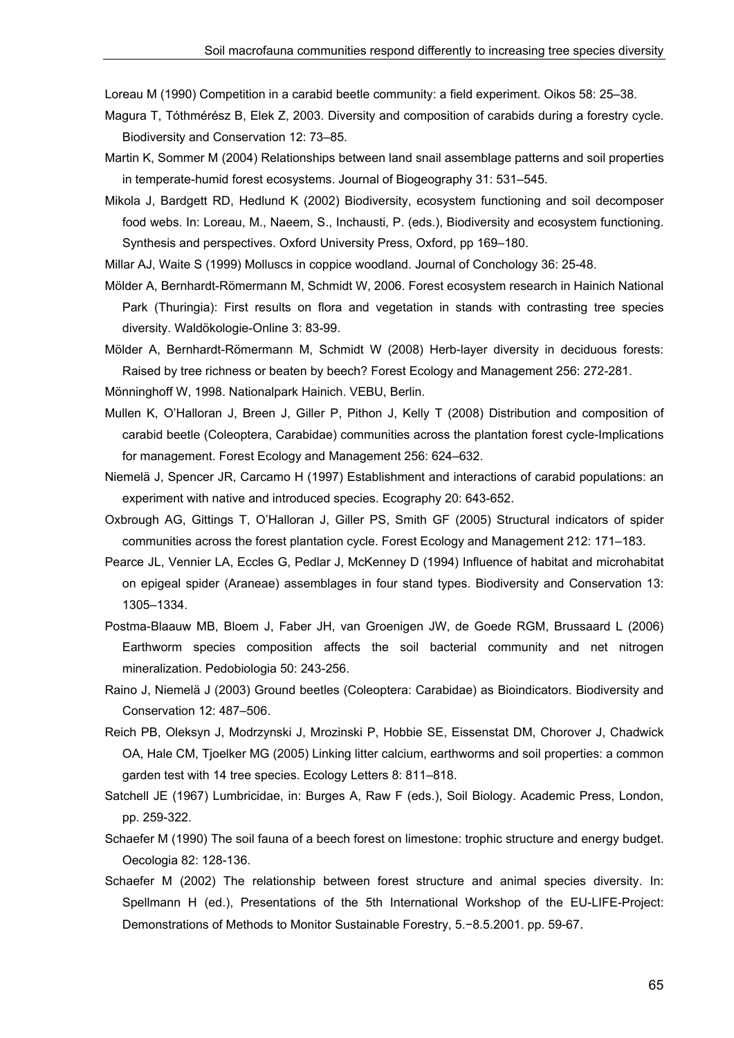Loreau M (1990) Competition in a carabid beetle community: a field experiment. Oikos 58: 25–38.

Magura T, Tóthmérész B, Elek Z, 2003. Diversity and composition of carabids during a forestry cycle. Biodiversity and Conservation 12: 73–85.

Martin K, Sommer M (2004) Relationships between land snail assemblage patterns and soil properties in temperate-humid forest ecosystems. Journal of Biogeography 31: 531–545.

Mikola J, Bardgett RD, Hedlund K (2002) Biodiversity, ecosystem functioning and soil decomposer food webs. In: Loreau, M., Naeem, S., Inchausti, P. (eds.), Biodiversity and ecosystem functioning. Synthesis and perspectives. Oxford University Press, Oxford, pp 169–180.

Millar AJ, Waite S (1999) Molluscs in coppice woodland. Journal of Conchology 36: 25-48.

Mölder A, Bernhardt-Römermann M, Schmidt W, 2006. Forest ecosystem research in Hainich National Park (Thuringia): First results on flora and vegetation in stands with contrasting tree species diversity. Waldökologie-Online 3: 83-99.

Mölder A, Bernhardt-Römermann M, Schmidt W (2008) Herb-layer diversity in deciduous forests: Raised by tree richness or beaten by beech? Forest Ecology and Management 256: 272-281.

Mönninghoff W, 1998. Nationalpark Hainich. VEBU, Berlin.

Mullen K, O'Halloran J, Breen J, Giller P, Pithon J, Kelly T (2008) Distribution and composition of carabid beetle (Coleoptera, Carabidae) communities across the plantation forest cycle-Implications for management. Forest Ecology and Management 256: 624–632.

Niemelä J, Spencer JR, Carcamo H (1997) Establishment and interactions of carabid populations: an experiment with native and introduced species. Ecography 20: 643-652.

Oxbrough AG, Gittings T, O'Halloran J, Giller PS, Smith GF (2005) Structural indicators of spider communities across the forest plantation cycle. Forest Ecology and Management 212: 171–183.

Pearce JL, Vennier LA, Eccles G, Pedlar J, McKenney D (1994) Influence of habitat and microhabitat on epigeal spider (Araneae) assemblages in four stand types. Biodiversity and Conservation 13: 1305–1334.

Postma-Blaauw MB, Bloem J, Faber JH, van Groenigen JW, de Goede RGM, Brussaard L (2006) Earthworm species composition affects the soil bacterial community and net nitrogen mineralization. Pedobiologia 50: 243-256.

Raino J, Niemelä J (2003) Ground beetles (Coleoptera: Carabidae) as Bioindicators. Biodiversity and Conservation 12: 487–506.

Reich PB, Oleksyn J, Modrzynski J, Mrozinski P, Hobbie SE, Eissenstat DM, Chorover J, Chadwick OA, Hale CM, Tjoelker MG (2005) Linking litter calcium, earthworms and soil properties: a common garden test with 14 tree species. Ecology Letters 8: 811–818.

Satchell JE (1967) Lumbricidae, in: Burges A, Raw F (eds.), Soil Biology. Academic Press, London, pp. 259-322.

Schaefer M (1990) The soil fauna of a beech forest on limestone: trophic structure and energy budget. Oecologia 82: 128-136.

Schaefer M (2002) The relationship between forest structure and animal species diversity. In: Spellmann H (ed.), Presentations of the 5th International Workshop of the EU-LIFE-Project: Demonstrations of Methods to Monitor Sustainable Forestry, 5.−8.5.2001. pp. 59-67.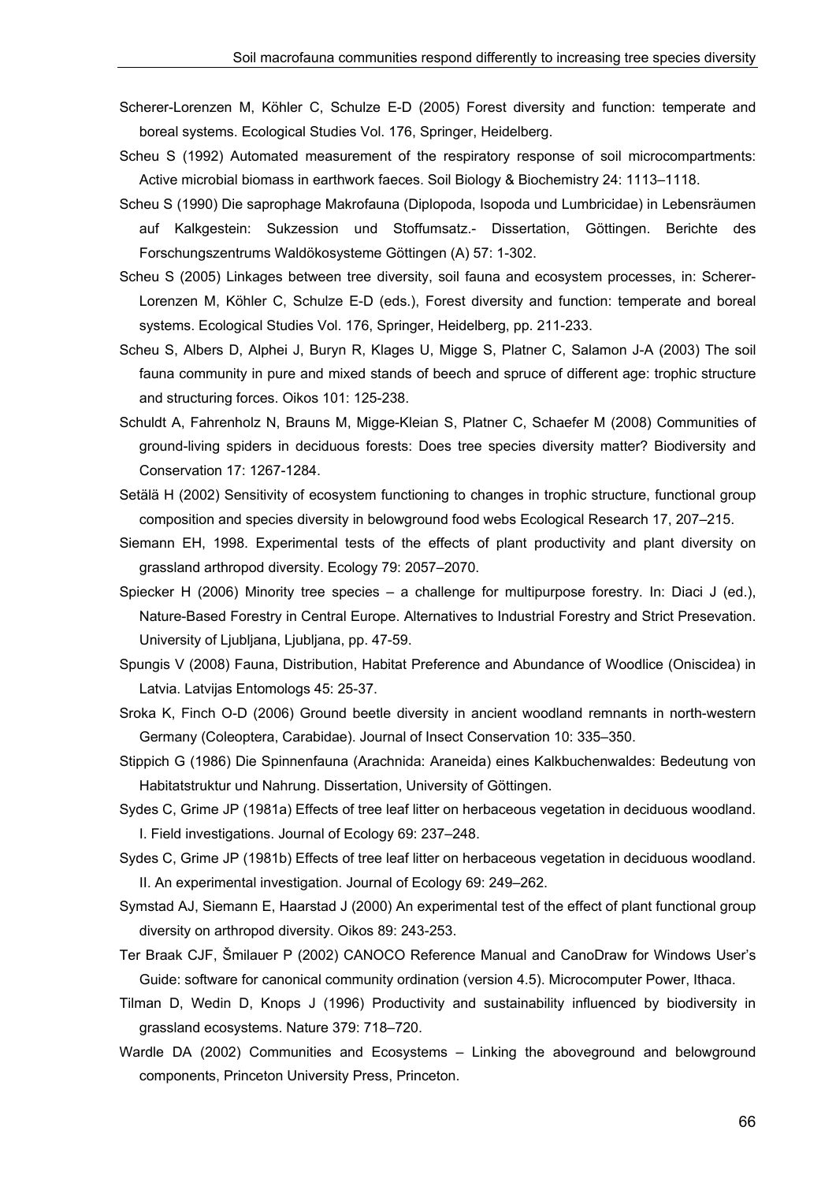Scherer-Lorenzen M, Köhler C, Schulze E-D (2005) Forest diversity and function: temperate and boreal systems. Ecological Studies Vol. 176, Springer, Heidelberg.

Scheu S (1992) Automated measurement of the respiratory response of soil microcompartments: Active microbial biomass in earthwork faeces. Soil Biology & Biochemistry 24: 1113–1118.

Scheu S (1990) Die saprophage Makrofauna (Diplopoda, Isopoda und Lumbricidae) in Lebensräumen auf Kalkgestein: Sukzession und Stoffumsatz.- Dissertation, Göttingen. Berichte des Forschungszentrums Waldökosysteme Göttingen (A) 57: 1-302.

Scheu S (2005) Linkages between tree diversity, soil fauna and ecosystem processes, in: Scherer-Lorenzen M, Köhler C, Schulze E-D (eds.), Forest diversity and function: temperate and boreal systems. Ecological Studies Vol. 176, Springer, Heidelberg, pp. 211-233.

Scheu S, Albers D, Alphei J, Buryn R, Klages U, Migge S, Platner C, Salamon J-A (2003) The soil fauna community in pure and mixed stands of beech and spruce of different age: trophic structure and structuring forces. Oikos 101: 125-238.

Schuldt A, Fahrenholz N, Brauns M, Migge-Kleian S, Platner C, Schaefer M (2008) Communities of ground-living spiders in deciduous forests: Does tree species diversity matter? Biodiversity and Conservation 17: 1267-1284.

Setälä H (2002) Sensitivity of ecosystem functioning to changes in trophic structure, functional group composition and species diversity in belowground food webs Ecological Research 17, 207–215.

Siemann EH, 1998. Experimental tests of the effects of plant productivity and plant diversity on grassland arthropod diversity. Ecology 79: 2057–2070.

Spiecker H (2006) Minority tree species – a challenge for multipurpose forestry. In: Diaci J (ed.), Nature-Based Forestry in Central Europe. Alternatives to Industrial Forestry and Strict Presevation. University of Ljubljana, Ljubljana, pp. 47-59.

Spungis V (2008) Fauna, Distribution, Habitat Preference and Abundance of Woodlice (Oniscidea) in Latvia. Latvijas Entomologs 45: 25-37.

Sroka K, Finch O-D (2006) Ground beetle diversity in ancient woodland remnants in north-western Germany (Coleoptera, Carabidae). Journal of Insect Conservation 10: 335–350.

Stippich G (1986) Die Spinnenfauna (Arachnida: Araneida) eines Kalkbuchenwaldes: Bedeutung von Habitatstruktur und Nahrung. Dissertation, University of Göttingen.

Sydes C, Grime JP (1981a) Effects of tree leaf litter on herbaceous vegetation in deciduous woodland. I. Field investigations. Journal of Ecology 69: 237–248.

Sydes C, Grime JP (1981b) Effects of tree leaf litter on herbaceous vegetation in deciduous woodland. II. An experimental investigation. Journal of Ecology 69: 249–262.

Symstad AJ, Siemann E, Haarstad J (2000) An experimental test of the effect of plant functional group diversity on arthropod diversity. Oikos 89: 243-253.

Ter Braak CJF, Šmilauer P (2002) CANOCO Reference Manual and CanoDraw for Windows User's Guide: software for canonical community ordination (version 4.5). Microcomputer Power, Ithaca.

Tilman D, Wedin D, Knops J (1996) Productivity and sustainability influenced by biodiversity in grassland ecosystems. Nature 379: 718–720.

Wardle DA (2002) Communities and Ecosystems – Linking the aboveground and belowground components, Princeton University Press, Princeton.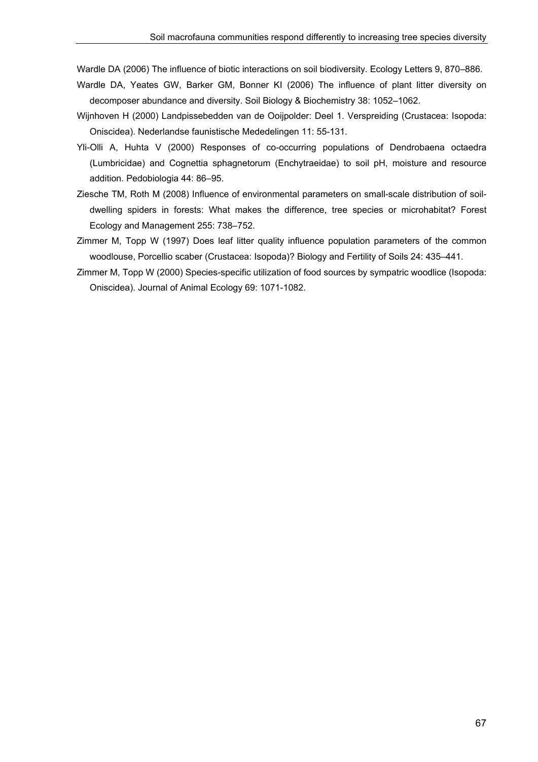Wardle DA (2006) The influence of biotic interactions on soil biodiversity. Ecology Letters 9, 870–886.

Wardle DA, Yeates GW, Barker GM, Bonner KI (2006) The influence of plant litter diversity on decomposer abundance and diversity. Soil Biology & Biochemistry 38: 1052–1062.

Wijnhoven H (2000) Landpissebedden van de Ooijpolder: Deel 1. Verspreiding (Crustacea: Isopoda: Oniscidea). Nederlandse faunistische Mededelingen 11: 55-131.

Yli-Olli A, Huhta V (2000) Responses of co-occurring populations of Dendrobaena octaedra (Lumbricidae) and Cognettia sphagnetorum (Enchytraeidae) to soil pH, moisture and resource addition. Pedobiologia 44: 86–95.

Ziesche TM, Roth M (2008) Influence of environmental parameters on small-scale distribution of soil-dwelling spiders in forests: What makes the difference, tree species or microhabitat? Forest Ecology and Management 255: 738–752.

Zimmer M, Topp W (1997) Does leaf litter quality influence population parameters of the common woodlouse, Porcellio scaber (Crustacea: Isopoda)? Biology and Fertility of Soils 24: 435–441.

Zimmer M, Topp W (2000) Species-specific utilization of food sources by sympatric woodlice (Isopoda: Oniscidea). Journal of Animal Ecology 69: 1071-1082.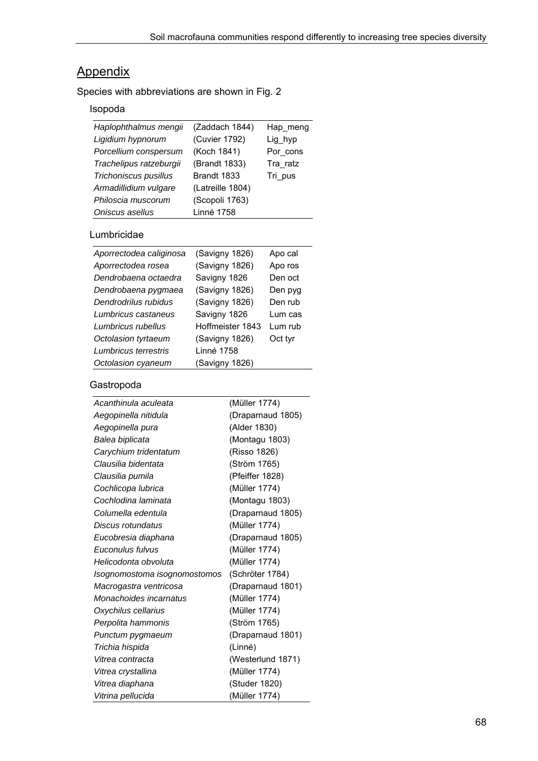## Appendix

Species with abbreviations are shown in Fig. 2

### Isopoda

| | | |
|---|---|---|
| *Haplophthalmus mengii* | (Zaddach 1844) | Hap_meng |
| *Ligidium hypnorum* | (Cuvier 1792) | Lig_hyp |
| *Porcellium conspersum* | (Koch 1841) | Por_cons |
| *Trachelipus ratzeburgii* | (Brandt 1833) | Tra_ratz |
| *Trichoniscus pusillus* | Brandt 1833 | Tri_pus |
| *Armadillidium vulgare* | (Latreille 1804) | |
| *Philoscia muscorum* | (Scopoli 1763) | |
| *Oniscus asellus* | Linné 1758 | |

### Lumbricidae

| | | |
|---|---|---|
| *Aporrectodea caliginosa* | (Savigny 1826) | Apo cal |
| *Aporrectodea rosea* | (Savigny 1826) | Apo ros |
| *Dendrobaena octaedra* | Savigny 1826 | Den oct |
| *Dendrobaena pygmaea* | (Savigny 1826) | Den pyg |
| *Dendrodrilus rubidus* | (Savigny 1826) | Den rub |
| *Lumbricus castaneus* | Savigny 1826 | Lum cas |
| *Lumbricus rubellus* | Hoffmeister 1843 | Lum rub |
| *Octolasion tyrtaeum* | (Savigny 1826) | Oct tyr |
| *Lumbricus terrestris* | Linné 1758 | |
| *Octolasion cyaneum* | (Savigny 1826) | |

### Gastropoda

| | |
|---|---|
| *Acanthinula aculeata* | (Müller 1774) |
| *Aegopinella nitidula* | (Draparnaud 1805) |
| *Aegopinella pura* | (Alder 1830) |
| *Balea biplicata* | (Montagu 1803) |
| *Carychium tridentatum* | (Risso 1826) |
| *Clausilia bidentata* | (Ström 1765) |
| *Clausilia pumila* | (Pfeiffer 1828) |
| *Cochlicopa lubrica* | (Müller 1774) |
| *Cochlodina laminata* | (Montagu 1803) |
| *Columella edentula* | (Draparnaud 1805) |
| *Discus rotundatus* | (Müller 1774) |
| *Eucobresia diaphana* | (Draparnaud 1805) |
| *Euconulus fulvus* | (Müller 1774) |
| *Helicodonta obvoluta* | (Müller 1774) |
| *Isognomostoma isognomostomos* | (Schröter 1784) |
| *Macrogastra ventricosa* | (Draparnaud 1801) |
| *Monachoides incarnatus* | (Müller 1774) |
| *Oxychilus cellarius* | (Müller 1774) |
| *Perpolita hammonis* | (Ström 1765) |
| *Punctum pygmaeum* | (Draparnaud 1801) |
| *Trichia hispida* | (Linné) |
| *Vitrea contracta* | (Westerlund 1871) |
| *Vitrea crystallina* | (Müller 1774) |
| *Vitrea diaphana* | (Studer 1820) |
| *Vitrina pellucida* | (Müller 1774) |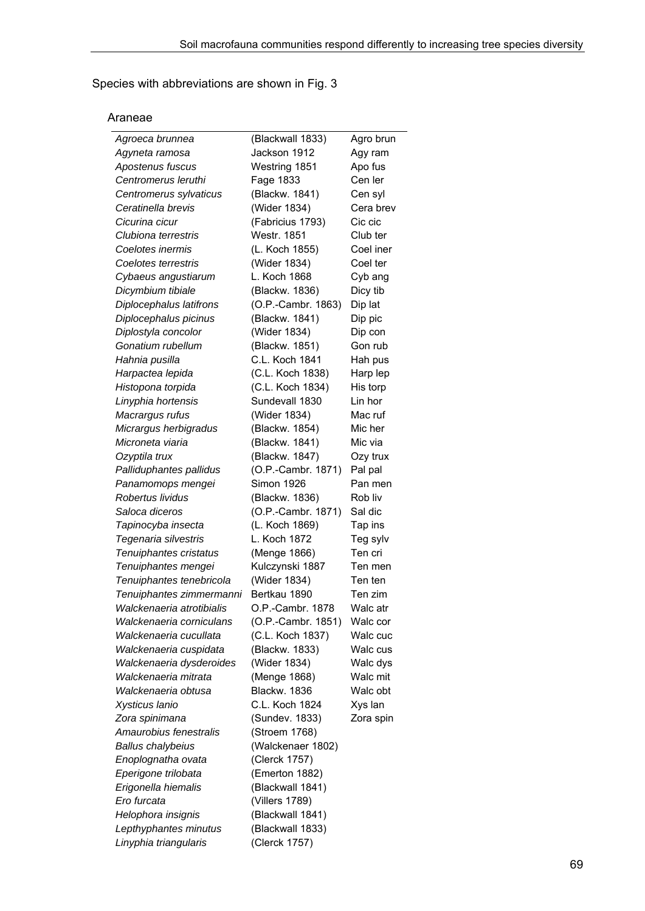Species with abbreviations are shown in Fig. 3

Araneae

| | | |
|---|---|---|
| *Agroeca brunnea* | (Blackwall 1833) | Agro brun |
| *Agyneta ramosa* | Jackson 1912 | Agy ram |
| *Apostenus fuscus* | Westring 1851 | Apo fus |
| *Centromerus leruthi* | Fage 1833 | Cen ler |
| *Centromerus sylvaticus* | (Blackw. 1841) | Cen syl |
| *Ceratinella brevis* | (Wider 1834) | Cera brev |
| *Cicurina cicur* | (Fabricius 1793) | Cic cic |
| *Clubiona terrestris* | Westr. 1851 | Club ter |
| *Coelotes inermis* | (L. Koch 1855) | Coel iner |
| *Coelotes terrestris* | (Wider 1834) | Coel ter |
| *Cybaeus angustiarum* | L. Koch 1868 | Cyb ang |
| *Dicymbium tibiale* | (Blackw. 1836) | Dicy tib |
| *Diplocephalus latifrons* | (O.P.-Cambr. 1863) | Dip lat |
| *Diplocephalus picinus* | (Blackw. 1841) | Dip pic |
| *Diplostyla concolor* | (Wider 1834) | Dip con |
| *Gonatium rubellum* | (Blackw. 1851) | Gon rub |
| *Hahnia pusilla* | C.L. Koch 1841 | Hah pus |
| *Harpactea lepida* | (C.L. Koch 1838) | Harp lep |
| *Histopona torpida* | (C.L. Koch 1834) | His torp |
| *Linyphia hortensis* | Sundevall 1830 | Lin hor |
| *Macrargus rufus* | (Wider 1834) | Mac ruf |
| *Micrargus herbigradus* | (Blackw. 1854) | Mic her |
| *Microneta viaria* | (Blackw. 1841) | Mic via |
| *Ozyptila trux* | (Blackw. 1847) | Ozy trux |
| *Palliduphantes pallidus* | (O.P.-Cambr. 1871) | Pal pal |
| *Panamomops mengei* | Simon 1926 | Pan men |
| *Robertus lividus* | (Blackw. 1836) | Rob liv |
| *Saloca diceros* | (O.P.-Cambr. 1871) | Sal dic |
| *Tapinocyba insecta* | (L. Koch 1869) | Tap ins |
| *Tegenaria silvestris* | L. Koch 1872 | Teg sylv |
| *Tenuiphantes cristatus* | (Menge 1866) | Ten cri |
| *Tenuiphantes mengei* | Kulczynski 1887 | Ten men |
| *Tenuiphantes tenebricola* | (Wider 1834) | Ten ten |
| *Tenuiphantes zimmermanni* | Bertkau 1890 | Ten zim |
| *Walckenaeria atrotibialis* | O.P.-Cambr. 1878 | Walc atr |
| *Walckenaeria corniculans* | (O.P.-Cambr. 1851) | Walc cor |
| *Walckenaeria cucullata* | (C.L. Koch 1837) | Walc cuc |
| *Walckenaeria cuspidata* | (Blackw. 1833) | Walc cus |
| *Walckenaeria dysderoides* | (Wider 1834) | Walc dys |
| *Walckenaeria mitrata* | (Menge 1868) | Walc mit |
| *Walckenaeria obtusa* | Blackw. 1836 | Walc obt |
| *Xysticus lanio* | C.L. Koch 1824 | Xys lan |
| *Zora spinimana* | (Sundev. 1833) | Zora spin |
| *Amaurobius fenestralis* | (Stroem 1768) | |
| *Ballus chalybeius* | (Walckenaer 1802) | |
| *Enoplognatha ovata* | (Clerck 1757) | |
| *Eperigone trilobata* | (Emerton 1882) | |
| *Erigonella hiemalis* | (Blackwall 1841) | |
| *Ero furcata* | (Villers 1789) | |
| *Helophora insignis* | (Blackwall 1841) | |
| *Lepthyphantes minutus* | (Blackwall 1833) | |
| *Linyphia triangularis* | (Clerck 1757) | |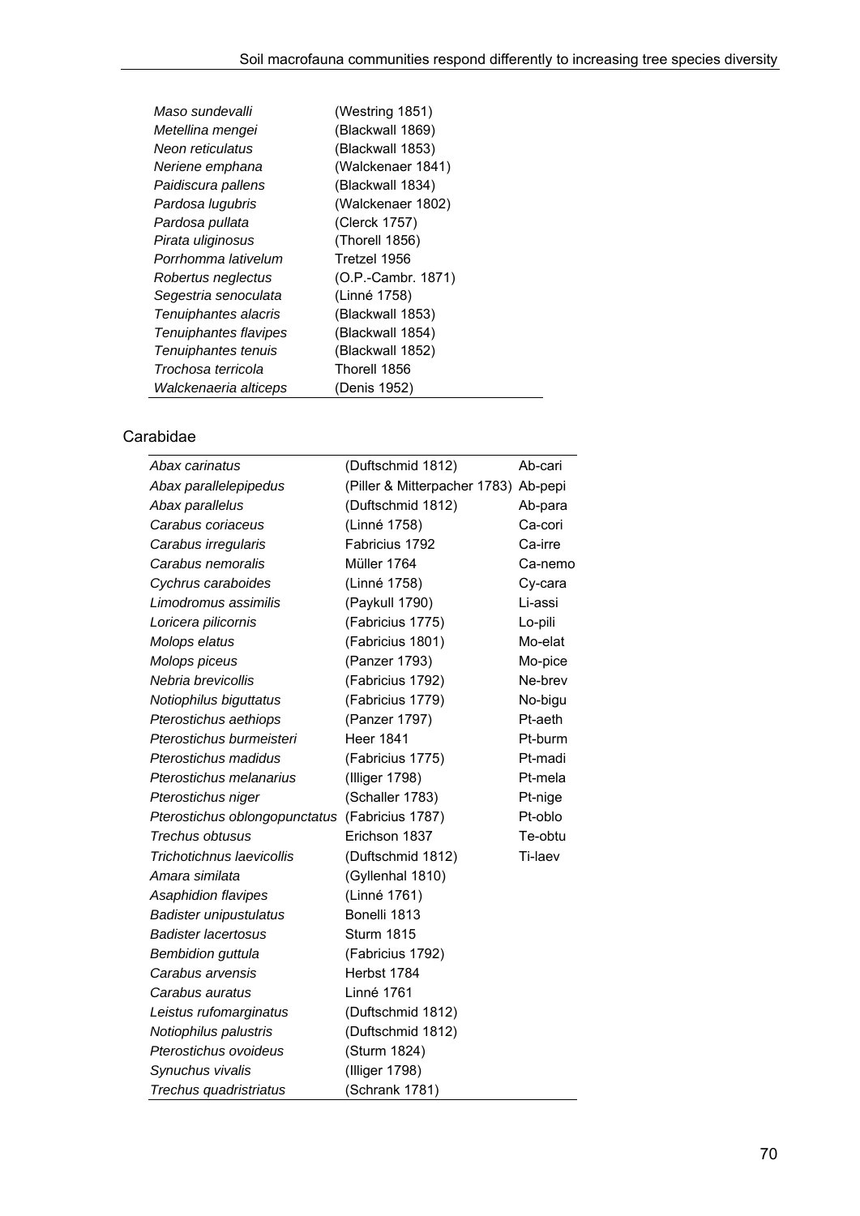| | |
|---|---|
| *Maso sundevalli* | (Westring 1851) |
| *Metellina mengei* | (Blackwall 1869) |
| *Neon reticulatus* | (Blackwall 1853) |
| *Neriene emphana* | (Walckenaer 1841) |
| *Paidiscura pallens* | (Blackwall 1834) |
| *Pardosa lugubris* | (Walckenaer 1802) |
| *Pardosa pullata* | (Clerck 1757) |
| *Pirata uliginosus* | (Thorell 1856) |
| *Porrhomma lativelum* | Tretzel 1956 |
| *Robertus neglectus* | (O.P.-Cambr. 1871) |
| *Segestria senoculata* | (Linné 1758) |
| *Tenuiphantes alacris* | (Blackwall 1853) |
| *Tenuiphantes flavipes* | (Blackwall 1854) |
| *Tenuiphantes tenuis* | (Blackwall 1852) |
| *Trochosa terricola* | Thorell 1856 |
| *Walckenaeria alticeps* | (Denis 1952) |

Carabidae

| | | |
|---|---|---|
| *Abax carinatus* | (Duftschmid 1812) | Ab-cari |
| *Abax parallelepipedus* | (Piller & Mitterpacher 1783) | Ab-pepi |
| *Abax parallelus* | (Duftschmid 1812) | Ab-para |
| *Carabus coriaceus* | (Linné 1758) | Ca-cori |
| *Carabus irregularis* | Fabricius 1792 | Ca-irre |
| *Carabus nemoralis* | Müller 1764 | Ca-nemo |
| *Cychrus caraboides* | (Linné 1758) | Cy-cara |
| *Limodromus assimilis* | (Paykull 1790) | Li-assi |
| *Loricera pilicornis* | (Fabricius 1775) | Lo-pili |
| *Molops elatus* | (Fabricius 1801) | Mo-elat |
| *Molops piceus* | (Panzer 1793) | Mo-pice |
| *Nebria brevicollis* | (Fabricius 1792) | Ne-brev |
| *Notiophilus biguttatus* | (Fabricius 1779) | No-bigu |
| *Pterostichus aethiops* | (Panzer 1797) | Pt-aeth |
| *Pterostichus burmeisteri* | Heer 1841 | Pt-burm |
| *Pterostichus madidus* | (Fabricius 1775) | Pt-madi |
| *Pterostichus melanarius* | (Illiger 1798) | Pt-mela |
| *Pterostichus niger* | (Schaller 1783) | Pt-nige |
| *Pterostichus oblongopunctatus* | (Fabricius 1787) | Pt-oblo |
| *Trechus obtusus* | Erichson 1837 | Te-obtu |
| *Trichotichnus laevicollis* | (Duftschmid 1812) | Ti-laev |
| *Amara similata* | (Gyllenhal 1810) | |
| *Asaphidion flavipes* | (Linné 1761) | |
| *Badister unipustulatus* | Bonelli 1813 | |
| *Badister lacertosus* | Sturm 1815 | |
| *Bembidion guttula* | (Fabricius 1792) | |
| *Carabus arvensis* | Herbst 1784 | |
| *Carabus auratus* | Linné 1761 | |
| *Leistus rufomarginatus* | (Duftschmid 1812) | |
| *Notiophilus palustris* | (Duftschmid 1812) | |
| *Pterostichus ovoideus* | (Sturm 1824) | |
| *Synuchus vivalis* | (Illiger 1798) | |
| *Trechus quadristriatus* | (Schrank 1781) | |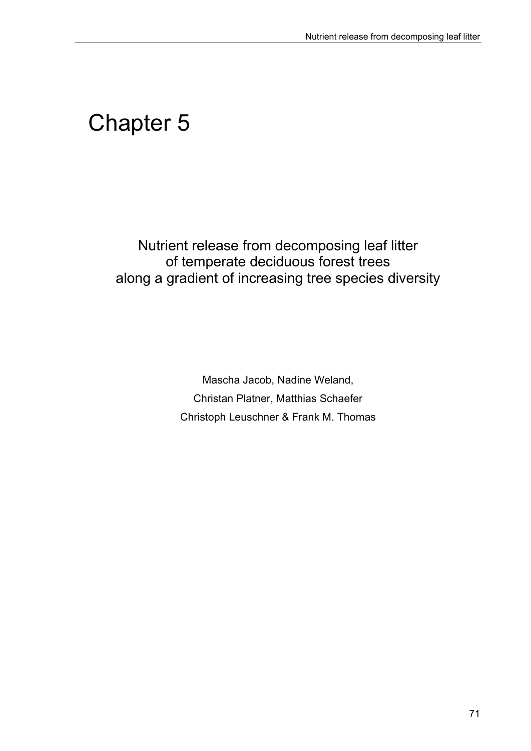# Chapter 5

## Nutrient release from decomposing leaf litter of temperate deciduous forest trees along a gradient of increasing tree species diversity

Mascha Jacob, Nadine Weland,
Christan Platner, Matthias Schaefer
Christoph Leuschner & Frank M. Thomas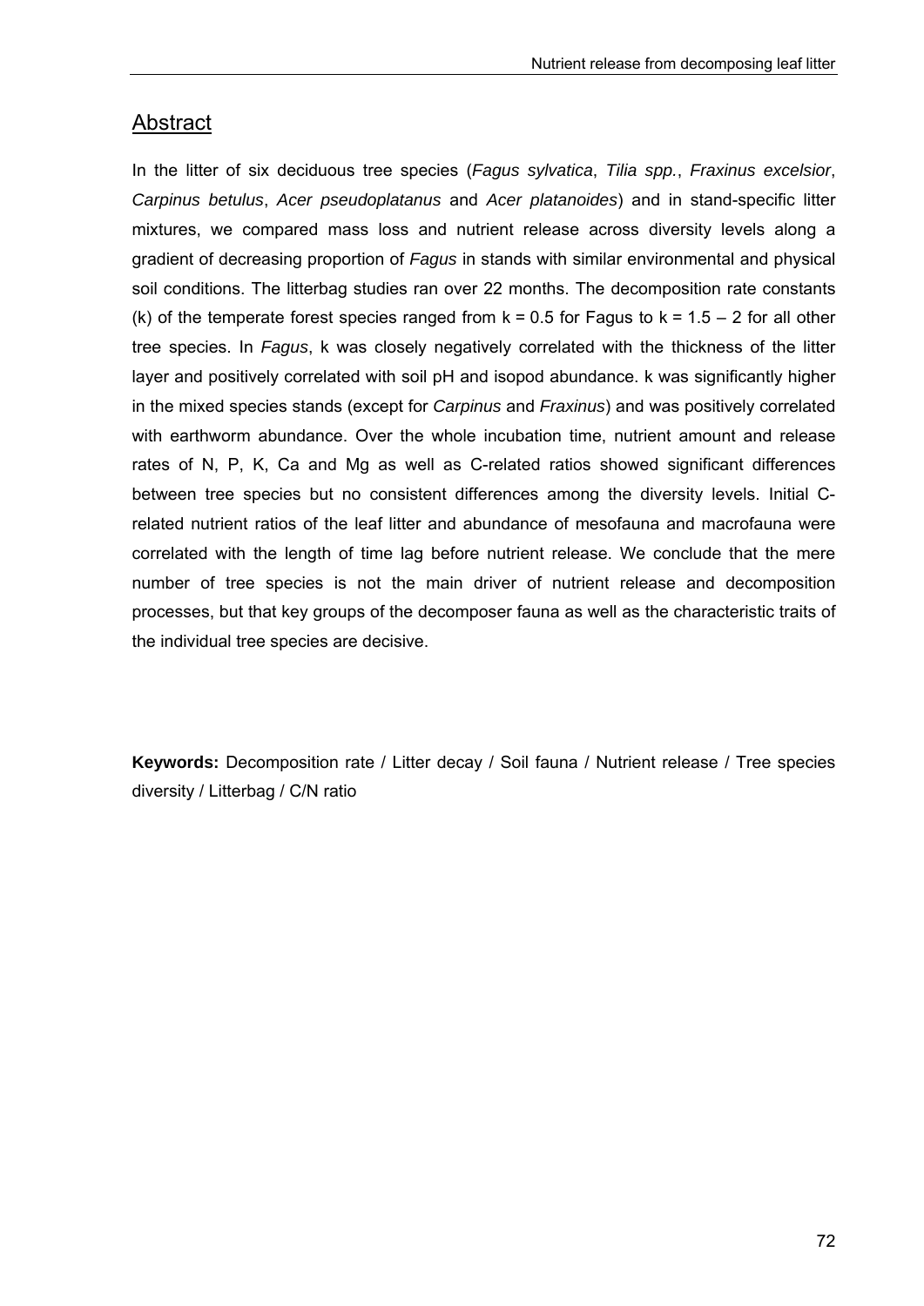## Abstract

In the litter of six deciduous tree species (*Fagus sylvatica*, *Tilia spp.*, *Fraxinus excelsior*, *Carpinus betulus*, *Acer pseudoplatanus* and *Acer platanoides*) and in stand-specific litter mixtures, we compared mass loss and nutrient release across diversity levels along a gradient of decreasing proportion of *Fagus* in stands with similar environmental and physical soil conditions. The litterbag studies ran over 22 months. The decomposition rate constants (k) of the temperate forest species ranged from $k = 0.5$ for Fagus to $k = 1.5 – 2$ for all other tree species. In *Fagus*, k was closely negatively correlated with the thickness of the litter layer and positively correlated with soil pH and isopod abundance. k was significantly higher in the mixed species stands (except for *Carpinus* and *Fraxinus*) and was positively correlated with earthworm abundance. Over the whole incubation time, nutrient amount and release rates of N, P, K, Ca and Mg as well as C-related ratios showed significant differences between tree species but no consistent differences among the diversity levels. Initial C-related nutrient ratios of the leaf litter and abundance of mesofauna and macrofauna were correlated with the length of time lag before nutrient release. We conclude that the mere number of tree species is not the main driver of nutrient release and decomposition processes, but that key groups of the decomposer fauna as well as the characteristic traits of the individual tree species are decisive.

**Keywords:** Decomposition rate / Litter decay / Soil fauna / Nutrient release / Tree species diversity / Litterbag / C/N ratio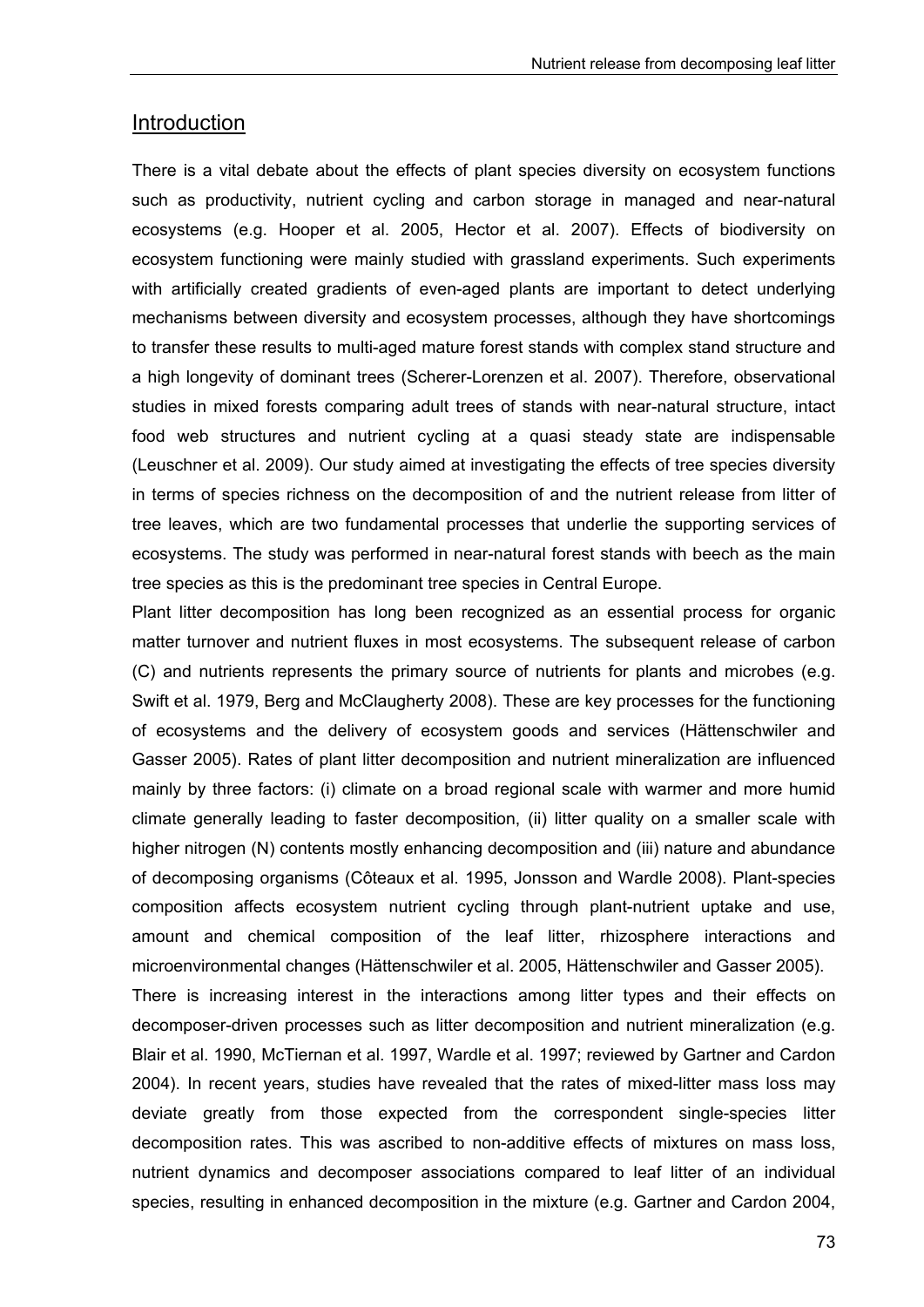## Introduction

There is a vital debate about the effects of plant species diversity on ecosystem functions such as productivity, nutrient cycling and carbon storage in managed and near-natural ecosystems (e.g. Hooper et al. 2005, Hector et al. 2007). Effects of biodiversity on ecosystem functioning were mainly studied with grassland experiments. Such experiments with artificially created gradients of even-aged plants are important to detect underlying mechanisms between diversity and ecosystem processes, although they have shortcomings to transfer these results to multi-aged mature forest stands with complex stand structure and a high longevity of dominant trees (Scherer-Lorenzen et al. 2007). Therefore, observational studies in mixed forests comparing adult trees of stands with near-natural structure, intact food web structures and nutrient cycling at a quasi steady state are indispensable (Leuschner et al. 2009). Our study aimed at investigating the effects of tree species diversity in terms of species richness on the decomposition of and the nutrient release from litter of tree leaves, which are two fundamental processes that underlie the supporting services of ecosystems. The study was performed in near-natural forest stands with beech as the main tree species as this is the predominant tree species in Central Europe.

Plant litter decomposition has long been recognized as an essential process for organic matter turnover and nutrient fluxes in most ecosystems. The subsequent release of carbon (C) and nutrients represents the primary source of nutrients for plants and microbes (e.g. Swift et al. 1979, Berg and McClaugherty 2008). These are key processes for the functioning of ecosystems and the delivery of ecosystem goods and services (Hättenschwiler and Gasser 2005). Rates of plant litter decomposition and nutrient mineralization are influenced mainly by three factors: (i) climate on a broad regional scale with warmer and more humid climate generally leading to faster decomposition, (ii) litter quality on a smaller scale with higher nitrogen (N) contents mostly enhancing decomposition and (iii) nature and abundance of decomposing organisms (Côteaux et al. 1995, Jonsson and Wardle 2008). Plant-species composition affects ecosystem nutrient cycling through plant-nutrient uptake and use, amount and chemical composition of the leaf litter, rhizosphere interactions and microenvironmental changes (Hättenschwiler et al. 2005, Hättenschwiler and Gasser 2005).

There is increasing interest in the interactions among litter types and their effects on decomposer-driven processes such as litter decomposition and nutrient mineralization (e.g. Blair et al. 1990, McTiernan et al. 1997, Wardle et al. 1997; reviewed by Gartner and Cardon 2004). In recent years, studies have revealed that the rates of mixed-litter mass loss may deviate greatly from those expected from the correspondent single-species litter decomposition rates. This was ascribed to non-additive effects of mixtures on mass loss, nutrient dynamics and decomposer associations compared to leaf litter of an individual species, resulting in enhanced decomposition in the mixture (e.g. Gartner and Cardon 2004,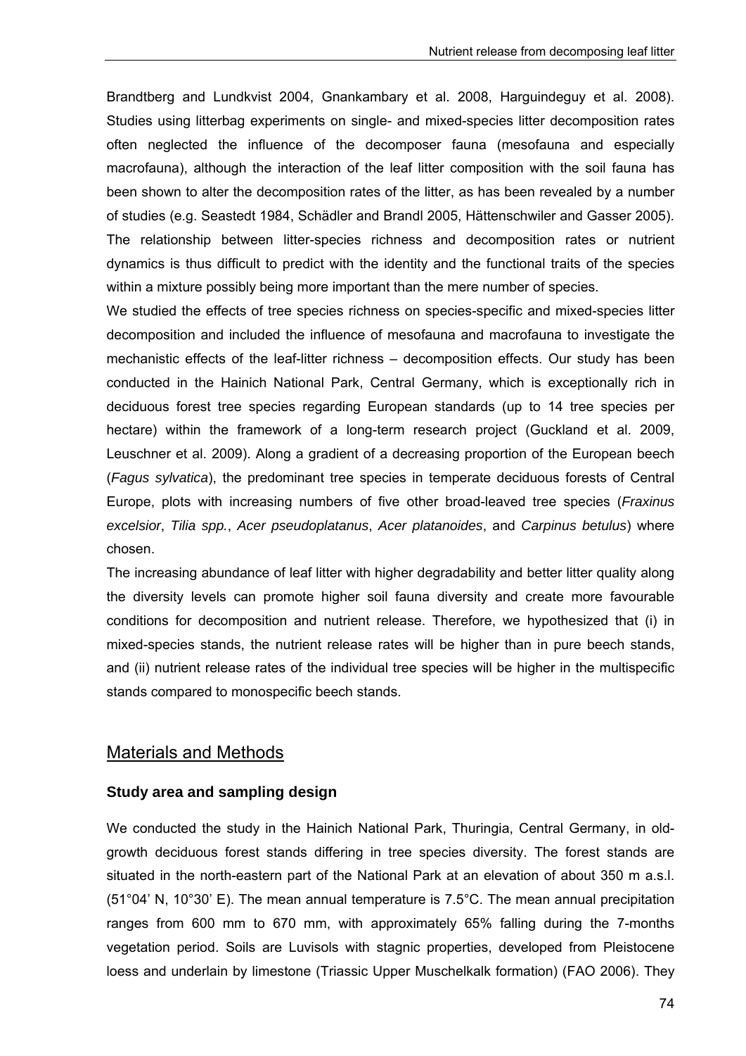Brandtberg and Lundkvist 2004, Gnankambary et al. 2008, Harguindeguy et al. 2008). Studies using litterbag experiments on single- and mixed-species litter decomposition rates often neglected the influence of the decomposer fauna (mesofauna and especially macrofauna), although the interaction of the leaf litter composition with the soil fauna has been shown to alter the decomposition rates of the litter, as has been revealed by a number of studies (e.g. Seastedt 1984, Schädler and Brandl 2005, Hättenschwiler and Gasser 2005). The relationship between litter-species richness and decomposition rates or nutrient dynamics is thus difficult to predict with the identity and the functional traits of the species within a mixture possibly being more important than the mere number of species.

We studied the effects of tree species richness on species-specific and mixed-species litter decomposition and included the influence of mesofauna and macrofauna to investigate the mechanistic effects of the leaf-litter richness – decomposition effects. Our study has been conducted in the Hainich National Park, Central Germany, which is exceptionally rich in deciduous forest tree species regarding European standards (up to 14 tree species per hectare) within the framework of a long-term research project (Guckland et al. 2009, Leuschner et al. 2009). Along a gradient of a decreasing proportion of the European beech (*Fagus sylvatica*), the predominant tree species in temperate deciduous forests of Central Europe, plots with increasing numbers of five other broad-leaved tree species (*Fraxinus excelsior*, *Tilia spp.*, *Acer pseudoplatanus*, *Acer platanoides*, and *Carpinus betulus*) where chosen.

The increasing abundance of leaf litter with higher degradability and better litter quality along the diversity levels can promote higher soil fauna diversity and create more favourable conditions for decomposition and nutrient release. Therefore, we hypothesized that (i) in mixed-species stands, the nutrient release rates will be higher than in pure beech stands, and (ii) nutrient release rates of the individual tree species will be higher in the multispecific stands compared to monospecific beech stands.

## Materials and Methods

### Study area and sampling design

We conducted the study in the Hainich National Park, Thuringia, Central Germany, in old-growth deciduous forest stands differing in tree species diversity. The forest stands are situated in the north-eastern part of the National Park at an elevation of about 350 m a.s.l. (51°04' N, 10°30' E). The mean annual temperature is 7.5°C. The mean annual precipitation ranges from 600 mm to 670 mm, with approximately 65% falling during the 7-months vegetation period. Soils are Luvisols with stagnic properties, developed from Pleistocene loess and underlain by limestone (Triassic Upper Muschelkalk formation) (FAO 2006). They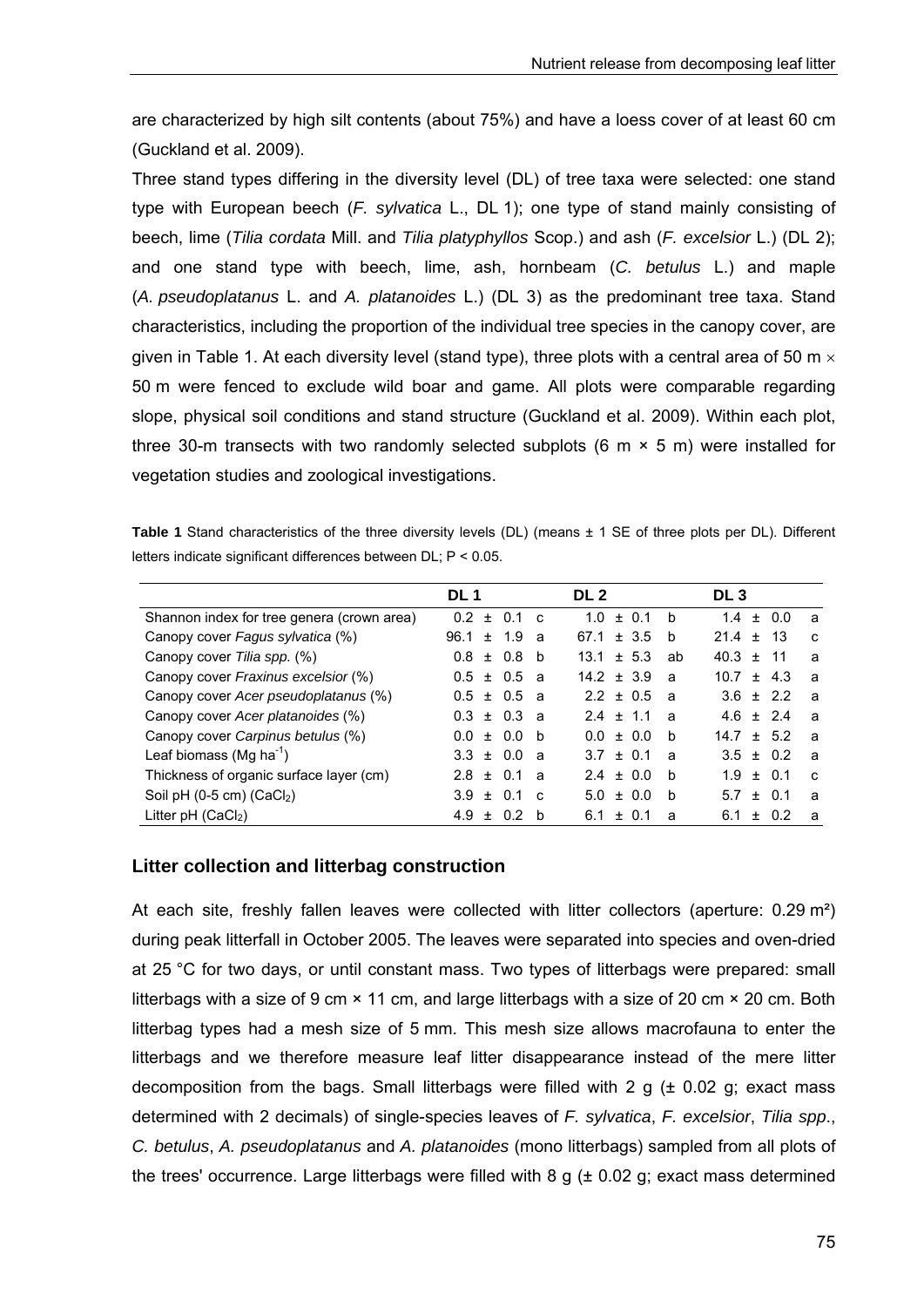are characterized by high silt contents (about 75%) and have a loess cover of at least 60 cm (Guckland et al. 2009).

Three stand types differing in the diversity level (DL) of tree taxa were selected: one stand type with European beech (*F. sylvatica* L., DL 1); one type of stand mainly consisting of beech, lime (*Tilia cordata* Mill. and *Tilia platyphyllos* Scop.) and ash (*F. excelsior* L.) (DL 2); and one stand type with beech, lime, ash, hornbeam (*C. betulus* L.) and maple (*A. pseudoplatanus* L. and *A. platanoides* L.) (DL 3) as the predominant tree taxa. Stand characteristics, including the proportion of the individual tree species in the canopy cover, are given in Table 1. At each diversity level (stand type), three plots with a central area of 50 m × 50 m were fenced to exclude wild boar and game. All plots were comparable regarding slope, physical soil conditions and stand structure (Guckland et al. 2009). Within each plot, three 30-m transects with two randomly selected subplots (6 m × 5 m) were installed for vegetation studies and zoological investigations.

**Table 1** Stand characteristics of the three diversity levels (DL) (means ± 1 SE of three plots per DL). Different letters indicate significant differences between DL; P < 0.05.

| | DL 1 | | DL 2 | | DL 3 | |
|---|---|---|---|---|---|---|
| Shannon index for tree genera (crown area) | 0.2 ± 0.1 | c | 1.0 ± 0.1 | b | 1.4 ± 0.0 | a |
| Canopy cover *Fagus sylvatica* (%) | 96.1 ± 1.9 | a | 67.1 ± 3.5 | b | 21.4 ± 13 | c |
| Canopy cover *Tilia spp.* (%) | 0.8 ± 0.8 | b | 13.1 ± 5.3 | ab | 40.3 ± 11 | a |
| Canopy cover *Fraxinus excelsior* (%) | 0.5 ± 0.5 | a | 14.2 ± 3.9 | a | 10.7 ± 4.3 | a |
| Canopy cover *Acer pseudoplatanus* (%) | 0.5 ± 0.5 | a | 2.2 ± 0.5 | a | 3.6 ± 2.2 | a |
| Canopy cover *Acer platanoides* (%) | 0.3 ± 0.3 | a | 2.4 ± 1.1 | a | 4.6 ± 2.4 | a |
| Canopy cover *Carpinus betulus* (%) | 0.0 ± 0.0 | b | 0.0 ± 0.0 | b | 14.7 ± 5.2 | a |
| Leaf biomass (Mg $ha^{-1}$) | 3.3 ± 0.0 | a | 3.7 ± 0.1 | a | 3.5 ± 0.2 | a |
| Thickness of organic surface layer (cm) | 2.8 ± 0.1 | a | 2.4 ± 0.0 | b | 1.9 ± 0.1 | c |
| Soil pH (0-5 cm) ($CaCl_2$) | 3.9 ± 0.1 | c | 5.0 ± 0.0 | b | 5.7 ± 0.1 | a |
| Litter pH ($CaCl_2$) | 4.9 ± 0.2 | b | 6.1 ± 0.1 | a | 6.1 ± 0.2 | a |

## Litter collection and litterbag construction

At each site, freshly fallen leaves were collected with litter collectors (aperture: 0.29 m²) during peak litterfall in October 2005. The leaves were separated into species and oven-dried at 25 °C for two days, or until constant mass. Two types of litterbags were prepared: small litterbags with a size of 9 cm × 11 cm, and large litterbags with a size of 20 cm × 20 cm. Both litterbag types had a mesh size of 5 mm. This mesh size allows macrofauna to enter the litterbags and we therefore measure leaf litter disappearance instead of the mere litter decomposition from the bags. Small litterbags were filled with 2 g (± 0.02 g; exact mass determined with 2 decimals) of single-species leaves of *F. sylvatica*, *F. excelsior*, *Tilia spp*., *C. betulus*, *A. pseudoplatanus* and *A. platanoides* (mono litterbags) sampled from all plots of the trees' occurrence. Large litterbags were filled with 8 g (± 0.02 g; exact mass determined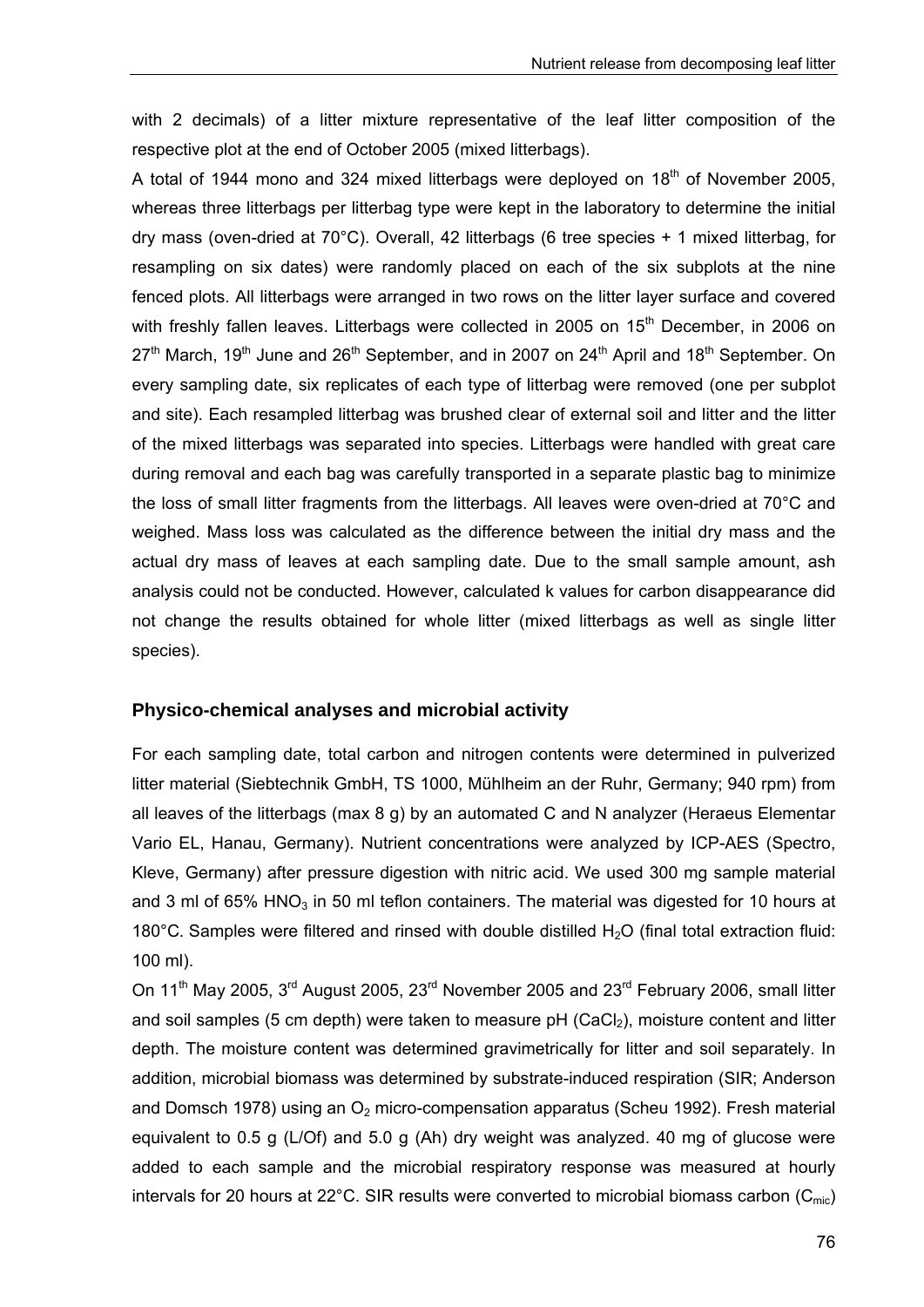with 2 decimals) of a litter mixture representative of the leaf litter composition of the respective plot at the end of October 2005 (mixed litterbags).

A total of 1944 mono and 324 mixed litterbags were deployed on 18[th] of November 2005, whereas three litterbags per litterbag type were kept in the laboratory to determine the initial dry mass (oven-dried at 70°C). Overall, 42 litterbags (6 tree species + 1 mixed litterbag, for resampling on six dates) were randomly placed on each of the six subplots at the nine fenced plots. All litterbags were arranged in two rows on the litter layer surface and covered with freshly fallen leaves. Litterbags were collected in 2005 on 15[th] December, in 2006 on 27[th] March, 19[th] June and 26[th] September, and in 2007 on 24[th] April and 18[th] September. On every sampling date, six replicates of each type of litterbag were removed (one per subplot and site). Each resampled litterbag was brushed clear of external soil and litter and the litter of the mixed litterbags was separated into species. Litterbags were handled with great care during removal and each bag was carefully transported in a separate plastic bag to minimize the loss of small litter fragments from the litterbags. All leaves were oven-dried at 70°C and weighed. Mass loss was calculated as the difference between the initial dry mass and the actual dry mass of leaves at each sampling date. Due to the small sample amount, ash analysis could not be conducted. However, calculated k values for carbon disappearance did not change the results obtained for whole litter (mixed litterbags as well as single litter species).

### Physico-chemical analyses and microbial activity

For each sampling date, total carbon and nitrogen contents were determined in pulverized litter material (Siebtechnik GmbH, TS 1000, Mühlheim an der Ruhr, Germany; 940 rpm) from all leaves of the litterbags (max 8 g) by an automated C and N analyzer (Heraeus Elementar Vario EL, Hanau, Germany). Nutrient concentrations were analyzed by ICP-AES (Spectro, Kleve, Germany) after pressure digestion with nitric acid. We used 300 mg sample material and 3 ml of 65% $HNO_3$ in 50 ml teflon containers. The material was digested for 10 hours at 180°C. Samples were filtered and rinsed with double distilled $H_2O$ (final total extraction fluid: 100 ml).

On 11[th] May 2005, 3[rd] August 2005, 23[rd] November 2005 and 23[rd] February 2006, small litter and soil samples (5 cm depth) were taken to measure pH ($CaCl_2$), moisture content and litter depth. The moisture content was determined gravimetrically for litter and soil separately. In addition, microbial biomass was determined by substrate-induced respiration (SIR; Anderson and Domsch 1978) using an $O_2$ micro-compensation apparatus (Scheu 1992). Fresh material equivalent to 0.5 g (L/Of) and 5.0 g (Ah) dry weight was analyzed. 40 mg of glucose were added to each sample and the microbial respiratory response was measured at hourly intervals for 20 hours at 22°C. SIR results were converted to microbial biomass carbon ($C_{mic}$)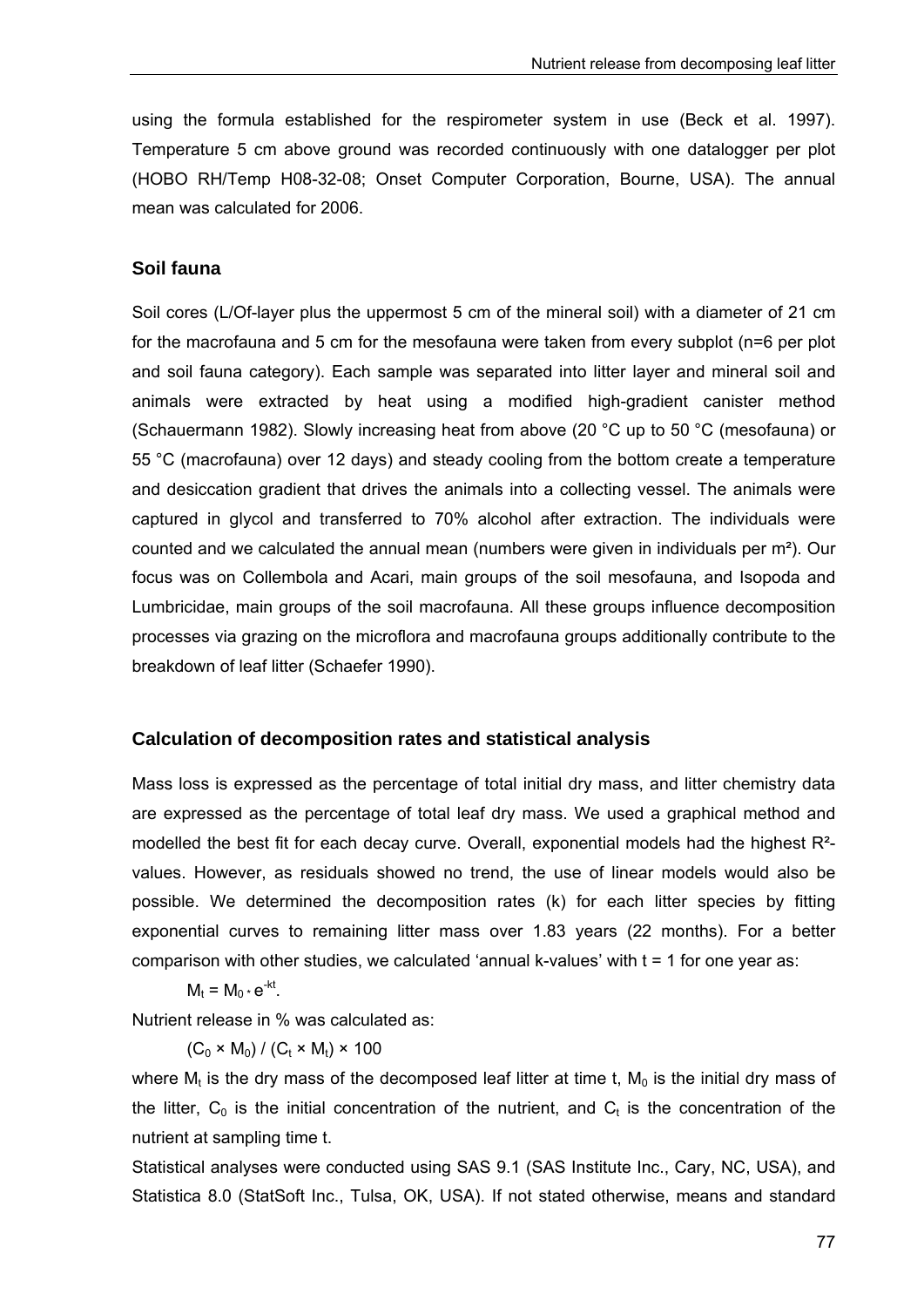using the formula established for the respirometer system in use (Beck et al. 1997). Temperature 5 cm above ground was recorded continuously with one datalogger per plot (HOBO RH/Temp H08-32-08; Onset Computer Corporation, Bourne, USA). The annual mean was calculated for 2006.

### Soil fauna

Soil cores (L/Of-layer plus the uppermost 5 cm of the mineral soil) with a diameter of 21 cm for the macrofauna and 5 cm for the mesofauna were taken from every subplot (n=6 per plot and soil fauna category). Each sample was separated into litter layer and mineral soil and animals were extracted by heat using a modified high-gradient canister method (Schauermann 1982). Slowly increasing heat from above (20 °C up to 50 °C (mesofauna) or 55 °C (macrofauna) over 12 days) and steady cooling from the bottom create a temperature and desiccation gradient that drives the animals into a collecting vessel. The animals were captured in glycol and transferred to 70% alcohol after extraction. The individuals were counted and we calculated the annual mean (numbers were given in individuals per m²). Our focus was on Collembola and Acari, main groups of the soil mesofauna, and Isopoda and Lumbricidae, main groups of the soil macrofauna. All these groups influence decomposition processes via grazing on the microflora and macrofauna groups additionally contribute to the breakdown of leaf litter (Schaefer 1990).

### Calculation of decomposition rates and statistical analysis

Mass loss is expressed as the percentage of total initial dry mass, and litter chemistry data are expressed as the percentage of total leaf dry mass. We used a graphical method and modelled the best fit for each decay curve. Overall, exponential models had the highest $R^2$-values. However, as residuals showed no trend, the use of linear models would also be possible. We determined the decomposition rates (k) for each litter species by fitting exponential curves to remaining litter mass over 1.83 years (22 months). For a better comparison with other studies, we calculated 'annual k-values' with t = 1 for one year as:

$$M_t = M_0 * e^{-kt}.$$

Nutrient release in % was calculated as:

$$(C_0 \times M_0) / (C_t \times M_t) \times 100$$

where $M_t$ is the dry mass of the decomposed leaf litter at time t, $M_0$ is the initial dry mass of the litter, $C_0$ is the initial concentration of the nutrient, and $C_t$ is the concentration of the nutrient at sampling time t.

Statistical analyses were conducted using SAS 9.1 (SAS Institute Inc., Cary, NC, USA), and Statistica 8.0 (StatSoft Inc., Tulsa, OK, USA). If not stated otherwise, means and standard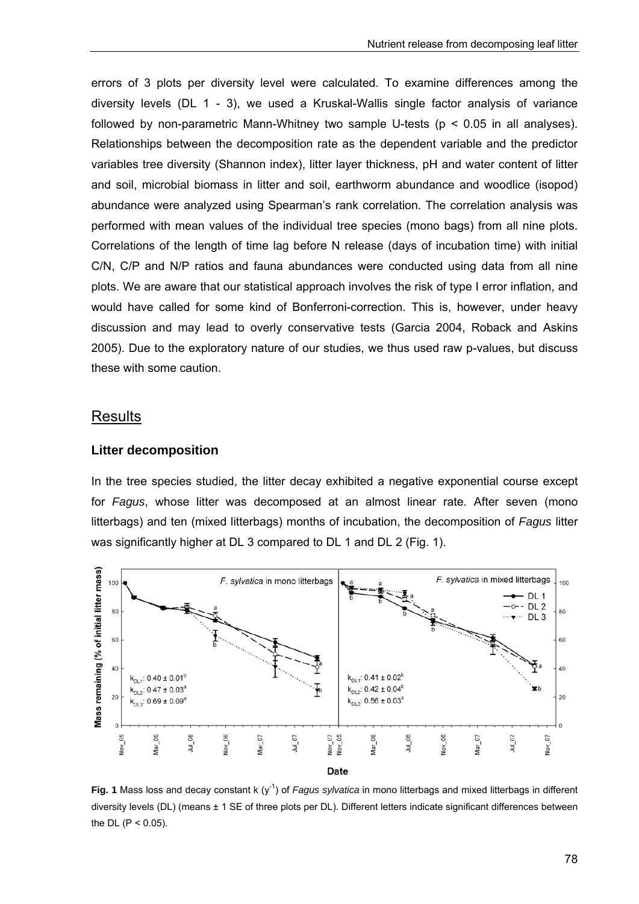errors of 3 plots per diversity level were calculated. To examine differences among the diversity levels (DL 1 - 3), we used a Kruskal-Wallis single factor analysis of variance followed by non-parametric Mann-Whitney two sample U-tests ($p < 0.05$ in all analyses). Relationships between the decomposition rate as the dependent variable and the predictor variables tree diversity (Shannon index), litter layer thickness, pH and water content of litter and soil, microbial biomass in litter and soil, earthworm abundance and woodlice (isopod) abundance were analyzed using Spearman's rank correlation. The correlation analysis was performed with mean values of the individual tree species (mono bags) from all nine plots. Correlations of the length of time lag before N release (days of incubation time) with initial C/N, C/P and N/P ratios and fauna abundances were conducted using data from all nine plots. We are aware that our statistical approach involves the risk of type I error inflation, and would have called for some kind of Bonferroni-correction. This is, however, under heavy discussion and may lead to overly conservative tests (Garcia 2004, Roback and Askins 2005). Due to the exploratory nature of our studies, we thus used raw p-values, but discuss these with some caution.

## Results

### Litter decomposition

In the tree species studied, the litter decay exhibited a negative exponential course except for *Fagus*, whose litter was decomposed at an almost linear rate. After seven (mono litterbags) and ten (mixed litterbags) months of incubation, the decomposition of *Fagus* litter was significantly higher at DL 3 compared to DL 1 and DL 2 (Fig. 1).

**Fig. 1** Mass loss and decay constant k ($y^{-1}$) of *Fagus sylvatica* in mono litterbags and mixed litterbags in different diversity levels (DL) (means ± 1 SE of three plots per DL). Different letters indicate significant differences between the DL ($P < 0.05$).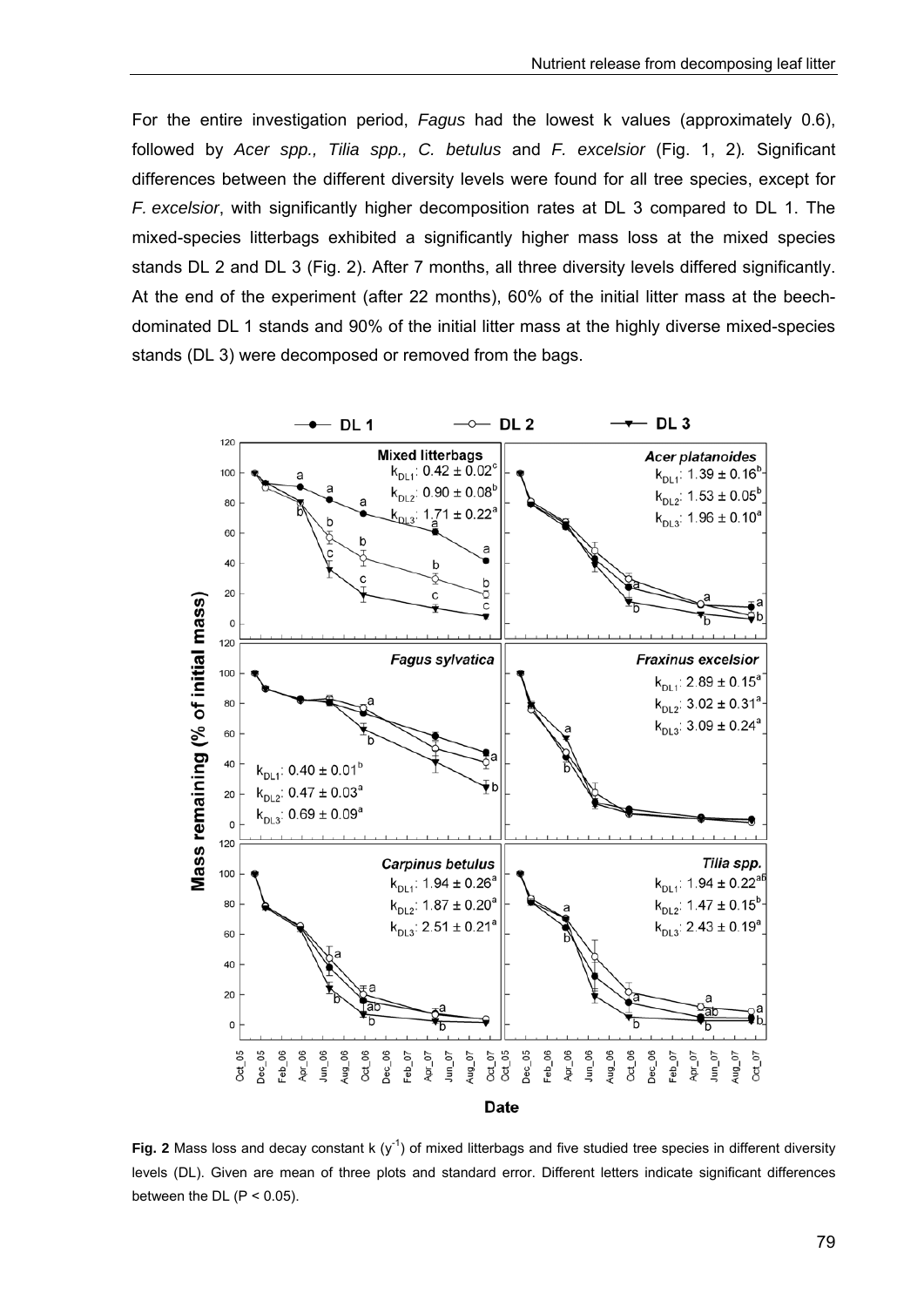For the entire investigation period, *Fagus* had the lowest k values (approximately 0.6), followed by *Acer spp., Tilia spp., C. betulus* and *F. excelsior* (Fig. 1, 2). Significant differences between the different diversity levels were found for all tree species, except for *F. excelsior*, with significantly higher decomposition rates at DL 3 compared to DL 1. The mixed-species litterbags exhibited a significantly higher mass loss at the mixed species stands DL 2 and DL 3 (Fig. 2). After 7 months, all three diversity levels differed significantly. At the end of the experiment (after 22 months), 60% of the initial litter mass at the beech-dominated DL 1 stands and 90% of the initial litter mass at the highly diverse mixed-species stands (DL 3) were decomposed or removed from the bags.

**Fig. 2** Mass loss and decay constant k ($y^{-1}$) of mixed litterbags and five studied tree species in different diversity levels (DL). Given are mean of three plots and standard error. Different letters indicate significant differences between the DL ($P < 0.05$).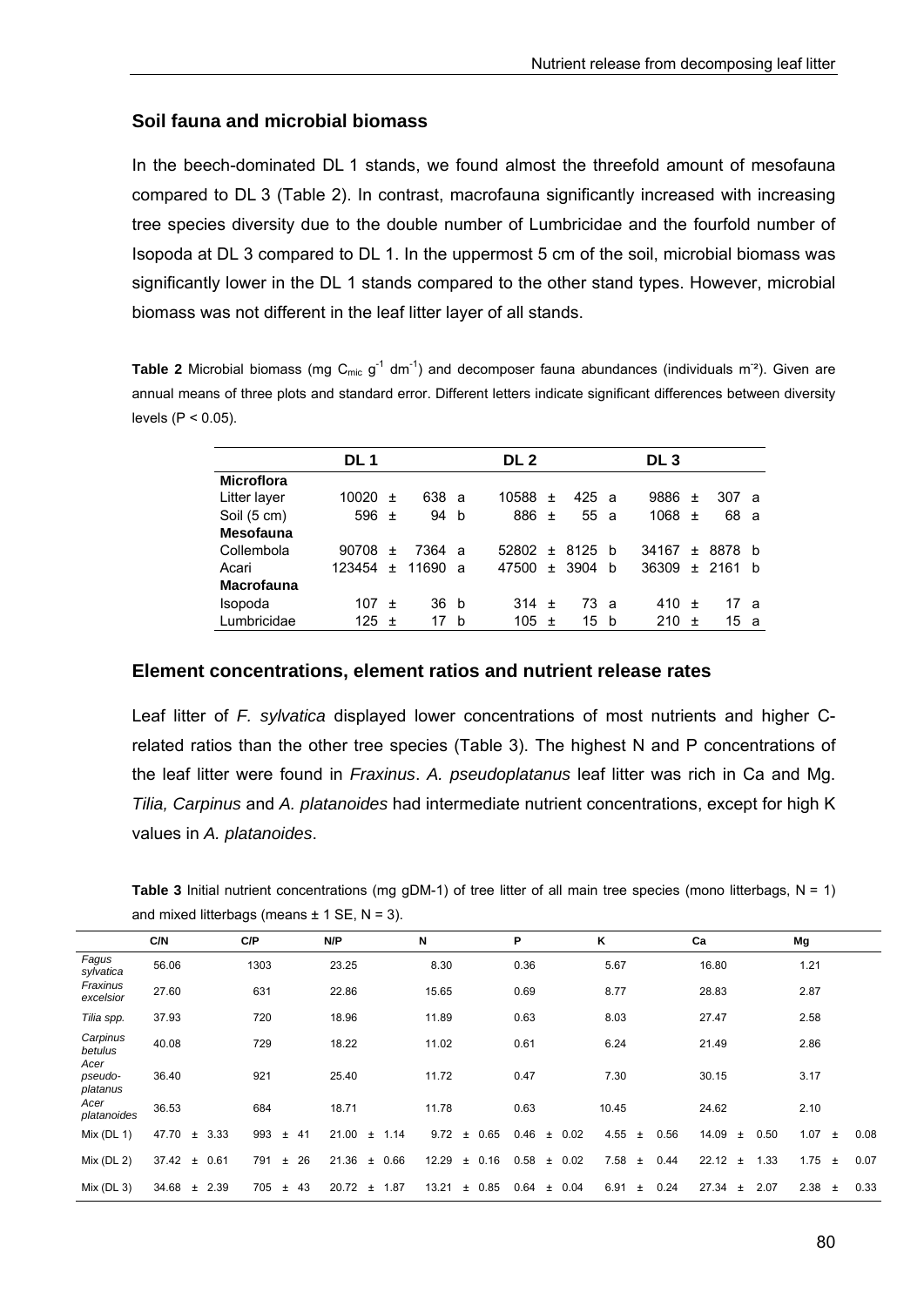## Soil fauna and microbial biomass

In the beech-dominated DL 1 stands, we found almost the threefold amount of mesofauna compared to DL 3 (Table 2). In contrast, macrofauna significantly increased with increasing tree species diversity due to the double number of Lumbricidae and the fourfold number of Isopoda at DL 3 compared to DL 1. In the uppermost 5 cm of the soil, microbial biomass was significantly lower in the DL 1 stands compared to the other stand types. However, microbial biomass was not different in the leaf litter layer of all stands.

**Table 2** Microbial biomass (mg $C_{mic}$ $g^{-1}$ $dm^{-1}$) and decomposer fauna abundances (individuals $m^{-2}$). Given are annual means of three plots and standard error. Different letters indicate significant differences between diversity levels ($P < 0.05$).

| | DL 1 | DL 2 | DL 3 |
|---|---|---|---|
| **Microflora** | | | |
| Litter layer | 10020 ± 638 a | 10588 ± 425 a | 9886 ± 307 a |
| Soil (5 cm) | 596 ± 94 b | 886 ± 55 a | 1068 ± 68 a |
| **Mesofauna** | | | |
| Collembola | 90708 ± 7364 a | 52802 ± 8125 b | 34167 ± 8878 b |
| Acari | 123454 ± 11690 a | 47500 ± 3904 b | 36309 ± 2161 b |
| **Macrofauna** | | | |
| Isopoda | 107 ± 36 b | 314 ± 73 a | 410 ± 17 a |
| Lumbricidae | 125 ± 17 b | 105 ± 15 b | 210 ± 15 a |

## Element concentrations, element ratios and nutrient release rates

Leaf litter of *F. sylvatica* displayed lower concentrations of most nutrients and higher C-related ratios than the other tree species (Table 3). The highest N and P concentrations of the leaf litter were found in *Fraxinus*. *A. pseudoplatanus* leaf litter was rich in Ca and Mg. *Tilia, Carpinus* and *A. platanoides* had intermediate nutrient concentrations, except for high K values in *A. platanoides*.

**Table 3** Initial nutrient concentrations (mg gDM-1) of tree litter of all main tree species (mono litterbags, N = 1) and mixed litterbags (means ± 1 SE, N = 3).

| | C/N | C/P | N/P | N | P | K | Ca | Mg |
|---|---|---|---|---|---|---|---|---|
| *Fagus sylvatica* | 56.06 | 1303 | 23.25 | 8.30 | 0.36 | 5.67 | 16.80 | 1.21 |
| *Fraxinus excelsior* | 27.60 | 631 | 22.86 | 15.65 | 0.69 | 8.77 | 28.83 | 2.87 |
| *Tilia spp.* | 37.93 | 720 | 18.96 | 11.89 | 0.63 | 8.03 | 27.47 | 2.58 |
| *Carpinus betulus* | 40.08 | 729 | 18.22 | 11.02 | 0.61 | 6.24 | 21.49 | 2.86 |
| *Acer pseudo-platanus* | 36.40 | 921 | 25.40 | 11.72 | 0.47 | 7.30 | 30.15 | 3.17 |
| *Acer platanoides* | 36.53 | 684 | 18.71 | 11.78 | 0.63 | 10.45 | 24.62 | 2.10 |
| Mix (DL 1) | 47.70 ± 3.33 | 993 ± 41 | 21.00 ± 1.14 | 9.72 ± 0.65 | 0.46 ± 0.02 | 4.55 ± 0.56 | 14.09 ± 0.50 | 1.07 ± 0.08 |
| Mix (DL 2) | 37.42 ± 0.61 | 791 ± 26 | 21.36 ± 0.66 | 12.29 ± 0.16 | 0.58 ± 0.02 | 7.58 ± 0.44 | 22.12 ± 1.33 | 1.75 ± 0.07 |
| Mix (DL 3) | 34.68 ± 2.39 | 705 ± 43 | 20.72 ± 1.87 | 13.21 ± 0.85 | 0.64 ± 0.04 | 6.91 ± 0.24 | 27.34 ± 2.07 | 2.38 ± 0.33 |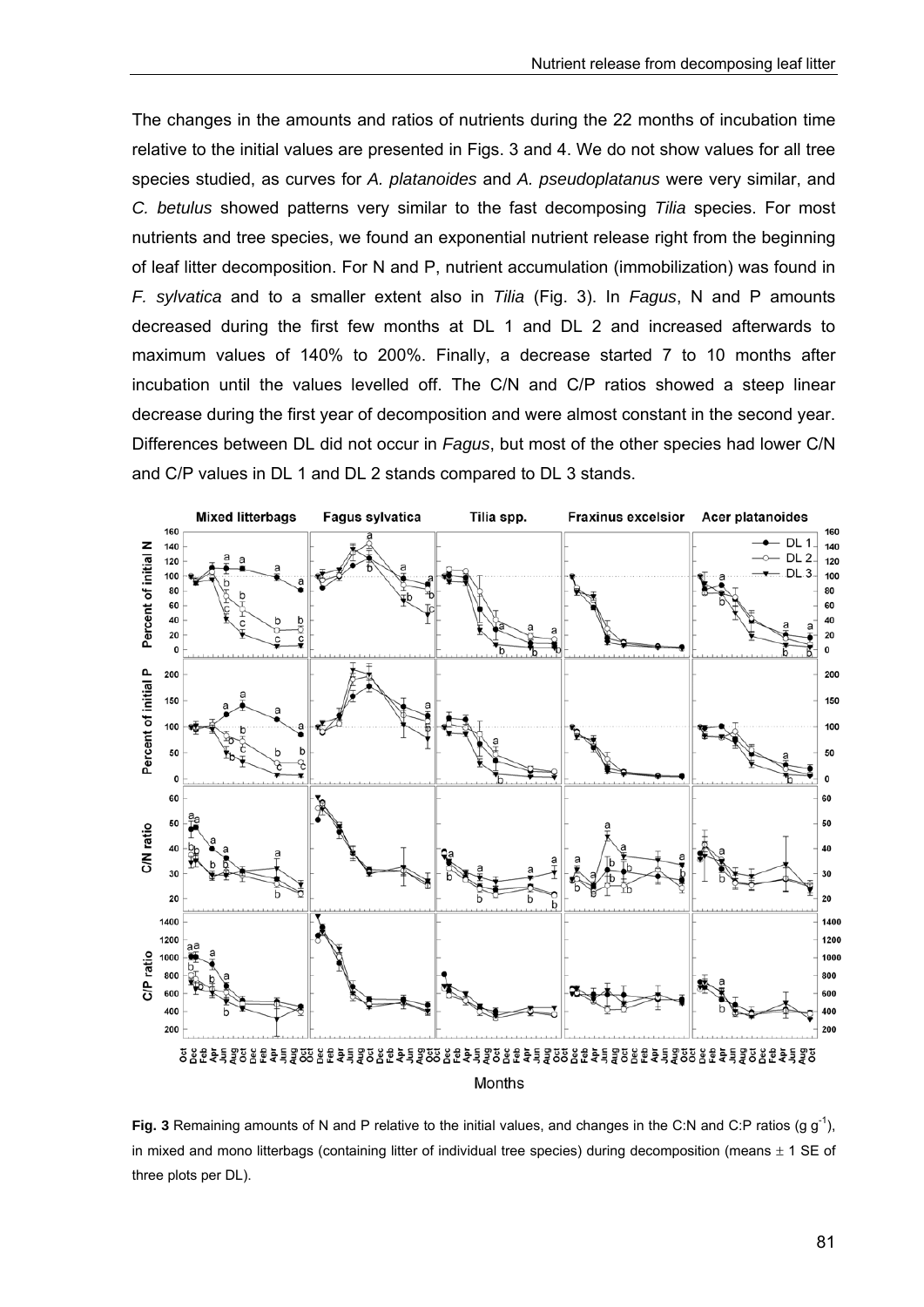The changes in the amounts and ratios of nutrients during the 22 months of incubation time relative to the initial values are presented in Figs. 3 and 4. We do not show values for all tree species studied, as curves for *A. platanoides* and *A. pseudoplatanus* were very similar, and *C. betulus* showed patterns very similar to the fast decomposing *Tilia* species. For most nutrients and tree species, we found an exponential nutrient release right from the beginning of leaf litter decomposition. For N and P, nutrient accumulation (immobilization) was found in *F. sylvatica* and to a smaller extent also in *Tilia* (Fig. 3). In *Fagus*, N and P amounts decreased during the first few months at DL 1 and DL 2 and increased afterwards to maximum values of 140% to 200%. Finally, a decrease started 7 to 10 months after incubation until the values levelled off. The C/N and C/P ratios showed a steep linear decrease during the first year of decomposition and were almost constant in the second year. Differences between DL did not occur in *Fagus*, but most of the other species had lower C/N and C/P values in DL 1 and DL 2 stands compared to DL 3 stands.

**Fig. 3** Remaining amounts of N and P relative to the initial values, and changes in the C:N and C:P ratios (g $g^{-1}$), in mixed and mono litterbags (containing litter of individual tree species) during decomposition (means ± 1 SE of three plots per DL).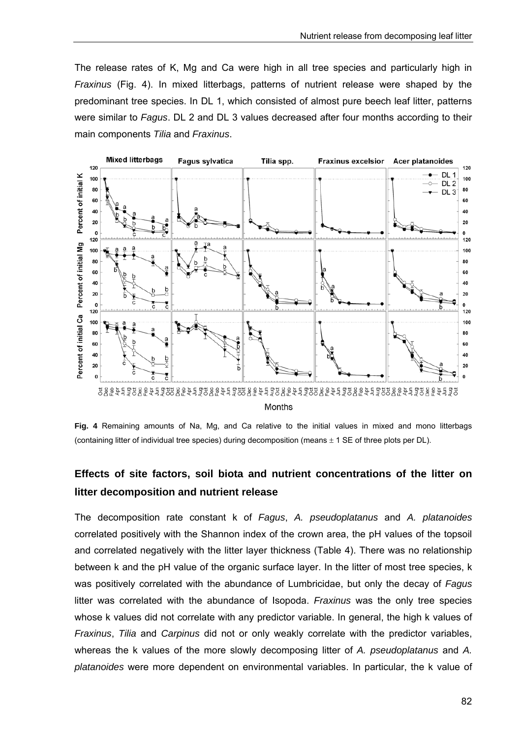The release rates of K, Mg and Ca were high in all tree species and particularly high in *Fraxinus* (Fig. 4). In mixed litterbags, patterns of nutrient release were shaped by the predominant tree species. In DL 1, which consisted of almost pure beech leaf litter, patterns were similar to *Fagus*. DL 2 and DL 3 values decreased after four months according to their main components *Tilia* and *Fraxinus*.

**Fig. 4** Remaining amounts of Na, Mg, and Ca relative to the initial values in mixed and mono litterbags (containing litter of individual tree species) during decomposition (means ± 1 SE of three plots per DL).

## Effects of site factors, soil biota and nutrient concentrations of the litter on litter decomposition and nutrient release

The decomposition rate constant k of *Fagus*, *A. pseudoplatanus* and *A. platanoides* correlated positively with the Shannon index of the crown area, the pH values of the topsoil and correlated negatively with the litter layer thickness (Table 4). There was no relationship between k and the pH value of the organic surface layer. In the litter of most tree species, k was positively correlated with the abundance of Lumbricidae, but only the decay of *Fagus* litter was correlated with the abundance of Isopoda. *Fraxinus* was the only tree species whose k values did not correlate with any predictor variable. In general, the high k values of *Fraxinus*, *Tilia* and *Carpinus* did not or only weakly correlate with the predictor variables, whereas the k values of the more slowly decomposing litter of *A. pseudoplatanus* and *A. platanoides* were more dependent on environmental variables. In particular, the k value of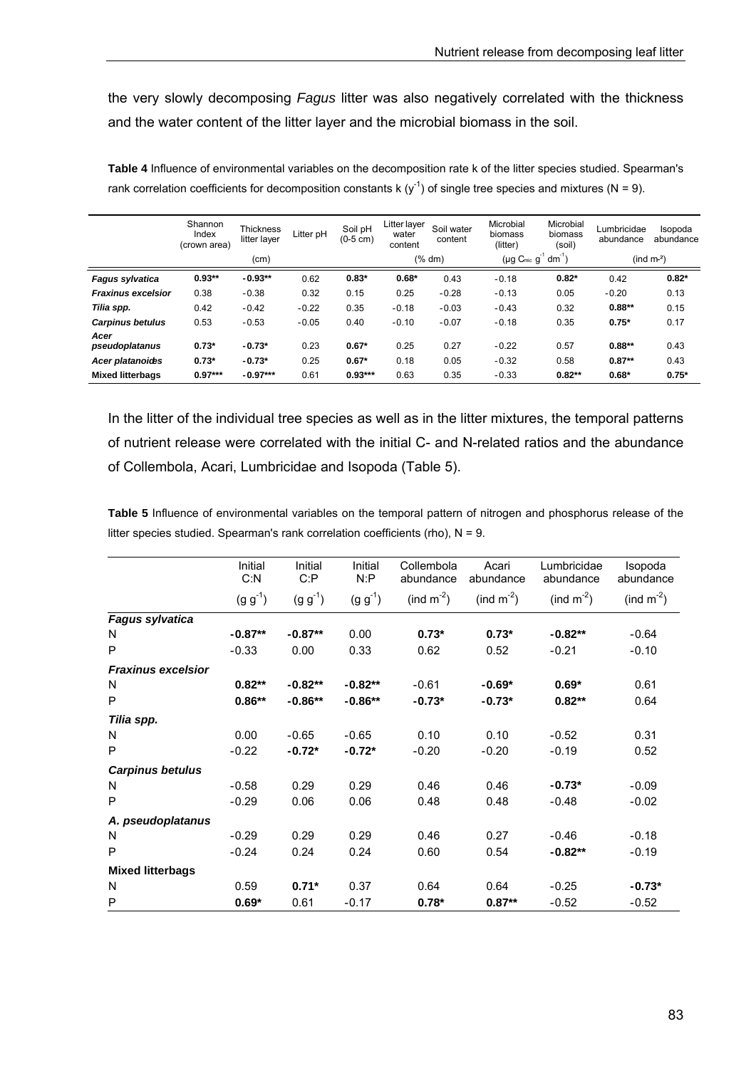the very slowly decomposing *Fagus* litter was also negatively correlated with the thickness and the water content of the litter layer and the microbial biomass in the soil.

**Table 4** Influence of environmental variables on the decomposition rate k of the litter species studied. Spearman's rank correlation coefficients for decomposition constants k ($y^{-1}$) of single tree species and mixtures (N = 9).

| | Shannon Index (crown area) | Thickness litter layer | Litter pH | Soil pH (0-5 cm) | Litter layer water content | Soil water content | Microbial biomass (litter) | Microbial biomass (soil) | Lumbricidae abundance | Isopoda abundance |
|---|---|---|---|---|---|---|---|---|---|---|
| | | (cm) | | | (% dm) | | ($\mu g\ C_{mic}\ g^{-1}\ dm^{-1}$) | | (ind $m^{-2}$) | |
| ***Fagus sylvatica*** | **0.93**** | **-0.93**** | 0.62 | **0.83*** | **0.68*** | 0.43 | -0.18 | **0.82*** | 0.42 | **0.82*** |
| ***Fraxinus excelsior*** | 0.38 | -0.38 | 0.32 | 0.15 | 0.25 | -0.28 | -0.13 | 0.05 | -0.20 | 0.13 |
| ***Tilia spp.*** | 0.42 | -0.42 | -0.22 | 0.35 | -0.18 | -0.03 | -0.43 | 0.32 | **0.88**** | 0.15 |
| ***Carpinus betulus*** | 0.53 | -0.53 | -0.05 | 0.40 | -0.10 | -0.07 | -0.18 | 0.35 | **0.75*** | 0.17 |
| ***Acer pseudoplatanus*** | **0.73*** | **-0.73*** | 0.23 | **0.67*** | 0.25 | 0.27 | -0.22 | 0.57 | **0.88**** | 0.43 |
| ***Acer platanoides*** | **0.73*** | **-0.73*** | 0.25 | **0.67*** | 0.18 | 0.05 | -0.32 | 0.58 | **0.87**** | 0.43 |
| **Mixed litterbags** | **0.97***** | **-0.97***** | 0.61 | **0.93***** | 0.63 | 0.35 | -0.33 | **0.82**** | **0.68*** | **0.75*** |

In the litter of the individual tree species as well as in the litter mixtures, the temporal patterns of nutrient release were correlated with the initial C- and N-related ratios and the abundance of Collembola, Acari, Lumbricidae and Isopoda (Table 5).

**Table 5** Influence of environmental variables on the temporal pattern of nitrogen and phosphorus release of the litter species studied. Spearman's rank correlation coefficients (rho), N = 9.

| | Initial C:N | Initial C:P | Initial N:P | Collembola abundance | Acari abundance | Lumbricidae abundance | Isopoda abundance |
|---|---|---|---|---|---|---|---|
| | ($g\ g^{-1}$) | ($g\ g^{-1}$) | ($g\ g^{-1}$) | (ind $m^{-2}$) | (ind $m^{-2}$) | (ind $m^{-2}$) | (ind $m^{-2}$) |
| ***Fagus sylvatica*** | | | | | | | |
| N | **-0.87**** | **-0.87**** | 0.00 | **0.73*** | **0.73*** | **-0.82**** | -0.64 |
| P | -0.33 | 0.00 | 0.33 | 0.62 | 0.52 | -0.21 | -0.10 |
| ***Fraxinus excelsior*** | | | | | | | |
| N | **0.82**** | **-0.82**** | **-0.82**** | -0.61 | **-0.69*** | **0.69*** | 0.61 |
| P | **0.86**** | **-0.86**** | **-0.86**** | **-0.73*** | **-0.73*** | **0.82**** | 0.64 |
| ***Tilia spp.*** | | | | | | | |
| N | 0.00 | -0.65 | -0.65 | 0.10 | 0.10 | -0.52 | 0.31 |
| P | -0.22 | **-0.72*** | **-0.72*** | -0.20 | -0.20 | -0.19 | 0.52 |
| ***Carpinus betulus*** | | | | | | | |
| N | -0.58 | 0.29 | 0.29 | 0.46 | 0.46 | **-0.73*** | -0.09 |
| P | -0.29 | 0.06 | 0.06 | 0.48 | 0.48 | -0.48 | -0.02 |
| ***A. pseudoplatanus*** | | | | | | | |
| N | -0.29 | 0.29 | 0.29 | 0.46 | 0.27 | -0.46 | -0.18 |
| P | -0.24 | 0.24 | 0.24 | 0.60 | 0.54 | **-0.82**** | -0.19 |
| **Mixed litterbags** | | | | | | | |
| N | 0.59 | **0.71*** | 0.37 | 0.64 | 0.64 | -0.25 | **-0.73*** |
| P | **0.69*** | 0.61 | -0.17 | **0.78*** | **0.87**** | -0.52 | -0.52 |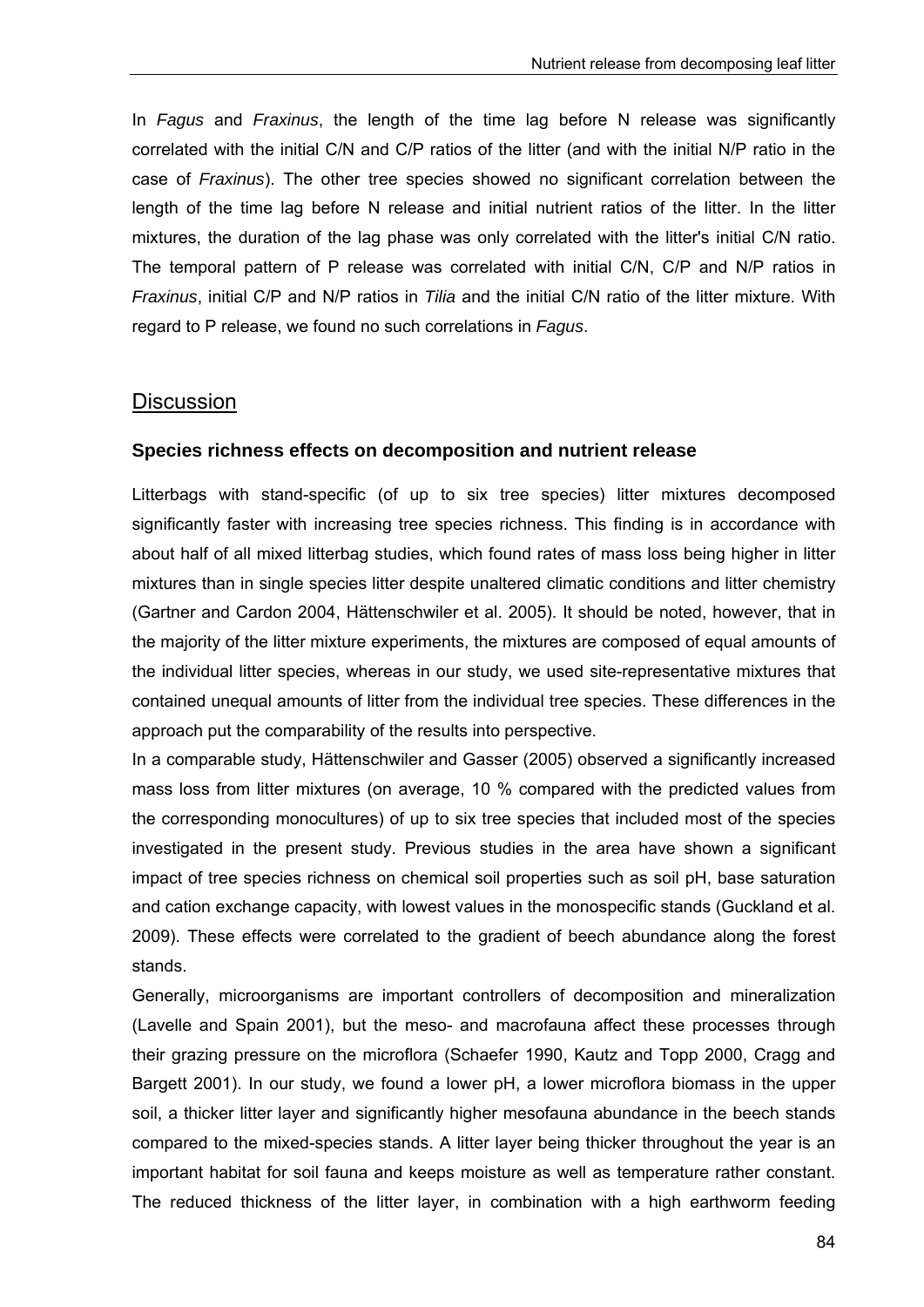In *Fagus* and *Fraxinus*, the length of the time lag before N release was significantly correlated with the initial C/N and C/P ratios of the litter (and with the initial N/P ratio in the case of *Fraxinus*). The other tree species showed no significant correlation between the length of the time lag before N release and initial nutrient ratios of the litter. In the litter mixtures, the duration of the lag phase was only correlated with the litter's initial C/N ratio. The temporal pattern of P release was correlated with initial C/N, C/P and N/P ratios in *Fraxinus*, initial C/P and N/P ratios in *Tilia* and the initial C/N ratio of the litter mixture. With regard to P release, we found no such correlations in *Fagus*.

## Discussion

### Species richness effects on decomposition and nutrient release

Litterbags with stand-specific (of up to six tree species) litter mixtures decomposed significantly faster with increasing tree species richness. This finding is in accordance with about half of all mixed litterbag studies, which found rates of mass loss being higher in litter mixtures than in single species litter despite unaltered climatic conditions and litter chemistry (Gartner and Cardon 2004, Hättenschwiler et al. 2005). It should be noted, however, that in the majority of the litter mixture experiments, the mixtures are composed of equal amounts of the individual litter species, whereas in our study, we used site-representative mixtures that contained unequal amounts of litter from the individual tree species. These differences in the approach put the comparability of the results into perspective.

In a comparable study, Hättenschwiler and Gasser (2005) observed a significantly increased mass loss from litter mixtures (on average, 10 % compared with the predicted values from the corresponding monocultures) of up to six tree species that included most of the species investigated in the present study. Previous studies in the area have shown a significant impact of tree species richness on chemical soil properties such as soil pH, base saturation and cation exchange capacity, with lowest values in the monospecific stands (Guckland et al. 2009). These effects were correlated to the gradient of beech abundance along the forest stands.

Generally, microorganisms are important controllers of decomposition and mineralization (Lavelle and Spain 2001), but the meso- and macrofauna affect these processes through their grazing pressure on the microflora (Schaefer 1990, Kautz and Topp 2000, Cragg and Bargett 2001). In our study, we found a lower pH, a lower microflora biomass in the upper soil, a thicker litter layer and significantly higher mesofauna abundance in the beech stands compared to the mixed-species stands. A litter layer being thicker throughout the year is an important habitat for soil fauna and keeps moisture as well as temperature rather constant. The reduced thickness of the litter layer, in combination with a high earthworm feeding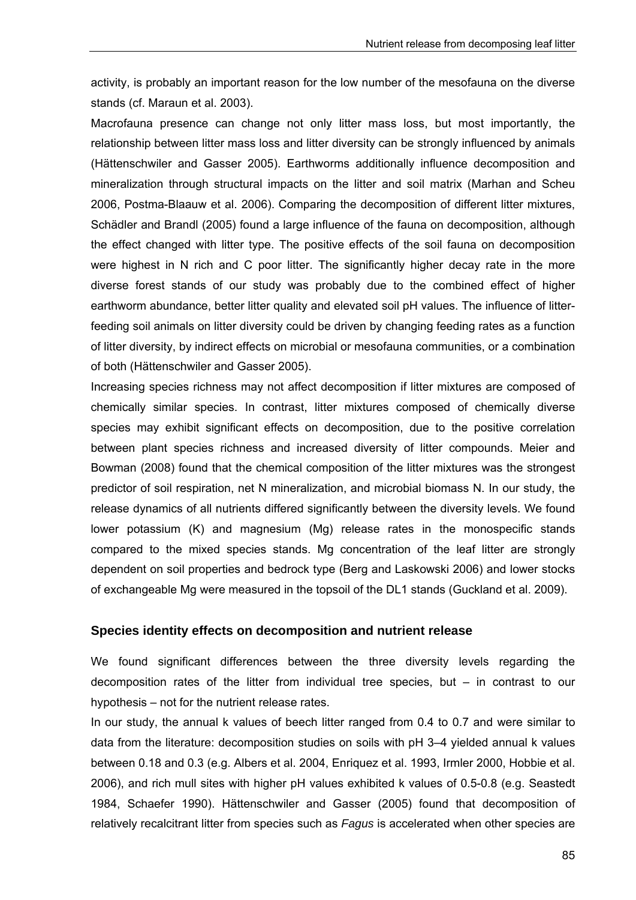activity, is probably an important reason for the low number of the mesofauna on the diverse stands (cf. Maraun et al. 2003).

Macrofauna presence can change not only litter mass loss, but most importantly, the relationship between litter mass loss and litter diversity can be strongly influenced by animals (Hättenschwiler and Gasser 2005). Earthworms additionally influence decomposition and mineralization through structural impacts on the litter and soil matrix (Marhan and Scheu 2006, Postma-Blaauw et al. 2006). Comparing the decomposition of different litter mixtures, Schädler and Brandl (2005) found a large influence of the fauna on decomposition, although the effect changed with litter type. The positive effects of the soil fauna on decomposition were highest in N rich and C poor litter. The significantly higher decay rate in the more diverse forest stands of our study was probably due to the combined effect of higher earthworm abundance, better litter quality and elevated soil pH values. The influence of litter-feeding soil animals on litter diversity could be driven by changing feeding rates as a function of litter diversity, by indirect effects on microbial or mesofauna communities, or a combination of both (Hättenschwiler and Gasser 2005).

Increasing species richness may not affect decomposition if litter mixtures are composed of chemically similar species. In contrast, litter mixtures composed of chemically diverse species may exhibit significant effects on decomposition, due to the positive correlation between plant species richness and increased diversity of litter compounds. Meier and Bowman (2008) found that the chemical composition of the litter mixtures was the strongest predictor of soil respiration, net N mineralization, and microbial biomass N. In our study, the release dynamics of all nutrients differed significantly between the diversity levels. We found lower potassium (K) and magnesium (Mg) release rates in the monospecific stands compared to the mixed species stands. Mg concentration of the leaf litter are strongly dependent on soil properties and bedrock type (Berg and Laskowski 2006) and lower stocks of exchangeable Mg were measured in the topsoil of the DL1 stands (Guckland et al. 2009).

### Species identity effects on decomposition and nutrient release

We found significant differences between the three diversity levels regarding the decomposition rates of the litter from individual tree species, but – in contrast to our hypothesis – not for the nutrient release rates.

In our study, the annual k values of beech litter ranged from 0.4 to 0.7 and were similar to data from the literature: decomposition studies on soils with pH 3–4 yielded annual k values between 0.18 and 0.3 (e.g. Albers et al. 2004, Enriquez et al. 1993, Irmler 2000, Hobbie et al. 2006), and rich mull sites with higher pH values exhibited k values of 0.5-0.8 (e.g. Seastedt 1984, Schaefer 1990). Hättenschwiler and Gasser (2005) found that decomposition of relatively recalcitrant litter from species such as *Fagus* is accelerated when other species are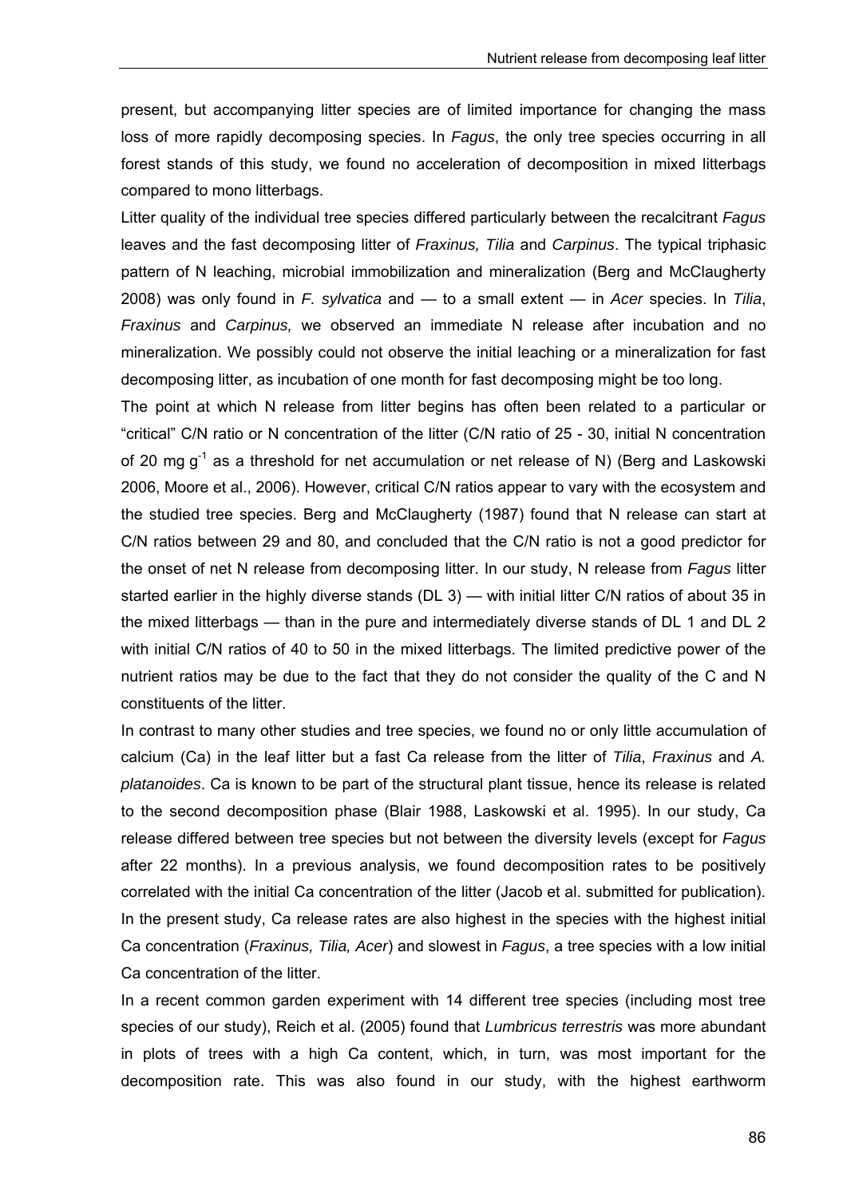present, but accompanying litter species are of limited importance for changing the mass loss of more rapidly decomposing species. In *Fagus*, the only tree species occurring in all forest stands of this study, we found no acceleration of decomposition in mixed litterbags compared to mono litterbags.

Litter quality of the individual tree species differed particularly between the recalcitrant *Fagus* leaves and the fast decomposing litter of *Fraxinus, Tilia* and *Carpinus*. The typical triphasic pattern of N leaching, microbial immobilization and mineralization (Berg and McClaugherty 2008) was only found in *F. sylvatica* and — to a small extent — in *Acer* species. In *Tilia*, *Fraxinus* and *Carpinus,* we observed an immediate N release after incubation and no mineralization. We possibly could not observe the initial leaching or a mineralization for fast decomposing litter, as incubation of one month for fast decomposing might be too long.

The point at which N release from litter begins has often been related to a particular or "critical" C/N ratio or N concentration of the litter (C/N ratio of 25 - 30, initial N concentration of 20 mg $g^{-1}$ as a threshold for net accumulation or net release of N) (Berg and Laskowski 2006, Moore et al., 2006). However, critical C/N ratios appear to vary with the ecosystem and the studied tree species. Berg and McClaugherty (1987) found that N release can start at C/N ratios between 29 and 80, and concluded that the C/N ratio is not a good predictor for the onset of net N release from decomposing litter. In our study, N release from *Fagus* litter started earlier in the highly diverse stands (DL 3) — with initial litter C/N ratios of about 35 in the mixed litterbags — than in the pure and intermediately diverse stands of DL 1 and DL 2 with initial C/N ratios of 40 to 50 in the mixed litterbags. The limited predictive power of the nutrient ratios may be due to the fact that they do not consider the quality of the C and N constituents of the litter.

In contrast to many other studies and tree species, we found no or only little accumulation of calcium (Ca) in the leaf litter but a fast Ca release from the litter of *Tilia*, *Fraxinus* and *A. platanoides*. Ca is known to be part of the structural plant tissue, hence its release is related to the second decomposition phase (Blair 1988, Laskowski et al. 1995). In our study, Ca release differed between tree species but not between the diversity levels (except for *Fagus* after 22 months). In a previous analysis, we found decomposition rates to be positively correlated with the initial Ca concentration of the litter (Jacob et al. submitted for publication). In the present study, Ca release rates are also highest in the species with the highest initial Ca concentration (*Fraxinus, Tilia, Acer*) and slowest in *Fagus*, a tree species with a low initial Ca concentration of the litter.

In a recent common garden experiment with 14 different tree species (including most tree species of our study), Reich et al. (2005) found that *Lumbricus terrestris* was more abundant in plots of trees with a high Ca content, which, in turn, was most important for the decomposition rate. This was also found in our study, with the highest earthworm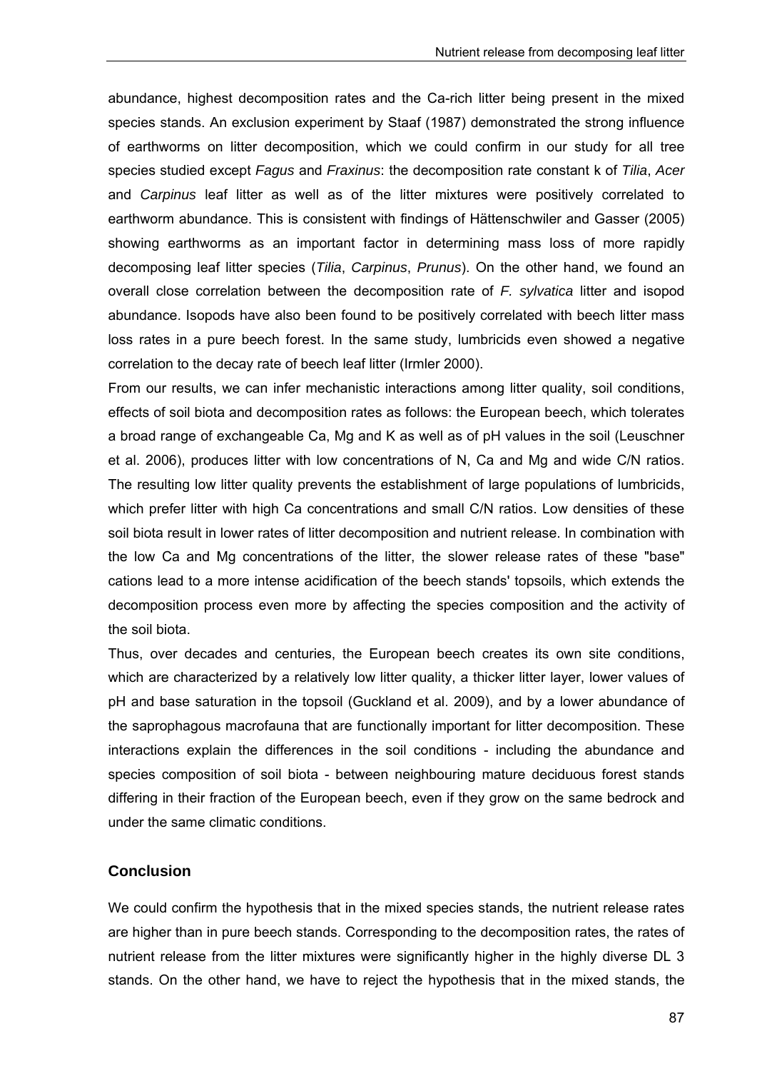abundance, highest decomposition rates and the Ca-rich litter being present in the mixed species stands. An exclusion experiment by Staaf (1987) demonstrated the strong influence of earthworms on litter decomposition, which we could confirm in our study for all tree species studied except *Fagus* and *Fraxinus*: the decomposition rate constant k of *Tilia*, *Acer* and *Carpinus* leaf litter as well as of the litter mixtures were positively correlated to earthworm abundance. This is consistent with findings of Hättenschwiler and Gasser (2005) showing earthworms as an important factor in determining mass loss of more rapidly decomposing leaf litter species (*Tilia*, *Carpinus*, *Prunus*). On the other hand, we found an overall close correlation between the decomposition rate of *F. sylvatica* litter and isopod abundance. Isopods have also been found to be positively correlated with beech litter mass loss rates in a pure beech forest. In the same study, lumbricids even showed a negative correlation to the decay rate of beech leaf litter (Irmler 2000).

From our results, we can infer mechanistic interactions among litter quality, soil conditions, effects of soil biota and decomposition rates as follows: the European beech, which tolerates a broad range of exchangeable Ca, Mg and K as well as of pH values in the soil (Leuschner et al. 2006), produces litter with low concentrations of N, Ca and Mg and wide C/N ratios. The resulting low litter quality prevents the establishment of large populations of lumbricids, which prefer litter with high Ca concentrations and small C/N ratios. Low densities of these soil biota result in lower rates of litter decomposition and nutrient release. In combination with the low Ca and Mg concentrations of the litter, the slower release rates of these "base" cations lead to a more intense acidification of the beech stands' topsoils, which extends the decomposition process even more by affecting the species composition and the activity of the soil biota.

Thus, over decades and centuries, the European beech creates its own site conditions, which are characterized by a relatively low litter quality, a thicker litter layer, lower values of pH and base saturation in the topsoil (Guckland et al. 2009), and by a lower abundance of the saprophagous macrofauna that are functionally important for litter decomposition. These interactions explain the differences in the soil conditions - including the abundance and species composition of soil biota - between neighbouring mature deciduous forest stands differing in their fraction of the European beech, even if they grow on the same bedrock and under the same climatic conditions.

## Conclusion

We could confirm the hypothesis that in the mixed species stands, the nutrient release rates are higher than in pure beech stands. Corresponding to the decomposition rates, the rates of nutrient release from the litter mixtures were significantly higher in the highly diverse DL 3 stands. On the other hand, we have to reject the hypothesis that in the mixed stands, the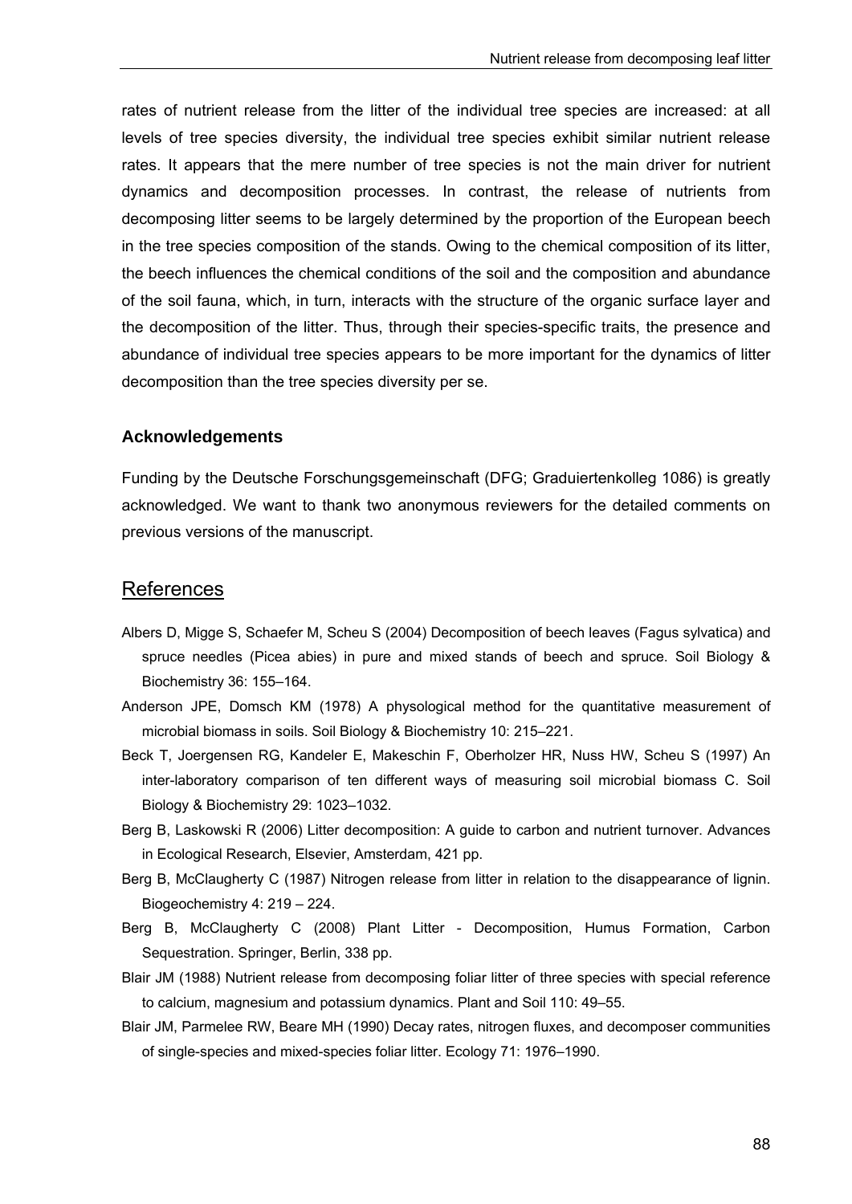rates of nutrient release from the litter of the individual tree species are increased: at all levels of tree species diversity, the individual tree species exhibit similar nutrient release rates. It appears that the mere number of tree species is not the main driver for nutrient dynamics and decomposition processes. In contrast, the release of nutrients from decomposing litter seems to be largely determined by the proportion of the European beech in the tree species composition of the stands. Owing to the chemical composition of its litter, the beech influences the chemical conditions of the soil and the composition and abundance of the soil fauna, which, in turn, interacts with the structure of the organic surface layer and the decomposition of the litter. Thus, through their species-specific traits, the presence and abundance of individual tree species appears to be more important for the dynamics of litter decomposition than the tree species diversity per se.

### Acknowledgements

Funding by the Deutsche Forschungsgemeinschaft (DFG; Graduiertenkolleg 1086) is greatly acknowledged. We want to thank two anonymous reviewers for the detailed comments on previous versions of the manuscript.

## References

Albers D, Migge S, Schaefer M, Scheu S (2004) Decomposition of beech leaves (Fagus sylvatica) and spruce needles (Picea abies) in pure and mixed stands of beech and spruce. Soil Biology & Biochemistry 36: 155–164.

Anderson JPE, Domsch KM (1978) A physological method for the quantitative measurement of microbial biomass in soils. Soil Biology & Biochemistry 10: 215–221.

Beck T, Joergensen RG, Kandeler E, Makeschin F, Oberholzer HR, Nuss HW, Scheu S (1997) An inter-laboratory comparison of ten different ways of measuring soil microbial biomass C. Soil Biology & Biochemistry 29: 1023–1032.

Berg B, Laskowski R (2006) Litter decomposition: A guide to carbon and nutrient turnover. Advances in Ecological Research, Elsevier, Amsterdam, 421 pp.

Berg B, McClaugherty C (1987) Nitrogen release from litter in relation to the disappearance of lignin. Biogeochemistry 4: 219 – 224.

Berg B, McClaugherty C (2008) Plant Litter - Decomposition, Humus Formation, Carbon Sequestration. Springer, Berlin, 338 pp.

Blair JM (1988) Nutrient release from decomposing foliar litter of three species with special reference to calcium, magnesium and potassium dynamics. Plant and Soil 110: 49–55.

Blair JM, Parmelee RW, Beare MH (1990) Decay rates, nitrogen fluxes, and decomposer communities of single-species and mixed-species foliar litter. Ecology 71: 1976–1990.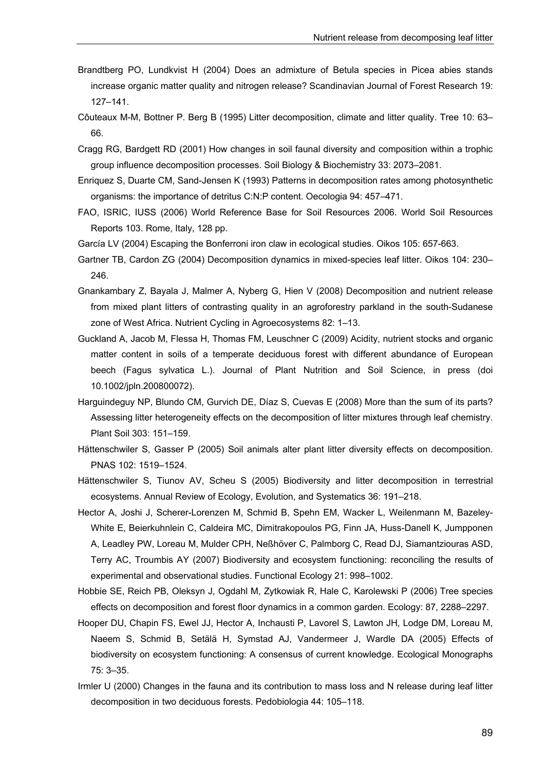Brandtberg PO, Lundkvist H (2004) Does an admixture of Betula species in Picea abies stands increase organic matter quality and nitrogen release? Scandinavian Journal of Forest Research 19: 127–141.

Côuteaux M-M, Bottner P. Berg B (1995) Litter decomposition, climate and litter quality. Tree 10: 63–66.

Cragg RG, Bardgett RD (2001) How changes in soil faunal diversity and composition within a trophic group influence decomposition processes. Soil Biology & Biochemistry 33: 2073–2081.

Enriquez S, Duarte CM, Sand-Jensen K (1993) Patterns in decomposition rates among photosynthetic organisms: the importance of detritus C:N:P content. Oecologia 94: 457–471.

FAO, ISRIC, IUSS (2006) World Reference Base for Soil Resources 2006. World Soil Resources Reports 103. Rome, Italy, 128 pp.

García LV (2004) Escaping the Bonferroni iron claw in ecological studies. Oikos 105: 657-663.

Gartner TB, Cardon ZG (2004) Decomposition dynamics in mixed-species leaf litter. Oikos 104: 230–246.

Gnankambary Z, Bayala J, Malmer A, Nyberg G, Hien V (2008) Decomposition and nutrient release from mixed plant litters of contrasting quality in an agroforestry parkland in the south-Sudanese zone of West Africa. Nutrient Cycling in Agroecosystems 82: 1–13.

Guckland A, Jacob M, Flessa H, Thomas FM, Leuschner C (2009) Acidity, nutrient stocks and organic matter content in soils of a temperate deciduous forest with different abundance of European beech (Fagus sylvatica L.). Journal of Plant Nutrition and Soil Science, in press (doi 10.1002/jpln.200800072).

Harguindeguy NP, Blundo CM, Gurvich DE, Díaz S, Cuevas E (2008) More than the sum of its parts? Assessing litter heterogeneity effects on the decomposition of litter mixtures through leaf chemistry. Plant Soil 303: 151–159.

Hättenschwiler S, Gasser P (2005) Soil animals alter plant litter diversity effects on decomposition. PNAS 102: 1519–1524.

Hättenschwiler S, Tiunov AV, Scheu S (2005) Biodiversity and litter decomposition in terrestrial ecosystems. Annual Review of Ecology, Evolution, and Systematics 36: 191–218.

Hector A, Joshi J, Scherer-Lorenzen M, Schmid B, Spehn EM, Wacker L, Weilenmann M, Bazeley-White E, Beierkuhnlein C, Caldeira MC, Dimitrakopoulos PG, Finn JA, Huss-Danell K, Jumpponen A, Leadley PW, Loreau M, Mulder CPH, Neßhöver C, Palmborg C, Read DJ, Siamantziouras ASD, Terry AC, Troumbis AY (2007) Biodiversity and ecosystem functioning: reconciling the results of experimental and observational studies. Functional Ecology 21: 998–1002.

Hobbie SE, Reich PB, Oleksyn J, Ogdahl M, Zytkowiak R, Hale C, Karolewski P (2006) Tree species effects on decomposition and forest floor dynamics in a common garden. Ecology: 87, 2288–2297.

Hooper DU, Chapin FS, Ewel JJ, Hector A, Inchausti P, Lavorel S, Lawton JH, Lodge DM, Loreau M, Naeem S, Schmid B, Setälä H, Symstad AJ, Vandermeer J, Wardle DA (2005) Effects of biodiversity on ecosystem functioning: A consensus of current knowledge. Ecological Monographs 75: 3–35.

Irmler U (2000) Changes in the fauna and its contribution to mass loss and N release during leaf litter decomposition in two deciduous forests. Pedobiologia 44: 105–118.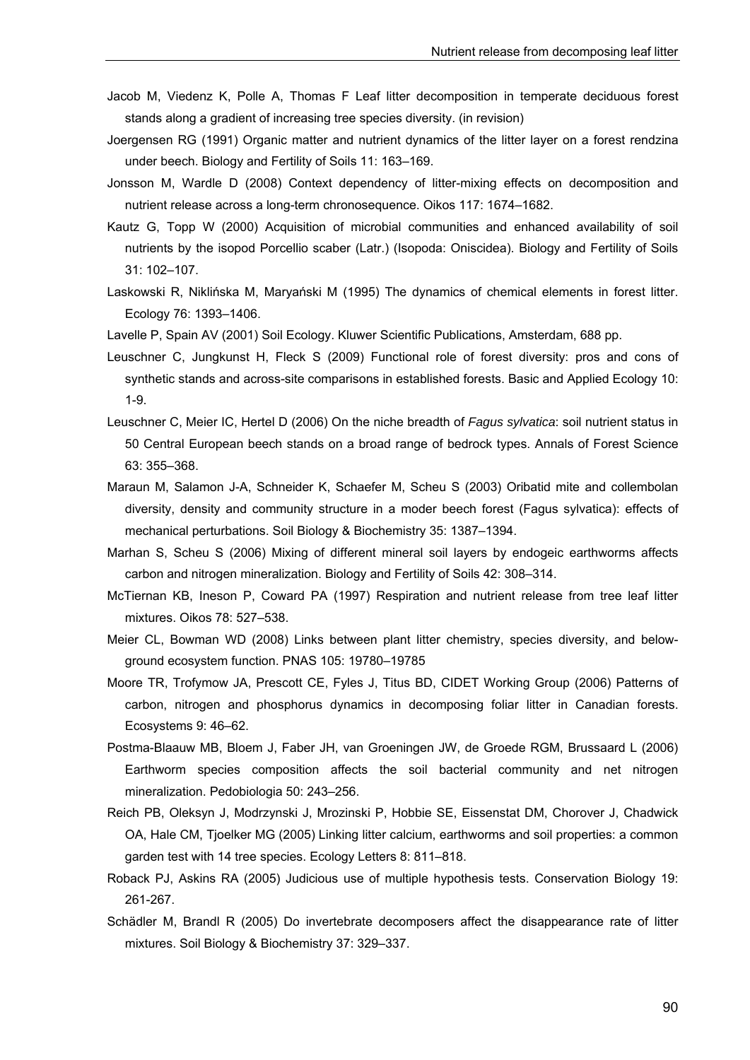Jacob M, Viedenz K, Polle A, Thomas F Leaf litter decomposition in temperate deciduous forest stands along a gradient of increasing tree species diversity. (in revision)

Joergensen RG (1991) Organic matter and nutrient dynamics of the litter layer on a forest rendzina under beech. Biology and Fertility of Soils 11: 163–169.

Jonsson M, Wardle D (2008) Context dependency of litter-mixing effects on decomposition and nutrient release across a long-term chronosequence. Oikos 117: 1674–1682.

Kautz G, Topp W (2000) Acquisition of microbial communities and enhanced availability of soil nutrients by the isopod Porcellio scaber (Latr.) (Isopoda: Oniscidea). Biology and Fertility of Soils 31: 102–107.

Laskowski R, Niklińska M, Maryański M (1995) The dynamics of chemical elements in forest litter. Ecology 76: 1393–1406.

Lavelle P, Spain AV (2001) Soil Ecology. Kluwer Scientific Publications, Amsterdam, 688 pp.

Leuschner C, Jungkunst H, Fleck S (2009) Functional role of forest diversity: pros and cons of synthetic stands and across-site comparisons in established forests. Basic and Applied Ecology 10: 1-9.

Leuschner C, Meier IC, Hertel D (2006) On the niche breadth of *Fagus sylvatica*: soil nutrient status in 50 Central European beech stands on a broad range of bedrock types. Annals of Forest Science 63: 355–368.

Maraun M, Salamon J-A, Schneider K, Schaefer M, Scheu S (2003) Oribatid mite and collembolan diversity, density and community structure in a moder beech forest (Fagus sylvatica): effects of mechanical perturbations. Soil Biology & Biochemistry 35: 1387–1394.

Marhan S, Scheu S (2006) Mixing of different mineral soil layers by endogeic earthworms affects carbon and nitrogen mineralization. Biology and Fertility of Soils 42: 308–314.

McTiernan KB, Ineson P, Coward PA (1997) Respiration and nutrient release from tree leaf litter mixtures. Oikos 78: 527–538.

Meier CL, Bowman WD (2008) Links between plant litter chemistry, species diversity, and below-ground ecosystem function. PNAS 105: 19780–19785

Moore TR, Trofymow JA, Prescott CE, Fyles J, Titus BD, CIDET Working Group (2006) Patterns of carbon, nitrogen and phosphorus dynamics in decomposing foliar litter in Canadian forests. Ecosystems 9: 46–62.

Postma-Blaauw MB, Bloem J, Faber JH, van Groeningen JW, de Groede RGM, Brussaard L (2006) Earthworm species composition affects the soil bacterial community and net nitrogen mineralization. Pedobiologia 50: 243–256.

Reich PB, Oleksyn J, Modrzynski J, Mrozinski P, Hobbie SE, Eissenstat DM, Chorover J, Chadwick OA, Hale CM, Tjoelker MG (2005) Linking litter calcium, earthworms and soil properties: a common garden test with 14 tree species. Ecology Letters 8: 811–818.

Roback PJ, Askins RA (2005) Judicious use of multiple hypothesis tests. Conservation Biology 19: 261-267.

Schädler M, Brandl R (2005) Do invertebrate decomposers affect the disappearance rate of litter mixtures. Soil Biology & Biochemistry 37: 329–337.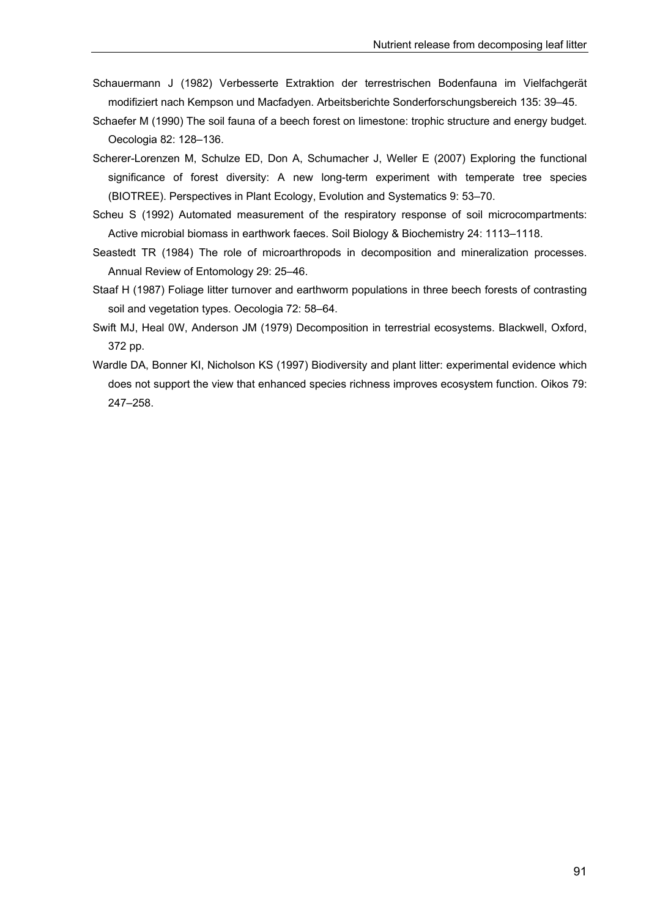Schauermann J (1982) Verbesserte Extraktion der terrestrischen Bodenfauna im Vielfachgerät modifiziert nach Kempson und Macfadyen. Arbeitsberichte Sonderforschungsbereich 135: 39–45.

Schaefer M (1990) The soil fauna of a beech forest on limestone: trophic structure and energy budget. Oecologia 82: 128–136.

Scherer-Lorenzen M, Schulze ED, Don A, Schumacher J, Weller E (2007) Exploring the functional significance of forest diversity: A new long-term experiment with temperate tree species (BIOTREE). Perspectives in Plant Ecology, Evolution and Systematics 9: 53–70.

Scheu S (1992) Automated measurement of the respiratory response of soil microcompartments: Active microbial biomass in earthwork faeces. Soil Biology & Biochemistry 24: 1113–1118.

Seastedt TR (1984) The role of microarthropods in decomposition and mineralization processes. Annual Review of Entomology 29: 25–46.

Staaf H (1987) Foliage litter turnover and earthworm populations in three beech forests of contrasting soil and vegetation types. Oecologia 72: 58–64.

Swift MJ, Heal 0W, Anderson JM (1979) Decomposition in terrestrial ecosystems. Blackwell, Oxford, 372 pp.

Wardle DA, Bonner KI, Nicholson KS (1997) Biodiversity and plant litter: experimental evidence which does not support the view that enhanced species richness improves ecosystem function. Oikos 79: 247–258.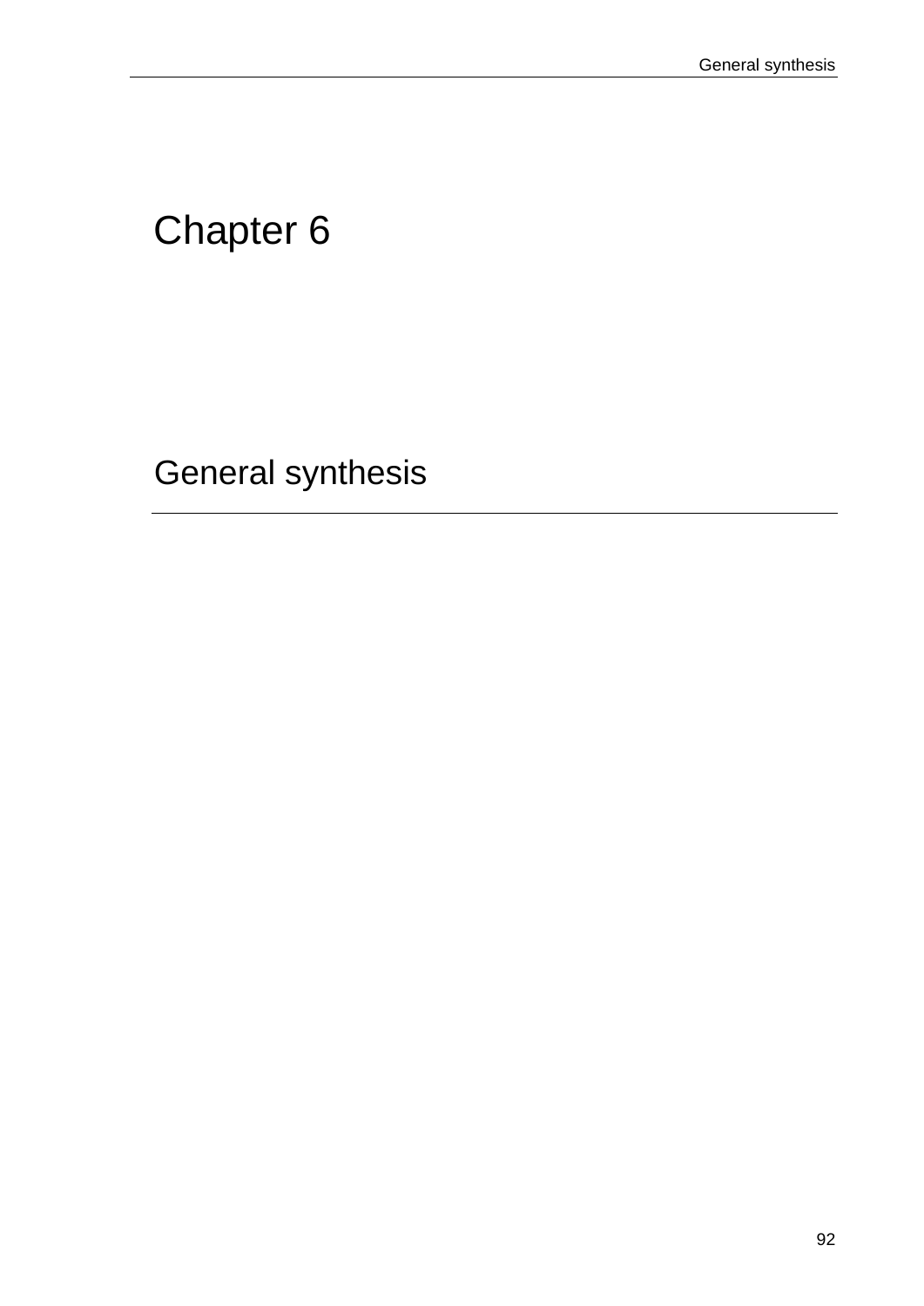# Chapter 6

## General synthesis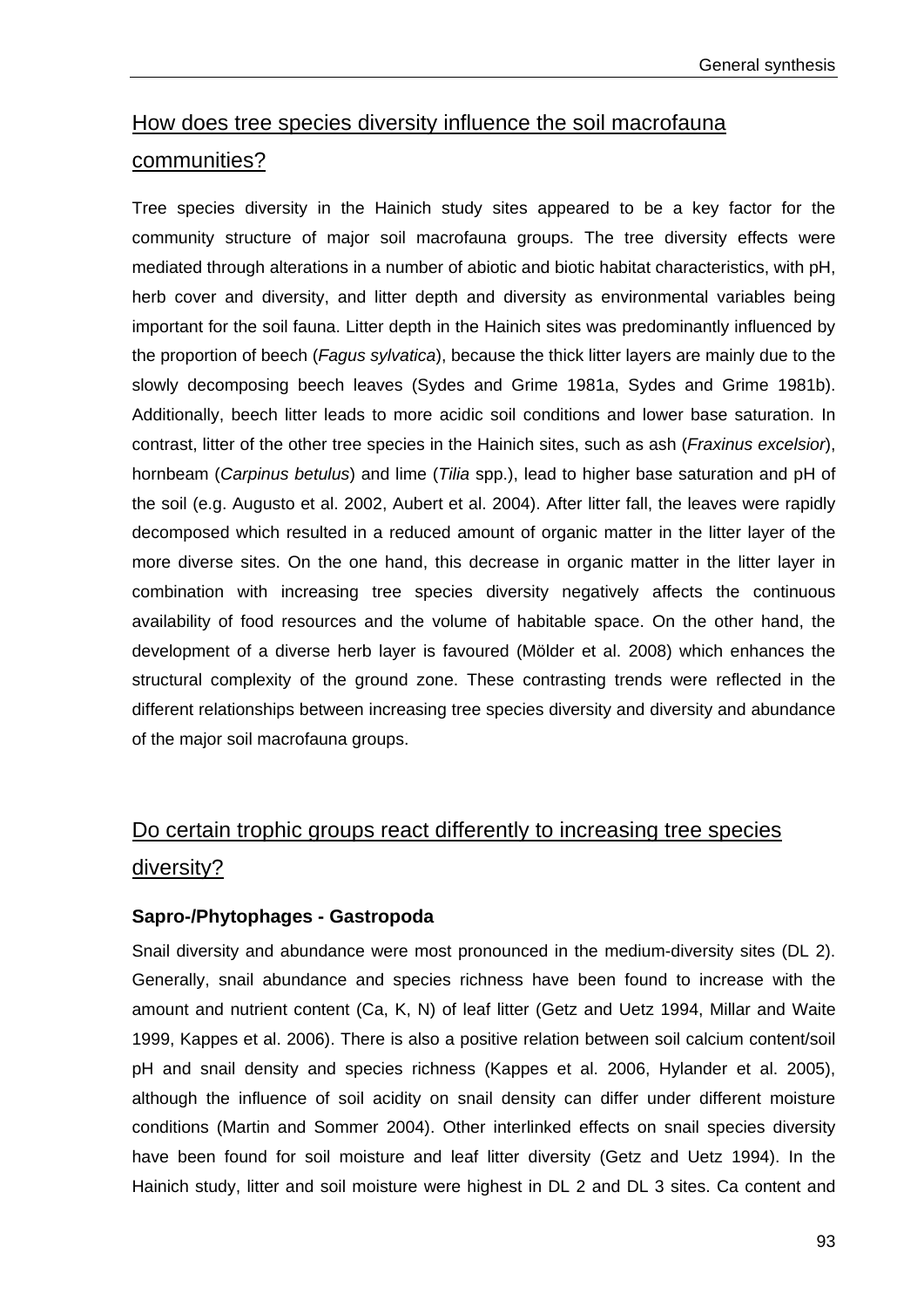## How does tree species diversity influence the soil macrofauna communities?

Tree species diversity in the Hainich study sites appeared to be a key factor for the community structure of major soil macrofauna groups. The tree diversity effects were mediated through alterations in a number of abiotic and biotic habitat characteristics, with pH, herb cover and diversity, and litter depth and diversity as environmental variables being important for the soil fauna. Litter depth in the Hainich sites was predominantly influenced by the proportion of beech (*Fagus sylvatica*), because the thick litter layers are mainly due to the slowly decomposing beech leaves (Sydes and Grime 1981a, Sydes and Grime 1981b). Additionally, beech litter leads to more acidic soil conditions and lower base saturation. In contrast, litter of the other tree species in the Hainich sites, such as ash (*Fraxinus excelsior*), hornbeam (*Carpinus betulus*) and lime (*Tilia* spp.), lead to higher base saturation and pH of the soil (e.g. Augusto et al. 2002, Aubert et al. 2004). After litter fall, the leaves were rapidly decomposed which resulted in a reduced amount of organic matter in the litter layer of the more diverse sites. On the one hand, this decrease in organic matter in the litter layer in combination with increasing tree species diversity negatively affects the continuous availability of food resources and the volume of habitable space. On the other hand, the development of a diverse herb layer is favoured (Mölder et al. 2008) which enhances the structural complexity of the ground zone. These contrasting trends were reflected in the different relationships between increasing tree species diversity and diversity and abundance of the major soil macrofauna groups.

## Do certain trophic groups react differently to increasing tree species diversity?

### Sapro-/Phytophages - Gastropoda

Snail diversity and abundance were most pronounced in the medium-diversity sites (DL 2). Generally, snail abundance and species richness have been found to increase with the amount and nutrient content (Ca, K, N) of leaf litter (Getz and Uetz 1994, Millar and Waite 1999, Kappes et al. 2006). There is also a positive relation between soil calcium content/soil pH and snail density and species richness (Kappes et al. 2006, Hylander et al. 2005), although the influence of soil acidity on snail density can differ under different moisture conditions (Martin and Sommer 2004). Other interlinked effects on snail species diversity have been found for soil moisture and leaf litter diversity (Getz and Uetz 1994). In the Hainich study, litter and soil moisture were highest in DL 2 and DL 3 sites. Ca content and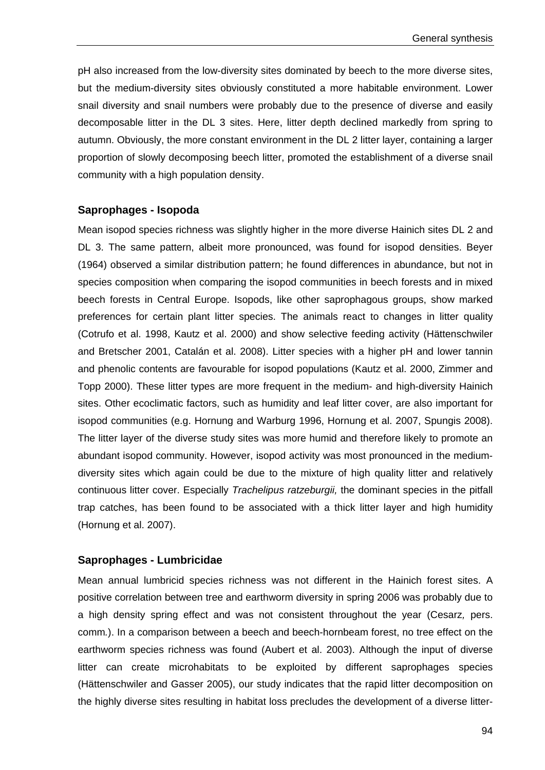pH also increased from the low-diversity sites dominated by beech to the more diverse sites, but the medium-diversity sites obviously constituted a more habitable environment. Lower snail diversity and snail numbers were probably due to the presence of diverse and easily decomposable litter in the DL 3 sites. Here, litter depth declined markedly from spring to autumn. Obviously, the more constant environment in the DL 2 litter layer, containing a larger proportion of slowly decomposing beech litter, promoted the establishment of a diverse snail community with a high population density.

### Saprophages - Isopoda

Mean isopod species richness was slightly higher in the more diverse Hainich sites DL 2 and DL 3. The same pattern, albeit more pronounced, was found for isopod densities. Beyer (1964) observed a similar distribution pattern; he found differences in abundance, but not in species composition when comparing the isopod communities in beech forests and in mixed beech forests in Central Europe. Isopods, like other saprophagous groups, show marked preferences for certain plant litter species. The animals react to changes in litter quality (Cotrufo et al. 1998, Kautz et al. 2000) and show selective feeding activity (Hättenschwiler and Bretscher 2001, Catalán et al. 2008). Litter species with a higher pH and lower tannin and phenolic contents are favourable for isopod populations (Kautz et al. 2000, Zimmer and Topp 2000). These litter types are more frequent in the medium- and high-diversity Hainich sites. Other ecoclimatic factors, such as humidity and leaf litter cover, are also important for isopod communities (e.g. Hornung and Warburg 1996, Hornung et al. 2007, Spungis 2008). The litter layer of the diverse study sites was more humid and therefore likely to promote an abundant isopod community. However, isopod activity was most pronounced in the medium-diversity sites which again could be due to the mixture of high quality litter and relatively continuous litter cover. Especially *Trachelipus ratzeburgii,* the dominant species in the pitfall trap catches, has been found to be associated with a thick litter layer and high humidity (Hornung et al. 2007).

### Saprophages - Lumbricidae

Mean annual lumbricid species richness was not different in the Hainich forest sites. A positive correlation between tree and earthworm diversity in spring 2006 was probably due to a high density spring effect and was not consistent throughout the year (Cesarz*,* pers. comm*.*). In a comparison between a beech and beech-hornbeam forest, no tree effect on the earthworm species richness was found (Aubert et al. 2003). Although the input of diverse litter can create microhabitats to be exploited by different saprophages species (Hättenschwiler and Gasser 2005), our study indicates that the rapid litter decomposition on the highly diverse sites resulting in habitat loss precludes the development of a diverse litter-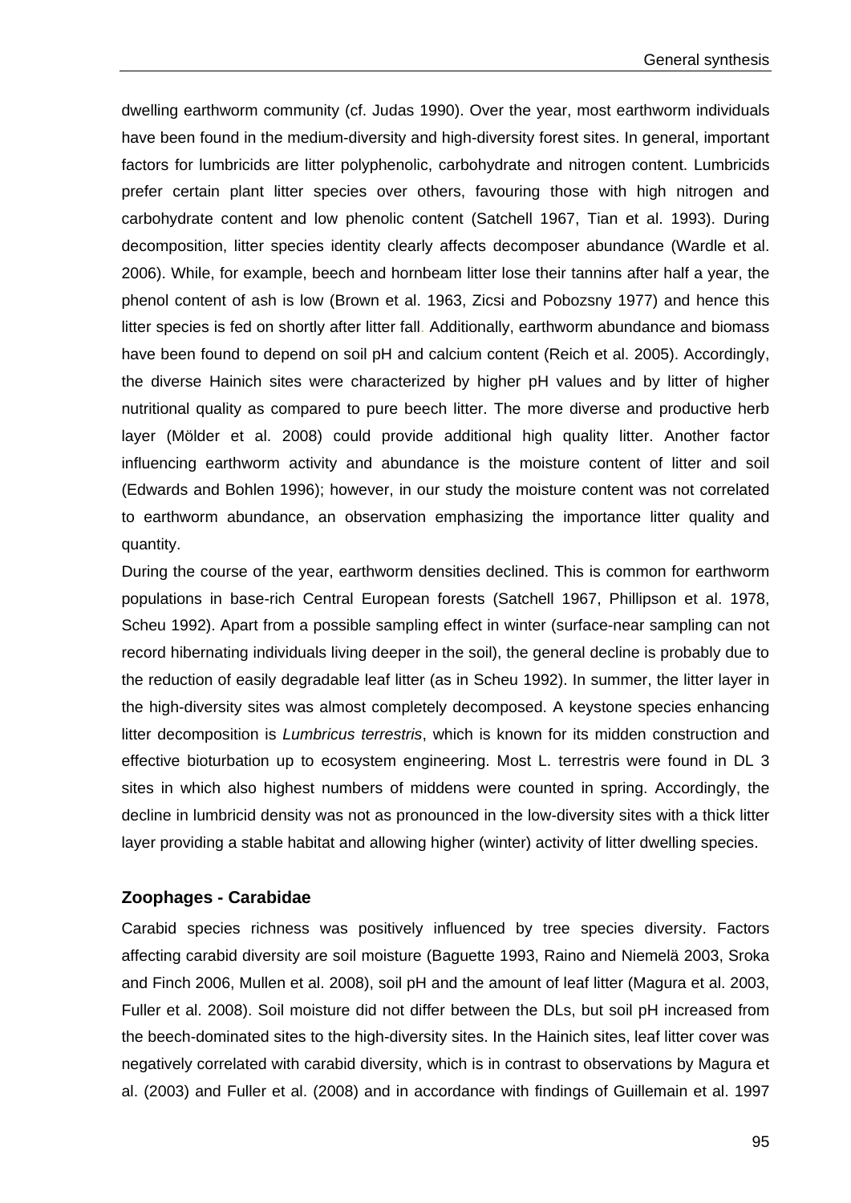dwelling earthworm community (cf. Judas 1990). Over the year, most earthworm individuals have been found in the medium-diversity and high-diversity forest sites. In general, important factors for lumbricids are litter polyphenolic, carbohydrate and nitrogen content. Lumbricids prefer certain plant litter species over others, favouring those with high nitrogen and carbohydrate content and low phenolic content (Satchell 1967, Tian et al. 1993). During decomposition, litter species identity clearly affects decomposer abundance (Wardle et al. 2006). While, for example, beech and hornbeam litter lose their tannins after half a year, the phenol content of ash is low (Brown et al. 1963, Zicsi and Pobozsny 1977) and hence this litter species is fed on shortly after litter fall. Additionally, earthworm abundance and biomass have been found to depend on soil pH and calcium content (Reich et al. 2005). Accordingly, the diverse Hainich sites were characterized by higher pH values and by litter of higher nutritional quality as compared to pure beech litter. The more diverse and productive herb layer (Mölder et al. 2008) could provide additional high quality litter. Another factor influencing earthworm activity and abundance is the moisture content of litter and soil (Edwards and Bohlen 1996); however, in our study the moisture content was not correlated to earthworm abundance, an observation emphasizing the importance litter quality and quantity.

During the course of the year, earthworm densities declined. This is common for earthworm populations in base-rich Central European forests (Satchell 1967, Phillipson et al. 1978, Scheu 1992). Apart from a possible sampling effect in winter (surface-near sampling can not record hibernating individuals living deeper in the soil), the general decline is probably due to the reduction of easily degradable leaf litter (as in Scheu 1992). In summer, the litter layer in the high-diversity sites was almost completely decomposed. A keystone species enhancing litter decomposition is *Lumbricus terrestris*, which is known for its midden construction and effective bioturbation up to ecosystem engineering. Most L. terrestris were found in DL 3 sites in which also highest numbers of middens were counted in spring. Accordingly, the decline in lumbricid density was not as pronounced in the low-diversity sites with a thick litter layer providing a stable habitat and allowing higher (winter) activity of litter dwelling species.

### Zoophages - Carabidae

Carabid species richness was positively influenced by tree species diversity. Factors affecting carabid diversity are soil moisture (Baguette 1993, Raino and Niemelä 2003, Sroka and Finch 2006, Mullen et al. 2008), soil pH and the amount of leaf litter (Magura et al. 2003, Fuller et al. 2008). Soil moisture did not differ between the DLs, but soil pH increased from the beech-dominated sites to the high-diversity sites. In the Hainich sites, leaf litter cover was negatively correlated with carabid diversity, which is in contrast to observations by Magura et al. (2003) and Fuller et al. (2008) and in accordance with findings of Guillemain et al. 1997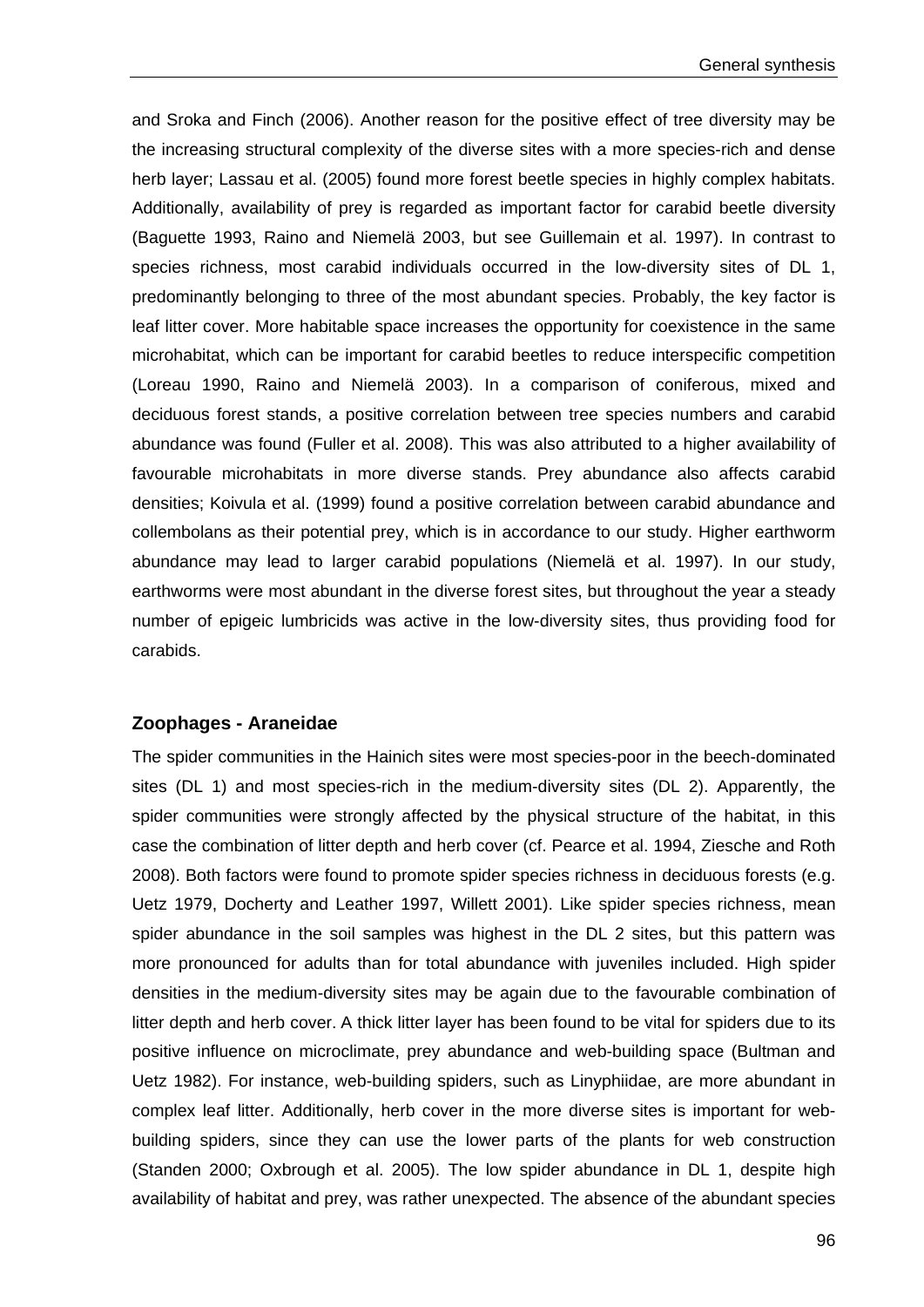and Sroka and Finch (2006). Another reason for the positive effect of tree diversity may be the increasing structural complexity of the diverse sites with a more species-rich and dense herb layer; Lassau et al. (2005) found more forest beetle species in highly complex habitats. Additionally, availability of prey is regarded as important factor for carabid beetle diversity (Baguette 1993, Raino and Niemelä 2003, but see Guillemain et al. 1997). In contrast to species richness, most carabid individuals occurred in the low-diversity sites of DL 1, predominantly belonging to three of the most abundant species. Probably, the key factor is leaf litter cover. More habitable space increases the opportunity for coexistence in the same microhabitat, which can be important for carabid beetles to reduce interspecific competition (Loreau 1990, Raino and Niemelä 2003). In a comparison of coniferous, mixed and deciduous forest stands, a positive correlation between tree species numbers and carabid abundance was found (Fuller et al. 2008). This was also attributed to a higher availability of favourable microhabitats in more diverse stands. Prey abundance also affects carabid densities; Koivula et al. (1999) found a positive correlation between carabid abundance and collembolans as their potential prey, which is in accordance to our study. Higher earthworm abundance may lead to larger carabid populations (Niemelä et al. 1997). In our study, earthworms were most abundant in the diverse forest sites, but throughout the year a steady number of epigeic lumbricids was active in the low-diversity sites, thus providing food for carabids.

### Zoophages - Araneidae

The spider communities in the Hainich sites were most species-poor in the beech-dominated sites (DL 1) and most species-rich in the medium-diversity sites (DL 2). Apparently, the spider communities were strongly affected by the physical structure of the habitat, in this case the combination of litter depth and herb cover (cf. Pearce et al. 1994, Ziesche and Roth 2008). Both factors were found to promote spider species richness in deciduous forests (e.g. Uetz 1979, Docherty and Leather 1997, Willett 2001). Like spider species richness, mean spider abundance in the soil samples was highest in the DL 2 sites, but this pattern was more pronounced for adults than for total abundance with juveniles included. High spider densities in the medium-diversity sites may be again due to the favourable combination of litter depth and herb cover. A thick litter layer has been found to be vital for spiders due to its positive influence on microclimate, prey abundance and web-building space (Bultman and Uetz 1982). For instance, web-building spiders, such as Linyphiidae, are more abundant in complex leaf litter. Additionally, herb cover in the more diverse sites is important for web-building spiders, since they can use the lower parts of the plants for web construction (Standen 2000; Oxbrough et al. 2005). The low spider abundance in DL 1, despite high availability of habitat and prey, was rather unexpected. The absence of the abundant species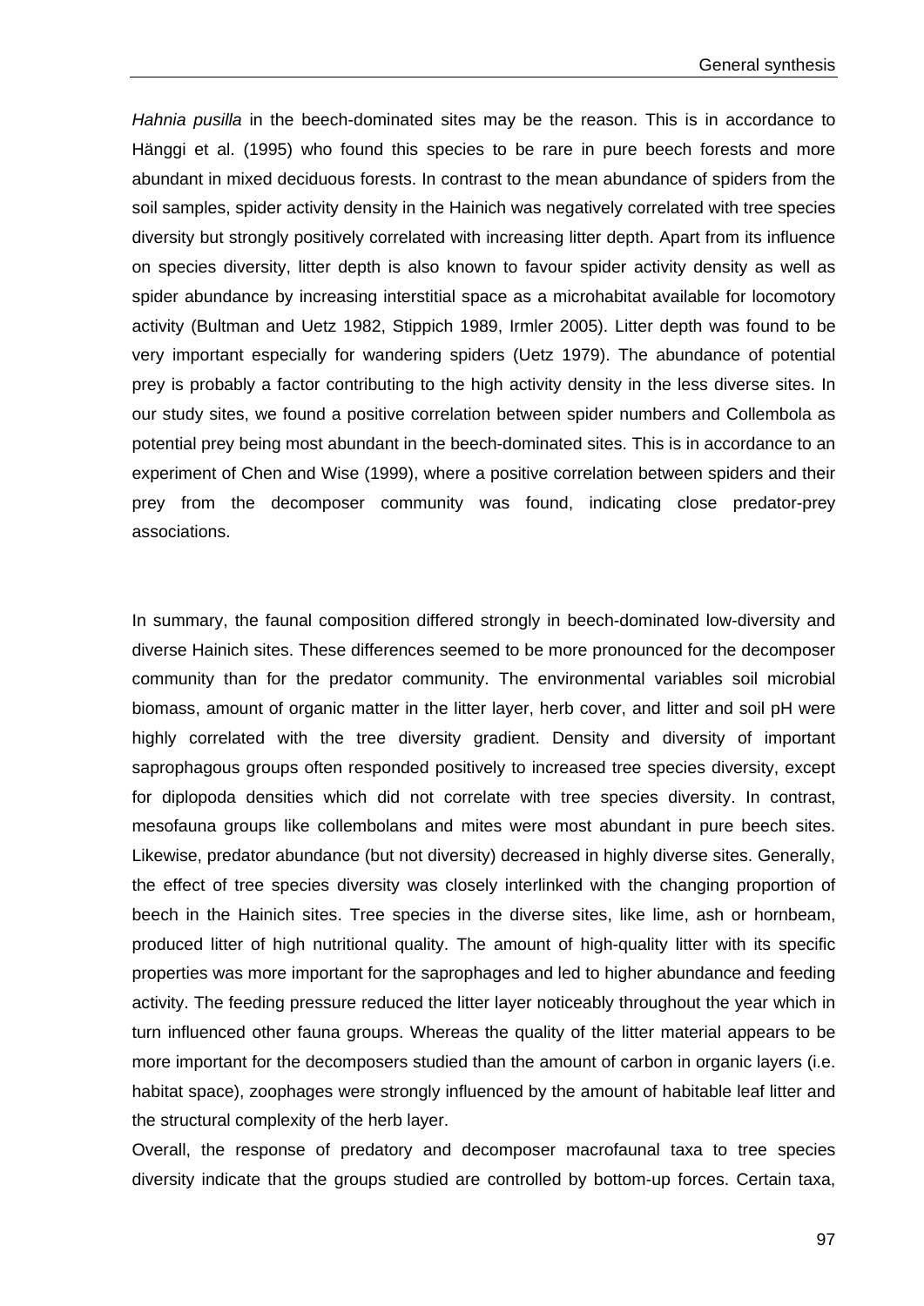*Hahnia pusilla* in the beech-dominated sites may be the reason. This is in accordance to Hänggi et al. (1995) who found this species to be rare in pure beech forests and more abundant in mixed deciduous forests. In contrast to the mean abundance of spiders from the soil samples, spider activity density in the Hainich was negatively correlated with tree species diversity but strongly positively correlated with increasing litter depth. Apart from its influence on species diversity, litter depth is also known to favour spider activity density as well as spider abundance by increasing interstitial space as a microhabitat available for locomotory activity (Bultman and Uetz 1982, Stippich 1989, Irmler 2005). Litter depth was found to be very important especially for wandering spiders (Uetz 1979). The abundance of potential prey is probably a factor contributing to the high activity density in the less diverse sites. In our study sites, we found a positive correlation between spider numbers and Collembola as potential prey being most abundant in the beech-dominated sites. This is in accordance to an experiment of Chen and Wise (1999), where a positive correlation between spiders and their prey from the decomposer community was found, indicating close predator-prey associations.

In summary, the faunal composition differed strongly in beech-dominated low-diversity and diverse Hainich sites. These differences seemed to be more pronounced for the decomposer community than for the predator community. The environmental variables soil microbial biomass, amount of organic matter in the litter layer, herb cover, and litter and soil pH were highly correlated with the tree diversity gradient. Density and diversity of important saprophagous groups often responded positively to increased tree species diversity, except for diplopoda densities which did not correlate with tree species diversity. In contrast, mesofauna groups like collembolans and mites were most abundant in pure beech sites. Likewise, predator abundance (but not diversity) decreased in highly diverse sites. Generally, the effect of tree species diversity was closely interlinked with the changing proportion of beech in the Hainich sites. Tree species in the diverse sites, like lime, ash or hornbeam, produced litter of high nutritional quality. The amount of high-quality litter with its specific properties was more important for the saprophages and led to higher abundance and feeding activity. The feeding pressure reduced the litter layer noticeably throughout the year which in turn influenced other fauna groups. Whereas the quality of the litter material appears to be more important for the decomposers studied than the amount of carbon in organic layers (i.e. habitat space), zoophages were strongly influenced by the amount of habitable leaf litter and the structural complexity of the herb layer.

Overall, the response of predatory and decomposer macrofaunal taxa to tree species diversity indicate that the groups studied are controlled by bottom-up forces. Certain taxa,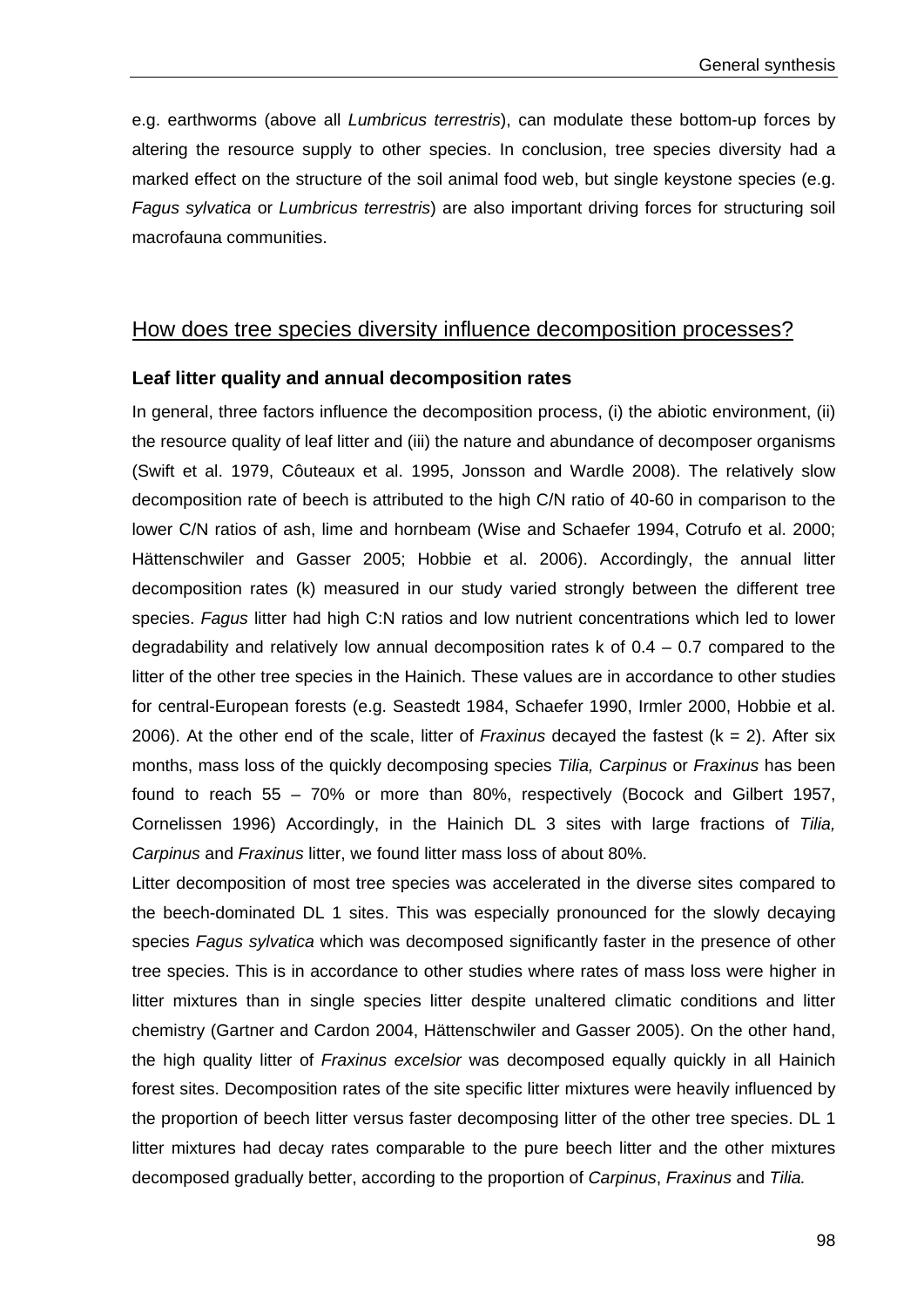e.g. earthworms (above all *Lumbricus terrestris*), can modulate these bottom-up forces by altering the resource supply to other species. In conclusion, tree species diversity had a marked effect on the structure of the soil animal food web, but single keystone species (e.g. *Fagus sylvatica* or *Lumbricus terrestris*) are also important driving forces for structuring soil macrofauna communities.

## How does tree species diversity influence decomposition processes?

### Leaf litter quality and annual decomposition rates

In general, three factors influence the decomposition process, (i) the abiotic environment, (ii) the resource quality of leaf litter and (iii) the nature and abundance of decomposer organisms (Swift et al. 1979, Côuteaux et al. 1995, Jonsson and Wardle 2008). The relatively slow decomposition rate of beech is attributed to the high C/N ratio of 40-60 in comparison to the lower C/N ratios of ash, lime and hornbeam (Wise and Schaefer 1994, Cotrufo et al. 2000; Hättenschwiler and Gasser 2005; Hobbie et al. 2006). Accordingly, the annual litter decomposition rates (k) measured in our study varied strongly between the different tree species. *Fagus* litter had high C:N ratios and low nutrient concentrations which led to lower degradability and relatively low annual decomposition rates k of 0.4 – 0.7 compared to the litter of the other tree species in the Hainich. These values are in accordance to other studies for central-European forests (e.g. Seastedt 1984, Schaefer 1990, Irmler 2000, Hobbie et al. 2006). At the other end of the scale, litter of *Fraxinus* decayed the fastest (k = 2). After six months, mass loss of the quickly decomposing species *Tilia, Carpinus* or *Fraxinus* has been found to reach 55 – 70% or more than 80%, respectively (Bocock and Gilbert 1957, Cornelissen 1996) Accordingly, in the Hainich DL 3 sites with large fractions of *Tilia, Carpinus* and *Fraxinus* litter, we found litter mass loss of about 80%.

Litter decomposition of most tree species was accelerated in the diverse sites compared to the beech-dominated DL 1 sites. This was especially pronounced for the slowly decaying species *Fagus sylvatica* which was decomposed significantly faster in the presence of other tree species. This is in accordance to other studies where rates of mass loss were higher in litter mixtures than in single species litter despite unaltered climatic conditions and litter chemistry (Gartner and Cardon 2004, Hättenschwiler and Gasser 2005). On the other hand, the high quality litter of *Fraxinus excelsior* was decomposed equally quickly in all Hainich forest sites. Decomposition rates of the site specific litter mixtures were heavily influenced by the proportion of beech litter versus faster decomposing litter of the other tree species. DL 1 litter mixtures had decay rates comparable to the pure beech litter and the other mixtures decomposed gradually better, according to the proportion of *Carpinus*, *Fraxinus* and *Tilia.*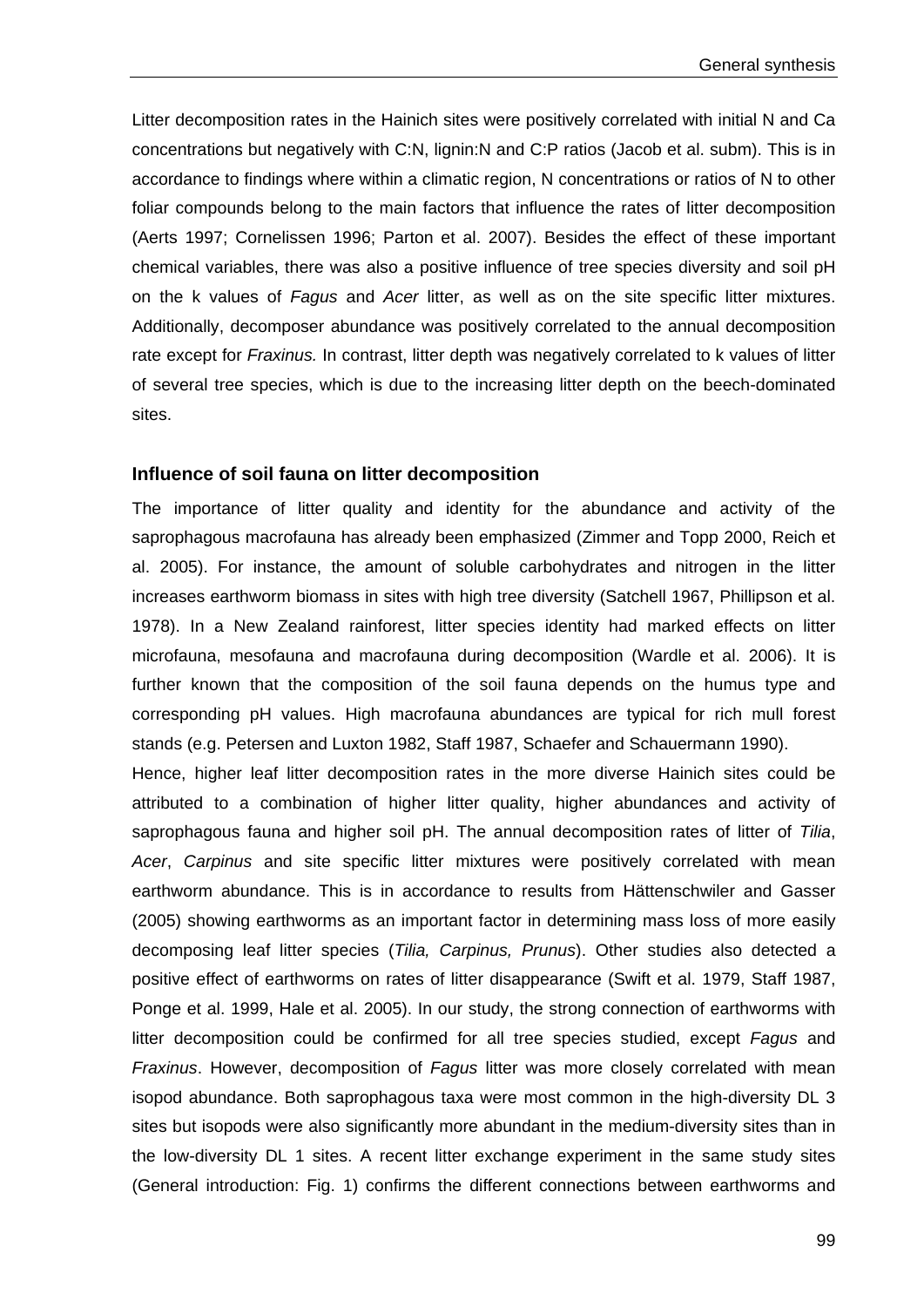Litter decomposition rates in the Hainich sites were positively correlated with initial N and Ca concentrations but negatively with C:N, lignin:N and C:P ratios (Jacob et al. subm). This is in accordance to findings where within a climatic region, N concentrations or ratios of N to other foliar compounds belong to the main factors that influence the rates of litter decomposition (Aerts 1997; Cornelissen 1996; Parton et al. 2007). Besides the effect of these important chemical variables, there was also a positive influence of tree species diversity and soil pH on the k values of *Fagus* and *Acer* litter, as well as on the site specific litter mixtures. Additionally, decomposer abundance was positively correlated to the annual decomposition rate except for *Fraxinus.* In contrast, litter depth was negatively correlated to k values of litter of several tree species, which is due to the increasing litter depth on the beech-dominated sites.

### Influence of soil fauna on litter decomposition

The importance of litter quality and identity for the abundance and activity of the saprophagous macrofauna has already been emphasized (Zimmer and Topp 2000, Reich et al. 2005). For instance, the amount of soluble carbohydrates and nitrogen in the litter increases earthworm biomass in sites with high tree diversity (Satchell 1967, Phillipson et al. 1978). In a New Zealand rainforest, litter species identity had marked effects on litter microfauna, mesofauna and macrofauna during decomposition (Wardle et al. 2006). It is further known that the composition of the soil fauna depends on the humus type and corresponding pH values. High macrofauna abundances are typical for rich mull forest stands (e.g. Petersen and Luxton 1982, Staff 1987, Schaefer and Schauermann 1990).

Hence, higher leaf litter decomposition rates in the more diverse Hainich sites could be attributed to a combination of higher litter quality, higher abundances and activity of saprophagous fauna and higher soil pH. The annual decomposition rates of litter of *Tilia*, *Acer*, *Carpinus* and site specific litter mixtures were positively correlated with mean earthworm abundance. This is in accordance to results from Hättenschwiler and Gasser (2005) showing earthworms as an important factor in determining mass loss of more easily decomposing leaf litter species (*Tilia, Carpinus, Prunus*). Other studies also detected a positive effect of earthworms on rates of litter disappearance (Swift et al. 1979, Staff 1987, Ponge et al. 1999, Hale et al. 2005). In our study, the strong connection of earthworms with litter decomposition could be confirmed for all tree species studied, except *Fagus* and *Fraxinus*. However, decomposition of *Fagus* litter was more closely correlated with mean isopod abundance. Both saprophagous taxa were most common in the high-diversity DL 3 sites but isopods were also significantly more abundant in the medium-diversity sites than in the low-diversity DL 1 sites. A recent litter exchange experiment in the same study sites (General introduction: Fig. 1) confirms the different connections between earthworms and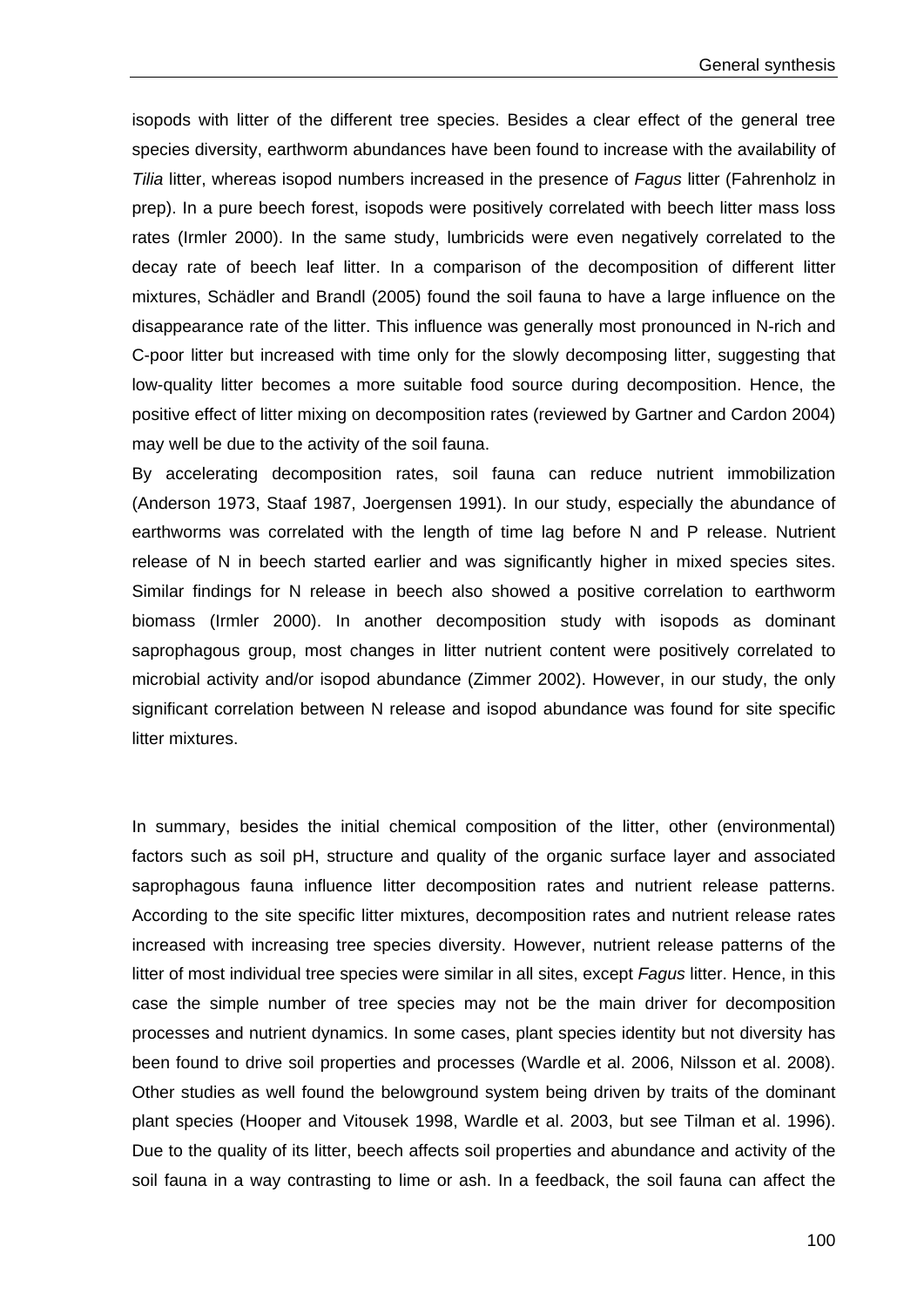isopods with litter of the different tree species. Besides a clear effect of the general tree species diversity, earthworm abundances have been found to increase with the availability of *Tilia* litter, whereas isopod numbers increased in the presence of *Fagus* litter (Fahrenholz in prep). In a pure beech forest, isopods were positively correlated with beech litter mass loss rates (Irmler 2000). In the same study, lumbricids were even negatively correlated to the decay rate of beech leaf litter. In a comparison of the decomposition of different litter mixtures, Schädler and Brandl (2005) found the soil fauna to have a large influence on the disappearance rate of the litter. This influence was generally most pronounced in N-rich and C-poor litter but increased with time only for the slowly decomposing litter, suggesting that low-quality litter becomes a more suitable food source during decomposition. Hence, the positive effect of litter mixing on decomposition rates (reviewed by Gartner and Cardon 2004) may well be due to the activity of the soil fauna.

By accelerating decomposition rates, soil fauna can reduce nutrient immobilization (Anderson 1973, Staaf 1987, Joergensen 1991). In our study, especially the abundance of earthworms was correlated with the length of time lag before N and P release. Nutrient release of N in beech started earlier and was significantly higher in mixed species sites. Similar findings for N release in beech also showed a positive correlation to earthworm biomass (Irmler 2000). In another decomposition study with isopods as dominant saprophagous group, most changes in litter nutrient content were positively correlated to microbial activity and/or isopod abundance (Zimmer 2002). However, in our study, the only significant correlation between N release and isopod abundance was found for site specific litter mixtures.

In summary, besides the initial chemical composition of the litter, other (environmental) factors such as soil pH, structure and quality of the organic surface layer and associated saprophagous fauna influence litter decomposition rates and nutrient release patterns. According to the site specific litter mixtures, decomposition rates and nutrient release rates increased with increasing tree species diversity. However, nutrient release patterns of the litter of most individual tree species were similar in all sites, except *Fagus* litter. Hence, in this case the simple number of tree species may not be the main driver for decomposition processes and nutrient dynamics. In some cases, plant species identity but not diversity has been found to drive soil properties and processes (Wardle et al. 2006, Nilsson et al. 2008). Other studies as well found the belowground system being driven by traits of the dominant plant species (Hooper and Vitousek 1998, Wardle et al. 2003, but see Tilman et al. 1996). Due to the quality of its litter, beech affects soil properties and abundance and activity of the soil fauna in a way contrasting to lime or ash. In a feedback, the soil fauna can affect the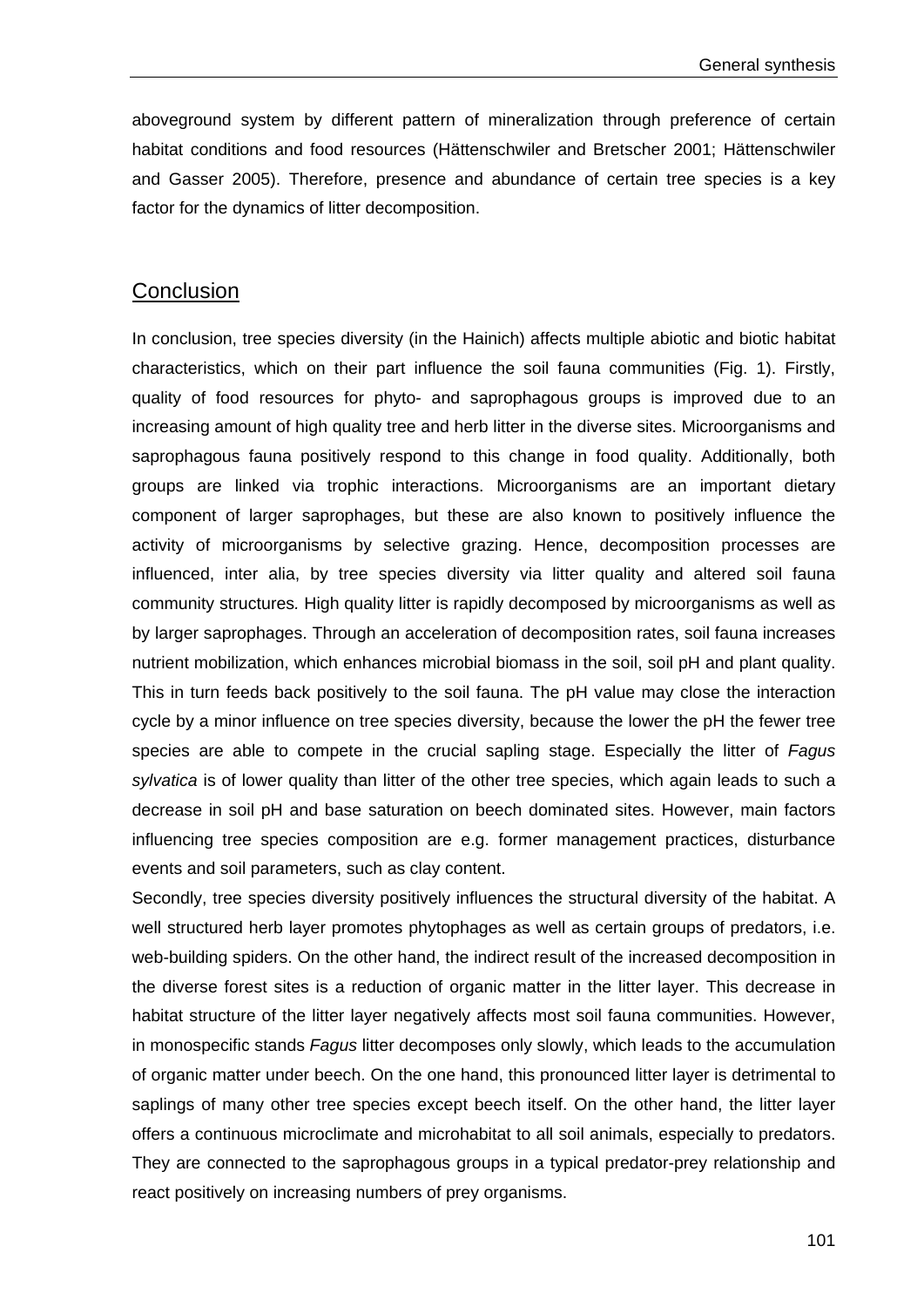aboveground system by different pattern of mineralization through preference of certain habitat conditions and food resources (Hättenschwiler and Bretscher 2001; Hättenschwiler and Gasser 2005). Therefore, presence and abundance of certain tree species is a key factor for the dynamics of litter decomposition.

## Conclusion

In conclusion, tree species diversity (in the Hainich) affects multiple abiotic and biotic habitat characteristics, which on their part influence the soil fauna communities (Fig. 1). Firstly, quality of food resources for phyto- and saprophagous groups is improved due to an increasing amount of high quality tree and herb litter in the diverse sites. Microorganisms and saprophagous fauna positively respond to this change in food quality. Additionally, both groups are linked via trophic interactions. Microorganisms are an important dietary component of larger saprophages, but these are also known to positively influence the activity of microorganisms by selective grazing. Hence, decomposition processes are influenced, inter alia, by tree species diversity via litter quality and altered soil fauna community structures. High quality litter is rapidly decomposed by microorganisms as well as by larger saprophages. Through an acceleration of decomposition rates, soil fauna increases nutrient mobilization, which enhances microbial biomass in the soil, soil pH and plant quality. This in turn feeds back positively to the soil fauna. The pH value may close the interaction cycle by a minor influence on tree species diversity, because the lower the pH the fewer tree species are able to compete in the crucial sapling stage. Especially the litter of *Fagus sylvatica* is of lower quality than litter of the other tree species, which again leads to such a decrease in soil pH and base saturation on beech dominated sites. However, main factors influencing tree species composition are e.g. former management practices, disturbance events and soil parameters, such as clay content.

Secondly, tree species diversity positively influences the structural diversity of the habitat. A well structured herb layer promotes phytophages as well as certain groups of predators, i.e. web-building spiders. On the other hand, the indirect result of the increased decomposition in the diverse forest sites is a reduction of organic matter in the litter layer. This decrease in habitat structure of the litter layer negatively affects most soil fauna communities. However, in monospecific stands *Fagus* litter decomposes only slowly, which leads to the accumulation of organic matter under beech. On the one hand, this pronounced litter layer is detrimental to saplings of many other tree species except beech itself. On the other hand, the litter layer offers a continuous microclimate and microhabitat to all soil animals, especially to predators. They are connected to the saprophagous groups in a typical predator-prey relationship and react positively on increasing numbers of prey organisms.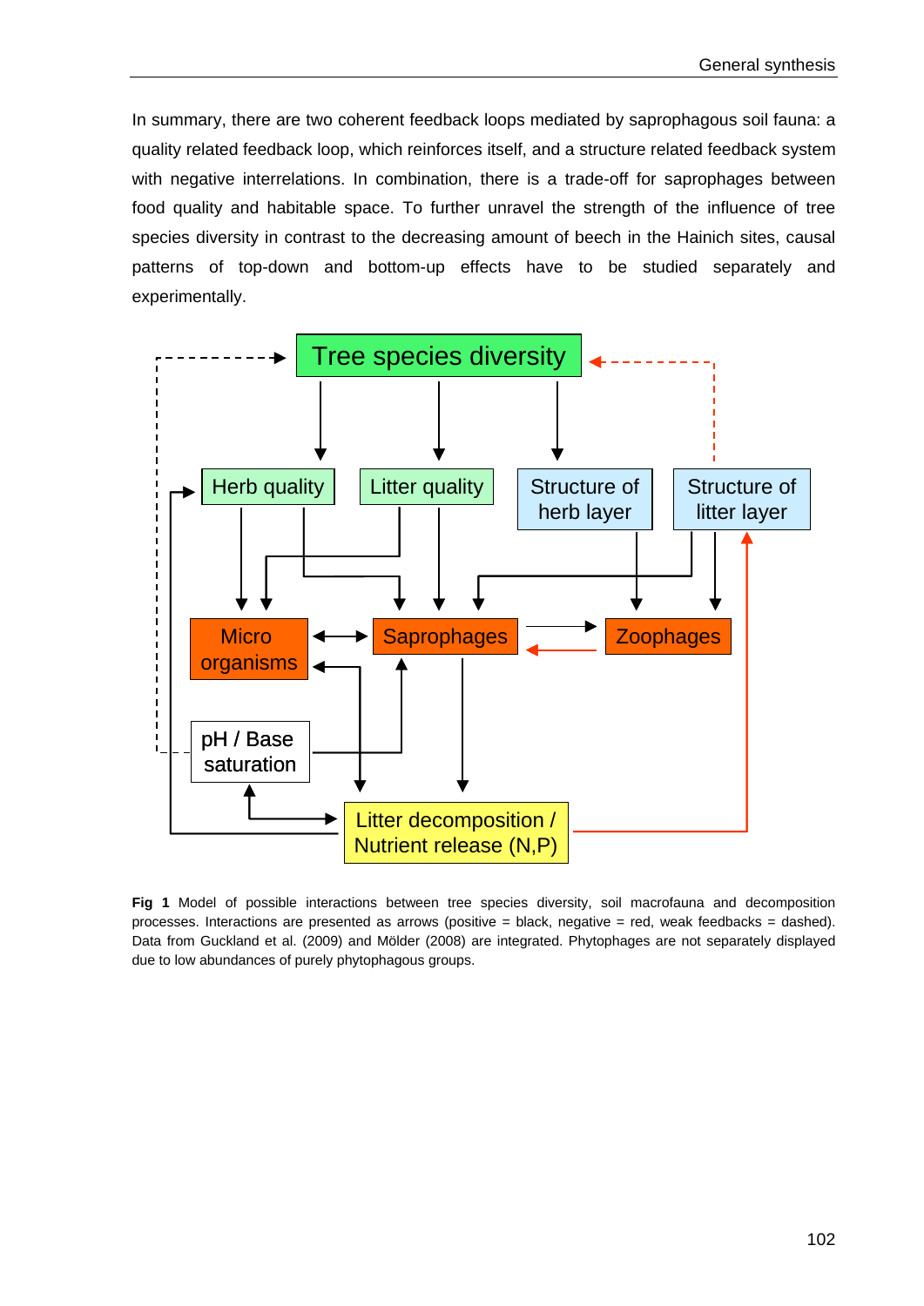In summary, there are two coherent feedback loops mediated by saprophagous soil fauna: a quality related feedback loop, which reinforces itself, and a structure related feedback system with negative interrelations. In combination, there is a trade-off for saprophages between food quality and habitable space. To further unravel the strength of the influence of tree species diversity in contrast to the decreasing amount of beech in the Hainich sites, causal patterns of top-down and bottom-up effects have to be studied separately and experimentally.

Tree species diversity

Herb quality | Litter quality | Structure of herb layer | Structure of litter layer

Micro organisms | Saprophages | Zoophages

pH / Base saturation

Litter decomposition / Nutrient release (N,P)

**Fig 1** Model of possible interactions between tree species diversity, soil macrofauna and decomposition processes. Interactions are presented as arrows (positive = black, negative = red, weak feedbacks = dashed). Data from Guckland et al. (2009) and Mölder (2008) are integrated. Phytophages are not separately displayed due to low abundances of purely phytophagous groups.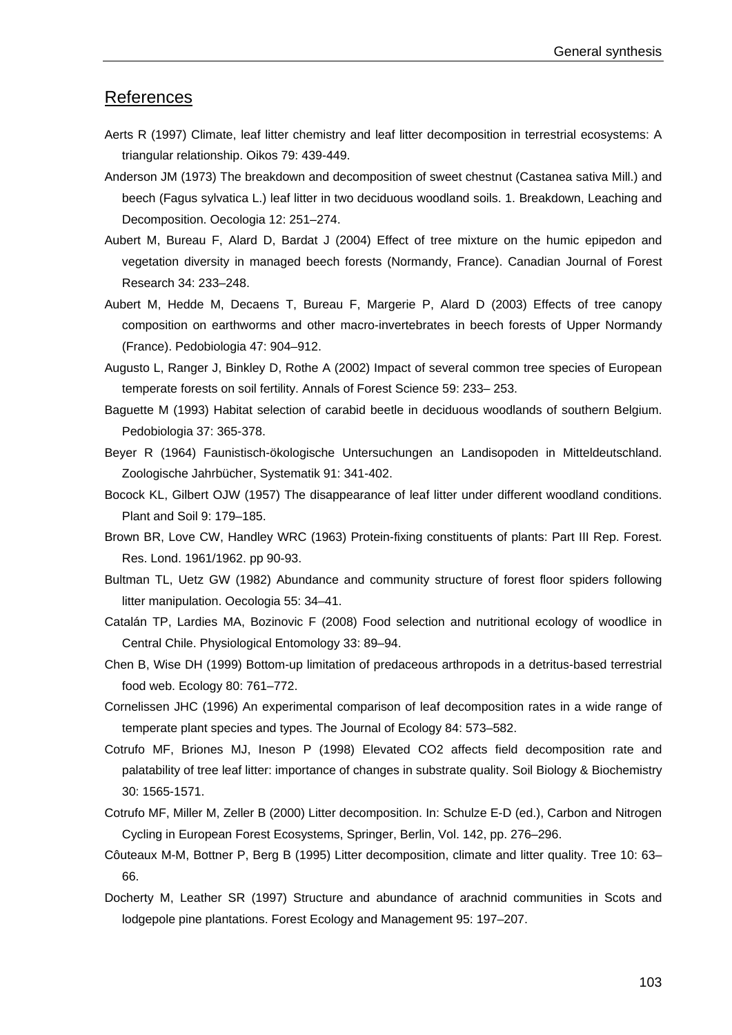## References

Aerts R (1997) Climate, leaf litter chemistry and leaf litter decomposition in terrestrial ecosystems: A triangular relationship. Oikos 79: 439-449.

Anderson JM (1973) The breakdown and decomposition of sweet chestnut (Castanea sativa Mill.) and beech (Fagus sylvatica L.) leaf litter in two deciduous woodland soils. 1. Breakdown, Leaching and Decomposition. Oecologia 12: 251–274.

Aubert M, Bureau F, Alard D, Bardat J (2004) Effect of tree mixture on the humic epipedon and vegetation diversity in managed beech forests (Normandy, France). Canadian Journal of Forest Research 34: 233–248.

Aubert M, Hedde M, Decaens T, Bureau F, Margerie P, Alard D (2003) Effects of tree canopy composition on earthworms and other macro-invertebrates in beech forests of Upper Normandy (France). Pedobiologia 47: 904–912.

Augusto L, Ranger J, Binkley D, Rothe A (2002) Impact of several common tree species of European temperate forests on soil fertility. Annals of Forest Science 59: 233– 253.

Baguette M (1993) Habitat selection of carabid beetle in deciduous woodlands of southern Belgium. Pedobiologia 37: 365-378.

Beyer R (1964) Faunistisch-ökologische Untersuchungen an Landisopoden in Mitteldeutschland. Zoologische Jahrbücher, Systematik 91: 341-402.

Bocock KL, Gilbert OJW (1957) The disappearance of leaf litter under different woodland conditions. Plant and Soil 9: 179–185.

Brown BR, Love CW, Handley WRC (1963) Protein-fixing constituents of plants: Part III Rep. Forest. Res. Lond. 1961/1962. pp 90-93.

Bultman TL, Uetz GW (1982) Abundance and community structure of forest floor spiders following litter manipulation. Oecologia 55: 34–41.

Catalán TP, Lardies MA, Bozinovic F (2008) Food selection and nutritional ecology of woodlice in Central Chile. Physiological Entomology 33: 89–94.

Chen B, Wise DH (1999) Bottom-up limitation of predaceous arthropods in a detritus-based terrestrial food web. Ecology 80: 761–772.

Cornelissen JHC (1996) An experimental comparison of leaf decomposition rates in a wide range of temperate plant species and types. The Journal of Ecology 84: 573–582.

Cotrufo MF, Briones MJ, Ineson P (1998) Elevated CO2 affects field decomposition rate and palatability of tree leaf litter: importance of changes in substrate quality. Soil Biology & Biochemistry 30: 1565-1571.

Cotrufo MF, Miller M, Zeller B (2000) Litter decomposition. In: Schulze E-D (ed.), Carbon and Nitrogen Cycling in European Forest Ecosystems, Springer, Berlin, Vol. 142, pp. 276–296.

Côuteaux M-M, Bottner P, Berg B (1995) Litter decomposition, climate and litter quality. Tree 10: 63–66.

Docherty M, Leather SR (1997) Structure and abundance of arachnid communities in Scots and lodgepole pine plantations. Forest Ecology and Management 95: 197–207.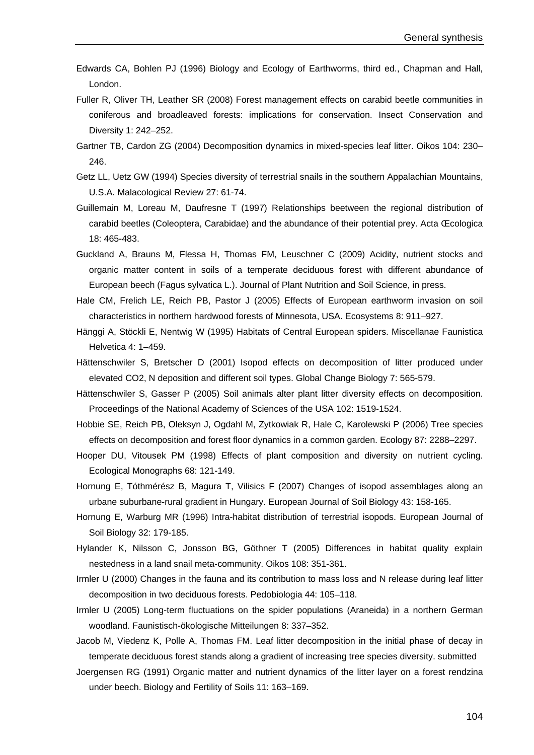Edwards CA, Bohlen PJ (1996) Biology and Ecology of Earthworms, third ed., Chapman and Hall, London.

Fuller R, Oliver TH, Leather SR (2008) Forest management effects on carabid beetle communities in coniferous and broadleaved forests: implications for conservation. Insect Conservation and Diversity 1: 242–252.

Gartner TB, Cardon ZG (2004) Decomposition dynamics in mixed-species leaf litter. Oikos 104: 230–246.

Getz LL, Uetz GW (1994) Species diversity of terrestrial snails in the southern Appalachian Mountains, U.S.A. Malacological Review 27: 61-74.

Guillemain M, Loreau M, Daufresne T (1997) Relationships beetween the regional distribution of carabid beetles (Coleoptera, Carabidae) and the abundance of their potential prey. Acta Œcologica 18: 465-483.

Guckland A, Brauns M, Flessa H, Thomas FM, Leuschner C (2009) Acidity, nutrient stocks and organic matter content in soils of a temperate deciduous forest with different abundance of European beech (Fagus sylvatica L.). Journal of Plant Nutrition and Soil Science, in press.

Hale CM, Frelich LE, Reich PB, Pastor J (2005) Effects of European earthworm invasion on soil characteristics in northern hardwood forests of Minnesota, USA. Ecosystems 8: 911–927.

Hänggi A, Stöckli E, Nentwig W (1995) Habitats of Central European spiders. Miscellanae Faunistica Helvetica 4: 1–459.

Hättenschwiler S, Bretscher D (2001) Isopod effects on decomposition of litter produced under elevated CO2, N deposition and different soil types. Global Change Biology 7: 565-579.

Hättenschwiler S, Gasser P (2005) Soil animals alter plant litter diversity effects on decomposition. Proceedings of the National Academy of Sciences of the USA 102: 1519-1524.

Hobbie SE, Reich PB, Oleksyn J, Ogdahl M, Zytkowiak R, Hale C, Karolewski P (2006) Tree species effects on decomposition and forest floor dynamics in a common garden. Ecology 87: 2288–2297.

Hooper DU, Vitousek PM (1998) Effects of plant composition and diversity on nutrient cycling. Ecological Monographs 68: 121-149.

Hornung E, Tóthmérész B, Magura T, Vilisics F (2007) Changes of isopod assemblages along an urbane suburbane-rural gradient in Hungary. European Journal of Soil Biology 43: 158-165.

Hornung E, Warburg MR (1996) Intra-habitat distribution of terrestrial isopods. European Journal of Soil Biology 32: 179-185.

Hylander K, Nilsson C, Jonsson BG, Göthner T (2005) Differences in habitat quality explain nestedness in a land snail meta-community. Oikos 108: 351-361.

Irmler U (2000) Changes in the fauna and its contribution to mass loss and N release during leaf litter decomposition in two deciduous forests. Pedobiologia 44: 105–118.

Irmler U (2005) Long-term fluctuations on the spider populations (Araneida) in a northern German woodland. Faunistisch-ökologische Mitteilungen 8: 337–352.

Jacob M, Viedenz K, Polle A, Thomas FM. Leaf litter decomposition in the initial phase of decay in temperate deciduous forest stands along a gradient of increasing tree species diversity. submitted

Joergensen RG (1991) Organic matter and nutrient dynamics of the litter layer on a forest rendzina under beech. Biology and Fertility of Soils 11: 163–169.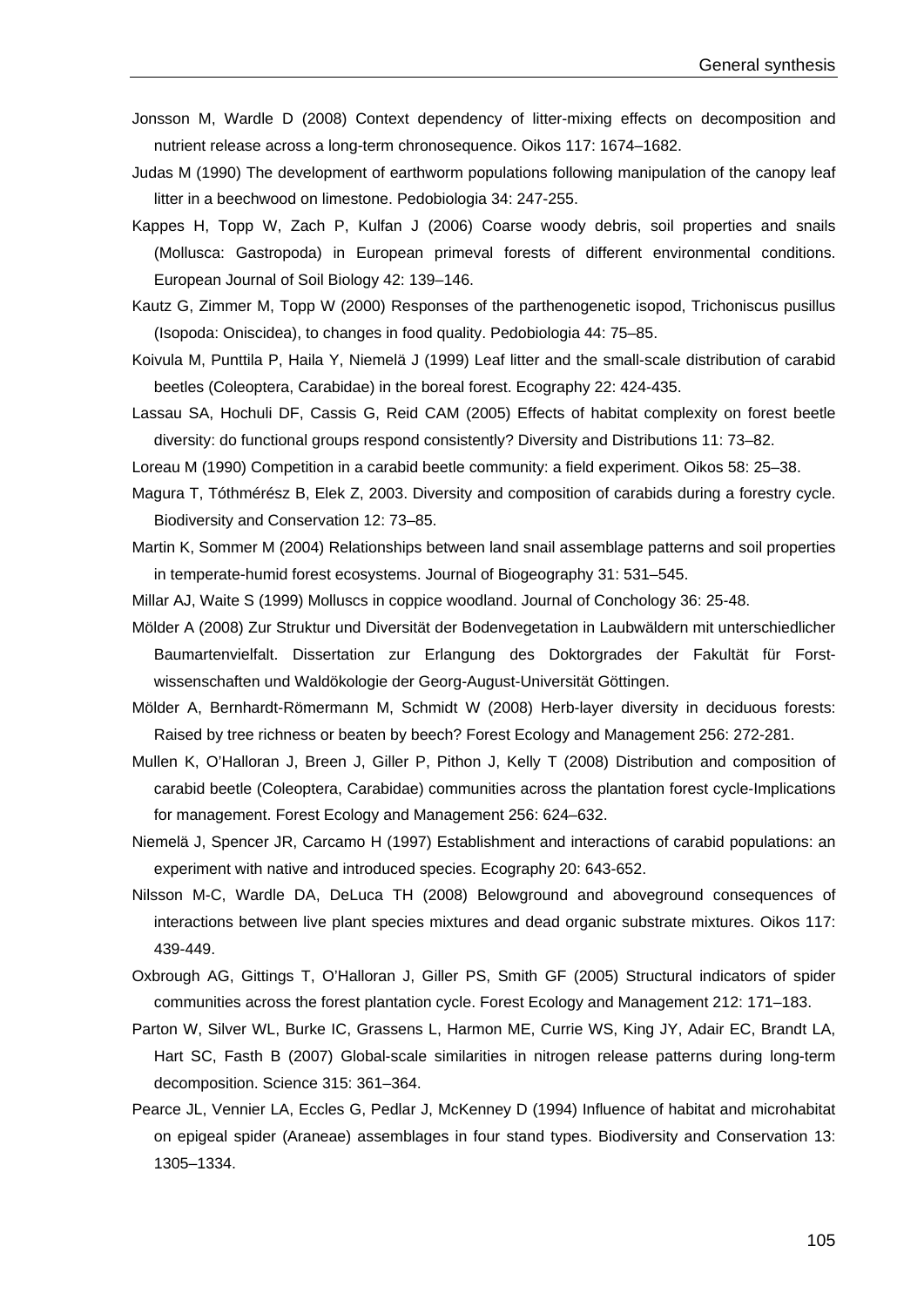Jonsson M, Wardle D (2008) Context dependency of litter-mixing effects on decomposition and nutrient release across a long-term chronosequence. Oikos 117: 1674–1682.

Judas M (1990) The development of earthworm populations following manipulation of the canopy leaf litter in a beechwood on limestone. Pedobiologia 34: 247-255.

Kappes H, Topp W, Zach P, Kulfan J (2006) Coarse woody debris, soil properties and snails (Mollusca: Gastropoda) in European primeval forests of different environmental conditions. European Journal of Soil Biology 42: 139–146.

Kautz G, Zimmer M, Topp W (2000) Responses of the parthenogenetic isopod, Trichoniscus pusillus (Isopoda: Oniscidea), to changes in food quality. Pedobiologia 44: 75–85.

Koivula M, Punttila P, Haila Y, Niemelä J (1999) Leaf litter and the small-scale distribution of carabid beetles (Coleoptera, Carabidae) in the boreal forest. Ecography 22: 424-435.

Lassau SA, Hochuli DF, Cassis G, Reid CAM (2005) Effects of habitat complexity on forest beetle diversity: do functional groups respond consistently? Diversity and Distributions 11: 73–82.

Loreau M (1990) Competition in a carabid beetle community: a field experiment. Oikos 58: 25–38.

Magura T, Tóthmérész B, Elek Z, 2003. Diversity and composition of carabids during a forestry cycle. Biodiversity and Conservation 12: 73–85.

Martin K, Sommer M (2004) Relationships between land snail assemblage patterns and soil properties in temperate-humid forest ecosystems. Journal of Biogeography 31: 531–545.

Millar AJ, Waite S (1999) Molluscs in coppice woodland. Journal of Conchology 36: 25-48.

Mölder A (2008) Zur Struktur und Diversität der Bodenvegetation in Laubwäldern mit unterschiedlicher Baumartenvielfalt. Dissertation zur Erlangung des Doktorgrades der Fakultät für Forstwissenschaften und Waldökologie der Georg-August-Universität Göttingen.

Mölder A, Bernhardt-Römermann M, Schmidt W (2008) Herb-layer diversity in deciduous forests: Raised by tree richness or beaten by beech? Forest Ecology and Management 256: 272-281.

Mullen K, O'Halloran J, Breen J, Giller P, Pithon J, Kelly T (2008) Distribution and composition of carabid beetle (Coleoptera, Carabidae) communities across the plantation forest cycle-Implications for management. Forest Ecology and Management 256: 624–632.

Niemelä J, Spencer JR, Carcamo H (1997) Establishment and interactions of carabid populations: an experiment with native and introduced species. Ecography 20: 643-652.

Nilsson M-C, Wardle DA, DeLuca TH (2008) Belowground and aboveground consequences of interactions between live plant species mixtures and dead organic substrate mixtures. Oikos 117: 439-449.

Oxbrough AG, Gittings T, O'Halloran J, Giller PS, Smith GF (2005) Structural indicators of spider communities across the forest plantation cycle. Forest Ecology and Management 212: 171–183.

Parton W, Silver WL, Burke IC, Grassens L, Harmon ME, Currie WS, King JY, Adair EC, Brandt LA, Hart SC, Fasth B (2007) Global-scale similarities in nitrogen release patterns during long-term decomposition. Science 315: 361–364.

Pearce JL, Vennier LA, Eccles G, Pedlar J, McKenney D (1994) Influence of habitat and microhabitat on epigeal spider (Araneae) assemblages in four stand types. Biodiversity and Conservation 13: 1305–1334.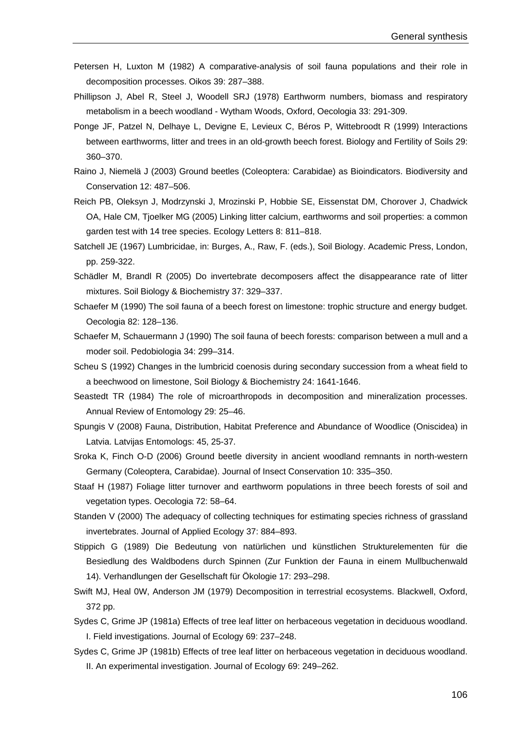Petersen H, Luxton M (1982) A comparative-analysis of soil fauna populations and their role in decomposition processes. Oikos 39: 287–388.

Phillipson J, Abel R, Steel J, Woodell SRJ (1978) Earthworm numbers, biomass and respiratory metabolism in a beech woodland - Wytham Woods, Oxford, Oecologia 33: 291-309.

Ponge JF, Patzel N, Delhaye L, Devigne E, Levieux C, Béros P, Wittebroodt R (1999) Interactions between earthworms, litter and trees in an old-growth beech forest. Biology and Fertility of Soils 29: 360–370.

Raino J, Niemelä J (2003) Ground beetles (Coleoptera: Carabidae) as Bioindicators. Biodiversity and Conservation 12: 487–506.

Reich PB, Oleksyn J, Modrzynski J, Mrozinski P, Hobbie SE, Eissenstat DM, Chorover J, Chadwick OA, Hale CM, Tjoelker MG (2005) Linking litter calcium, earthworms and soil properties: a common garden test with 14 tree species. Ecology Letters 8: 811–818.

Satchell JE (1967) Lumbricidae, in: Burges, A., Raw, F. (eds.), Soil Biology. Academic Press, London, pp. 259-322.

Schädler M, Brandl R (2005) Do invertebrate decomposers affect the disappearance rate of litter mixtures. Soil Biology & Biochemistry 37: 329–337.

Schaefer M (1990) The soil fauna of a beech forest on limestone: trophic structure and energy budget. Oecologia 82: 128–136.

Schaefer M, Schauermann J (1990) The soil fauna of beech forests: comparison between a mull and a moder soil. Pedobiologia 34: 299–314.

Scheu S (1992) Changes in the lumbricid coenosis during secondary succession from a wheat field to a beechwood on limestone, Soil Biology & Biochemistry 24: 1641-1646.

Seastedt TR (1984) The role of microarthropods in decomposition and mineralization processes. Annual Review of Entomology 29: 25–46.

Spungis V (2008) Fauna, Distribution, Habitat Preference and Abundance of Woodlice (Oniscidea) in Latvia. Latvijas Entomologs: 45, 25-37.

Sroka K, Finch O-D (2006) Ground beetle diversity in ancient woodland remnants in north-western Germany (Coleoptera, Carabidae). Journal of Insect Conservation 10: 335–350.

Staaf H (1987) Foliage litter turnover and earthworm populations in three beech forests of soil and vegetation types. Oecologia 72: 58–64.

Standen V (2000) The adequacy of collecting techniques for estimating species richness of grassland invertebrates. Journal of Applied Ecology 37: 884–893.

Stippich G (1989) Die Bedeutung von natürlichen und künstlichen Strukturelementen für die Besiedlung des Waldbodens durch Spinnen (Zur Funktion der Fauna in einem Mullbuchenwald 14). Verhandlungen der Gesellschaft für Ökologie 17: 293–298.

Swift MJ, Heal 0W, Anderson JM (1979) Decomposition in terrestrial ecosystems. Blackwell, Oxford, 372 pp.

Sydes C, Grime JP (1981a) Effects of tree leaf litter on herbaceous vegetation in deciduous woodland. I. Field investigations. Journal of Ecology 69: 237–248.

Sydes C, Grime JP (1981b) Effects of tree leaf litter on herbaceous vegetation in deciduous woodland. II. An experimental investigation. Journal of Ecology 69: 249–262.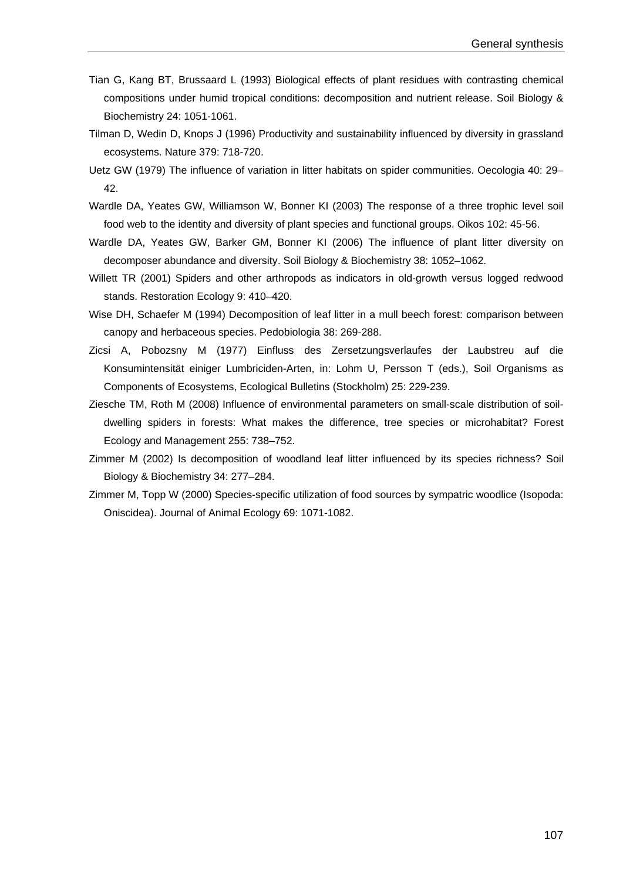Tian G, Kang BT, Brussaard L (1993) Biological effects of plant residues with contrasting chemical compositions under humid tropical conditions: decomposition and nutrient release. Soil Biology & Biochemistry 24: 1051-1061.

Tilman D, Wedin D, Knops J (1996) Productivity and sustainability influenced by diversity in grassland ecosystems. Nature 379: 718-720.

Uetz GW (1979) The influence of variation in litter habitats on spider communities. Oecologia 40: 29–42.

Wardle DA, Yeates GW, Williamson W, Bonner KI (2003) The response of a three trophic level soil food web to the identity and diversity of plant species and functional groups. Oikos 102: 45-56.

Wardle DA, Yeates GW, Barker GM, Bonner KI (2006) The influence of plant litter diversity on decomposer abundance and diversity. Soil Biology & Biochemistry 38: 1052–1062.

Willett TR (2001) Spiders and other arthropods as indicators in old-growth versus logged redwood stands. Restoration Ecology 9: 410–420.

Wise DH, Schaefer M (1994) Decomposition of leaf litter in a mull beech forest: comparison between canopy and herbaceous species. Pedobiologia 38: 269-288.

Zicsi A, Pobozsny M (1977) Einfluss des Zersetzungsverlaufes der Laubstreu auf die Konsumintensität einiger Lumbriciden-Arten, in: Lohm U, Persson T (eds.), Soil Organisms as Components of Ecosystems, Ecological Bulletins (Stockholm) 25: 229-239.

Ziesche TM, Roth M (2008) Influence of environmental parameters on small-scale distribution of soil-dwelling spiders in forests: What makes the difference, tree species or microhabitat? Forest Ecology and Management 255: 738–752.

Zimmer M (2002) Is decomposition of woodland leaf litter influenced by its species richness? Soil Biology & Biochemistry 34: 277–284.

Zimmer M, Topp W (2000) Species-specific utilization of food sources by sympatric woodlice (Isopoda: Oniscidea). Journal of Animal Ecology 69: 1071-1082.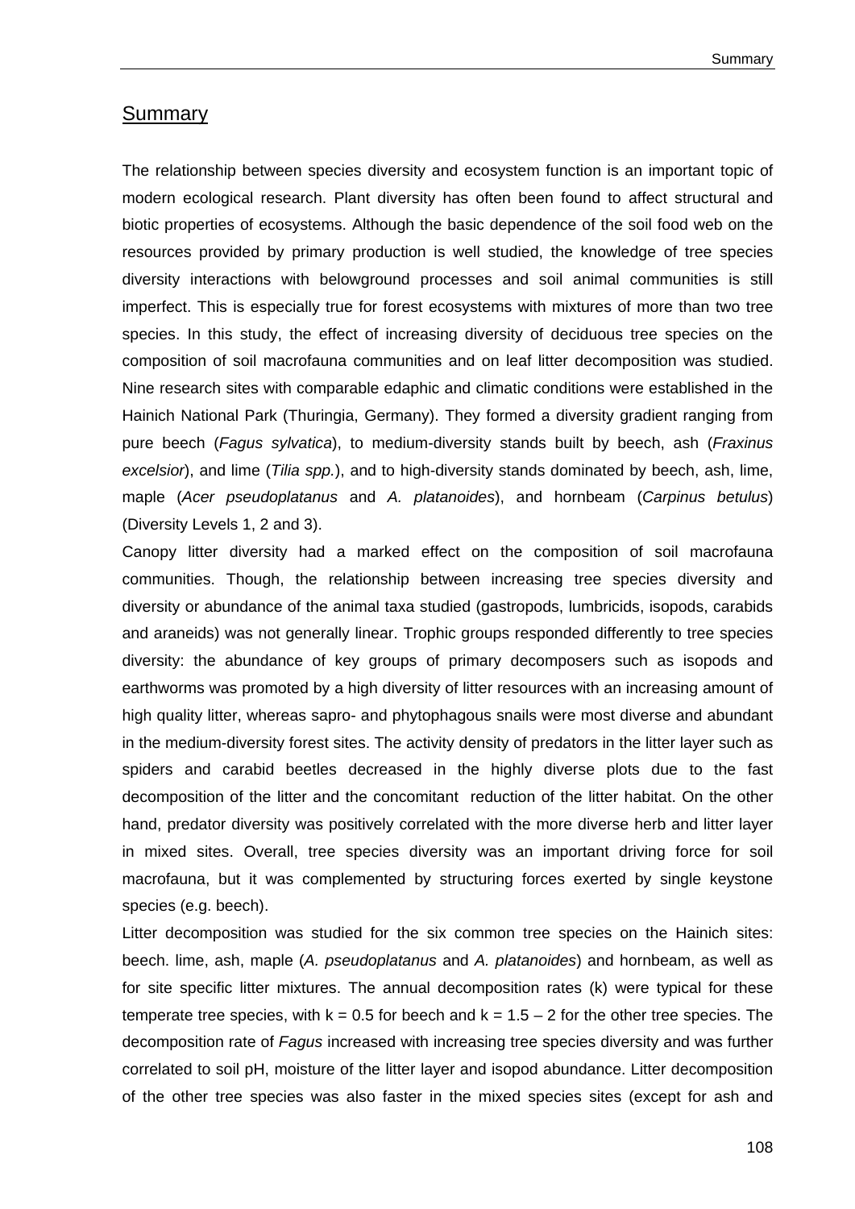# Summary

The relationship between species diversity and ecosystem function is an important topic of modern ecological research. Plant diversity has often been found to affect structural and biotic properties of ecosystems. Although the basic dependence of the soil food web on the resources provided by primary production is well studied, the knowledge of tree species diversity interactions with belowground processes and soil animal communities is still imperfect. This is especially true for forest ecosystems with mixtures of more than two tree species. In this study, the effect of increasing diversity of deciduous tree species on the composition of soil macrofauna communities and on leaf litter decomposition was studied. Nine research sites with comparable edaphic and climatic conditions were established in the Hainich National Park (Thuringia, Germany). They formed a diversity gradient ranging from pure beech (*Fagus sylvatica*), to medium-diversity stands built by beech, ash (*Fraxinus excelsior*), and lime (*Tilia spp.*), and to high-diversity stands dominated by beech, ash, lime, maple (*Acer pseudoplatanus* and *A. platanoides*), and hornbeam (*Carpinus betulus*) (Diversity Levels 1, 2 and 3).

Canopy litter diversity had a marked effect on the composition of soil macrofauna communities. Though, the relationship between increasing tree species diversity and diversity or abundance of the animal taxa studied (gastropods, lumbricids, isopods, carabids and araneids) was not generally linear. Trophic groups responded differently to tree species diversity: the abundance of key groups of primary decomposers such as isopods and earthworms was promoted by a high diversity of litter resources with an increasing amount of high quality litter, whereas sapro- and phytophagous snails were most diverse and abundant in the medium-diversity forest sites. The activity density of predators in the litter layer such as spiders and carabid beetles decreased in the highly diverse plots due to the fast decomposition of the litter and the concomitant reduction of the litter habitat. On the other hand, predator diversity was positively correlated with the more diverse herb and litter layer in mixed sites. Overall, tree species diversity was an important driving force for soil macrofauna, but it was complemented by structuring forces exerted by single keystone species (e.g. beech).

Litter decomposition was studied for the six common tree species on the Hainich sites: beech. lime, ash, maple (*A. pseudoplatanus* and *A. platanoides*) and hornbeam, as well as for site specific litter mixtures. The annual decomposition rates (k) were typical for these temperate tree species, with $k = 0.5$ for beech and $k = 1.5 – 2$ for the other tree species. The decomposition rate of *Fagus* increased with increasing tree species diversity and was further correlated to soil pH, moisture of the litter layer and isopod abundance. Litter decomposition of the other tree species was also faster in the mixed species sites (except for ash and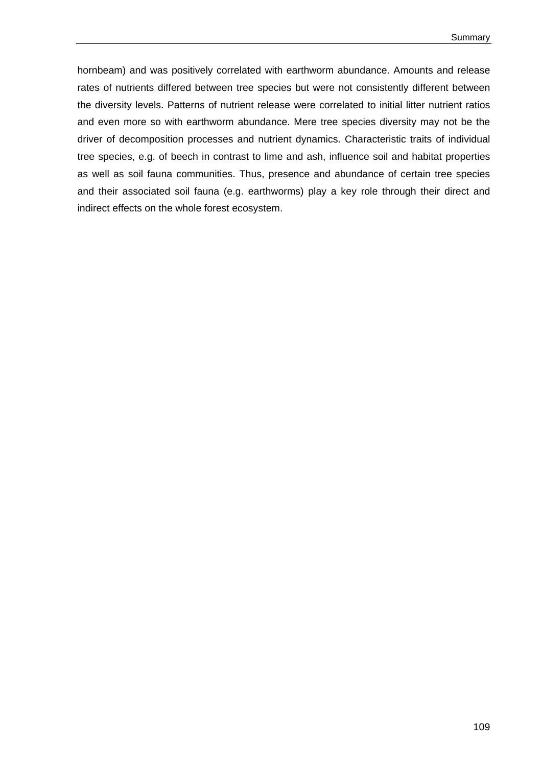hornbeam) and was positively correlated with earthworm abundance. Amounts and release rates of nutrients differed between tree species but were not consistently different between the diversity levels. Patterns of nutrient release were correlated to initial litter nutrient ratios and even more so with earthworm abundance. Mere tree species diversity may not be the driver of decomposition processes and nutrient dynamics. Characteristic traits of individual tree species, e.g. of beech in contrast to lime and ash, influence soil and habitat properties as well as soil fauna communities. Thus, presence and abundance of certain tree species and their associated soil fauna (e.g. earthworms) play a key role through their direct and indirect effects on the whole forest ecosystem.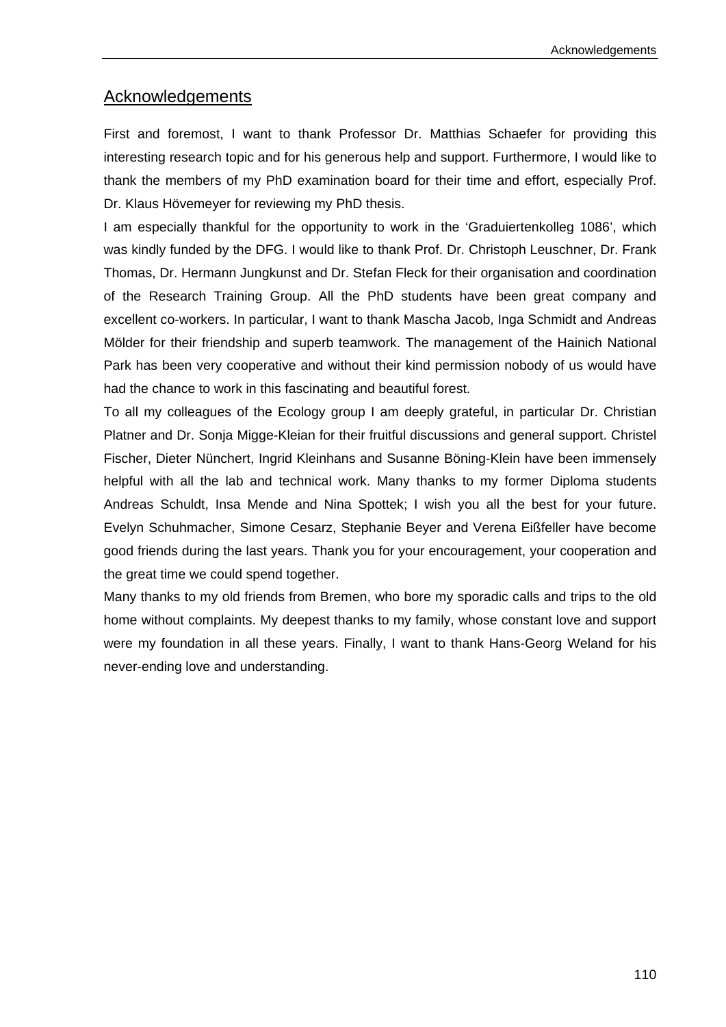## Acknowledgements

First and foremost, I want to thank Professor Dr. Matthias Schaefer for providing this interesting research topic and for his generous help and support. Furthermore, I would like to thank the members of my PhD examination board for their time and effort, especially Prof. Dr. Klaus Hövemeyer for reviewing my PhD thesis.

I am especially thankful for the opportunity to work in the 'Graduiertenkolleg 1086', which was kindly funded by the DFG. I would like to thank Prof. Dr. Christoph Leuschner, Dr. Frank Thomas, Dr. Hermann Jungkunst and Dr. Stefan Fleck for their organisation and coordination of the Research Training Group. All the PhD students have been great company and excellent co-workers. In particular, I want to thank Mascha Jacob, Inga Schmidt and Andreas Mölder for their friendship and superb teamwork. The management of the Hainich National Park has been very cooperative and without their kind permission nobody of us would have had the chance to work in this fascinating and beautiful forest.

To all my colleagues of the Ecology group I am deeply grateful, in particular Dr. Christian Platner and Dr. Sonja Migge-Kleian for their fruitful discussions and general support. Christel Fischer, Dieter Nünchert, Ingrid Kleinhans and Susanne Böning-Klein have been immensely helpful with all the lab and technical work. Many thanks to my former Diploma students Andreas Schuldt, Insa Mende and Nina Spottek; I wish you all the best for your future. Evelyn Schuhmacher, Simone Cesarz, Stephanie Beyer and Verena Eißfeller have become good friends during the last years. Thank you for your encouragement, your cooperation and the great time we could spend together.

Many thanks to my old friends from Bremen, who bore my sporadic calls and trips to the old home without complaints. My deepest thanks to my family, whose constant love and support were my foundation in all these years. Finally, I want to thank Hans-Georg Weland for his never-ending love and understanding.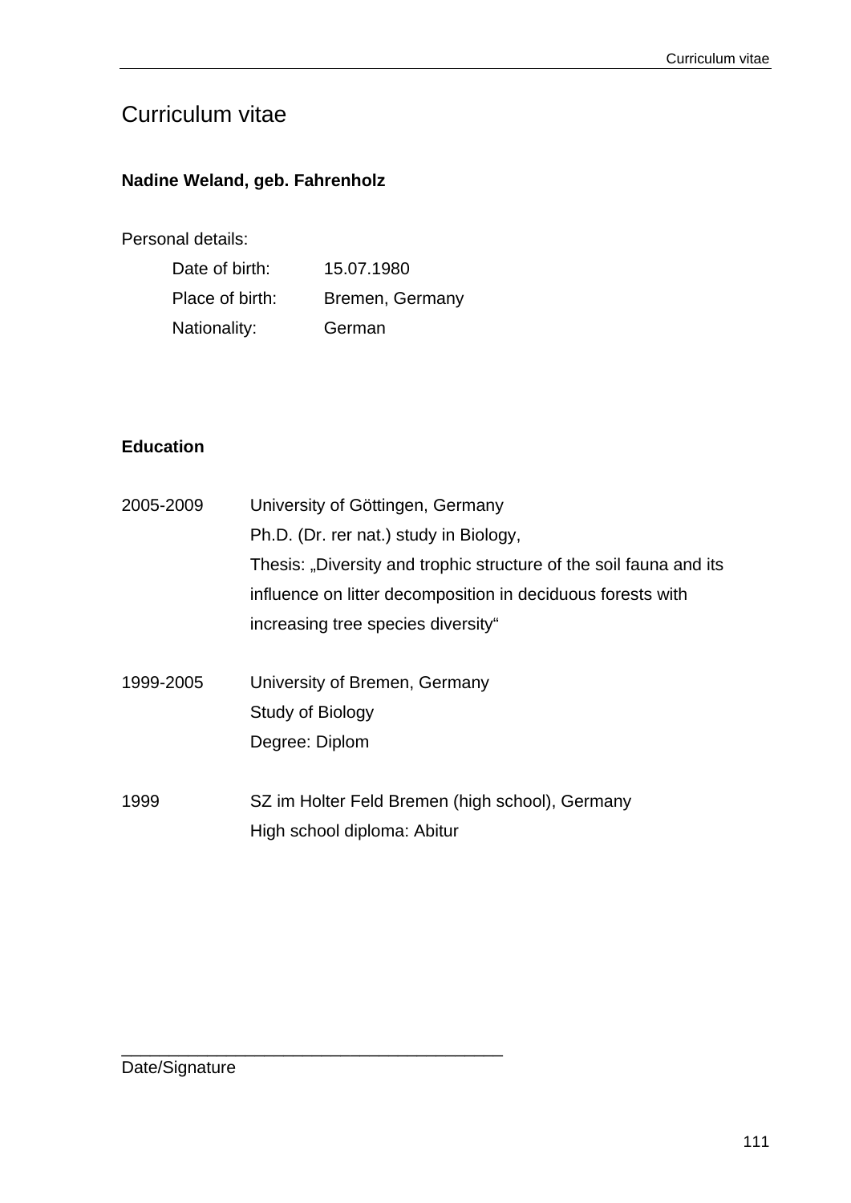# Curriculum vitae

**Nadine Weland, geb. Fahrenholz**

Personal details:

| | |
|---|---|
| Date of birth: | 15.07.1980 |
| Place of birth: | Bremen, Germany |
| Nationality: | German |

**Education**

| | |
|---|---|
| 2005-2009 | University of Göttingen, Germany<br>Ph.D. (Dr. rer nat.) study in Biology,<br>Thesis: „Diversity and trophic structure of the soil fauna and its influence on litter decomposition in deciduous forests with increasing tree species diversity“ |
| 1999-2005 | University of Bremen, Germany<br>Study of Biology<br>Degree: Diplom |
| 1999 | SZ im Holter Feld Bremen (high school), Germany<br>High school diploma: Abitur |

_______________________________________

Date/Signature